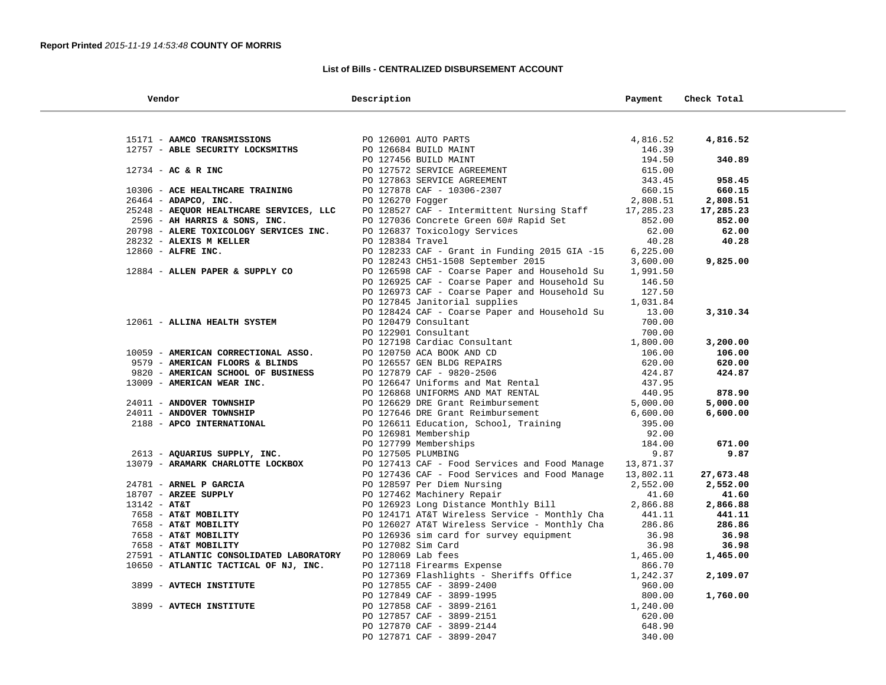**Report Printed** *2015-11-19 14:53:48* **COUNTY OF MORRIS**

## List of Bills - CENTRALIZED DISBURSEMENT ACCOUNT

| Vendor | Description | Payment | Check Total |
|---|---|---|---|
| 15171 - **AAMCO TRANSMISSIONS** | PO 126001 AUTO PARTS | 4,816.52 | **4,816.52** |
| 12757 - **ABLE SECURITY LOCKSMITHS** | PO 126684 BUILD MAINT | 146.39 | |
| | PO 127456 BUILD MAINT | 194.50 | **340.89** |
| 12734 - **AC & R INC** | PO 127572 SERVICE AGREEMENT | 615.00 | |
| | PO 127863 SERVICE AGREEMENT | 343.45 | **958.45** |
| 10306 - **ACE HEALTHCARE TRAINING** | PO 127878 CAF - 10306-2307 | 660.15 | **660.15** |
| 26464 - **ADAPCO, INC.** | PO 126270 Fogger | 2,808.51 | **2,808.51** |
| 25248 - **AEQUOR HEALTHCARE SERVICES, LLC** | PO 128527 CAF - Intermittent Nursing Staff | 17,285.23 | **17,285.23** |
| 2596 - **AH HARRIS & SONS, INC.** | PO 127036 Concrete Green 60# Rapid Set | 852.00 | **852.00** |
| 20798 - **ALERE TOXICOLOGY SERVICES INC.** | PO 126837 Toxicology Services | 62.00 | **62.00** |
| 28232 - **ALEXIS M KELLER** | PO 128384 Travel | 40.28 | **40.28** |
| 12860 - **ALFRE INC.** | PO 128233 CAF - Grant in Funding 2015 GIA -15 | 6,225.00 | |
| | PO 128243 CH51-1508 September 2015 | 3,600.00 | **9,825.00** |
| 12884 - **ALLEN PAPER & SUPPLY CO** | PO 126598 CAF - Coarse Paper and Household Su | 1,991.50 | |
| | PO 126925 CAF - Coarse Paper and Household Su | 146.50 | |
| | PO 126973 CAF - Coarse Paper and Household Su | 127.50 | |
| | PO 127845 Janitorial supplies | 1,031.84 | |
| | PO 128424 CAF - Coarse Paper and Household Su | 13.00 | **3,310.34** |
| 12061 - **ALLINA HEALTH SYSTEM** | PO 120479 Consultant | 700.00 | |
| | PO 122901 Consultant | 700.00 | |
| | PO 127198 Cardiac Consultant | 1,800.00 | **3,200.00** |
| 10059 - **AMERICAN CORRECTIONAL ASSO.** | PO 120750 ACA BOOK AND CD | 106.00 | **106.00** |
| 9579 - **AMERICAN FLOORS & BLINDS** | PO 126557 GEN BLDG REPAIRS | 620.00 | **620.00** |
| 9820 - **AMERICAN SCHOOL OF BUSINESS** | PO 127879 CAF - 9820-2506 | 424.87 | **424.87** |
| 13009 - **AMERICAN WEAR INC.** | PO 126647 Uniforms and Mat Rental | 437.95 | |
| | PO 126868 UNIFORMS AND MAT RENTAL | 440.95 | **878.90** |
| 24011 - **ANDOVER TOWNSHIP** | PO 126629 DRE Grant Reimbursement | 5,000.00 | **5,000.00** |
| 24011 - **ANDOVER TOWNSHIP** | PO 127646 DRE Grant Reimbursement | 6,600.00 | **6,600.00** |
| 2188 - **APCO INTERNATIONAL** | PO 126611 Education, School, Training | 395.00 | |
| | PO 126981 Membership | 92.00 | |
| | PO 127799 Memberships | 184.00 | **671.00** |
| 2613 - **AQUARIUS SUPPLY, INC.** | PO 127505 PLUMBING | 9.87 | **9.87** |
| 13079 - **ARAMARK CHARLOTTE LOCKBOX** | PO 127413 CAF - Food Services and Food Manage | 13,871.37 | |
| | PO 127436 CAF - Food Services and Food Manage | 13,802.11 | **27,673.48** |
| 24781 - **ARNEL P GARCIA** | PO 128597 Per Diem Nursing | 2,552.00 | **2,552.00** |
| 18707 - **ARZEE SUPPLY** | PO 127462 Machinery Repair | 41.60 | **41.60** |
| 13142 - **AT&T** | PO 126923 Long Distance Monthly Bill | 2,866.88 | **2,866.88** |
| 7658 - **AT&T MOBILITY** | PO 124171 AT&T Wireless Service - Monthly Cha | 441.11 | **441.11** |
| 7658 - **AT&T MOBILITY** | PO 126027 AT&T Wireless Service - Monthly Cha | 286.86 | **286.86** |
| 7658 - **AT&T MOBILITY** | PO 126936 sim card for survey equipment | 36.98 | **36.98** |
| 7658 - **AT&T MOBILITY** | PO 127082 Sim Card | 36.98 | **36.98** |
| 27591 - **ATLANTIC CONSOLIDATED LABORATORY** | PO 128069 Lab fees | 1,465.00 | **1,465.00** |
| 10650 - **ATLANTIC TACTICAL OF NJ, INC.** | PO 127118 Firearms Expense | 866.70 | |
| | PO 127369 Flashlights - Sheriffs Office | 1,242.37 | **2,109.07** |
| 3899 - **AVTECH INSTITUTE** | PO 127855 CAF - 3899-2400 | 960.00 | |
| | PO 127849 CAF - 3899-1995 | 800.00 | **1,760.00** |
| 3899 - **AVTECH INSTITUTE** | PO 127858 CAF - 3899-2161 | 1,240.00 | |
| | PO 127857 CAF - 3899-2151 | 620.00 | |
| | PO 127870 CAF - 3899-2144 | 648.90 | |
| | PO 127871 CAF - 3899-2047 | 340.00 | |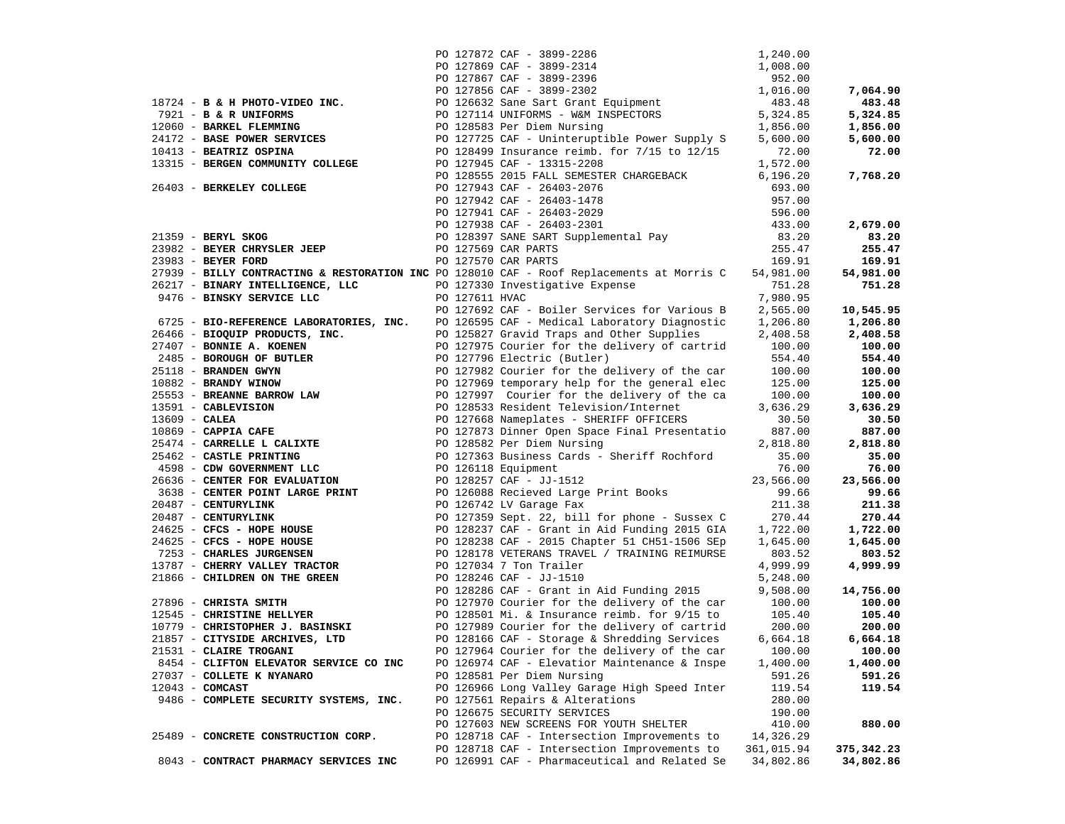| Vendor | PO / Description | Amount | Total |
|---|---|---|---|
| | PO 127872 CAF - 3899-2286 | 1,240.00 | |
| | PO 127869 CAF - 3899-2314 | 1,008.00 | |
| | PO 127867 CAF - 3899-2396 | 952.00 | |
| | PO 127856 CAF - 3899-2302 | 1,016.00 | **7,064.90** |
| 18724 - **B & H PHOTO-VIDEO INC.** | PO 126632 Sane Sart Grant Equipment | 483.48 | **483.48** |
| 7921 - **B & R UNIFORMS** | PO 127114 UNIFORMS - W&M INSPECTORS | 5,324.85 | **5,324.85** |
| 12060 - **BARKEL FLEMMING** | PO 128583 Per Diem Nursing | 1,856.00 | **1,856.00** |
| 24172 - **BASE POWER SERVICES** | PO 127725 CAF - Uninteruptible Power Supply S | 5,600.00 | **5,600.00** |
| 10413 - **BEATRIZ OSPINA** | PO 128499 Insurance reimb. for 7/15 to 12/15 | 72.00 | **72.00** |
| 13315 - **BERGEN COMMUNITY COLLEGE** | PO 127945 CAF - 13315-2208 | 1,572.00 | |
| | PO 128555 2015 FALL SEMESTER CHARGEBACK | 6,196.20 | **7,768.20** |
| 26403 - **BERKELEY COLLEGE** | PO 127943 CAF - 26403-2076 | 693.00 | |
| | PO 127942 CAF - 26403-1478 | 957.00 | |
| | PO 127941 CAF - 26403-2029 | 596.00 | |
| | PO 127938 CAF - 26403-2301 | 433.00 | **2,679.00** |
| 21359 - **BERYL SKOG** | PO 128397 SANE SART Supplemental Pay | 83.20 | **83.20** |
| 23982 - **BEYER CHRYSLER JEEP** | PO 127569 CAR PARTS | 255.47 | **255.47** |
| 23983 - **BEYER FORD** | PO 127570 CAR PARTS | 169.91 | **169.91** |
| 27939 - **BILLY CONTRACTING & RESTORATION INC** | PO 128010 CAF - Roof Replacements at Morris C | 54,981.00 | **54,981.00** |
| 26217 - **BINARY INTELLIGENCE, LLC** | PO 127330 Investigative Expense | 751.28 | **751.28** |
| 9476 - **BINSKY SERVICE LLC** | PO 127611 HVAC | 7,980.95 | |
| | PO 127692 CAF - Boiler Services for Various B | 2,565.00 | **10,545.95** |
| 6725 - **BIO-REFERENCE LABORATORIES, INC.** | PO 126595 CAF - Medical Laboratory Diagnostic | 1,206.80 | **1,206.80** |
| 26466 - **BIOQUIP PRODUCTS, INC.** | PO 125827 Gravid Traps and Other Supplies | 2,408.58 | **2,408.58** |
| 27407 - **BONNIE A. KOENEN** | PO 127975 Courier for the delivery of cartrid | 100.00 | **100.00** |
| 2485 - **BOROUGH OF BUTLER** | PO 127796 Electric (Butler) | 554.40 | **554.40** |
| 25118 - **BRANDEN GWYN** | PO 127982 Courier for the delivery of the car | 100.00 | **100.00** |
| 10882 - **BRANDY WINOW** | PO 127969 temporary help for the general elec | 125.00 | **125.00** |
| 25553 - **BREANNE BARROW LAW** | PO 127997 Courier for the delivery of the ca | 100.00 | **100.00** |
| 13591 - **CABLEVISION** | PO 128533 Resident Television/Internet | 3,636.29 | **3,636.29** |
| 13609 - **CALEA** | PO 127668 Nameplates - SHERIFF OFFICERS | 30.50 | **30.50** |
| 10869 - **CAPPIA CAFE** | PO 127873 Dinner Open Space Final Presentatio | 887.00 | **887.00** |
| 25474 - **CARRELLE L CALIXTE** | PO 128582 Per Diem Nursing | 2,818.80 | **2,818.80** |
| 25462 - **CASTLE PRINTING** | PO 127363 Business Cards - Sheriff Rochford | 35.00 | **35.00** |
| 4598 - **CDW GOVERNMENT LLC** | PO 126118 Equipment | 76.00 | **76.00** |
| 26636 - **CENTER FOR EVALUATION** | PO 128257 CAF - JJ-1512 | 23,566.00 | **23,566.00** |
| 3638 - **CENTER POINT LARGE PRINT** | PO 126088 Recieved Large Print Books | 99.66 | **99.66** |
| 20487 - **CENTURYLINK** | PO 126742 LV Garage Fax | 211.38 | **211.38** |
| 20487 - **CENTURYLINK** | PO 127359 Sept. 22, bill for phone - Sussex C | 270.44 | **270.44** |
| 24625 - **CFCS - HOPE HOUSE** | PO 128237 CAF - Grant in Aid Funding 2015 GIA | 1,722.00 | **1,722.00** |
| 24625 - **CFCS - HOPE HOUSE** | PO 128238 CAF - 2015 Chapter 51 CH51-1506 SEp | 1,645.00 | **1,645.00** |
| 7253 - **CHARLES JURGENSEN** | PO 128178 VETERANS TRAVEL / TRAINING REIMURSE | 803.52 | **803.52** |
| 13787 - **CHERRY VALLEY TRACTOR** | PO 127034 7 Ton Trailer | 4,999.99 | **4,999.99** |
| 21866 - **CHILDREN ON THE GREEN** | PO 128246 CAF - JJ-1510 | 5,248.00 | |
| | PO 128286 CAF - Grant in Aid Funding 2015 | 9,508.00 | **14,756.00** |
| 27896 - **CHRISTA SMITH** | PO 127970 Courier for the delivery of the car | 100.00 | **100.00** |
| 12545 - **CHRISTINE HELLYER** | PO 128501 Mi. & Insurance reimb. for 9/15 to | 105.40 | **105.40** |
| 10779 - **CHRISTOPHER J. BASINSKI** | PO 127989 Courier for the delivery of cartrid | 200.00 | **200.00** |
| 21857 - **CITYSIDE ARCHIVES, LTD** | PO 128166 CAF - Storage & Shredding Services | 6,664.18 | **6,664.18** |
| 21531 - **CLAIRE TROGANI** | PO 127964 Courier for the delivery of the car | 100.00 | **100.00** |
| 8454 - **CLIFTON ELEVATOR SERVICE CO INC** | PO 126974 CAF - Elevatior Maintenance & Inspe | 1,400.00 | **1,400.00** |
| 27037 - **COLLETE K NYANARO** | PO 128581 Per Diem Nursing | 591.26 | **591.26** |
| 12043 - **COMCAST** | PO 126966 Long Valley Garage High Speed Inter | 119.54 | **119.54** |
| 9486 - **COMPLETE SECURITY SYSTEMS, INC.** | PO 127561 Repairs & Alterations | 280.00 | |
| | PO 126675 SECURITY SERVICES | 190.00 | |
| | PO 127603 NEW SCREENS FOR YOUTH SHELTER | 410.00 | **880.00** |
| 25489 - **CONCRETE CONSTRUCTION CORP.** | PO 128718 CAF - Intersection Improvements to | 14,326.29 | |
| | PO 128718 CAF - Intersection Improvements to | 361,015.94 | **375,342.23** |
| 8043 - **CONTRACT PHARMACY SERVICES INC** | PO 126991 CAF - Pharmaceutical and Related Se | 34,802.86 | **34,802.86** |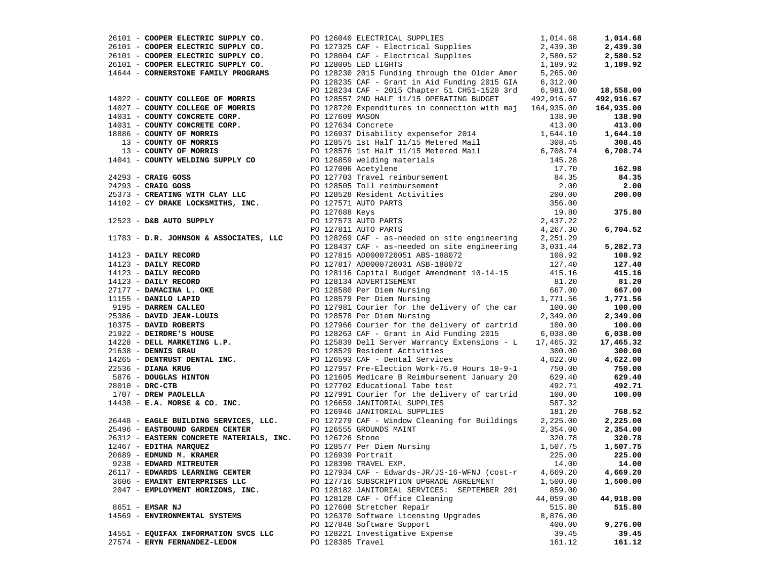| Vendor | PO / Description | Amount | Total |
|---|---|---|---|
| 26101 - **COOPER ELECTRIC SUPPLY CO.** | PO 126040 ELECTRICAL SUPPLIES | 1,014.68 | **1,014.68** |
| 26101 - **COOPER ELECTRIC SUPPLY CO.** | PO 127325 CAF - Electrical Supplies | 2,439.30 | **2,439.30** |
| 26101 - **COOPER ELECTRIC SUPPLY CO.** | PO 128004 CAF - Electrical Supplies | 2,580.52 | **2,580.52** |
| 26101 - **COOPER ELECTRIC SUPPLY CO.** | PO 128005 LED LIGHTS | 1,189.92 | **1,189.92** |
| 14644 - **CORNERSTONE FAMILY PROGRAMS** | PO 128230 2015 Funding through the Older Amer | 5,265.00 | |
| | PO 128235 CAF - Grant in Aid Funding 2015 GIA | 6,312.00 | |
| | PO 128234 CAF - 2015 Chapter 51 CH51-1520 3rd | 6,981.00 | **18,558.00** |
| 14022 - **COUNTY COLLEGE OF MORRIS** | PO 128557 2ND HALF 11/15 OPERATING BUDGET | 492,916.67 | **492,916.67** |
| 14027 - **COUNTY COLLEGE OF MORRIS** | PO 128720 Expenditures in connection with maj | 164,935.00 | **164,935.00** |
| 14031 - **COUNTY CONCRETE CORP.** | PO 127609 MASON | 138.90 | **138.90** |
| 14031 - **COUNTY CONCRETE CORP.** | PO 127634 Concrete | 413.00 | **413.00** |
| 18886 - **COUNTY OF MORRIS** | PO 126937 Disability expensefor 2014 | 1,644.10 | **1,644.10** |
| 13 - **COUNTY OF MORRIS** | PO 128575 1st Half 11/15 Metered Mail | 308.45 | **308.45** |
| 13 - **COUNTY OF MORRIS** | PO 128576 1st Half 11/15 Metered Mail | 6,708.74 | **6,708.74** |
| 14041 - **COUNTY WELDING SUPPLY CO** | PO 126859 welding materials | 145.28 | |
| | PO 127006 Acetylene | 17.70 | **162.98** |
| 24293 - **CRAIG GOSS** | PO 127703 Travel reimbursement | 84.35 | **84.35** |
| 24293 - **CRAIG GOSS** | PO 128505 Toll reimbursement | 2.00 | **2.00** |
| 25373 - **CREATING WITH CLAY LLC** | PO 128528 Resident Activities | 200.00 | **200.00** |
| 14102 - **CY DRAKE LOCKSMITHS, INC.** | PO 127571 AUTO PARTS | 356.00 | |
| | PO 127688 Keys | 19.80 | **375.80** |
| 12523 - **D&B AUTO SUPPLY** | PO 127573 AUTO PARTS | 2,437.22 | |
| | PO 127811 AUTO PARTS | 4,267.30 | **6,704.52** |
| 11783 - **D.R. JOHNSON & ASSOCIATES, LLC** | PO 128269 CAF - as-needed on site engineering | 2,251.29 | |
| | PO 128437 CAF - as-needed on site engineering | 3,031.44 | **5,282.73** |
| 14123 - **DAILY RECORD** | PO 127815 AD0000726051 ABS-188072 | 108.92 | **108.92** |
| 14123 - **DAILY RECORD** | PO 127817 AD0000726031 ASB-188072 | 127.40 | **127.40** |
| 14123 - **DAILY RECORD** | PO 128116 Capital Budget Amendment 10-14-15 | 415.16 | **415.16** |
| 14123 - **DAILY RECORD** | PO 128134 ADVERTISEMENT | 81.20 | **81.20** |
| 27177 - **DAMACINA L. OKE** | PO 128580 Per Diem Nursing | 667.00 | **667.00** |
| 11155 - **DANILO LAPID** | PO 128579 Per Diem Nursing | 1,771.56 | **1,771.56** |
| 9195 - **DARREN CALLEO** | PO 127981 Courier for the delivery of the car | 100.00 | **100.00** |
| 25386 - **DAVID JEAN-LOUIS** | PO 128578 Per Diem Nursing | 2,349.00 | **2,349.00** |
| 10375 - **DAVID ROBERTS** | PO 127966 Courier for the delivery of cartrid | 100.00 | **100.00** |
| 21922 - **DEIRDRE'S HOUSE** | PO 128263 CAF - Grant in Aid Funding 2015 | 6,038.00 | **6,038.00** |
| 14228 - **DELL MARKETING L.P.** | PO 125839 Dell Server Warranty Extensions - L | 17,465.32 | **17,465.32** |
| 21638 - **DENNIS GRAU** | PO 128529 Resident Activities | 300.00 | **300.00** |
| 14265 - **DENTRUST DENTAL INC.** | PO 126593 CAF - Dental Services | 4,622.00 | **4,622.00** |
| 22536 - **DIANA KRUG** | PO 127957 Pre-Election Work-75.0 Hours 10-9-1 | 750.00 | **750.00** |
| 5876 - **DOUGLAS HINTON** | PO 121605 Medicare B Reimbursement January 20 | 629.40 | **629.40** |
| 28010 - **DRC-CTB** | PO 127702 Educational Tabe test | 492.71 | **492.71** |
| 1707 - **DREW PAOLELLA** | PO 127991 Courier for the delivery of cartrid | 100.00 | **100.00** |
| 14438 - **E.A. MORSE & CO. INC.** | PO 126659 JANITORIAL SUPPLIES | 587.32 | |
| | PO 126946 JANITORIAL SUPPLIES | 181.20 | **768.52** |
| 26448 - **EAGLE BUILDING SERVICES, LLC.** | PO 127279 CAF - Window Cleaning for Buildings | 2,225.00 | **2,225.00** |
| 25496 - **EASTBOUND GARDEN CENTER** | PO 126555 GROUNDS MAINT | 2,354.00 | **2,354.00** |
| 26312 - **EASTERN CONCRETE MATERIALS, INC.** | PO 126726 Stone | 320.78 | **320.78** |
| 12467 - **EDITHA MARQUEZ** | PO 128577 Per Diem Nursing | 1,507.75 | **1,507.75** |
| 20689 - **EDMUND M. KRAMER** | PO 126939 Portrait | 225.00 | **225.00** |
| 9238 - **EDWARD MITREUTER** | PO 128390 TRAVEL EXP. | 14.00 | **14.00** |
| 26117 - **EDWARDS LEARNING CENTER** | PO 127934 CAF - Edwards-JR/JS-16-WFNJ (cost-r | 4,669.20 | **4,669.20** |
| 3606 - **EMAINT ENTERPRISES LLC** | PO 127716 SUBSCRIPTION UPGRADE AGREEMENT | 1,500.00 | **1,500.00** |
| 2047 - **EMPLOYMENT HORIZONS, INC.** | PO 128182 JANITORIAL SERVICES: SEPTEMBER 201 | 859.00 | |
| | PO 128128 CAF - Office Cleaning | 44,059.00 | **44,918.00** |
| 8651 - **EMSAR NJ** | PO 127608 Stretcher Repair | 515.80 | **515.80** |
| 14569 - **ENVIRONMENTAL SYSTEMS** | PO 126370 Software Licensing Upgrades | 8,876.00 | |
| | PO 127848 Software Support | 400.00 | **9,276.00** |
| 14551 - **EQUIFAX INFORMATION SVCS LLC** | PO 128221 Investigative Expense | 39.45 | **39.45** |
| 27574 - **ERYN FERNANDEZ-LEDON** | PO 128385 Travel | 161.12 | **161.12** |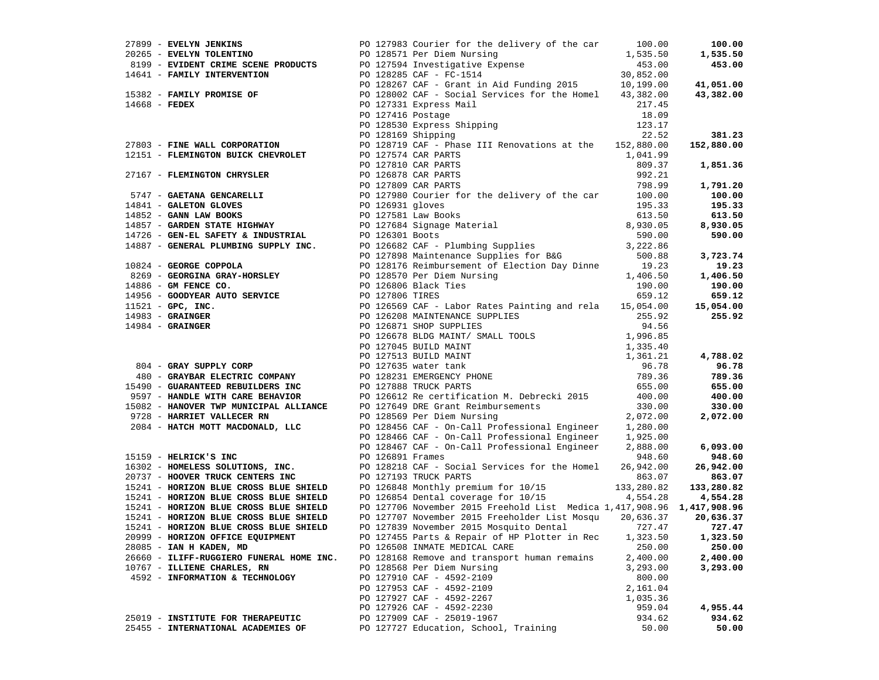| Vendor | PO / Description | Amount | Total |
|---|---|---|---|
| 27899 - **EVELYN JENKINS** | PO 127983 Courier for the delivery of the car | 100.00 | **100.00** |
| 20265 - **EVELYN TOLENTINO** | PO 128571 Per Diem Nursing | 1,535.50 | **1,535.50** |
| 8199 - **EVIDENT CRIME SCENE PRODUCTS** | PO 127594 Investigative Expense | 453.00 | **453.00** |
| 14641 - **FAMILY INTERVENTION** | PO 128285 CAF - FC-1514 | 30,852.00 | |
| | PO 128267 CAF - Grant in Aid Funding 2015 | 10,199.00 | **41,051.00** |
| 15382 - **FAMILY PROMISE OF** | PO 128002 CAF - Social Services for the Homel | 43,382.00 | **43,382.00** |
| 14668 - **FEDEX** | PO 127331 Express Mail | 217.45 | |
| | PO 127416 Postage | 18.09 | |
| | PO 128530 Express Shipping | 123.17 | |
| | PO 128169 Shipping | 22.52 | **381.23** |
| 27803 - **FINE WALL CORPORATION** | PO 128719 CAF - Phase III Renovations at the | 152,880.00 | **152,880.00** |
| 12151 - **FLEMINGTON BUICK CHEVROLET** | PO 127574 CAR PARTS | 1,041.99 | |
| | PO 127810 CAR PARTS | 809.37 | **1,851.36** |
| 27167 - **FLEMINGTON CHRYSLER** | PO 126878 CAR PARTS | 992.21 | |
| | PO 127809 CAR PARTS | 798.99 | **1,791.20** |
| 5747 - **GAETANA GENCARELLI** | PO 127980 Courier for the delivery of the car | 100.00 | **100.00** |
| 14841 - **GALETON GLOVES** | PO 126931 gloves | 195.33 | **195.33** |
| 14852 - **GANN LAW BOOKS** | PO 127581 Law Books | 613.50 | **613.50** |
| 14857 - **GARDEN STATE HIGHWAY** | PO 127684 Signage Material | 8,930.05 | **8,930.05** |
| 14726 - **GEN-EL SAFETY & INDUSTRIAL** | PO 126301 Boots | 590.00 | **590.00** |
| 14887 - **GENERAL PLUMBING SUPPLY INC.** | PO 126682 CAF - Plumbing Supplies | 3,222.86 | |
| | PO 127898 Maintenance Supplies for B&G | 500.88 | **3,723.74** |
| 10824 - **GEORGE COPPOLA** | PO 128176 Reimbursement of Election Day Dinne | 19.23 | **19.23** |
| 8269 - **GEORGINA GRAY-HORSLEY** | PO 128570 Per Diem Nursing | 1,406.50 | **1,406.50** |
| 14886 - **GM FENCE CO.** | PO 126806 Black Ties | 190.00 | **190.00** |
| 14956 - **GOODYEAR AUTO SERVICE** | PO 127806 TIRES | 659.12 | **659.12** |
| 11521 - **GPC, INC.** | PO 126569 CAF - Labor Rates Painting and rela | 15,054.00 | **15,054.00** |
| 14983 - **GRAINGER** | PO 126208 MAINTENANCE SUPPLIES | 255.92 | **255.92** |
| 14984 - **GRAINGER** | PO 126871 SHOP SUPPLIES | 94.56 | |
| | PO 126678 BLDG MAINT/ SMALL TOOLS | 1,996.85 | |
| | PO 127045 BUILD MAINT | 1,335.40 | |
| | PO 127513 BUILD MAINT | 1,361.21 | **4,788.02** |
| 804 - **GRAY SUPPLY CORP** | PO 127635 water tank | 96.78 | **96.78** |
| 480 - **GRAYBAR ELECTRIC COMPANY** | PO 128231 EMERGENCY PHONE | 789.36 | **789.36** |
| 15490 - **GUARANTEED REBUILDERS INC** | PO 127888 TRUCK PARTS | 655.00 | **655.00** |
| 9597 - **HANDLE WITH CARE BEHAVIOR** | PO 126612 Re certification M. Debrecki 2015 | 400.00 | **400.00** |
| 15082 - **HANOVER TWP MUNICIPAL ALLIANCE** | PO 127649 DRE Grant Reimbursements | 330.00 | **330.00** |
| 9728 - **HARRIET VALLECER RN** | PO 128569 Per Diem Nursing | 2,072.00 | **2,072.00** |
| 2084 - **HATCH MOTT MACDONALD, LLC** | PO 128456 CAF - On-Call Professional Engineer | 1,280.00 | |
| | PO 128466 CAF - On-Call Professional Engineer | 1,925.00 | |
| | PO 128467 CAF - On-Call Professional Engineer | 2,888.00 | **6,093.00** |
| 15159 - **HELRICK'S INC** | PO 126891 Frames | 948.60 | **948.60** |
| 16302 - **HOMELESS SOLUTIONS, INC.** | PO 128218 CAF - Social Services for the Homel | 26,942.00 | **26,942.00** |
| 20737 - **HOOVER TRUCK CENTERS INC** | PO 127193 TRUCK PARTS | 863.07 | **863.07** |
| 15241 - **HORIZON BLUE CROSS BLUE SHIELD** | PO 126848 Monthly premium for 10/15 | 133,280.82 | **133,280.82** |
| 15241 - **HORIZON BLUE CROSS BLUE SHIELD** | PO 126854 Dental coverage for 10/15 | 4,554.28 | **4,554.28** |
| 15241 - **HORIZON BLUE CROSS BLUE SHIELD** | PO 127706 November 2015 Freehold List Medica | 1,417,908.96 | **1,417,908.96** |
| 15241 - **HORIZON BLUE CROSS BLUE SHIELD** | PO 127707 November 2015 Freeholder List Mosqu | 20,636.37 | **20,636.37** |
| 15241 - **HORIZON BLUE CROSS BLUE SHIELD** | PO 127839 November 2015 Mosquito Dental | 727.47 | **727.47** |
| 20999 - **HORIZON OFFICE EQUIPMENT** | PO 127455 Parts & Repair of HP Plotter in Rec | 1,323.50 | **1,323.50** |
| 28085 - **IAN H KADEN, MD** | PO 126508 INMATE MEDICAL CARE | 250.00 | **250.00** |
| 26660 - **ILIFF-RUGGIERO FUNERAL HOME INC.** | PO 128168 Remove and transport human remains | 2,400.00 | **2,400.00** |
| 10767 - **ILLIENE CHARLES, RN** | PO 128568 Per Diem Nursing | 3,293.00 | **3,293.00** |
| 4592 - **INFORMATION & TECHNOLOGY** | PO 127910 CAF - 4592-2109 | 800.00 | |
| | PO 127953 CAF - 4592-2109 | 2,161.04 | |
| | PO 127927 CAF - 4592-2267 | 1,035.36 | |
| | PO 127926 CAF - 4592-2230 | 959.04 | **4,955.44** |
| 25019 - **INSTITUTE FOR THERAPEUTIC** | PO 127909 CAF - 25019-1967 | 934.62 | **934.62** |
| 25455 - **INTERNATIONAL ACADEMIES OF** | PO 127727 Education, School, Training | 50.00 | **50.00** |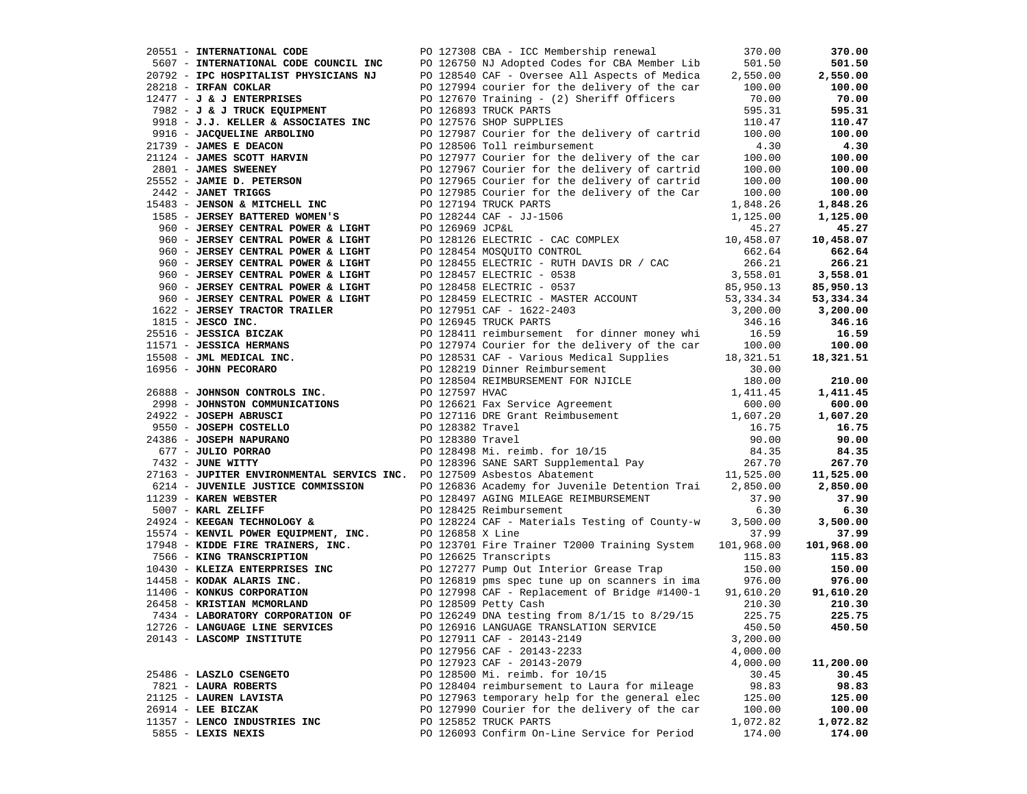| Vendor | PO / Description | Amount | Total |
|---|---|---|---|
| 20551 - **INTERNATIONAL CODE** | PO 127308 CBA - ICC Membership renewal | 370.00 | **370.00** |
| 5607 - **INTERNATIONAL CODE COUNCIL INC** | PO 126750 NJ Adopted Codes for CBA Member Lib | 501.50 | **501.50** |
| 20792 - **IPC HOSPITALIST PHYSICIANS NJ** | PO 128540 CAF - Oversee All Aspects of Medica | 2,550.00 | **2,550.00** |
| 28218 - **IRFAN COKLAR** | PO 127994 courier for the delivery of the car | 100.00 | **100.00** |
| 12477 - **J & J ENTERPRISES** | PO 127670 Training - (2) Sheriff Officers | 70.00 | **70.00** |
| 7982 - **J & J TRUCK EQUIPMENT** | PO 126893 TRUCK PARTS | 595.31 | **595.31** |
| 9918 - **J.J. KELLER & ASSOCIATES INC** | PO 127576 SHOP SUPPLIES | 110.47 | **110.47** |
| 9916 - **JACQUELINE ARBOLINO** | PO 127987 Courier for the delivery of cartrid | 100.00 | **100.00** |
| 21739 - **JAMES E DEACON** | PO 128506 Toll reimbursement | 4.30 | **4.30** |
| 21124 - **JAMES SCOTT HARVIN** | PO 127977 Courier for the delivery of the car | 100.00 | **100.00** |
| 2801 - **JAMES SWEENEY** | PO 127967 Courier for the delivery of cartrid | 100.00 | **100.00** |
| 25552 - **JAMIE D. PETERSON** | PO 127965 Courier for the delivery of cartrid | 100.00 | **100.00** |
| 2442 - **JANET TRIGGS** | PO 127985 Courier for the delivery of the Car | 100.00 | **100.00** |
| 15483 - **JENSON & MITCHELL INC** | PO 127194 TRUCK PARTS | 1,848.26 | **1,848.26** |
| 1585 - **JERSEY BATTERED WOMEN'S** | PO 128244 CAF - JJ-1506 | 1,125.00 | **1,125.00** |
| 960 - **JERSEY CENTRAL POWER & LIGHT** | PO 126969 JCP&L | 45.27 | **45.27** |
| 960 - **JERSEY CENTRAL POWER & LIGHT** | PO 128126 ELECTRIC - CAC COMPLEX | 10,458.07 | **10,458.07** |
| 960 - **JERSEY CENTRAL POWER & LIGHT** | PO 128454 MOSQUITO CONTROL | 662.64 | **662.64** |
| 960 - **JERSEY CENTRAL POWER & LIGHT** | PO 128455 ELECTRIC - RUTH DAVIS DR / CAC | 266.21 | **266.21** |
| 960 - **JERSEY CENTRAL POWER & LIGHT** | PO 128457 ELECTRIC - 0538 | 3,558.01 | **3,558.01** |
| 960 - **JERSEY CENTRAL POWER & LIGHT** | PO 128458 ELECTRIC - 0537 | 85,950.13 | **85,950.13** |
| 960 - **JERSEY CENTRAL POWER & LIGHT** | PO 128459 ELECTRIC - MASTER ACCOUNT | 53,334.34 | **53,334.34** |
| 1622 - **JERSEY TRACTOR TRAILER** | PO 127951 CAF - 1622-2403 | 3,200.00 | **3,200.00** |
| 1815 - **JESCO INC.** | PO 126945 TRUCK PARTS | 346.16 | **346.16** |
| 25516 - **JESSICA BICZAK** | PO 128411 reimbursement for dinner money whi | 16.59 | **16.59** |
| 11571 - **JESSICA HERMANS** | PO 127974 Courier for the delivery of the car | 100.00 | **100.00** |
| 15508 - **JML MEDICAL INC.** | PO 128531 CAF - Various Medical Supplies | 18,321.51 | **18,321.51** |
| 16956 - **JOHN PECORARO** | PO 128219 Dinner Reimbursement | 30.00 | |
| | PO 128504 REIMBURSEMENT FOR NJICLE | 180.00 | **210.00** |
| 26888 - **JOHNSON CONTROLS INC.** | PO 127597 HVAC | 1,411.45 | **1,411.45** |
| 2998 - **JOHNSTON COMMUNICATIONS** | PO 126621 Fax Service Agreement | 600.00 | **600.00** |
| 24922 - **JOSEPH ABRUSCI** | PO 127116 DRE Grant Reimbusement | 1,607.20 | **1,607.20** |
| 9550 - **JOSEPH COSTELLO** | PO 128382 Travel | 16.75 | **16.75** |
| 24386 - **JOSEPH NAPURANO** | PO 128380 Travel | 90.00 | **90.00** |
| 677 - **JULIO PORRAO** | PO 128498 Mi. reimb. for 10/15 | 84.35 | **84.35** |
| 7432 - **JUNE WITTY** | PO 128396 SANE SART Supplemental Pay | 267.70 | **267.70** |
| 27163 - **JUPITER ENVIRONMENTAL SERVICS INC.** | PO 127509 Asbestos Abatement | 11,525.00 | **11,525.00** |
| 6214 - **JUVENILE JUSTICE COMMISSION** | PO 126836 Academy for Juvenile Detention Trai | 2,850.00 | **2,850.00** |
| 11239 - **KAREN WEBSTER** | PO 128497 AGING MILEAGE REIMBURSEMENT | 37.90 | **37.90** |
| 5007 - **KARL ZELIFF** | PO 128425 Reimbursement | 6.30 | **6.30** |
| 24924 - **KEEGAN TECHNOLOGY &** | PO 128224 CAF - Materials Testing of County-w | 3,500.00 | **3,500.00** |
| 15574 - **KENVIL POWER EQUIPMENT, INC.** | PO 126858 X Line | 37.99 | **37.99** |
| 17948 - **KIDDE FIRE TRAINERS, INC.** | PO 123701 Fire Trainer T2000 Training System | 101,968.00 | **101,968.00** |
| 7566 - **KING TRANSCRIPTION** | PO 126625 Transcripts | 115.83 | **115.83** |
| 10430 - **KLEIZA ENTERPRISES INC** | PO 127277 Pump Out Interior Grease Trap | 150.00 | **150.00** |
| 14458 - **KODAK ALARIS INC.** | PO 126819 pms spec tune up on scanners in ima | 976.00 | **976.00** |
| 11406 - **KONKUS CORPORATION** | PO 127998 CAF - Replacement of Bridge #1400-1 | 91,610.20 | **91,610.20** |
| 26458 - **KRISTIAN MCMORLAND** | PO 128509 Petty Cash | 210.30 | **210.30** |
| 7434 - **LABORATORY CORPORATION OF** | PO 126249 DNA testing from 8/1/15 to 8/29/15 | 225.75 | **225.75** |
| 12726 - **LANGUAGE LINE SERVICES** | PO 126916 LANGUAGE TRANSLATION SERVICE | 450.50 | **450.50** |
| 20143 - **LASCOMP INSTITUTE** | PO 127911 CAF - 20143-2149 | 3,200.00 | |
| | PO 127956 CAF - 20143-2233 | 4,000.00 | |
| | PO 127923 CAF - 20143-2079 | 4,000.00 | **11,200.00** |
| 25486 - **LASZLO CSENGETO** | PO 128500 Mi. reimb. for 10/15 | 30.45 | **30.45** |
| 7821 - **LAURA ROBERTS** | PO 128404 reimbursement to Laura for mileage | 98.83 | **98.83** |
| 21125 - **LAUREN LAVISTA** | PO 127963 temporary help for the general elec | 125.00 | **125.00** |
| 26914 - **LEE BICZAK** | PO 127990 Courier for the delivery of the car | 100.00 | **100.00** |
| 11357 - **LENCO INDUSTRIES INC** | PO 125852 TRUCK PARTS | 1,072.82 | **1,072.82** |
| 5855 - **LEXIS NEXIS** | PO 126093 Confirm On-Line Service for Period | 174.00 | **174.00** |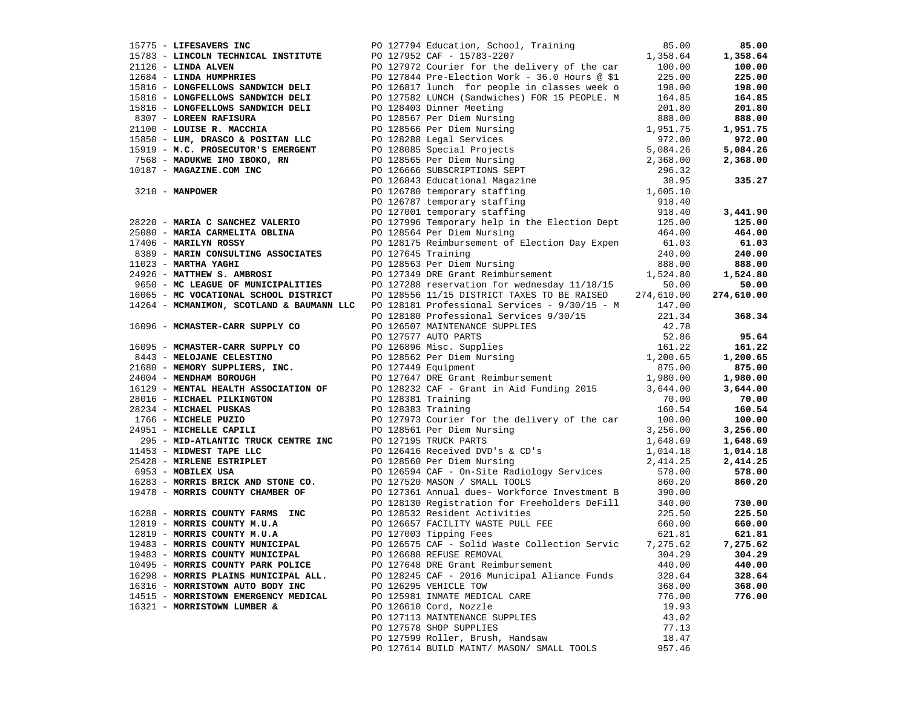| Vendor | PO / Description | Amount | Total |
|---|---|---|---|
| 15775 - **LIFESAVERS INC** | PO 127794 Education, School, Training | 85.00 | **85.00** |
| 15783 - **LINCOLN TECHNICAL INSTITUTE** | PO 127952 CAF - 15783-2207 | 1,358.64 | **1,358.64** |
| 21126 - **LINDA ALVEN** | PO 127972 Courier for the delivery of the car | 100.00 | **100.00** |
| 12684 - **LINDA HUMPHRIES** | PO 127844 Pre-Election Work - 36.0 Hours @ $1 | 225.00 | **225.00** |
| 15816 - **LONGFELLOWS SANDWICH DELI** | PO 126817 lunch for people in classes week o | 198.00 | **198.00** |
| 15816 - **LONGFELLOWS SANDWICH DELI** | PO 127582 LUNCH (Sandwiches) FOR 15 PEOPLE. M | 164.85 | **164.85** |
| 15816 - **LONGFELLOWS SANDWICH DELI** | PO 128403 Dinner Meeting | 201.80 | **201.80** |
| 8307 - **LOREEN RAFISURA** | PO 128567 Per Diem Nursing | 888.00 | **888.00** |
| 21100 - **LOUISE R. MACCHIA** | PO 128566 Per Diem Nursing | 1,951.75 | **1,951.75** |
| 15850 - **LUM, DRASCO & POSITAN LLC** | PO 128288 Legal Services | 972.00 | **972.00** |
| 15919 - **M.C. PROSECUTOR'S EMERGENT** | PO 128085 Special Projects | 5,084.26 | **5,084.26** |
| 7568 - **MADUKWE IMO IBOKO, RN** | PO 128565 Per Diem Nursing | 2,368.00 | **2,368.00** |
| 10187 - **MAGAZINE.COM INC** | PO 126666 SUBSCRIPTIONS SEPT | 296.32 | |
| | PO 126843 Educational Magazine | 38.95 | **335.27** |
| 3210 - **MANPOWER** | PO 126780 temporary staffing | 1,605.10 | |
| | PO 126787 temporary staffing | 918.40 | |
| | PO 127001 temporary staffing | 918.40 | **3,441.90** |
| 28220 - **MARIA C SANCHEZ VALERIO** | PO 127996 Temporary help in the Election Dept | 125.00 | **125.00** |
| 25080 - **MARIA CARMELITA OBLINA** | PO 128564 Per Diem Nursing | 464.00 | **464.00** |
| 17406 - **MARILYN ROSSY** | PO 128175 Reimbursement of Election Day Expen | 61.03 | **61.03** |
| 8389 - **MARIN CONSULTING ASSOCIATES** | PO 127645 Training | 240.00 | **240.00** |
| 11023 - **MARTHA YAGHI** | PO 128563 Per Diem Nursing | 888.00 | **888.00** |
| 24926 - **MATTHEW S. AMBROSI** | PO 127349 DRE Grant Reimbursement | 1,524.80 | **1,524.80** |
| 9650 - **MC LEAGUE OF MUNICIPALITIES** | PO 127288 reservation for wednesday 11/18/15 | 50.00 | **50.00** |
| 16065 - **MC VOCATIONAL SCHOOL DISTRICT** | PO 128556 11/15 DISTRICT TAXES TO BE RAISED | 274,610.00 | **274,610.00** |
| 14264 - **MCMANIMON, SCOTLAND & BAUMANN LLC** | PO 128181 Professional Services - 9/30/15 - M | 147.00 | |
| | PO 128180 Professional Services 9/30/15 | 221.34 | **368.34** |
| 16096 - **MCMASTER-CARR SUPPLY CO** | PO 126507 MAINTENANCE SUPPLIES | 42.78 | |
| | PO 127577 AUTO PARTS | 52.86 | **95.64** |
| 16095 - **MCMASTER-CARR SUPPLY CO** | PO 126896 Misc. Supplies | 161.22 | **161.22** |
| 8443 - **MELOJANE CELESTINO** | PO 128562 Per Diem Nursing | 1,200.65 | **1,200.65** |
| 21680 - **MEMORY SUPPLIERS, INC.** | PO 127449 Equipment | 875.00 | **875.00** |
| 24004 - **MENDHAM BOROUGH** | PO 127647 DRE Grant Reimbursement | 1,980.00 | **1,980.00** |
| 16129 - **MENTAL HEALTH ASSOCIATION OF** | PO 128232 CAF - Grant in Aid Funding 2015 | 3,644.00 | **3,644.00** |
| 28016 - **MICHAEL PILKINGTON** | PO 128381 Training | 70.00 | **70.00** |
| 28234 - **MICHAEL PUSKAS** | PO 128383 Training | 160.54 | **160.54** |
| 1766 - **MICHELE PUZIO** | PO 127973 Courier for the delivery of the car | 100.00 | **100.00** |
| 24951 - **MICHELLE CAPILI** | PO 128561 Per Diem Nursing | 3,256.00 | **3,256.00** |
| 295 - **MID-ATLANTIC TRUCK CENTRE INC** | PO 127195 TRUCK PARTS | 1,648.69 | **1,648.69** |
| 11453 - **MIDWEST TAPE LLC** | PO 126416 Received DVD's & CD's | 1,014.18 | **1,014.18** |
| 25428 - **MIRLENE ESTRIPLET** | PO 128560 Per Diem Nursing | 2,414.25 | **2,414.25** |
| 6953 - **MOBILEX USA** | PO 126594 CAF - On-Site Radiology Services | 578.00 | **578.00** |
| 16283 - **MORRIS BRICK AND STONE CO.** | PO 127520 MASON / SMALL TOOLS | 860.20 | **860.20** |
| 19478 - **MORRIS COUNTY CHAMBER OF** | PO 127361 Annual dues- Workforce Investment B | 390.00 | |
| | PO 128130 Registration for Freeholders DeFill | 340.00 | **730.00** |
| 16288 - **MORRIS COUNTY FARMS INC** | PO 128532 Resident Activities | 225.50 | **225.50** |
| 12819 - **MORRIS COUNTY M.U.A** | PO 126657 FACILITY WASTE PULL FEE | 660.00 | **660.00** |
| 12819 - **MORRIS COUNTY M.U.A** | PO 127003 Tipping Fees | 621.81 | **621.81** |
| 19483 - **MORRIS COUNTY MUNICIPAL** | PO 126575 CAF - Solid Waste Collection Servic | 7,275.62 | **7,275.62** |
| 19483 - **MORRIS COUNTY MUNICIPAL** | PO 126688 REFUSE REMOVAL | 304.29 | **304.29** |
| 10495 - **MORRIS COUNTY PARK POLICE** | PO 127648 DRE Grant Reimbursement | 440.00 | **440.00** |
| 16298 - **MORRIS PLAINS MUNICIPAL ALL.** | PO 128245 CAF - 2016 Municipal Aliance Funds | 328.64 | **328.64** |
| 16316 - **MORRISTOWN AUTO BODY INC** | PO 126295 VEHICLE TOW | 368.00 | **368.00** |
| 14515 - **MORRISTOWN EMERGENCY MEDICAL** | PO 125981 INMATE MEDICAL CARE | 776.00 | **776.00** |
| 16321 - **MORRISTOWN LUMBER &** | PO 126610 Cord, Nozzle | 19.93 | |
| | PO 127113 MAINTENANCE SUPPLIES | 43.02 | |
| | PO 127578 SHOP SUPPLIES | 77.13 | |
| | PO 127599 Roller, Brush, Handsaw | 18.47 | |
| | PO 127614 BUILD MAINT/ MASON/ SMALL TOOLS | 957.46 | |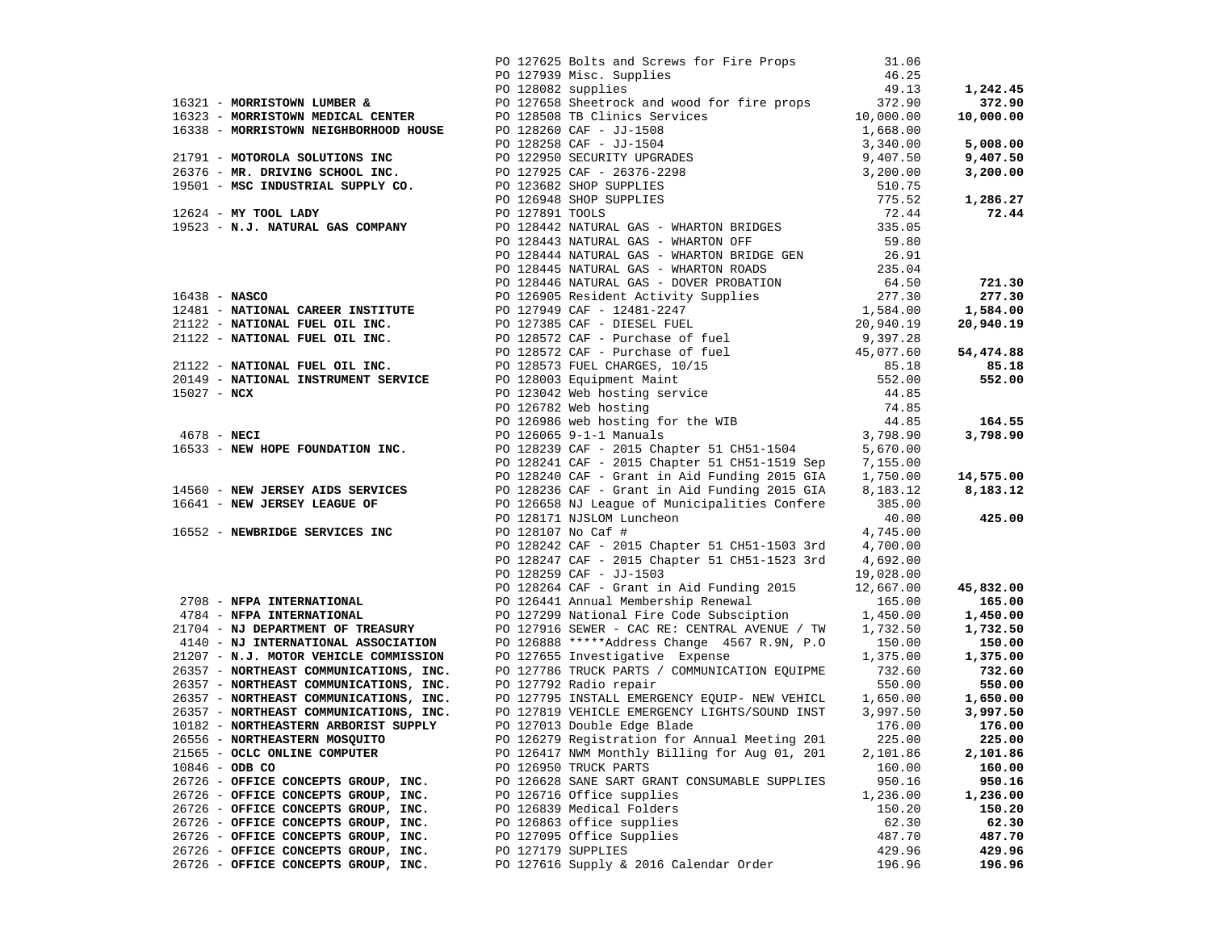| Vendor | PO / Description | Amount | Total |
|---|---|---|---|
| | PO 127625 Bolts and Screws for Fire Props | 31.06 | |
| | PO 127939 Misc. Supplies | 46.25 | |
| | PO 128082 supplies | 49.13 | **1,242.45** |
| 16321 - **MORRISTOWN LUMBER &** | PO 127658 Sheetrock and wood for fire props | 372.90 | **372.90** |
| 16323 - **MORRISTOWN MEDICAL CENTER** | PO 128508 TB Clinics Services | 10,000.00 | **10,000.00** |
| 16338 - **MORRISTOWN NEIGHBORHOOD HOUSE** | PO 128260 CAF - JJ-1508 | 1,668.00 | |
| | PO 128258 CAF - JJ-1504 | 3,340.00 | **5,008.00** |
| 21791 - **MOTOROLA SOLUTIONS INC** | PO 122950 SECURITY UPGRADES | 9,407.50 | **9,407.50** |
| 26376 - **MR. DRIVING SCHOOL INC.** | PO 127925 CAF - 26376-2298 | 3,200.00 | **3,200.00** |
| 19501 - **MSC INDUSTRIAL SUPPLY CO.** | PO 123682 SHOP SUPPLIES | 510.75 | |
| | PO 126948 SHOP SUPPLIES | 775.52 | **1,286.27** |
| 12624 - **MY TOOL LADY** | PO 127891 TOOLS | 72.44 | **72.44** |
| 19523 - **N.J. NATURAL GAS COMPANY** | PO 128442 NATURAL GAS - WHARTON BRIDGES | 335.05 | |
| | PO 128443 NATURAL GAS - WHARTON OFF | 59.80 | |
| | PO 128444 NATURAL GAS - WHARTON BRIDGE GEN | 26.91 | |
| | PO 128445 NATURAL GAS - WHARTON ROADS | 235.04 | |
| | PO 128446 NATURAL GAS - DOVER PROBATION | 64.50 | **721.30** |
| 16438 - **NASCO** | PO 126905 Resident Activity Supplies | 277.30 | **277.30** |
| 12481 - **NATIONAL CAREER INSTITUTE** | PO 127949 CAF - 12481-2247 | 1,584.00 | **1,584.00** |
| 21122 - **NATIONAL FUEL OIL INC.** | PO 127385 CAF - DIESEL FUEL | 20,940.19 | **20,940.19** |
| 21122 - **NATIONAL FUEL OIL INC.** | PO 128572 CAF - Purchase of fuel | 9,397.28 | |
| | PO 128572 CAF - Purchase of fuel | 45,077.60 | **54,474.88** |
| 21122 - **NATIONAL FUEL OIL INC.** | PO 128573 FUEL CHARGES, 10/15 | 85.18 | **85.18** |
| 20149 - **NATIONAL INSTRUMENT SERVICE** | PO 128003 Equipment Maint | 552.00 | **552.00** |
| 15027 - **NCX** | PO 123042 Web hosting service | 44.85 | |
| | PO 126782 Web hosting | 74.85 | |
| | PO 126986 web hosting for the WIB | 44.85 | **164.55** |
| 4678 - **NECI** | PO 126065 9-1-1 Manuals | 3,798.90 | **3,798.90** |
| 16533 - **NEW HOPE FOUNDATION INC.** | PO 128239 CAF - 2015 Chapter 51 CH51-1504 | 5,670.00 | |
| | PO 128241 CAF - 2015 Chapter 51 CH51-1519 Sep | 7,155.00 | |
| | PO 128240 CAF - Grant in Aid Funding 2015 GIA | 1,750.00 | **14,575.00** |
| 14560 - **NEW JERSEY AIDS SERVICES** | PO 128236 CAF - Grant in Aid Funding 2015 GIA | 8,183.12 | **8,183.12** |
| 16641 - **NEW JERSEY LEAGUE OF** | PO 126658 NJ League of Municipalities Confere | 385.00 | |
| | PO 128171 NJSLOM Luncheon | 40.00 | **425.00** |
| 16552 - **NEWBRIDGE SERVICES INC** | PO 128107 No Caf # | 4,745.00 | |
| | PO 128242 CAF - 2015 Chapter 51 CH51-1503 3rd | 4,700.00 | |
| | PO 128247 CAF - 2015 Chapter 51 CH51-1523 3rd | 4,692.00 | |
| | PO 128259 CAF - JJ-1503 | 19,028.00 | |
| | PO 128264 CAF - Grant in Aid Funding 2015 | 12,667.00 | **45,832.00** |
| 2708 - **NFPA INTERNATIONAL** | PO 126441 Annual Membership Renewal | 165.00 | **165.00** |
| 4784 - **NFPA INTERNATIONAL** | PO 127299 National Fire Code Subsciption | 1,450.00 | **1,450.00** |
| 21704 - **NJ DEPARTMENT OF TREASURY** | PO 127916 SEWER - CAC RE: CENTRAL AVENUE / TW | 1,732.50 | **1,732.50** |
| 4140 - **NJ INTERNATIONAL ASSOCIATION** | PO 126888 *****Address Change 4567 R.9N, P.O | 150.00 | **150.00** |
| 21207 - **N.J. MOTOR VEHICLE COMMISSION** | PO 127655 Investigative Expense | 1,375.00 | **1,375.00** |
| 26357 - **NORTHEAST COMMUNICATIONS, INC.** | PO 127786 TRUCK PARTS / COMMUNICATION EQUIPME | 732.60 | **732.60** |
| 26357 - **NORTHEAST COMMUNICATIONS, INC.** | PO 127792 Radio repair | 550.00 | **550.00** |
| 26357 - **NORTHEAST COMMUNICATIONS, INC.** | PO 127795 INSTALL EMERGENCY EQUIP- NEW VEHICL | 1,650.00 | **1,650.00** |
| 26357 - **NORTHEAST COMMUNICATIONS, INC.** | PO 127819 VEHICLE EMERGENCY LIGHTS/SOUND INST | 3,997.50 | **3,997.50** |
| 10182 - **NORTHEASTERN ARBORIST SUPPLY** | PO 127013 Double Edge Blade | 176.00 | **176.00** |
| 26556 - **NORTHEASTERN MOSQUITO** | PO 126279 Registration for Annual Meeting 201 | 225.00 | **225.00** |
| 21565 - **OCLC ONLINE COMPUTER** | PO 126417 NWM Monthly Billing for Aug 01, 201 | 2,101.86 | **2,101.86** |
| 10846 - **ODB CO** | PO 126950 TRUCK PARTS | 160.00 | **160.00** |
| 26726 - **OFFICE CONCEPTS GROUP, INC.** | PO 126628 SANE SART GRANT CONSUMABLE SUPPLIES | 950.16 | **950.16** |
| 26726 - **OFFICE CONCEPTS GROUP, INC.** | PO 126716 Office supplies | 1,236.00 | **1,236.00** |
| 26726 - **OFFICE CONCEPTS GROUP, INC.** | PO 126839 Medical Folders | 150.20 | **150.20** |
| 26726 - **OFFICE CONCEPTS GROUP, INC.** | PO 126863 office supplies | 62.30 | **62.30** |
| 26726 - **OFFICE CONCEPTS GROUP, INC.** | PO 127095 Office Supplies | 487.70 | **487.70** |
| 26726 - **OFFICE CONCEPTS GROUP, INC.** | PO 127179 SUPPLIES | 429.96 | **429.96** |
| 26726 - **OFFICE CONCEPTS GROUP, INC.** | PO 127616 Supply & 2016 Calendar Order | 196.96 | **196.96** |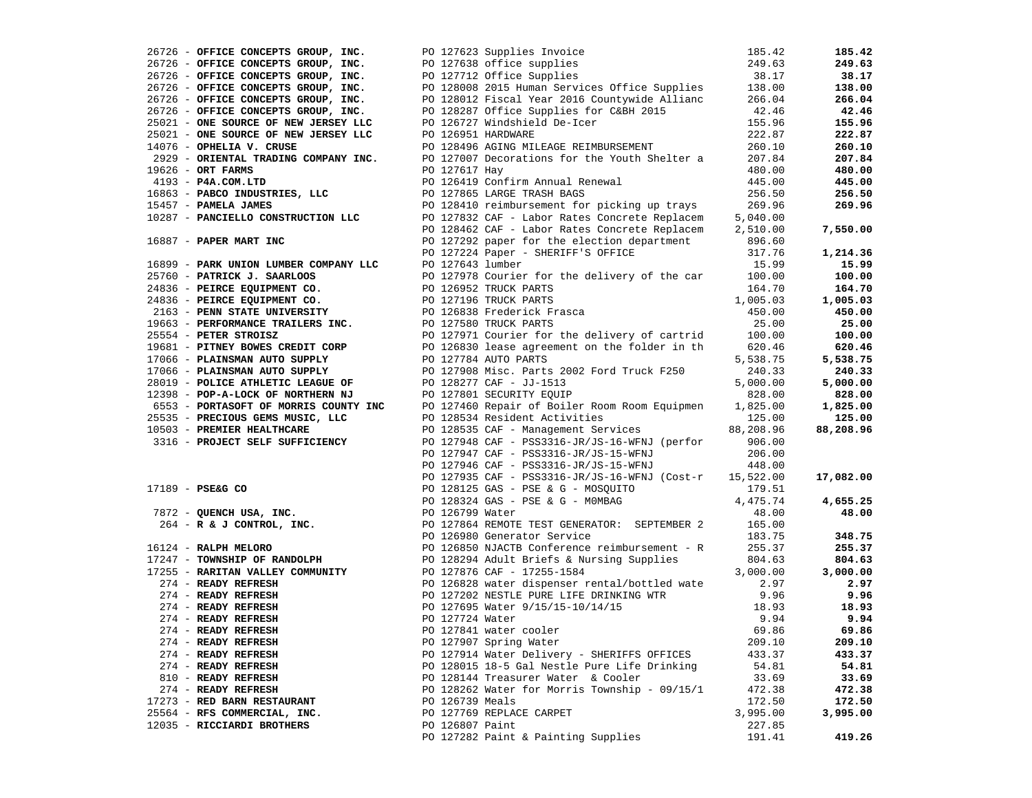| Vendor | PO / Description | Amount | Total |
|---|---|---|---|
| 26726 - **OFFICE CONCEPTS GROUP, INC.** | PO 127623 Supplies Invoice | 185.42 | **185.42** |
| 26726 - **OFFICE CONCEPTS GROUP, INC.** | PO 127638 office supplies | 249.63 | **249.63** |
| 26726 - **OFFICE CONCEPTS GROUP, INC.** | PO 127712 Office Supplies | 38.17 | **38.17** |
| 26726 - **OFFICE CONCEPTS GROUP, INC.** | PO 128008 2015 Human Services Office Supplies | 138.00 | **138.00** |
| 26726 - **OFFICE CONCEPTS GROUP, INC.** | PO 128012 Fiscal Year 2016 Countywide Allianc | 266.04 | **266.04** |
| 26726 - **OFFICE CONCEPTS GROUP, INC.** | PO 128287 Office Supplies for C&BH 2015 | 42.46 | **42.46** |
| 25021 - **ONE SOURCE OF NEW JERSEY LLC** | PO 126727 Windshield De-Icer | 155.96 | **155.96** |
| 25021 - **ONE SOURCE OF NEW JERSEY LLC** | PO 126951 HARDWARE | 222.87 | **222.87** |
| 14076 - **OPHELIA V. CRUSE** | PO 128496 AGING MILEAGE REIMBURSEMENT | 260.10 | **260.10** |
| 2929 - **ORIENTAL TRADING COMPANY INC.** | PO 127007 Decorations for the Youth Shelter a | 207.84 | **207.84** |
| 19626 - **ORT FARMS** | PO 127617 Hay | 480.00 | **480.00** |
| 4193 - **P4A.COM.LTD** | PO 126419 Confirm Annual Renewal | 445.00 | **445.00** |
| 16863 - **PABCO INDUSTRIES, LLC** | PO 127865 LARGE TRASH BAGS | 256.50 | **256.50** |
| 15457 - **PAMELA JAMES** | PO 128410 reimbursement for picking up trays | 269.96 | **269.96** |
| 10287 - **PANCIELLO CONSTRUCTION LLC** | PO 127832 CAF - Labor Rates Concrete Replacem | 5,040.00 | |
| | PO 128462 CAF - Labor Rates Concrete Replacem | 2,510.00 | **7,550.00** |
| 16887 - **PAPER MART INC** | PO 127292 paper for the election department | 896.60 | |
| | PO 127224 Paper - SHERIFF'S OFFICE | 317.76 | **1,214.36** |
| 16899 - **PARK UNION LUMBER COMPANY LLC** | PO 127643 lumber | 15.99 | **15.99** |
| 25760 - **PATRICK J. SAARLOOS** | PO 127978 Courier for the delivery of the car | 100.00 | **100.00** |
| 24836 - **PEIRCE EQUIPMENT CO.** | PO 126952 TRUCK PARTS | 164.70 | **164.70** |
| 24836 - **PEIRCE EQUIPMENT CO.** | PO 127196 TRUCK PARTS | 1,005.03 | **1,005.03** |
| 2163 - **PENN STATE UNIVERSITY** | PO 126838 Frederick Frasca | 450.00 | **450.00** |
| 19663 - **PERFORMANCE TRAILERS INC.** | PO 127580 TRUCK PARTS | 25.00 | **25.00** |
| 25554 - **PETER STROISZ** | PO 127971 Courier for the delivery of cartrid | 100.00 | **100.00** |
| 19681 - **PITNEY BOWES CREDIT CORP** | PO 126830 lease agreement on the folder in th | 620.46 | **620.46** |
| 17066 - **PLAINSMAN AUTO SUPPLY** | PO 127784 AUTO PARTS | 5,538.75 | **5,538.75** |
| 17066 - **PLAINSMAN AUTO SUPPLY** | PO 127908 Misc. Parts 2002 Ford Truck F250 | 240.33 | **240.33** |
| 28019 - **POLICE ATHLETIC LEAGUE OF** | PO 128277 CAF - JJ-1513 | 5,000.00 | **5,000.00** |
| 12398 - **POP-A-LOCK OF NORTHERN NJ** | PO 127801 SECURITY EQUIP | 828.00 | **828.00** |
| 6553 - **PORTASOFT OF MORRIS COUNTY INC** | PO 127460 Repair of Boiler Room Room Equipmen | 1,825.00 | **1,825.00** |
| 25535 - **PRECIOUS GEMS MUSIC, LLC** | PO 128534 Resident Activities | 125.00 | **125.00** |
| 10503 - **PREMIER HEALTHCARE** | PO 128535 CAF - Management Services | 88,208.96 | **88,208.96** |
| 3316 - **PROJECT SELF SUFFICIENCY** | PO 127948 CAF - PSS3316-JR/JS-16-WFNJ (perfor | 906.00 | |
| | PO 127947 CAF - PSS3316-JR/JS-15-WFNJ | 206.00 | |
| | PO 127946 CAF - PSS3316-JR/JS-15-WFNJ | 448.00 | |
| | PO 127935 CAF - PSS3316-JR/JS-16-WFNJ (Cost-r | 15,522.00 | **17,082.00** |
| 17189 - **PSE&G CO** | PO 128125 GAS - PSE & G - MOSQUITO | 179.51 | |
| | PO 128324 GAS - PSE & G - M0MBAG | 4,475.74 | **4,655.25** |
| 7872 - **QUENCH USA, INC.** | PO 126799 Water | 48.00 | **48.00** |
| 264 - **R & J CONTROL, INC.** | PO 127864 REMOTE TEST GENERATOR: SEPTEMBER 2 | 165.00 | |
| | PO 126980 Generator Service | 183.75 | **348.75** |
| 16124 - **RALPH MELORO** | PO 126850 NJACTB Conference reimbursement - R | 255.37 | **255.37** |
| 17247 - **TOWNSHIP OF RANDOLPH** | PO 128294 Adult Briefs & Nursing Supplies | 804.63 | **804.63** |
| 17255 - **RARITAN VALLEY COMMUNITY** | PO 127876 CAF - 17255-1584 | 3,000.00 | **3,000.00** |
| 274 - **READY REFRESH** | PO 126828 water dispenser rental/bottled wate | 2.97 | **2.97** |
| 274 - **READY REFRESH** | PO 127202 NESTLE PURE LIFE DRINKING WTR | 9.96 | **9.96** |
| 274 - **READY REFRESH** | PO 127695 Water 9/15/15-10/14/15 | 18.93 | **18.93** |
| 274 - **READY REFRESH** | PO 127724 Water | 9.94 | **9.94** |
| 274 - **READY REFRESH** | PO 127841 water cooler | 69.86 | **69.86** |
| 274 - **READY REFRESH** | PO 127907 Spring Water | 209.10 | **209.10** |
| 274 - **READY REFRESH** | PO 127914 Water Delivery - SHERIFFS OFFICES | 433.37 | **433.37** |
| 274 - **READY REFRESH** | PO 128015 18-5 Gal Nestle Pure Life Drinking | 54.81 | **54.81** |
| 810 - **READY REFRESH** | PO 128144 Treasurer Water & Cooler | 33.69 | **33.69** |
| 274 - **READY REFRESH** | PO 128262 Water for Morris Township - 09/15/1 | 472.38 | **472.38** |
| 17273 - **RED BARN RESTAURANT** | PO 126739 Meals | 172.50 | **172.50** |
| 25564 - **RFS COMMERCIAL, INC.** | PO 127769 REPLACE CARPET | 3,995.00 | **3,995.00** |
| 12035 - **RICCIARDI BROTHERS** | PO 126807 Paint | 227.85 | |
| | PO 127282 Paint & Painting Supplies | 191.41 | **419.26** |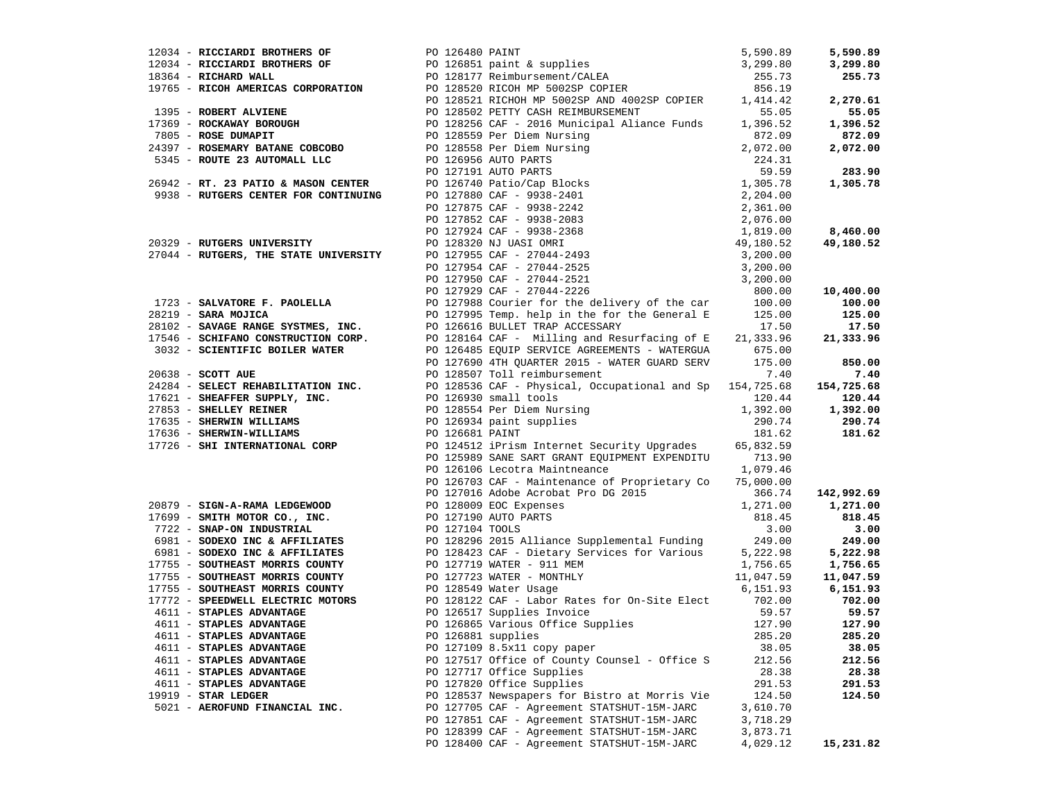| Vendor | PO / Description | Amount | Total |
|---|---|---|---|
| 12034 - **RICCIARDI BROTHERS OF** | PO 126480 PAINT | 5,590.89 | **5,590.89** |
| 12034 - **RICCIARDI BROTHERS OF** | PO 126851 paint & supplies | 3,299.80 | **3,299.80** |
| 18364 - **RICHARD WALL** | PO 128177 Reimbursement/CALEA | 255.73 | **255.73** |
| 19765 - **RICOH AMERICAS CORPORATION** | PO 128520 RICOH MP 5002SP COPIER | 856.19 | |
| | PO 128521 RICHOH MP 5002SP AND 4002SP COPIER | 1,414.42 | **2,270.61** |
| 1395 - **ROBERT ALVIENE** | PO 128502 PETTY CASH REIMBURSEMENT | 55.05 | **55.05** |
| 17369 - **ROCKAWAY BOROUGH** | PO 128256 CAF - 2016 Municipal Aliance Funds | 1,396.52 | **1,396.52** |
| 7805 - **ROSE DUMAPIT** | PO 128559 Per Diem Nursing | 872.09 | **872.09** |
| 24397 - **ROSEMARY BATANE COBCOBO** | PO 128558 Per Diem Nursing | 2,072.00 | **2,072.00** |
| 5345 - **ROUTE 23 AUTOMALL LLC** | PO 126956 AUTO PARTS | 224.31 | |
| | PO 127191 AUTO PARTS | 59.59 | **283.90** |
| 26942 - **RT. 23 PATIO & MASON CENTER** | PO 126740 Patio/Cap Blocks | 1,305.78 | **1,305.78** |
| 9938 - **RUTGERS CENTER FOR CONTINUING** | PO 127880 CAF - 9938-2401 | 2,204.00 | |
| | PO 127875 CAF - 9938-2242 | 2,361.00 | |
| | PO 127852 CAF - 9938-2083 | 2,076.00 | |
| | PO 127924 CAF - 9938-2368 | 1,819.00 | **8,460.00** |
| 20329 - **RUTGERS UNIVERSITY** | PO 128320 NJ UASI OMRI | 49,180.52 | **49,180.52** |
| 27044 - **RUTGERS, THE STATE UNIVERSITY** | PO 127955 CAF - 27044-2493 | 3,200.00 | |
| | PO 127954 CAF - 27044-2525 | 3,200.00 | |
| | PO 127950 CAF - 27044-2521 | 3,200.00 | |
| | PO 127929 CAF - 27044-2226 | 800.00 | **10,400.00** |
| 1723 - **SALVATORE F. PAOLELLA** | PO 127988 Courier for the delivery of the car | 100.00 | **100.00** |
| 28219 - **SARA MOJICA** | PO 127995 Temp. help in the for the General E | 125.00 | **125.00** |
| 28102 - **SAVAGE RANGE SYSTMES, INC.** | PO 126616 BULLET TRAP ACCESSARY | 17.50 | **17.50** |
| 17546 - **SCHIFANO CONSTRUCTION CORP.** | PO 128164 CAF - Milling and Resurfacing of E | 21,333.96 | **21,333.96** |
| 3032 - **SCIENTIFIC BOILER WATER** | PO 126485 EQUIP SERVICE AGREEMENTS - WATERGUA | 675.00 | |
| | PO 127690 4TH QUARTER 2015 - WATER GUARD SERV | 175.00 | **850.00** |
| 20638 - **SCOTT AUE** | PO 128507 Toll reimbursement | 7.40 | **7.40** |
| 24284 - **SELECT REHABILITATION INC.** | PO 128536 CAF - Physical, Occupational and Sp | 154,725.68 | **154,725.68** |
| 17621 - **SHEAFFER SUPPLY, INC.** | PO 126930 small tools | 120.44 | **120.44** |
| 27853 - **SHELLEY REINER** | PO 128554 Per Diem Nursing | 1,392.00 | **1,392.00** |
| 17635 - **SHERWIN WILLIAMS** | PO 126934 paint supplies | 290.74 | **290.74** |
| 17636 - **SHERWIN-WILLIAMS** | PO 126681 PAINT | 181.62 | **181.62** |
| 17726 - **SHI INTERNATIONAL CORP** | PO 124512 iPrism Internet Security Upgrades | 65,832.59 | |
| | PO 125989 SANE SART GRANT EQUIPMENT EXPENDITU | 713.90 | |
| | PO 126106 Lecotra Maintneance | 1,079.46 | |
| | PO 126703 CAF - Maintenance of Proprietary Co | 75,000.00 | |
| | PO 127016 Adobe Acrobat Pro DG 2015 | 366.74 | **142,992.69** |
| 20879 - **SIGN-A-RAMA LEDGEWOOD** | PO 128009 EOC Expenses | 1,271.00 | **1,271.00** |
| 17699 - **SMITH MOTOR CO., INC.** | PO 127190 AUTO PARTS | 818.45 | **818.45** |
| 7722 - **SNAP-ON INDUSTRIAL** | PO 127104 TOOLS | 3.00 | **3.00** |
| 6981 - **SODEXO INC & AFFILIATES** | PO 128296 2015 Alliance Supplemental Funding | 249.00 | **249.00** |
| 6981 - **SODEXO INC & AFFILIATES** | PO 128423 CAF - Dietary Services for Various | 5,222.98 | **5,222.98** |
| 17755 - **SOUTHEAST MORRIS COUNTY** | PO 127719 WATER - 911 MEM | 1,756.65 | **1,756.65** |
| 17755 - **SOUTHEAST MORRIS COUNTY** | PO 127723 WATER - MONTHLY | 11,047.59 | **11,047.59** |
| 17755 - **SOUTHEAST MORRIS COUNTY** | PO 128549 Water Usage | 6,151.93 | **6,151.93** |
| 17772 - **SPEEDWELL ELECTRIC MOTORS** | PO 128122 CAF - Labor Rates for On-Site Elect | 702.00 | **702.00** |
| 4611 - **STAPLES ADVANTAGE** | PO 126517 Supplies Invoice | 59.57 | **59.57** |
| 4611 - **STAPLES ADVANTAGE** | PO 126865 Various Office Supplies | 127.90 | **127.90** |
| 4611 - **STAPLES ADVANTAGE** | PO 126881 supplies | 285.20 | **285.20** |
| 4611 - **STAPLES ADVANTAGE** | PO 127109 8.5x11 copy paper | 38.05 | **38.05** |
| 4611 - **STAPLES ADVANTAGE** | PO 127517 Office of County Counsel - Office S | 212.56 | **212.56** |
| 4611 - **STAPLES ADVANTAGE** | PO 127717 Office Supplies | 28.38 | **28.38** |
| 4611 - **STAPLES ADVANTAGE** | PO 127820 Office Supplies | 291.53 | **291.53** |
| 19919 - **STAR LEDGER** | PO 128537 Newspapers for Bistro at Morris Vie | 124.50 | **124.50** |
| 5021 - **AEROFUND FINANCIAL INC.** | PO 127705 CAF - Agreement STATSHUT-15M-JARC | 3,610.70 | |
| | PO 127851 CAF - Agreement STATSHUT-15M-JARC | 3,718.29 | |
| | PO 128399 CAF - Agreement STATSHUT-15M-JARC | 3,873.71 | |
| | PO 128400 CAF - Agreement STATSHUT-15M-JARC | 4,029.12 | **15,231.82** |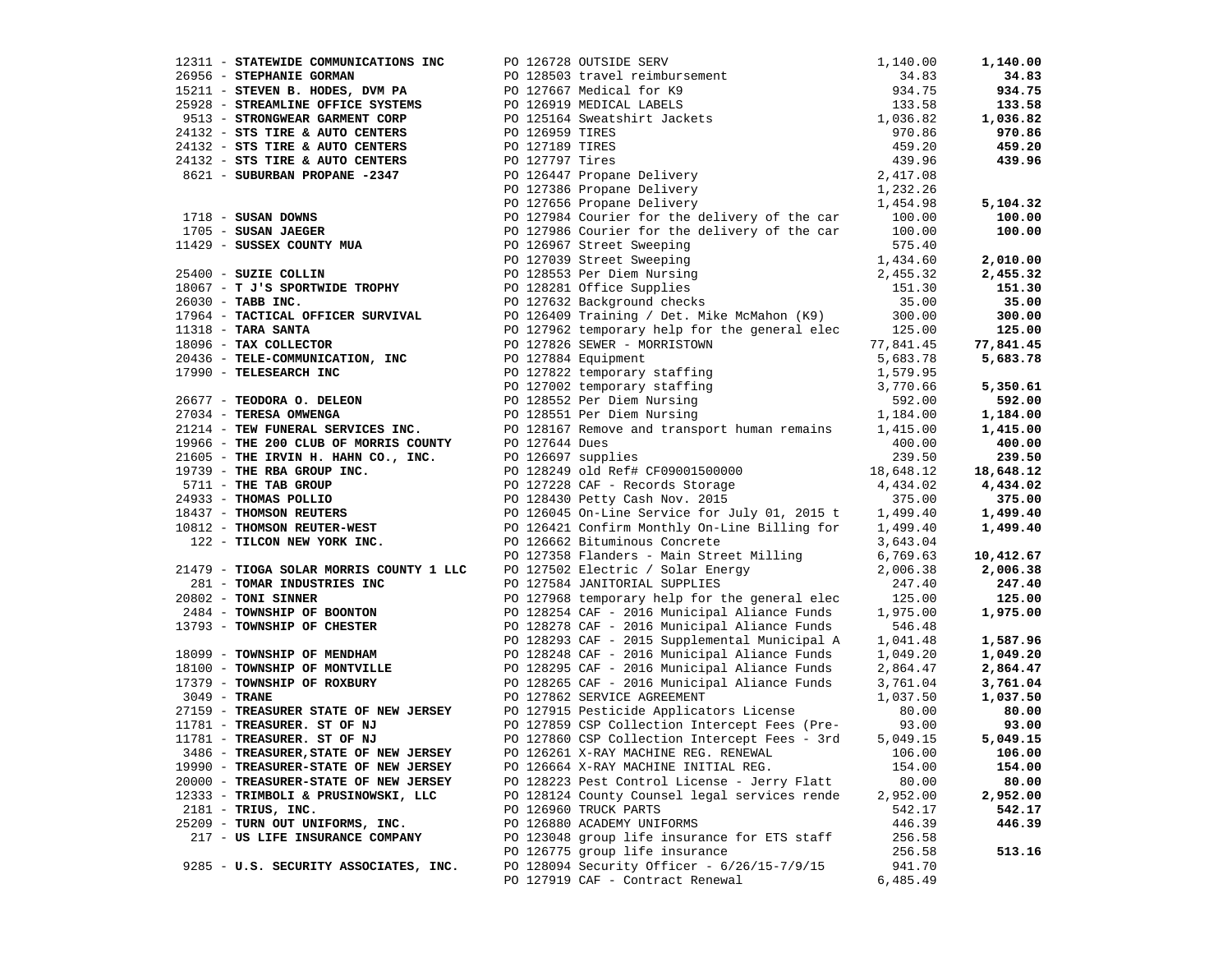| Vendor | PO / Description | Amount | Total |
|---|---|---|---|
| 12311 - **STATEWIDE COMMUNICATIONS INC** | PO 126728 OUTSIDE SERV | 1,140.00 | **1,140.00** |
| 26956 - **STEPHANIE GORMAN** | PO 128503 travel reimbursement | 34.83 | **34.83** |
| 15211 - **STEVEN B. HODES, DVM PA** | PO 127667 Medical for K9 | 934.75 | **934.75** |
| 25928 - **STREAMLINE OFFICE SYSTEMS** | PO 126919 MEDICAL LABELS | 133.58 | **133.58** |
| 9513 - **STRONGWEAR GARMENT CORP** | PO 125164 Sweatshirt Jackets | 1,036.82 | **1,036.82** |
| 24132 - **STS TIRE & AUTO CENTERS** | PO 126959 TIRES | 970.86 | **970.86** |
| 24132 - **STS TIRE & AUTO CENTERS** | PO 127189 TIRES | 459.20 | **459.20** |
| 24132 - **STS TIRE & AUTO CENTERS** | PO 127797 Tires | 439.96 | **439.96** |
| 8621 - **SUBURBAN PROPANE -2347** | PO 126447 Propane Delivery | 2,417.08 | |
| | PO 127386 Propane Delivery | 1,232.26 | |
| | PO 127656 Propane Delivery | 1,454.98 | **5,104.32** |
| 1718 - **SUSAN DOWNS** | PO 127984 Courier for the delivery of the car | 100.00 | **100.00** |
| 1705 - **SUSAN JAEGER** | PO 127986 Courier for the delivery of the car | 100.00 | **100.00** |
| 11429 - **SUSSEX COUNTY MUA** | PO 126967 Street Sweeping | 575.40 | |
| | PO 127039 Street Sweeping | 1,434.60 | **2,010.00** |
| 25400 - **SUZIE COLLIN** | PO 128553 Per Diem Nursing | 2,455.32 | **2,455.32** |
| 18067 - **T J'S SPORTWIDE TROPHY** | PO 128281 Office Supplies | 151.30 | **151.30** |
| 26030 - **TABB INC.** | PO 127632 Background checks | 35.00 | **35.00** |
| 17964 - **TACTICAL OFFICER SURVIVAL** | PO 126409 Training / Det. Mike McMahon (K9) | 300.00 | **300.00** |
| 11318 - **TARA SANTA** | PO 127962 temporary help for the general elec | 125.00 | **125.00** |
| 18096 - **TAX COLLECTOR** | PO 127826 SEWER - MORRISTOWN | 77,841.45 | **77,841.45** |
| 20436 - **TELE-COMMUNICATION, INC** | PO 127884 Equipment | 5,683.78 | **5,683.78** |
| 17990 - **TELESEARCH INC** | PO 127822 temporary staffing | 1,579.95 | |
| | PO 127002 temporary staffing | 3,770.66 | **5,350.61** |
| 26677 - **TEODORA O. DELEON** | PO 128552 Per Diem Nursing | 592.00 | **592.00** |
| 27034 - **TERESA OMWENGA** | PO 128551 Per Diem Nursing | 1,184.00 | **1,184.00** |
| 21214 - **TEW FUNERAL SERVICES INC.** | PO 128167 Remove and transport human remains | 1,415.00 | **1,415.00** |
| 19966 - **THE 200 CLUB OF MORRIS COUNTY** | PO 127644 Dues | 400.00 | **400.00** |
| 21605 - **THE IRVIN H. HAHN CO., INC.** | PO 126697 supplies | 239.50 | **239.50** |
| 19739 - **THE RBA GROUP INC.** | PO 128249 old Ref# CF09001500000 | 18,648.12 | **18,648.12** |
| 5711 - **THE TAB GROUP** | PO 127228 CAF - Records Storage | 4,434.02 | **4,434.02** |
| 24933 - **THOMAS POLLIO** | PO 128430 Petty Cash Nov. 2015 | 375.00 | **375.00** |
| 18437 - **THOMSON REUTERS** | PO 126045 On-Line Service for July 01, 2015 t | 1,499.40 | **1,499.40** |
| 10812 - **THOMSON REUTER-WEST** | PO 126421 Confirm Monthly On-Line Billing for | 1,499.40 | **1,499.40** |
| 122 - **TILCON NEW YORK INC.** | PO 126662 Bituminous Concrete | 3,643.04 | |
| | PO 127358 Flanders - Main Street Milling | 6,769.63 | **10,412.67** |
| 21479 - **TIOGA SOLAR MORRIS COUNTY 1 LLC** | PO 127502 Electric / Solar Energy | 2,006.38 | **2,006.38** |
| 281 - **TOMAR INDUSTRIES INC** | PO 127584 JANITORIAL SUPPLIES | 247.40 | **247.40** |
| 20802 - **TONI SINNER** | PO 127968 temporary help for the general elec | 125.00 | **125.00** |
| 2484 - **TOWNSHIP OF BOONTON** | PO 128254 CAF - 2016 Municipal Aliance Funds | 1,975.00 | **1,975.00** |
| 13793 - **TOWNSHIP OF CHESTER** | PO 128278 CAF - 2016 Municipal Aliance Funds | 546.48 | |
| | PO 128293 CAF - 2015 Supplemental Municipal A | 1,041.48 | **1,587.96** |
| 18099 - **TOWNSHIP OF MENDHAM** | PO 128248 CAF - 2016 Municipal Aliance Funds | 1,049.20 | **1,049.20** |
| 18100 - **TOWNSHIP OF MONTVILLE** | PO 128295 CAF - 2016 Municipal Aliance Funds | 2,864.47 | **2,864.47** |
| 17379 - **TOWNSHIP OF ROXBURY** | PO 128265 CAF - 2016 Municipal Aliance Funds | 3,761.04 | **3,761.04** |
| 3049 - **TRANE** | PO 127862 SERVICE AGREEMENT | 1,037.50 | **1,037.50** |
| 27159 - **TREASURER STATE OF NEW JERSEY** | PO 127915 Pesticide Applicators License | 80.00 | **80.00** |
| 11781 - **TREASURER. ST OF NJ** | PO 127859 CSP Collection Intercept Fees (Pre- | 93.00 | **93.00** |
| 11781 - **TREASURER. ST OF NJ** | PO 127860 CSP Collection Intercept Fees - 3rd | 5,049.15 | **5,049.15** |
| 3486 - **TREASURER,STATE OF NEW JERSEY** | PO 126261 X-RAY MACHINE REG. RENEWAL | 106.00 | **106.00** |
| 19990 - **TREASURER-STATE OF NEW JERSEY** | PO 126664 X-RAY MACHINE INITIAL REG. | 154.00 | **154.00** |
| 20000 - **TREASURER-STATE OF NEW JERSEY** | PO 128223 Pest Control License - Jerry Flatt | 80.00 | **80.00** |
| 12333 - **TRIMBOLI & PRUSINOWSKI, LLC** | PO 128124 County Counsel legal services rende | 2,952.00 | **2,952.00** |
| 2181 - **TRIUS, INC.** | PO 126960 TRUCK PARTS | 542.17 | **542.17** |
| 25209 - **TURN OUT UNIFORMS, INC.** | PO 126880 ACADEMY UNIFORMS | 446.39 | **446.39** |
| 217 - **US LIFE INSURANCE COMPANY** | PO 123048 group life insurance for ETS staff | 256.58 | |
| | PO 126775 group life insurance | 256.58 | **513.16** |
| 9285 - **U.S. SECURITY ASSOCIATES, INC.** | PO 128094 Security Officer - 6/26/15-7/9/15 | 941.70 | |
| | PO 127919 CAF - Contract Renewal | 6,485.49 | |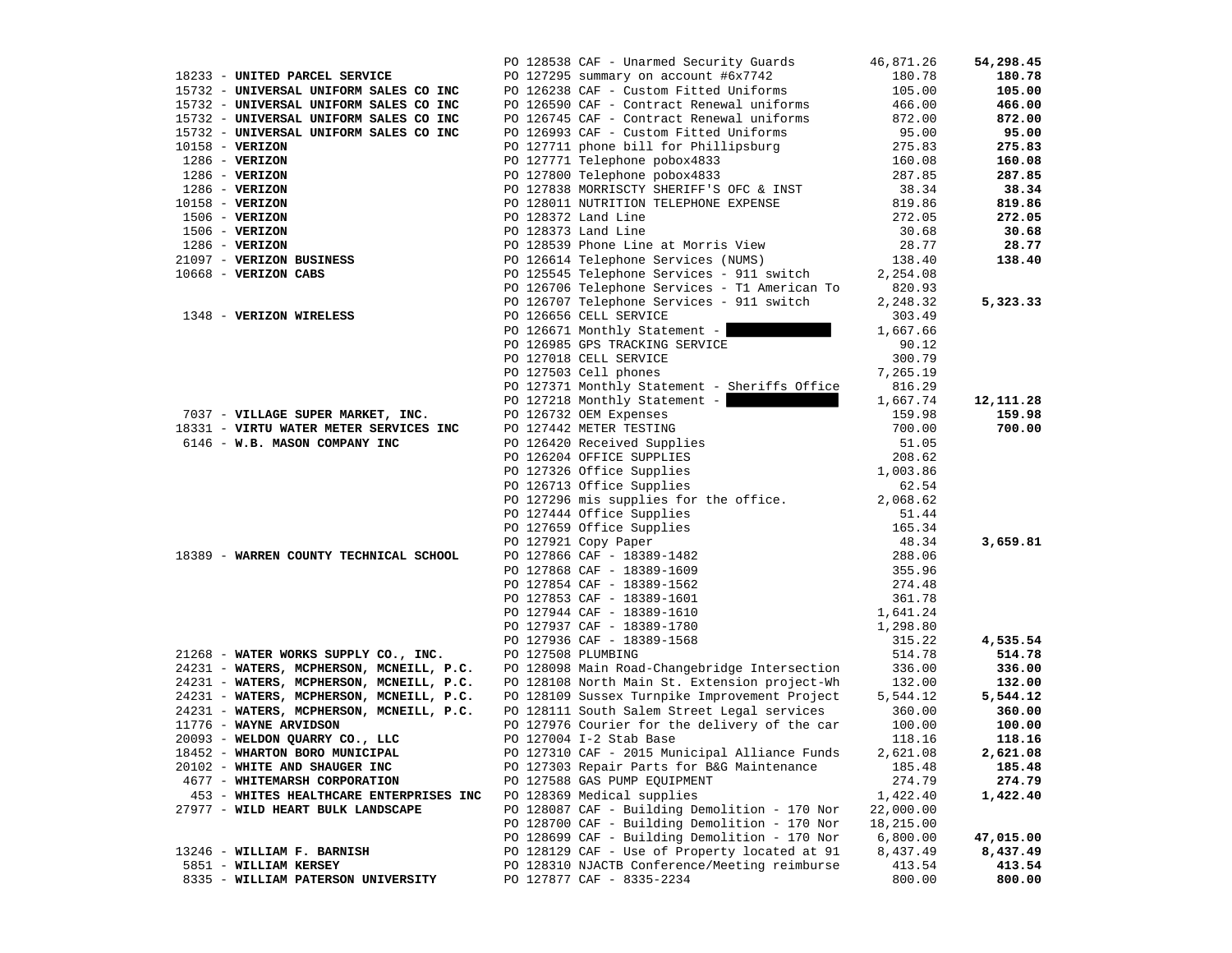| Vendor | PO / Description | Amount | Total |
|---|---|---|---|
| | PO 128538 CAF - Unarmed Security Guards | 46,871.26 | **54,298.45** |
| 18233 - **UNITED PARCEL SERVICE** | PO 127295 summary on account #6x7742 | 180.78 | **180.78** |
| 15732 - **UNIVERSAL UNIFORM SALES CO INC** | PO 126238 CAF - Custom Fitted Uniforms | 105.00 | **105.00** |
| 15732 - **UNIVERSAL UNIFORM SALES CO INC** | PO 126590 CAF - Contract Renewal uniforms | 466.00 | **466.00** |
| 15732 - **UNIVERSAL UNIFORM SALES CO INC** | PO 126745 CAF - Contract Renewal uniforms | 872.00 | **872.00** |
| 15732 - **UNIVERSAL UNIFORM SALES CO INC** | PO 126993 CAF - Custom Fitted Uniforms | 95.00 | **95.00** |
| 10158 - **VERIZON** | PO 127711 phone bill for Phillipsburg | 275.83 | **275.83** |
| 1286 - **VERIZON** | PO 127771 Telephone pobox4833 | 160.08 | **160.08** |
| 1286 - **VERIZON** | PO 127800 Telephone pobox4833 | 287.85 | **287.85** |
| 1286 - **VERIZON** | PO 127838 MORRISCTY SHERIFF'S OFC & INST | 38.34 | **38.34** |
| 10158 - **VERIZON** | PO 128011 NUTRITION TELEPHONE EXPENSE | 819.86 | **819.86** |
| 1506 - **VERIZON** | PO 128372 Land Line | 272.05 | **272.05** |
| 1506 - **VERIZON** | PO 128373 Land Line | 30.68 | **30.68** |
| 1286 - **VERIZON** | PO 128539 Phone Line at Morris View | 28.77 | **28.77** |
| 21097 - **VERIZON BUSINESS** | PO 126614 Telephone Services (NUMS) | 138.40 | **138.40** |
| 10668 - **VERIZON CABS** | PO 125545 Telephone Services - 911 switch | 2,254.08 | |
| | PO 126706 Telephone Services - T1 American To | 820.93 | |
| | PO 126707 Telephone Services - 911 switch | 2,248.32 | **5,323.33** |
| 1348 - **VERIZON WIRELESS** | PO 126656 CELL SERVICE | 303.49 | |
| | PO 126671 Monthly Statement - [REDACTED] | 1,667.66 | |
| | PO 126985 GPS TRACKING SERVICE | 90.12 | |
| | PO 127018 CELL SERVICE | 300.79 | |
| | PO 127503 Cell phones | 7,265.19 | |
| | PO 127371 Monthly Statement - Sheriffs Office | 816.29 | |
| | PO 127218 Monthly Statement - [REDACTED] | 1,667.74 | **12,111.28** |
| 7037 - **VILLAGE SUPER MARKET, INC.** | PO 126732 OEM Expenses | 159.98 | **159.98** |
| 18331 - **VIRTU WATER METER SERVICES INC** | PO 127442 METER TESTING | 700.00 | **700.00** |
| 6146 - **W.B. MASON COMPANY INC** | PO 126420 Received Supplies | 51.05 | |
| | PO 126204 OFFICE SUPPLIES | 208.62 | |
| | PO 127326 Office Supplies | 1,003.86 | |
| | PO 126713 Office Supplies | 62.54 | |
| | PO 127296 mis supplies for the office. | 2,068.62 | |
| | PO 127444 Office Supplies | 51.44 | |
| | PO 127659 Office Supplies | 165.34 | |
| | PO 127921 Copy Paper | 48.34 | **3,659.81** |
| 18389 - **WARREN COUNTY TECHNICAL SCHOOL** | PO 127866 CAF - 18389-1482 | 288.06 | |
| | PO 127868 CAF - 18389-1609 | 355.96 | |
| | PO 127854 CAF - 18389-1562 | 274.48 | |
| | PO 127853 CAF - 18389-1601 | 361.78 | |
| | PO 127944 CAF - 18389-1610 | 1,641.24 | |
| | PO 127937 CAF - 18389-1780 | 1,298.80 | |
| | PO 127936 CAF - 18389-1568 | 315.22 | **4,535.54** |
| 21268 - **WATER WORKS SUPPLY CO., INC.** | PO 127508 PLUMBING | 514.78 | **514.78** |
| 24231 - **WATERS, MCPHERSON, MCNEILL, P.C.** | PO 128098 Main Road-Changebridge Intersection | 336.00 | **336.00** |
| 24231 - **WATERS, MCPHERSON, MCNEILL, P.C.** | PO 128108 North Main St. Extension project-Wh | 132.00 | **132.00** |
| 24231 - **WATERS, MCPHERSON, MCNEILL, P.C.** | PO 128109 Sussex Turnpike Improvement Project | 5,544.12 | **5,544.12** |
| 24231 - **WATERS, MCPHERSON, MCNEILL, P.C.** | PO 128111 South Salem Street Legal services | 360.00 | **360.00** |
| 11776 - **WAYNE ARVIDSON** | PO 127976 Courier for the delivery of the car | 100.00 | **100.00** |
| 20093 - **WELDON QUARRY CO., LLC** | PO 127004 I-2 Stab Base | 118.16 | **118.16** |
| 18452 - **WHARTON BORO MUNICIPAL** | PO 127310 CAF - 2015 Municipal Alliance Funds | 2,621.08 | **2,621.08** |
| 20102 - **WHITE AND SHAUGER INC** | PO 127303 Repair Parts for B&G Maintenance | 185.48 | **185.48** |
| 4677 - **WHITEMARSH CORPORATION** | PO 127588 GAS PUMP EQUIPMENT | 274.79 | **274.79** |
| 453 - **WHITES HEALTHCARE ENTERPRISES INC** | PO 128369 Medical supplies | 1,422.40 | **1,422.40** |
| 27977 - **WILD HEART BULK LANDSCAPE** | PO 128087 CAF - Building Demolition - 170 Nor | 22,000.00 | |
| | PO 128700 CAF - Building Demolition - 170 Nor | 18,215.00 | |
| | PO 128699 CAF - Building Demolition - 170 Nor | 6,800.00 | **47,015.00** |
| 13246 - **WILLIAM F. BARNISH** | PO 128129 CAF - Use of Property located at 91 | 8,437.49 | **8,437.49** |
| 5851 - **WILLIAM KERSEY** | PO 128310 NJACTB Conference/Meeting reimburse | 413.54 | **413.54** |
| 8335 - **WILLIAM PATERSON UNIVERSITY** | PO 127877 CAF - 8335-2234 | 800.00 | **800.00** |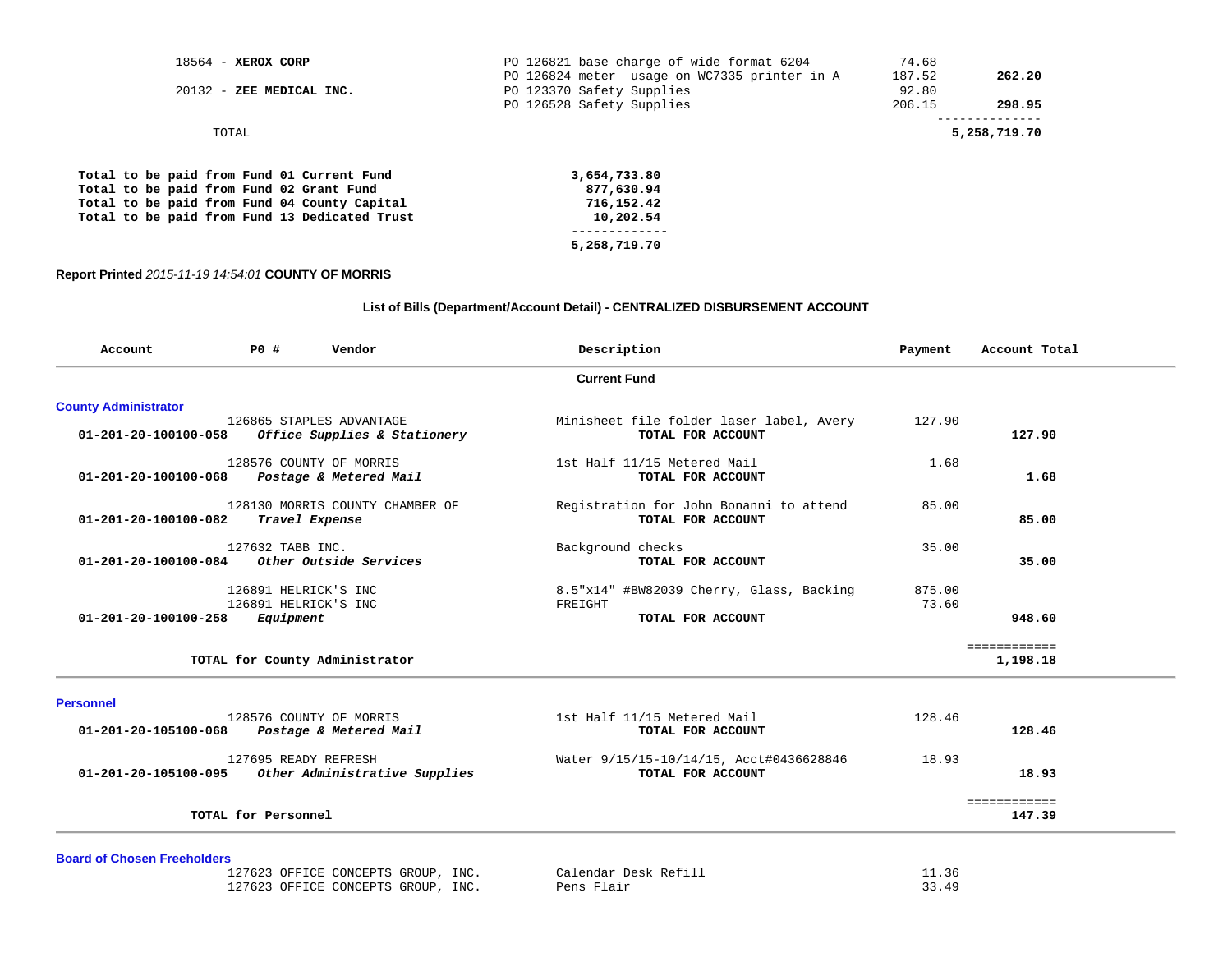| Vendor | Description | Payment | Total |
|---|---|---|---|
| 18564 - **XEROX CORP** | PO 126821 base charge of wide format 6204 | 74.68 | |
| | PO 126824 meter usage on WC7335 printer in A | 187.52 | **262.20** |
| 20132 - **ZEE MEDICAL INC.** | PO 123370 Safety Supplies | 92.80 | |
| | PO 126528 Safety Supplies | 206.15 | **298.95** |
| TOTAL | | | **5,258,719.70** |

| | |
|---|---|
| **Total to be paid from Fund 01 Current Fund** | **3,654,733.80** |
| **Total to be paid from Fund 02 Grant Fund** | **877,630.94** |
| **Total to be paid from Fund 04 County Capital** | **716,152.42** |
| **Total to be paid from Fund 13 Dedicated Trust** | **10,202.54** |
| | **5,258,719.70** |

**Report Printed** *2015-11-19 14:54:01* **COUNTY OF MORRIS**

## List of Bills (Department/Account Detail) - CENTRALIZED DISBURSEMENT ACCOUNT

| Account | PO # Vendor | Description | Payment | Account Total |
|---|---|---|---|---|
| | | **Current Fund** | | |
| **County Administrator** | | | | |
| | 126865 STAPLES ADVANTAGE | Minisheet file folder laser label, Avery | 127.90 | |
| **01-201-20-100100-058** | ***Office Supplies & Stationery*** | **TOTAL FOR ACCOUNT** | | **127.90** |
| | 128576 COUNTY OF MORRIS | 1st Half 11/15 Metered Mail | 1.68 | |
| **01-201-20-100100-068** | ***Postage & Metered Mail*** | **TOTAL FOR ACCOUNT** | | **1.68** |
| | 128130 MORRIS COUNTY CHAMBER OF | Registration for John Bonanni to attend | 85.00 | |
| **01-201-20-100100-082** | ***Travel Expense*** | **TOTAL FOR ACCOUNT** | | **85.00** |
| | 127632 TABB INC. | Background checks | 35.00 | |
| **01-201-20-100100-084** | ***Other Outside Services*** | **TOTAL FOR ACCOUNT** | | **35.00** |
| | 126891 HELRICK'S INC | 8.5"x14" #BW82039 Cherry, Glass, Backing | 875.00 | |
| | 126891 HELRICK'S INC | FREIGHT | 73.60 | |
| **01-201-20-100100-258** | ***Equipment*** | **TOTAL FOR ACCOUNT** | | **948.60** |
| | **TOTAL for County Administrator** | | | **1,198.18** |
| **Personnel** | | | | |
| | 128576 COUNTY OF MORRIS | 1st Half 11/15 Metered Mail | 128.46 | |
| **01-201-20-105100-068** | ***Postage & Metered Mail*** | **TOTAL FOR ACCOUNT** | | **128.46** |
| | 127695 READY REFRESH | Water 9/15/15-10/14/15, Acct#0436628846 | 18.93 | |
| **01-201-20-105100-095** | ***Other Administrative Supplies*** | **TOTAL FOR ACCOUNT** | | **18.93** |
| | **TOTAL for Personnel** | | | **147.39** |
| **Board of Chosen Freeholders** | | | | |
| | 127623 OFFICE CONCEPTS GROUP, INC. | Calendar Desk Refill | 11.36 | |
| | 127623 OFFICE CONCEPTS GROUP, INC. | Pens Flair | 33.49 | |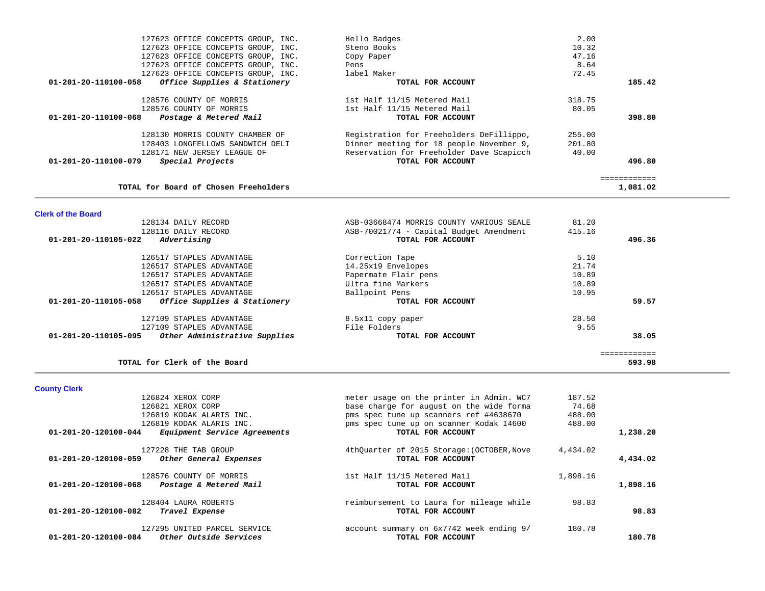| Account | Vendor | Description | Amount | Total |
|---|---|---|---|---|
| | 127623 OFFICE CONCEPTS GROUP, INC. | Hello Badges | 2.00 | |
| | 127623 OFFICE CONCEPTS GROUP, INC. | Steno Books | 10.32 | |
| | 127623 OFFICE CONCEPTS GROUP, INC. | Copy Paper | 47.16 | |
| | 127623 OFFICE CONCEPTS GROUP, INC. | Pens | 8.64 | |
| | 127623 OFFICE CONCEPTS GROUP, INC. | label Maker | 72.45 | |
| **01-201-20-110100-058** | ***Office Supplies & Stationery*** | **TOTAL FOR ACCOUNT** | | **185.42** |
| | 128576 COUNTY OF MORRIS | 1st Half 11/15 Metered Mail | 318.75 | |
| | 128576 COUNTY OF MORRIS | 1st Half 11/15 Metered Mail | 80.05 | |
| **01-201-20-110100-068** | ***Postage & Metered Mail*** | **TOTAL FOR ACCOUNT** | | **398.80** |
| | 128130 MORRIS COUNTY CHAMBER OF | Registration for Freeholders DeFillippo, | 255.00 | |
| | 128403 LONGFELLOWS SANDWICH DELI | Dinner meeting for 18 people November 9, | 201.80 | |
| | 128171 NEW JERSEY LEAGUE OF | Reservation for Freeholder Dave Scapicch | 40.00 | |
| **01-201-20-110100-079** | ***Special Projects*** | **TOTAL FOR ACCOUNT** | | **496.80** |
| | **TOTAL for Board of Chosen Freeholders** | | | **1,081.02** |

## Clerk of the Board

| Account | Vendor | Description | Amount | Total |
|---|---|---|---|---|
| | 128134 DAILY RECORD | ASB-03668474 MORRIS COUNTY VARIOUS SEALE | 81.20 | |
| | 128116 DAILY RECORD | ASB-70021774 - Capital Budget Amendment | 415.16 | |
| **01-201-20-110105-022** | ***Advertising*** | **TOTAL FOR ACCOUNT** | | **496.36** |
| | 126517 STAPLES ADVANTAGE | Correction Tape | 5.10 | |
| | 126517 STAPLES ADVANTAGE | 14.25x19 Envelopes | 21.74 | |
| | 126517 STAPLES ADVANTAGE | Papermate Flair pens | 10.89 | |
| | 126517 STAPLES ADVANTAGE | Ultra fine Markers | 10.89 | |
| | 126517 STAPLES ADVANTAGE | Ballpoint Pens | 10.95 | |
| **01-201-20-110105-058** | ***Office Supplies & Stationery*** | **TOTAL FOR ACCOUNT** | | **59.57** |
| | 127109 STAPLES ADVANTAGE | 8.5x11 copy paper | 28.50 | |
| | 127109 STAPLES ADVANTAGE | File Folders | 9.55 | |
| **01-201-20-110105-095** | ***Other Administrative Supplies*** | **TOTAL FOR ACCOUNT** | | **38.05** |
| | **TOTAL for Clerk of the Board** | | | **593.98** |

## County Clerk

| Account | Vendor | Description | Amount | Total |
|---|---|---|---|---|
| | 126824 XEROX CORP | meter usage on the printer in Admin. WC7 | 187.52 | |
| | 126821 XEROX CORP | base charge for august on the wide forma | 74.68 | |
| | 126819 KODAK ALARIS INC. | pms spec tune up scanners ref #4638670 | 488.00 | |
| | 126819 KODAK ALARIS INC. | pms spec tune up on scanner Kodak I4600 | 488.00 | |
| **01-201-20-120100-044** | ***Equipment Service Agreements*** | **TOTAL FOR ACCOUNT** | | **1,238.20** |
| | 127228 THE TAB GROUP | 4thQuarter of 2015 Storage:(OCTOBER,Nove | 4,434.02 | |
| **01-201-20-120100-059** | ***Other General Expenses*** | **TOTAL FOR ACCOUNT** | | **4,434.02** |
| | 128576 COUNTY OF MORRIS | 1st Half 11/15 Metered Mail | 1,898.16 | |
| **01-201-20-120100-068** | ***Postage & Metered Mail*** | **TOTAL FOR ACCOUNT** | | **1,898.16** |
| | 128404 LAURA ROBERTS | reimbursement to Laura for mileage while | 98.83 | |
| **01-201-20-120100-082** | ***Travel Expense*** | **TOTAL FOR ACCOUNT** | | **98.83** |
| | 127295 UNITED PARCEL SERVICE | account summary on 6x7742 week ending 9/ | 180.78 | |
| **01-201-20-120100-084** | ***Other Outside Services*** | **TOTAL FOR ACCOUNT** | | **180.78** |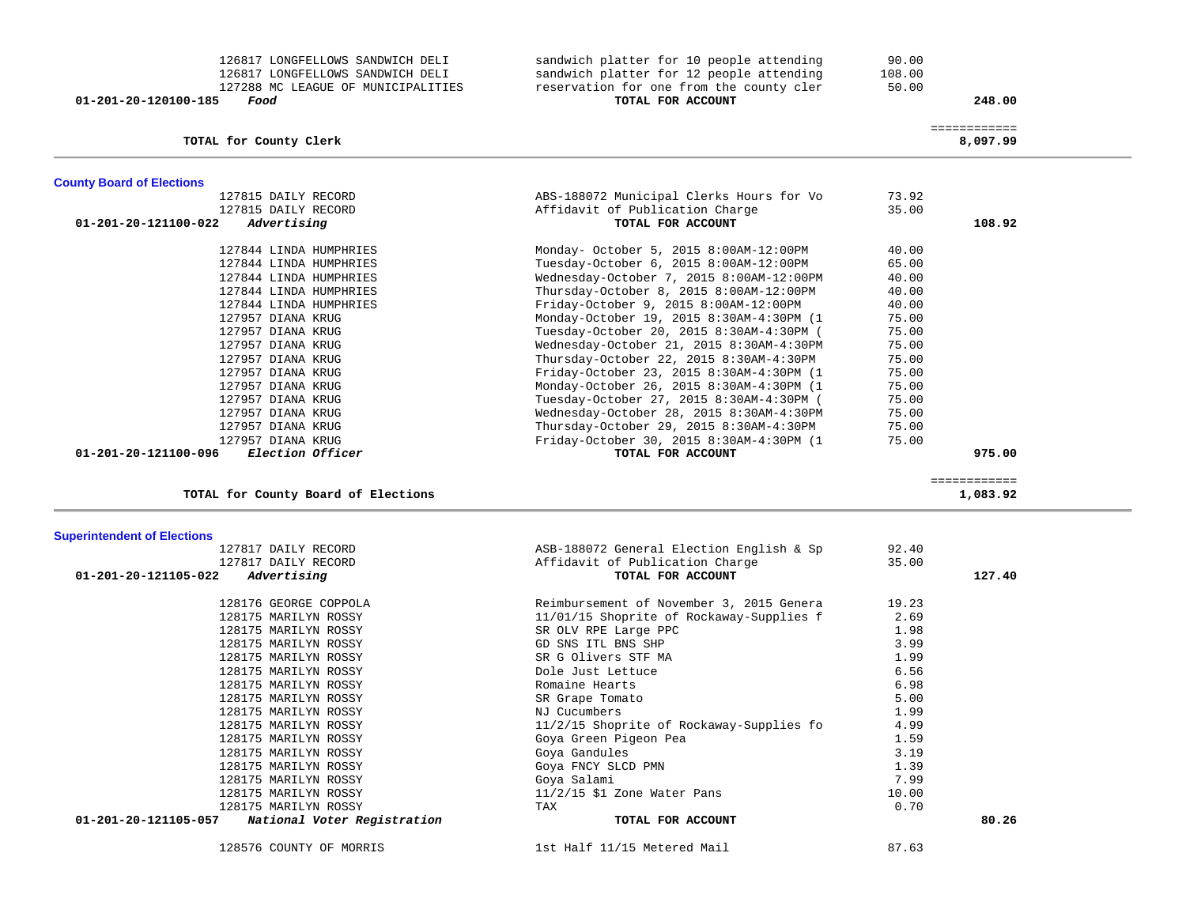| Account | Vendor | Description | Amount | Total |
|---|---|---|---|---|
| | 126817 LONGFELLOWS SANDWICH DELI | sandwich platter for 10 people attending | 90.00 | |
| | 126817 LONGFELLOWS SANDWICH DELI | sandwich platter for 12 people attending | 108.00 | |
| | 127288 MC LEAGUE OF MUNICIPALITIES | reservation for one from the county cler | 50.00 | |
| **01-201-20-120100-185** | ***Food*** | **TOTAL FOR ACCOUNT** | | **248.00** |
| | | | | ============ |
| | **TOTAL for County Clerk** | | | **8,097.99** |

## County Board of Elections

| Account | Vendor | Description | Amount | Total |
|---|---|---|---|---|
| | 127815 DAILY RECORD | ABS-188072 Municipal Clerks Hours for Vo | 73.92 | |
| | 127815 DAILY RECORD | Affidavit of Publication Charge | 35.00 | |
| **01-201-20-121100-022** | ***Advertising*** | **TOTAL FOR ACCOUNT** | | **108.92** |
| | 127844 LINDA HUMPHRIES | Monday- October 5, 2015 8:00AM-12:00PM | 40.00 | |
| | 127844 LINDA HUMPHRIES | Tuesday-October 6, 2015 8:00AM-12:00PM | 65.00 | |
| | 127844 LINDA HUMPHRIES | Wednesday-October 7, 2015 8:00AM-12:00PM | 40.00 | |
| | 127844 LINDA HUMPHRIES | Thursday-October 8, 2015 8:00AM-12:00PM | 40.00 | |
| | 127844 LINDA HUMPHRIES | Friday-October 9, 2015 8:00AM-12:00PM | 40.00 | |
| | 127957 DIANA KRUG | Monday-October 19, 2015 8:30AM-4:30PM (1 | 75.00 | |
| | 127957 DIANA KRUG | Tuesday-October 20, 2015 8:30AM-4:30PM ( | 75.00 | |
| | 127957 DIANA KRUG | Wednesday-October 21, 2015 8:30AM-4:30PM | 75.00 | |
| | 127957 DIANA KRUG | Thursday-October 22, 2015 8:30AM-4:30PM | 75.00 | |
| | 127957 DIANA KRUG | Friday-October 23, 2015 8:30AM-4:30PM (1 | 75.00 | |
| | 127957 DIANA KRUG | Monday-October 26, 2015 8:30AM-4:30PM (1 | 75.00 | |
| | 127957 DIANA KRUG | Tuesday-October 27, 2015 8:30AM-4:30PM ( | 75.00 | |
| | 127957 DIANA KRUG | Wednesday-October 28, 2015 8:30AM-4:30PM | 75.00 | |
| | 127957 DIANA KRUG | Thursday-October 29, 2015 8:30AM-4:30PM | 75.00 | |
| | 127957 DIANA KRUG | Friday-October 30, 2015 8:30AM-4:30PM (1 | 75.00 | |
| **01-201-20-121100-096** | ***Election Officer*** | **TOTAL FOR ACCOUNT** | | **975.00** |
| | | | | ============ |
| | **TOTAL for County Board of Elections** | | | **1,083.92** |

## Superintendent of Elections

| Account | Vendor | Description | Amount | Total |
|---|---|---|---|---|
| | 127817 DAILY RECORD | ASB-188072 General Election English & Sp | 92.40 | |
| | 127817 DAILY RECORD | Affidavit of Publication Charge | 35.00 | |
| **01-201-20-121105-022** | ***Advertising*** | **TOTAL FOR ACCOUNT** | | **127.40** |
| | 128176 GEORGE COPPOLA | Reimbursement of November 3, 2015 Genera | 19.23 | |
| | 128175 MARILYN ROSSY | 11/01/15 Shoprite of Rockaway-Supplies f | 2.69 | |
| | 128175 MARILYN ROSSY | SR OLV RPE Large PPC | 1.98 | |
| | 128175 MARILYN ROSSY | GD SNS ITL BNS SHP | 3.99 | |
| | 128175 MARILYN ROSSY | SR G Olivers STF MA | 1.99 | |
| | 128175 MARILYN ROSSY | Dole Just Lettuce | 6.56 | |
| | 128175 MARILYN ROSSY | Romaine Hearts | 6.98 | |
| | 128175 MARILYN ROSSY | SR Grape Tomato | 5.00 | |
| | 128175 MARILYN ROSSY | NJ Cucumbers | 1.99 | |
| | 128175 MARILYN ROSSY | 11/2/15 Shoprite of Rockaway-Supplies fo | 4.99 | |
| | 128175 MARILYN ROSSY | Goya Green Pigeon Pea | 1.59 | |
| | 128175 MARILYN ROSSY | Goya Gandules | 3.19 | |
| | 128175 MARILYN ROSSY | Goya FNCY SLCD PMN | 1.39 | |
| | 128175 MARILYN ROSSY | Goya Salami | 7.99 | |
| | 128175 MARILYN ROSSY | 11/2/15 $1 Zone Water Pans | 10.00 | |
| | 128175 MARILYN ROSSY | TAX | 0.70 | |
| **01-201-20-121105-057** | ***National Voter Registration*** | **TOTAL FOR ACCOUNT** | | **80.26** |
| | 128576 COUNTY OF MORRIS | 1st Half 11/15 Metered Mail | 87.63 | |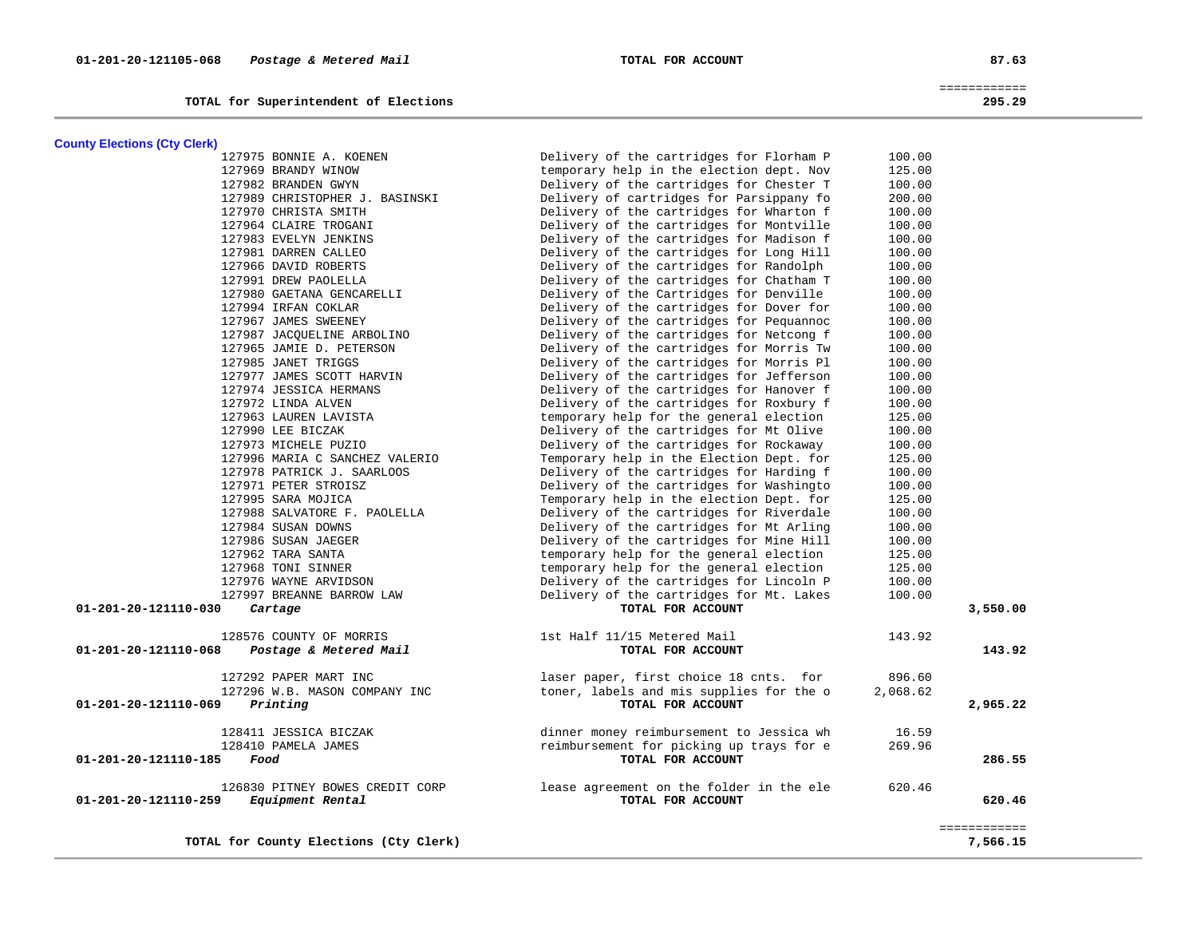| Account | Description | Vendor / Item | Amount | Total |
|---|---|---|---|---|
| 01-201-20-121105-068 | *Postage & Metered Mail* | **TOTAL FOR ACCOUNT** | | 87.63 |
| | **TOTAL for Superintendent of Elections** | | | 295.29 |

## County Elections (Cty Clerk)

| Account | Vendor | Description | Amount | Total |
|---|---|---|---|---|
| | 127975 BONNIE A. KOENEN | Delivery of the cartridges for Florham P | 100.00 | |
| | 127969 BRANDY WINOW | temporary help in the election dept. Nov | 125.00 | |
| | 127982 BRANDEN GWYN | Delivery of the cartridges for Chester T | 100.00 | |
| | 127989 CHRISTOPHER J. BASINSKI | Delivery of cartridges for Parsippany fo | 200.00 | |
| | 127970 CHRISTA SMITH | Delivery of the cartridges for Wharton f | 100.00 | |
| | 127964 CLAIRE TROGANI | Delivery of the cartridges for Montville | 100.00 | |
| | 127983 EVELYN JENKINS | Delivery of the cartridges for Madison f | 100.00 | |
| | 127981 DARREN CALLEO | Delivery of the cartridges for Long Hill | 100.00 | |
| | 127966 DAVID ROBERTS | Delivery of the cartridges for Randolph | 100.00 | |
| | 127991 DREW PAOLELLA | Delivery of the cartridges for Chatham T | 100.00 | |
| | 127980 GAETANA GENCARELLI | Delivery of the Cartridges for Denville | 100.00 | |
| | 127994 IRFAN COKLAR | Delivery of the cartridges for Dover for | 100.00 | |
| | 127967 JAMES SWEENEY | Delivery of the cartridges for Pequannoc | 100.00 | |
| | 127987 JACQUELINE ARBOLINO | Delivery of the cartridges for Netcong f | 100.00 | |
| | 127965 JAMIE D. PETERSON | Delivery of the cartridges for Morris Tw | 100.00 | |
| | 127985 JANET TRIGGS | Delivery of the cartridges for Morris Pl | 100.00 | |
| | 127977 JAMES SCOTT HARVIN | Delivery of the cartridges for Jefferson | 100.00 | |
| | 127974 JESSICA HERMANS | Delivery of the cartridges for Hanover f | 100.00 | |
| | 127972 LINDA ALVEN | Delivery of the cartridges for Roxbury f | 100.00 | |
| | 127963 LAUREN LAVISTA | temporary help for the general election | 125.00 | |
| | 127990 LEE BICZAK | Delivery of the cartridges for Mt Olive | 100.00 | |
| | 127973 MICHELE PUZIO | Delivery of the cartridges for Rockaway | 100.00 | |
| | 127996 MARIA C SANCHEZ VALERIO | Temporary help in the Election Dept. for | 125.00 | |
| | 127978 PATRICK J. SAARLOOS | Delivery of the cartridges for Harding f | 100.00 | |
| | 127971 PETER STROISZ | Delivery of the cartridges for Washingto | 100.00 | |
| | 127995 SARA MOJICA | Temporary help in the election Dept. for | 125.00 | |
| | 127988 SALVATORE F. PAOLELLA | Delivery of the cartridges for Riverdale | 100.00 | |
| | 127984 SUSAN DOWNS | Delivery of the cartridges for Mt Arling | 100.00 | |
| | 127986 SUSAN JAEGER | Delivery of the cartridges for Mine Hill | 100.00 | |
| | 127962 TARA SANTA | temporary help for the general election | 125.00 | |
| | 127968 TONI SINNER | temporary help for the general election | 125.00 | |
| | 127976 WAYNE ARVIDSON | Delivery of the cartridges for Lincoln P | 100.00 | |
| | 127997 BREANNE BARROW LAW | Delivery of the cartridges for Mt. Lakes | 100.00 | |
| **01-201-20-121110-030** | ***Cartage*** | **TOTAL FOR ACCOUNT** | | **3,550.00** |
| | 128576 COUNTY OF MORRIS | 1st Half 11/15 Metered Mail | 143.92 | |
| **01-201-20-121110-068** | ***Postage & Metered Mail*** | **TOTAL FOR ACCOUNT** | | **143.92** |
| | 127292 PAPER MART INC | laser paper, first choice 18 cnts. for | 896.60 | |
| | 127296 W.B. MASON COMPANY INC | toner, labels and mis supplies for the o | 2,068.62 | |
| **01-201-20-121110-069** | ***Printing*** | **TOTAL FOR ACCOUNT** | | **2,965.22** |
| | 128411 JESSICA BICZAK | dinner money reimbursement to Jessica wh | 16.59 | |
| | 128410 PAMELA JAMES | reimbursement for picking up trays for e | 269.96 | |
| **01-201-20-121110-185** | ***Food*** | **TOTAL FOR ACCOUNT** | | **286.55** |
| | 126830 PITNEY BOWES CREDIT CORP | lease agreement on the folder in the ele | 620.46 | |
| **01-201-20-121110-259** | ***Equipment Rental*** | **TOTAL FOR ACCOUNT** | | **620.46** |
| | **TOTAL for County Elections (Cty Clerk)** | | | **7,566.15** |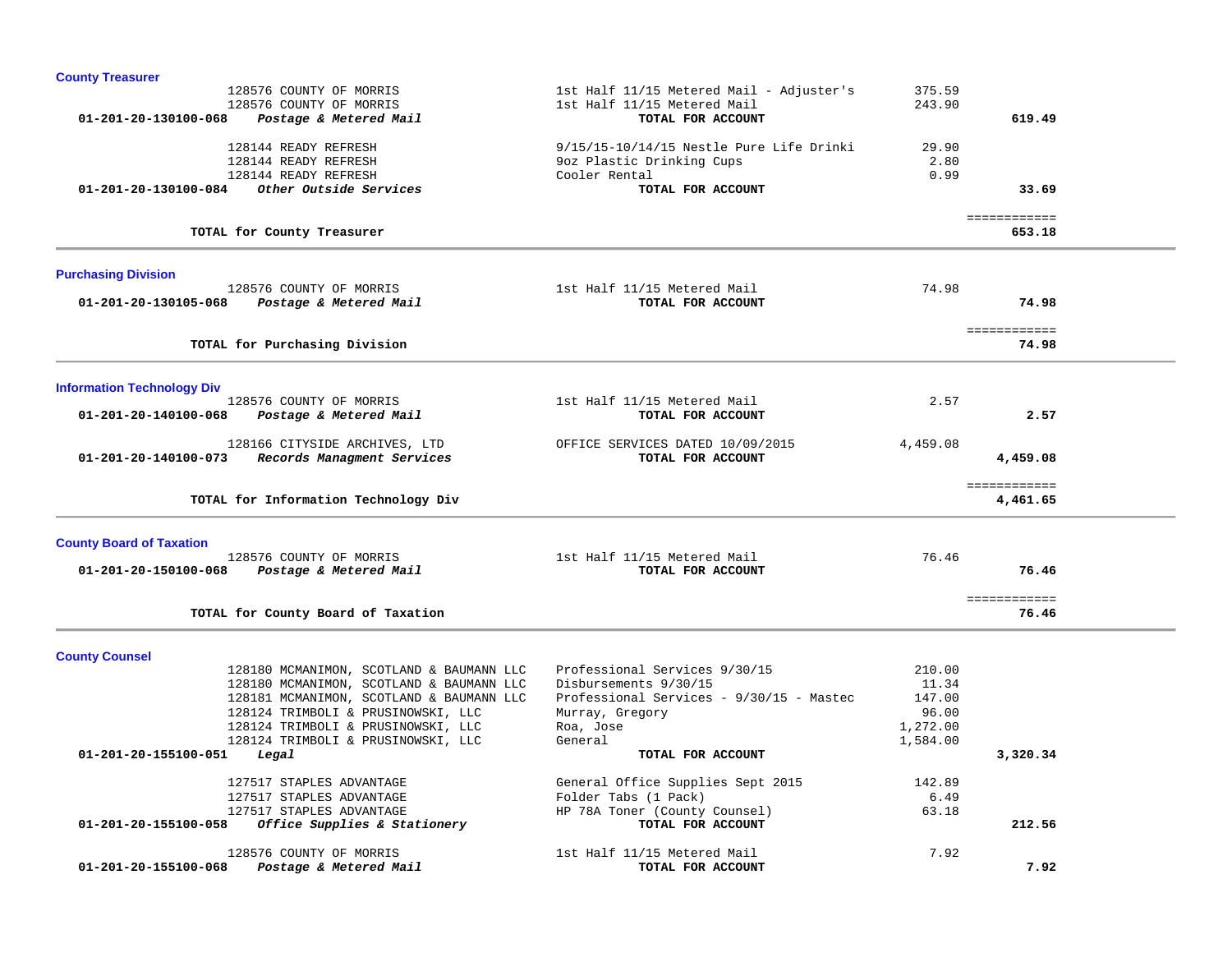**County Treasurer**

| Account | Vendor | Description | Amount | Total |
|---|---|---|---|---|
| | 128576 COUNTY OF MORRIS | 1st Half 11/15 Metered Mail - Adjuster's | 375.59 | |
| | 128576 COUNTY OF MORRIS | 1st Half 11/15 Metered Mail | 243.90 | |
| **01-201-20-130100-068** | ***Postage & Metered Mail*** | **TOTAL FOR ACCOUNT** | | **619.49** |
| | 128144 READY REFRESH | 9/15/15-10/14/15 Nestle Pure Life Drinki | 29.90 | |
| | 128144 READY REFRESH | 9oz Plastic Drinking Cups | 2.80 | |
| | 128144 READY REFRESH | Cooler Rental | 0.99 | |
| **01-201-20-130100-084** | ***Other Outside Services*** | **TOTAL FOR ACCOUNT** | | **33.69** |
| | **TOTAL for County Treasurer** | | | **653.18** |

**Purchasing Division**

| Account | Vendor | Description | Amount | Total |
|---|---|---|---|---|
| | 128576 COUNTY OF MORRIS | 1st Half 11/15 Metered Mail | 74.98 | |
| **01-201-20-130105-068** | ***Postage & Metered Mail*** | **TOTAL FOR ACCOUNT** | | **74.98** |
| | **TOTAL for Purchasing Division** | | | **74.98** |

**Information Technology Div**

| Account | Vendor | Description | Amount | Total |
|---|---|---|---|---|
| | 128576 COUNTY OF MORRIS | 1st Half 11/15 Metered Mail | 2.57 | |
| **01-201-20-140100-068** | ***Postage & Metered Mail*** | **TOTAL FOR ACCOUNT** | | **2.57** |
| | 128166 CITYSIDE ARCHIVES, LTD | OFFICE SERVICES DATED 10/09/2015 | 4,459.08 | |
| **01-201-20-140100-073** | ***Records Managment Services*** | **TOTAL FOR ACCOUNT** | | **4,459.08** |
| | **TOTAL for Information Technology Div** | | | **4,461.65** |

**County Board of Taxation**

| Account | Vendor | Description | Amount | Total |
|---|---|---|---|---|
| | 128576 COUNTY OF MORRIS | 1st Half 11/15 Metered Mail | 76.46 | |
| **01-201-20-150100-068** | ***Postage & Metered Mail*** | **TOTAL FOR ACCOUNT** | | **76.46** |
| | **TOTAL for County Board of Taxation** | | | **76.46** |

**County Counsel**

| Account | Vendor | Description | Amount | Total |
|---|---|---|---|---|
| | 128180 MCMANIMON, SCOTLAND & BAUMANN LLC | Professional Services 9/30/15 | 210.00 | |
| | 128180 MCMANIMON, SCOTLAND & BAUMANN LLC | Disbursements 9/30/15 | 11.34 | |
| | 128181 MCMANIMON, SCOTLAND & BAUMANN LLC | Professional Services - 9/30/15 - Mastec | 147.00 | |
| | 128124 TRIMBOLI & PRUSINOWSKI, LLC | Murray, Gregory | 96.00 | |
| | 128124 TRIMBOLI & PRUSINOWSKI, LLC | Roa, Jose | 1,272.00 | |
| | 128124 TRIMBOLI & PRUSINOWSKI, LLC | General | 1,584.00 | |
| **01-201-20-155100-051** | ***Legal*** | **TOTAL FOR ACCOUNT** | | **3,320.34** |
| | 127517 STAPLES ADVANTAGE | General Office Supplies Sept 2015 | 142.89 | |
| | 127517 STAPLES ADVANTAGE | Folder Tabs (1 Pack) | 6.49 | |
| | 127517 STAPLES ADVANTAGE | HP 78A Toner (County Counsel) | 63.18 | |
| **01-201-20-155100-058** | ***Office Supplies & Stationery*** | **TOTAL FOR ACCOUNT** | | **212.56** |
| | 128576 COUNTY OF MORRIS | 1st Half 11/15 Metered Mail | 7.92 | |
| **01-201-20-155100-068** | ***Postage & Metered Mail*** | **TOTAL FOR ACCOUNT** | | **7.92** |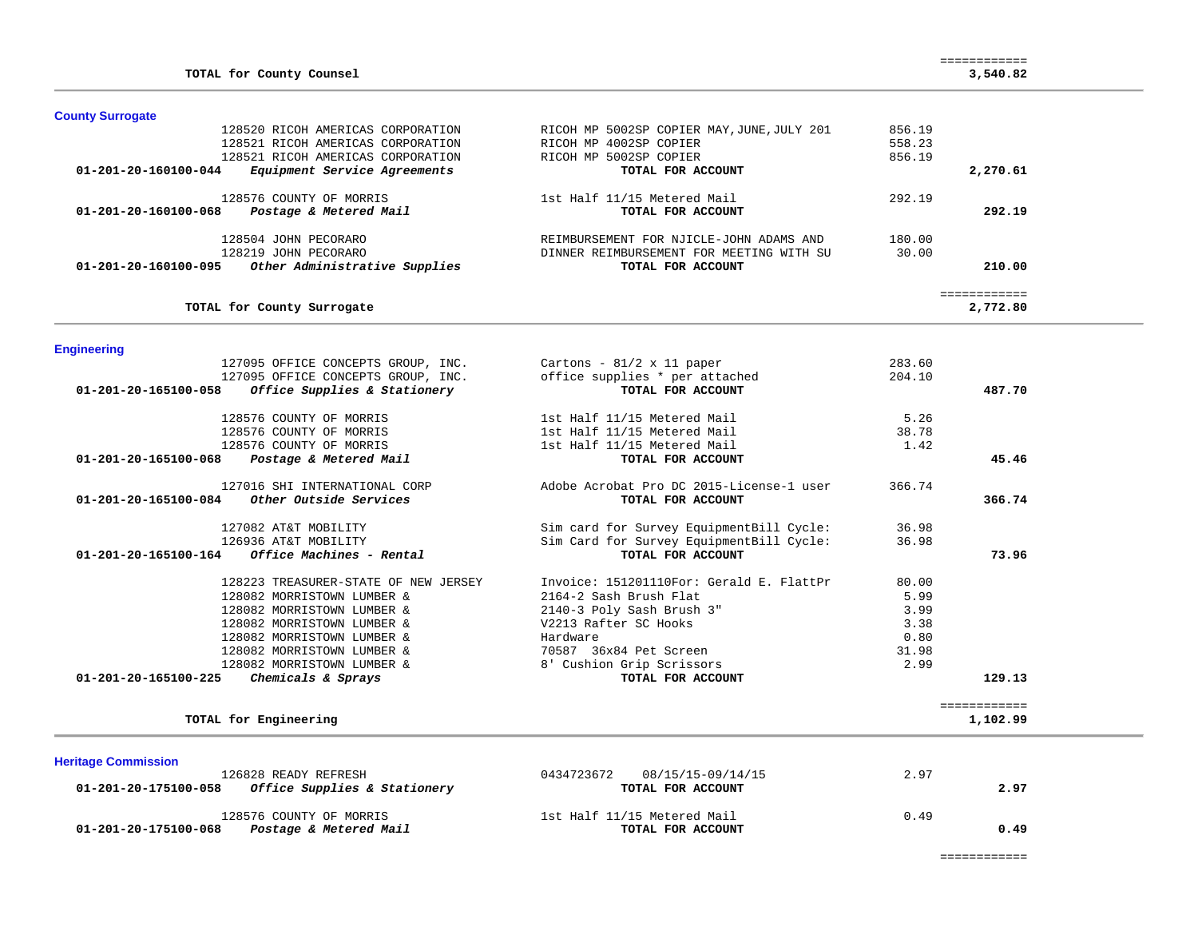| | | | | |
|---|---|---|---|---|
| **TOTAL for County Counsel** | | | | ============ **3,540.82** |

## County Surrogate

| Account | Vendor | Description | Amount | Total |
|---|---|---|---|---|
| | 128520 RICOH AMERICAS CORPORATION | RICOH MP 5002SP COPIER MAY,JUNE,JULY 201 | 856.19 | |
| | 128521 RICOH AMERICAS CORPORATION | RICOH MP 4002SP COPIER | 558.23 | |
| | 128521 RICOH AMERICAS CORPORATION | RICOH MP 5002SP COPIER | 856.19 | |
| **01-201-20-160100-044** | ***Equipment Service Agreements*** | **TOTAL FOR ACCOUNT** | | **2,270.61** |
| | 128576 COUNTY OF MORRIS | 1st Half 11/15 Metered Mail | 292.19 | |
| **01-201-20-160100-068** | ***Postage & Metered Mail*** | **TOTAL FOR ACCOUNT** | | **292.19** |
| | 128504 JOHN PECORARO | REIMBURSEMENT FOR NJICLE-JOHN ADAMS AND | 180.00 | |
| | 128219 JOHN PECORARO | DINNER REIMBURSEMENT FOR MEETING WITH SU | 30.00 | |
| **01-201-20-160100-095** | ***Other Administrative Supplies*** | **TOTAL FOR ACCOUNT** | | **210.00** |
| **TOTAL for County Surrogate** | | | | ============ **2,772.80** |

## Engineering

| Account | Vendor | Description | Amount | Total |
|---|---|---|---|---|
| | 127095 OFFICE CONCEPTS GROUP, INC. | Cartons - 81/2 x 11 paper | 283.60 | |
| | 127095 OFFICE CONCEPTS GROUP, INC. | office supplies * per attached | 204.10 | |
| **01-201-20-165100-058** | ***Office Supplies & Stationery*** | **TOTAL FOR ACCOUNT** | | **487.70** |
| | 128576 COUNTY OF MORRIS | 1st Half 11/15 Metered Mail | 5.26 | |
| | 128576 COUNTY OF MORRIS | 1st Half 11/15 Metered Mail | 38.78 | |
| | 128576 COUNTY OF MORRIS | 1st Half 11/15 Metered Mail | 1.42 | |
| **01-201-20-165100-068** | ***Postage & Metered Mail*** | **TOTAL FOR ACCOUNT** | | **45.46** |
| | 127016 SHI INTERNATIONAL CORP | Adobe Acrobat Pro DC 2015-License-1 user | 366.74 | |
| **01-201-20-165100-084** | ***Other Outside Services*** | **TOTAL FOR ACCOUNT** | | **366.74** |
| | 127082 AT&T MOBILITY | Sim card for Survey EquipmentBill Cycle: | 36.98 | |
| | 126936 AT&T MOBILITY | Sim Card for Survey EquipmentBill Cycle: | 36.98 | |
| **01-201-20-165100-164** | ***Office Machines - Rental*** | **TOTAL FOR ACCOUNT** | | **73.96** |
| | 128223 TREASURER-STATE OF NEW JERSEY | Invoice: 151201110For: Gerald E. FlattPr | 80.00 | |
| | 128082 MORRISTOWN LUMBER & | 2164-2 Sash Brush Flat | 5.99 | |
| | 128082 MORRISTOWN LUMBER & | 2140-3 Poly Sash Brush 3" | 3.99 | |
| | 128082 MORRISTOWN LUMBER & | V2213 Rafter SC Hooks | 3.38 | |
| | 128082 MORRISTOWN LUMBER & | Hardware | 0.80 | |
| | 128082 MORRISTOWN LUMBER & | 70587 36x84 Pet Screen | 31.98 | |
| | 128082 MORRISTOWN LUMBER & | 8' Cushion Grip Scrissors | 2.99 | |
| **01-201-20-165100-225** | ***Chemicals & Sprays*** | **TOTAL FOR ACCOUNT** | | **129.13** |
| **TOTAL for Engineering** | | | | ============ **1,102.99** |

## Heritage Commission

| Account | Vendor | Description | Amount | Total |
|---|---|---|---|---|
| | 126828 READY REFRESH | 0434723672 08/15/15-09/14/15 | 2.97 | |
| **01-201-20-175100-058** | ***Office Supplies & Stationery*** | **TOTAL FOR ACCOUNT** | | **2.97** |
| | 128576 COUNTY OF MORRIS | 1st Half 11/15 Metered Mail | 0.49 | |
| **01-201-20-175100-068** | ***Postage & Metered Mail*** | **TOTAL FOR ACCOUNT** | | **0.49** |
| | | | | ============ |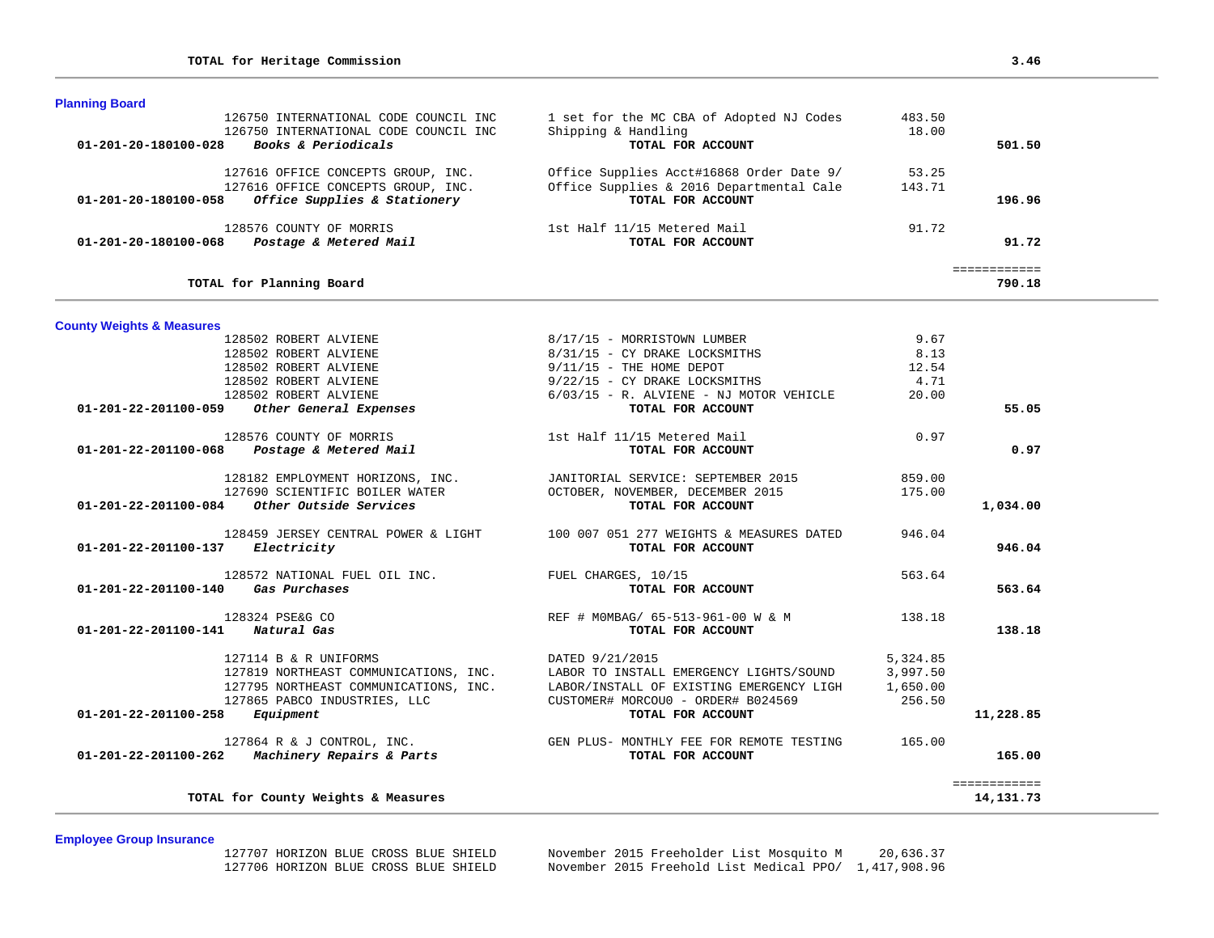**TOTAL for Heritage Commission** 3.46

### Planning Board

| Account | Vendor | Description | Amount | Total |
|---|---|---|---|---|
| | 126750 INTERNATIONAL CODE COUNCIL INC | 1 set for the MC CBA of Adopted NJ Codes | 483.50 | |
| | 126750 INTERNATIONAL CODE COUNCIL INC | Shipping & Handling | 18.00 | |
| **01-201-20-180100-028** | ***Books & Periodicals*** | **TOTAL FOR ACCOUNT** | | **501.50** |
| | 127616 OFFICE CONCEPTS GROUP, INC. | Office Supplies Acct#16868 Order Date 9/ | 53.25 | |
| | 127616 OFFICE CONCEPTS GROUP, INC. | Office Supplies & 2016 Departmental Cale | 143.71 | |
| **01-201-20-180100-058** | ***Office Supplies & Stationery*** | **TOTAL FOR ACCOUNT** | | **196.96** |
| | 128576 COUNTY OF MORRIS | 1st Half 11/15 Metered Mail | 91.72 | |
| **01-201-20-180100-068** | ***Postage & Metered Mail*** | **TOTAL FOR ACCOUNT** | | **91.72** |

**TOTAL for Planning Board** 790.18

### County Weights & Measures

| Account | Vendor | Description | Amount | Total |
|---|---|---|---|---|
| | 128502 ROBERT ALVIENE | 8/17/15 - MORRISTOWN LUMBER | 9.67 | |
| | 128502 ROBERT ALVIENE | 8/31/15 - CY DRAKE LOCKSMITHS | 8.13 | |
| | 128502 ROBERT ALVIENE | 9/11/15 - THE HOME DEPOT | 12.54 | |
| | 128502 ROBERT ALVIENE | 9/22/15 - CY DRAKE LOCKSMITHS | 4.71 | |
| | 128502 ROBERT ALVIENE | 6/03/15 - R. ALVIENE - NJ MOTOR VEHICLE | 20.00 | |
| **01-201-22-201100-059** | ***Other General Expenses*** | **TOTAL FOR ACCOUNT** | | **55.05** |
| | 128576 COUNTY OF MORRIS | 1st Half 11/15 Metered Mail | 0.97 | |
| **01-201-22-201100-068** | ***Postage & Metered Mail*** | **TOTAL FOR ACCOUNT** | | **0.97** |
| | 128182 EMPLOYMENT HORIZONS, INC. | JANITORIAL SERVICE: SEPTEMBER 2015 | 859.00 | |
| | 127690 SCIENTIFIC BOILER WATER | OCTOBER, NOVEMBER, DECEMBER 2015 | 175.00 | |
| **01-201-22-201100-084** | ***Other Outside Services*** | **TOTAL FOR ACCOUNT** | | **1,034.00** |
| | 128459 JERSEY CENTRAL POWER & LIGHT | 100 007 051 277 WEIGHTS & MEASURES DATED | 946.04 | |
| **01-201-22-201100-137** | ***Electricity*** | **TOTAL FOR ACCOUNT** | | **946.04** |
| | 128572 NATIONAL FUEL OIL INC. | FUEL CHARGES, 10/15 | 563.64 | |
| **01-201-22-201100-140** | ***Gas Purchases*** | **TOTAL FOR ACCOUNT** | | **563.64** |
| | 128324 PSE&G CO | REF # M0MBAG/ 65-513-961-00 W & M | 138.18 | |
| **01-201-22-201100-141** | ***Natural Gas*** | **TOTAL FOR ACCOUNT** | | **138.18** |
| | 127114 B & R UNIFORMS | DATED 9/21/2015 | 5,324.85 | |
| | 127819 NORTHEAST COMMUNICATIONS, INC. | LABOR TO INSTALL EMERGENCY LIGHTS/SOUND | 3,997.50 | |
| | 127795 NORTHEAST COMMUNICATIONS, INC. | LABOR/INSTALL OF EXISTING EMERGENCY LIGH | 1,650.00 | |
| | 127865 PABCO INDUSTRIES, LLC | CUSTOMER# MORCOU0 - ORDER# B024569 | 256.50 | |
| **01-201-22-201100-258** | ***Equipment*** | **TOTAL FOR ACCOUNT** | | **11,228.85** |
| | 127864 R & J CONTROL, INC. | GEN PLUS- MONTHLY FEE FOR REMOTE TESTING | 165.00 | |
| **01-201-22-201100-262** | ***Machinery Repairs & Parts*** | **TOTAL FOR ACCOUNT** | | **165.00** |

**TOTAL for County Weights & Measures** 14,131.73

### Employee Group Insurance

| Account | Vendor | Description | Amount | Total |
|---|---|---|---|---|
| | 127707 HORIZON BLUE CROSS BLUE SHIELD | November 2015 Freeholder List Mosquito M | 20,636.37 | |
| | 127706 HORIZON BLUE CROSS BLUE SHIELD | November 2015 Freehold List Medical PPO/ | 1,417,908.96 | |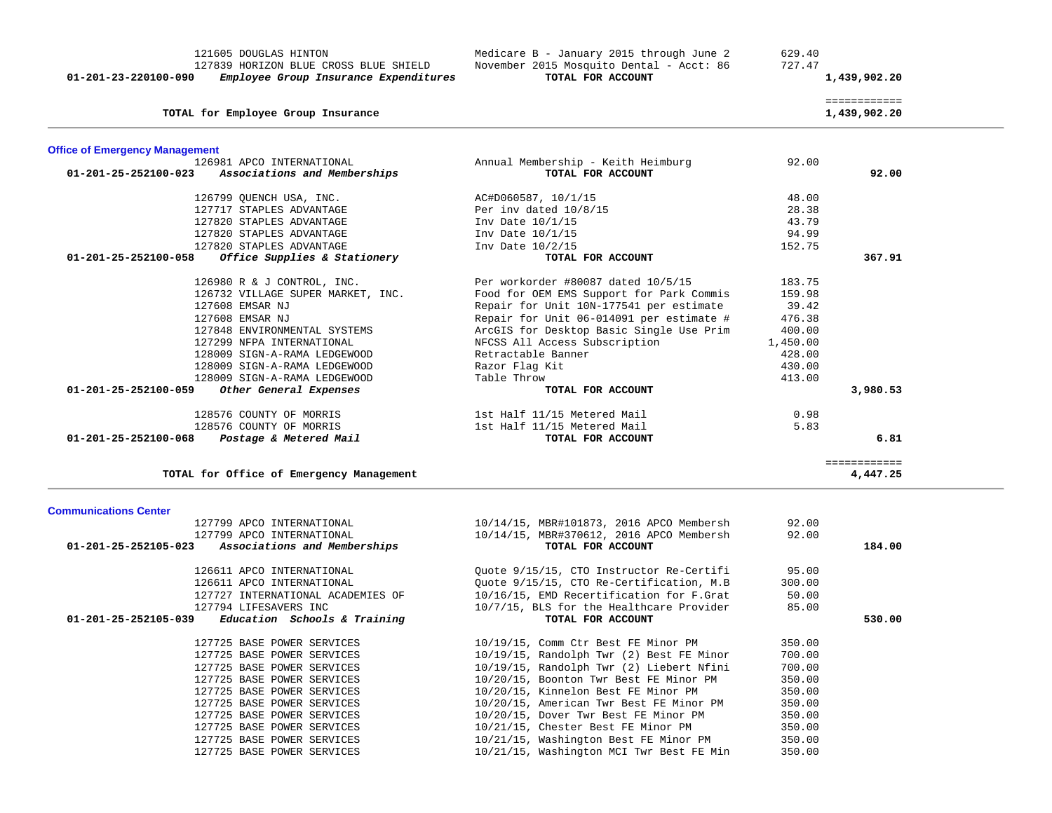| Vendor | Description | Amount | Total |
|---|---|---|---|
| 121605 DOUGLAS HINTON | Medicare B - January 2015 through June 2 | 629.40 | |
| 127839 HORIZON BLUE CROSS BLUE SHIELD | November 2015 Mosquito Dental - Acct: 86 | 727.47 | |
| **01-201-23-220100-090** ***Employee Group Insurance Expenditures*** | **TOTAL FOR ACCOUNT** | | **1,439,902.20** |

**TOTAL for Employee Group Insurance** ============ **1,439,902.20**

## Office of Emergency Management

| Vendor | Description | Amount | Total |
|---|---|---|---|
| 126981 APCO INTERNATIONAL | Annual Membership - Keith Heimburg | 92.00 | |
| **01-201-25-252100-023** ***Associations and Memberships*** | **TOTAL FOR ACCOUNT** | | **92.00** |
| 126799 QUENCH USA, INC. | AC#D060587, 10/1/15 | 48.00 | |
| 127717 STAPLES ADVANTAGE | Per inv dated 10/8/15 | 28.38 | |
| 127820 STAPLES ADVANTAGE | Inv Date 10/1/15 | 43.79 | |
| 127820 STAPLES ADVANTAGE | Inv Date 10/1/15 | 94.99 | |
| 127820 STAPLES ADVANTAGE | Inv Date 10/2/15 | 152.75 | |
| **01-201-25-252100-058** ***Office Supplies & Stationery*** | **TOTAL FOR ACCOUNT** | | **367.91** |
| 126980 R & J CONTROL, INC. | Per workorder #80087 dated 10/5/15 | 183.75 | |
| 126732 VILLAGE SUPER MARKET, INC. | Food for OEM EMS Support for Park Commis | 159.98 | |
| 127608 EMSAR NJ | Repair for Unit 10N-177541 per estimate | 39.42 | |
| 127608 EMSAR NJ | Repair for Unit 06-014091 per estimate # | 476.38 | |
| 127848 ENVIRONMENTAL SYSTEMS | ArcGIS for Desktop Basic Single Use Prim | 400.00 | |
| 127299 NFPA INTERNATIONAL | NFCSS All Access Subscription | 1,450.00 | |
| 128009 SIGN-A-RAMA LEDGEWOOD | Retractable Banner | 428.00 | |
| 128009 SIGN-A-RAMA LEDGEWOOD | Razor Flag Kit | 430.00 | |
| 128009 SIGN-A-RAMA LEDGEWOOD | Table Throw | 413.00 | |
| **01-201-25-252100-059** ***Other General Expenses*** | **TOTAL FOR ACCOUNT** | | **3,980.53** |
| 128576 COUNTY OF MORRIS | 1st Half 11/15 Metered Mail | 0.98 | |
| 128576 COUNTY OF MORRIS | 1st Half 11/15 Metered Mail | 5.83 | |
| **01-201-25-252100-068** ***Postage & Metered Mail*** | **TOTAL FOR ACCOUNT** | | **6.81** |

**TOTAL for Office of Emergency Management** ============ **4,447.25**

## Communications Center

| Vendor | Description | Amount | Total |
|---|---|---|---|
| 127799 APCO INTERNATIONAL | 10/14/15, MBR#101873, 2016 APCO Membersh | 92.00 | |
| 127799 APCO INTERNATIONAL | 10/14/15, MBR#370612, 2016 APCO Membersh | 92.00 | |
| **01-201-25-252105-023** ***Associations and Memberships*** | **TOTAL FOR ACCOUNT** | | **184.00** |
| 126611 APCO INTERNATIONAL | Quote 9/15/15, CTO Instructor Re-Certifi | 95.00 | |
| 126611 APCO INTERNATIONAL | Quote 9/15/15, CTO Re-Certification, M.B | 300.00 | |
| 127727 INTERNATIONAL ACADEMIES OF | 10/16/15, EMD Recertification for F.Grat | 50.00 | |
| 127794 LIFESAVERS INC | 10/7/15, BLS for the Healthcare Provider | 85.00 | |
| **01-201-25-252105-039** ***Education Schools & Training*** | **TOTAL FOR ACCOUNT** | | **530.00** |
| 127725 BASE POWER SERVICES | 10/19/15, Comm Ctr Best FE Minor PM | 350.00 | |
| 127725 BASE POWER SERVICES | 10/19/15, Randolph Twr (2) Best FE Minor | 700.00 | |
| 127725 BASE POWER SERVICES | 10/19/15, Randolph Twr (2) Liebert Nfini | 700.00 | |
| 127725 BASE POWER SERVICES | 10/20/15, Boonton Twr Best FE Minor PM | 350.00 | |
| 127725 BASE POWER SERVICES | 10/20/15, Kinnelon Best FE Minor PM | 350.00 | |
| 127725 BASE POWER SERVICES | 10/20/15, American Twr Best FE Minor PM | 350.00 | |
| 127725 BASE POWER SERVICES | 10/20/15, Dover Twr Best FE Minor PM | 350.00 | |
| 127725 BASE POWER SERVICES | 10/21/15, Chester Best FE Minor PM | 350.00 | |
| 127725 BASE POWER SERVICES | 10/21/15, Washington Best FE Minor PM | 350.00 | |
| 127725 BASE POWER SERVICES | 10/21/15, Washington MCI Twr Best FE Min | 350.00 | |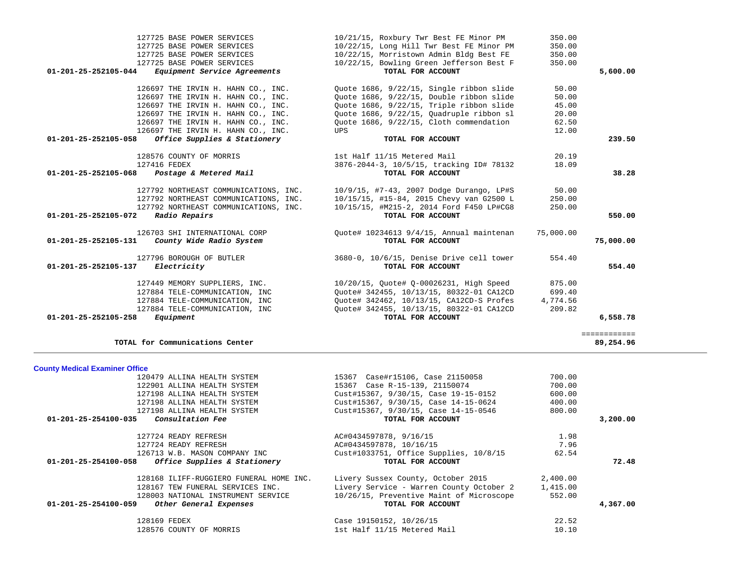| PO # | Vendor | Description | Amount | Account Total |
|---|---|---|---|---|
| 127725 | BASE POWER SERVICES | 10/21/15, Roxbury Twr Best FE Minor PM | 350.00 | |
| 127725 | BASE POWER SERVICES | 10/22/15, Long Hill Twr Best FE Minor PM | 350.00 | |
| 127725 | BASE POWER SERVICES | 10/22/15, Morristown Admin Bldg Best FE | 350.00 | |
| 127725 | BASE POWER SERVICES | 10/22/15, Bowling Green Jefferson Best F | 350.00 | |
| **01-201-25-252105-044** | ***Equipment Service Agreements*** | **TOTAL FOR ACCOUNT** | | **5,600.00** |
| 126697 | THE IRVIN H. HAHN CO., INC. | Quote 1686, 9/22/15, Single ribbon slide | 50.00 | |
| 126697 | THE IRVIN H. HAHN CO., INC. | Quote 1686, 9/22/15, Double ribbon slide | 50.00 | |
| 126697 | THE IRVIN H. HAHN CO., INC. | Quote 1686, 9/22/15, Triple ribbon slide | 45.00 | |
| 126697 | THE IRVIN H. HAHN CO., INC. | Quote 1686, 9/22/15, Quadruple ribbon sl | 20.00 | |
| 126697 | THE IRVIN H. HAHN CO., INC. | Quote 1686, 9/22/15, Cloth commendation | 62.50 | |
| 126697 | THE IRVIN H. HAHN CO., INC. | UPS | 12.00 | |
| **01-201-25-252105-058** | ***Office Supplies & Stationery*** | **TOTAL FOR ACCOUNT** | | **239.50** |
| 128576 | COUNTY OF MORRIS | 1st Half 11/15 Metered Mail | 20.19 | |
| 127416 | FEDEX | 3876-2044-3, 10/5/15, tracking ID# 78132 | 18.09 | |
| **01-201-25-252105-068** | ***Postage & Metered Mail*** | **TOTAL FOR ACCOUNT** | | **38.28** |
| 127792 | NORTHEAST COMMUNICATIONS, INC. | 10/9/15, #7-43, 2007 Dodge Durango, LP#S | 50.00 | |
| 127792 | NORTHEAST COMMUNICATIONS, INC. | 10/15/15, #15-84, 2015 Chevy van G2500 L | 250.00 | |
| 127792 | NORTHEAST COMMUNICATIONS, INC. | 10/15/15, #M215-2, 2014 Ford F450 LP#CG8 | 250.00 | |
| **01-201-25-252105-072** | ***Radio Repairs*** | **TOTAL FOR ACCOUNT** | | **550.00** |
| 126703 | SHI INTERNATIONAL CORP | Quote# 10234613 9/4/15, Annual maintenan | 75,000.00 | |
| **01-201-25-252105-131** | ***County Wide Radio System*** | **TOTAL FOR ACCOUNT** | | **75,000.00** |
| 127796 | BOROUGH OF BUTLER | 3680-0, 10/6/15, Denise Drive cell tower | 554.40 | |
| **01-201-25-252105-137** | ***Electricity*** | **TOTAL FOR ACCOUNT** | | **554.40** |
| 127449 | MEMORY SUPPLIERS, INC. | 10/20/15, Quote# Q-00026231, High Speed | 875.00 | |
| 127884 | TELE-COMMUNICATION, INC | Quote# 342455, 10/13/15, 80322-01 CA12CD | 699.40 | |
| 127884 | TELE-COMMUNICATION, INC | Quote# 342462, 10/13/15, CA12CD-S Profes | 4,774.56 | |
| 127884 | TELE-COMMUNICATION, INC | Quote# 342455, 10/13/15, 80322-01 CA12CD | 209.82 | |
| **01-201-25-252105-258** | ***Equipment*** | **TOTAL FOR ACCOUNT** | | **6,558.78** |
| | | | | ============ |
| | **TOTAL for Communications Center** | | | **89,254.96** |

## County Medical Examiner Office

| PO # | Vendor | Description | Amount | Account Total |
|---|---|---|---|---|
| 120479 | ALLINA HEALTH SYSTEM | 15367 Case#r15106, Case 21150058 | 700.00 | |
| 122901 | ALLINA HEALTH SYSTEM | 15367 Case R-15-139, 21150074 | 700.00 | |
| 127198 | ALLINA HEALTH SYSTEM | Cust#15367, 9/30/15, Case 19-15-0152 | 600.00 | |
| 127198 | ALLINA HEALTH SYSTEM | Cust#15367, 9/30/15, Case 14-15-0624 | 400.00 | |
| 127198 | ALLINA HEALTH SYSTEM | Cust#15367, 9/30/15, Case 14-15-0546 | 800.00 | |
| **01-201-25-254100-035** | ***Consultation Fee*** | **TOTAL FOR ACCOUNT** | | **3,200.00** |
| 127724 | READY REFRESH | AC#0434597878, 9/16/15 | 1.98 | |
| 127724 | READY REFRESH | AC#0434597878, 10/16/15 | 7.96 | |
| 126713 | W.B. MASON COMPANY INC | Cust#1033751, Office Supplies, 10/8/15 | 62.54 | |
| **01-201-25-254100-058** | ***Office Supplies & Stationery*** | **TOTAL FOR ACCOUNT** | | **72.48** |
| 128168 | ILIFF-RUGGIERO FUNERAL HOME INC. | Livery Sussex County, October 2015 | 2,400.00 | |
| 128167 | TEW FUNERAL SERVICES INC. | Livery Service - Warren County October 2 | 1,415.00 | |
| 128003 | NATIONAL INSTRUMENT SERVICE | 10/26/15, Preventive Maint of Microscope | 552.00 | |
| **01-201-25-254100-059** | ***Other General Expenses*** | **TOTAL FOR ACCOUNT** | | **4,367.00** |
| 128169 | FEDEX | Case 19150152, 10/26/15 | 22.52 | |
| 128576 | COUNTY OF MORRIS | 1st Half 11/15 Metered Mail | 10.10 | |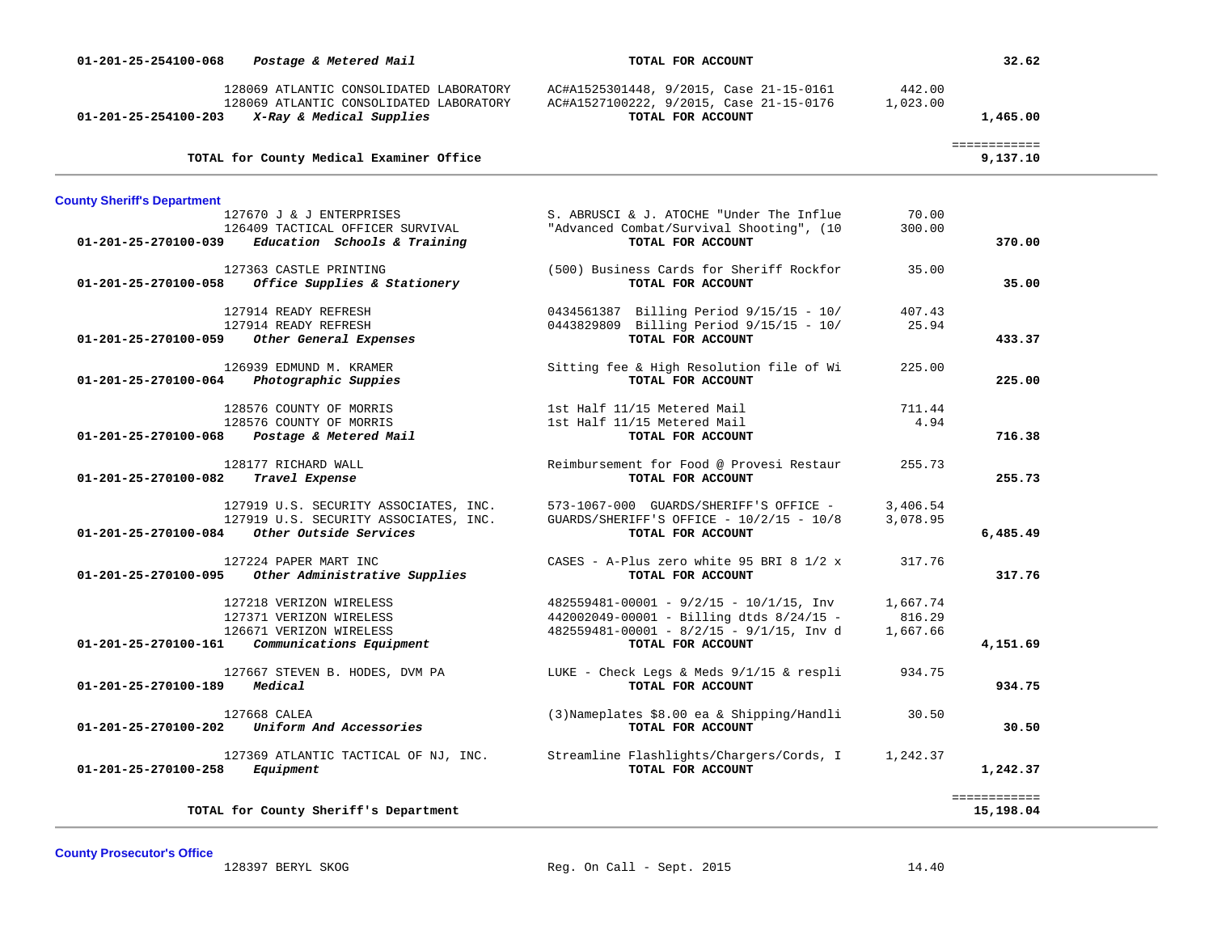| Account | Description | Vendor / Details | Amount | Total |
|---|---|---|---|---|
| 01-201-25-254100-068 | ***Postage & Metered Mail*** | **TOTAL FOR ACCOUNT** | | **32.62** |
| | 128069 ATLANTIC CONSOLIDATED LABORATORY | AC#A1525301448, 9/2015, Case 21-15-0161 | 442.00 | |
| | 128069 ATLANTIC CONSOLIDATED LABORATORY | AC#A1527100222, 9/2015, Case 21-15-0176 | 1,023.00 | |
| 01-201-25-254100-203 | ***X-Ray & Medical Supplies*** | **TOTAL FOR ACCOUNT** | | **1,465.00** |
| | **TOTAL for County Medical Examiner Office** | | | ============ **9,137.10** |

## County Sheriff's Department

| Account | Description | Vendor / Details | Amount | Total |
|---|---|---|---|---|
| | 127670 J & J ENTERPRISES | S. ABRUSCI & J. ATOCHE "Under The Influe | 70.00 | |
| | 126409 TACTICAL OFFICER SURVIVAL | "Advanced Combat/Survival Shooting", (10 | 300.00 | |
| 01-201-25-270100-039 | ***Education Schools & Training*** | **TOTAL FOR ACCOUNT** | | **370.00** |
| | 127363 CASTLE PRINTING | (500) Business Cards for Sheriff Rockfor | 35.00 | |
| 01-201-25-270100-058 | ***Office Supplies & Stationery*** | **TOTAL FOR ACCOUNT** | | **35.00** |
| | 127914 READY REFRESH | 0434561387 Billing Period 9/15/15 - 10/ | 407.43 | |
| | 127914 READY REFRESH | 0443829809 Billing Period 9/15/15 - 10/ | 25.94 | |
| 01-201-25-270100-059 | ***Other General Expenses*** | **TOTAL FOR ACCOUNT** | | **433.37** |
| | 126939 EDMUND M. KRAMER | Sitting fee & High Resolution file of Wi | 225.00 | |
| 01-201-25-270100-064 | ***Photographic Suppies*** | **TOTAL FOR ACCOUNT** | | **225.00** |
| | 128576 COUNTY OF MORRIS | 1st Half 11/15 Metered Mail | 711.44 | |
| | 128576 COUNTY OF MORRIS | 1st Half 11/15 Metered Mail | 4.94 | |
| 01-201-25-270100-068 | ***Postage & Metered Mail*** | **TOTAL FOR ACCOUNT** | | **716.38** |
| | 128177 RICHARD WALL | Reimbursement for Food @ Provesi Restaur | 255.73 | |
| 01-201-25-270100-082 | ***Travel Expense*** | **TOTAL FOR ACCOUNT** | | **255.73** |
| | 127919 U.S. SECURITY ASSOCIATES, INC. | 573-1067-000 GUARDS/SHERIFF'S OFFICE - | 3,406.54 | |
| | 127919 U.S. SECURITY ASSOCIATES, INC. | GUARDS/SHERIFF'S OFFICE - 10/2/15 - 10/8 | 3,078.95 | |
| 01-201-25-270100-084 | ***Other Outside Services*** | **TOTAL FOR ACCOUNT** | | **6,485.49** |
| | 127224 PAPER MART INC | CASES - A-Plus zero white 95 BRI 8 1/2 x | 317.76 | |
| 01-201-25-270100-095 | ***Other Administrative Supplies*** | **TOTAL FOR ACCOUNT** | | **317.76** |
| | 127218 VERIZON WIRELESS | 482559481-00001 - 9/2/15 - 10/1/15, Inv | 1,667.74 | |
| | 127371 VERIZON WIRELESS | 442002049-00001 - Billing dtds 8/24/15 - | 816.29 | |
| | 126671 VERIZON WIRELESS | 482559481-00001 - 8/2/15 - 9/1/15, Inv d | 1,667.66 | |
| 01-201-25-270100-161 | ***Communications Equipment*** | **TOTAL FOR ACCOUNT** | | **4,151.69** |
| | 127667 STEVEN B. HODES, DVM PA | LUKE - Check Legs & Meds 9/1/15 & respli | 934.75 | |
| 01-201-25-270100-189 | ***Medical*** | **TOTAL FOR ACCOUNT** | | **934.75** |
| | 127668 CALEA | (3)Nameplates $8.00 ea & Shipping/Handli | 30.50 | |
| 01-201-25-270100-202 | ***Uniform And Accessories*** | **TOTAL FOR ACCOUNT** | | **30.50** |
| | 127369 ATLANTIC TACTICAL OF NJ, INC. | Streamline Flashlights/Chargers/Cords, I | 1,242.37 | |
| 01-201-25-270100-258 | ***Equipment*** | **TOTAL FOR ACCOUNT** | | **1,242.37** |
| | **TOTAL for County Sheriff's Department** | | | ============ **15,198.04** |

## County Prosecutor's Office

| Account | Description | Vendor / Details | Amount | Total |
|---|---|---|---|---|
| | 128397 BERYL SKOG | Reg. On Call - Sept. 2015 | 14.40 | |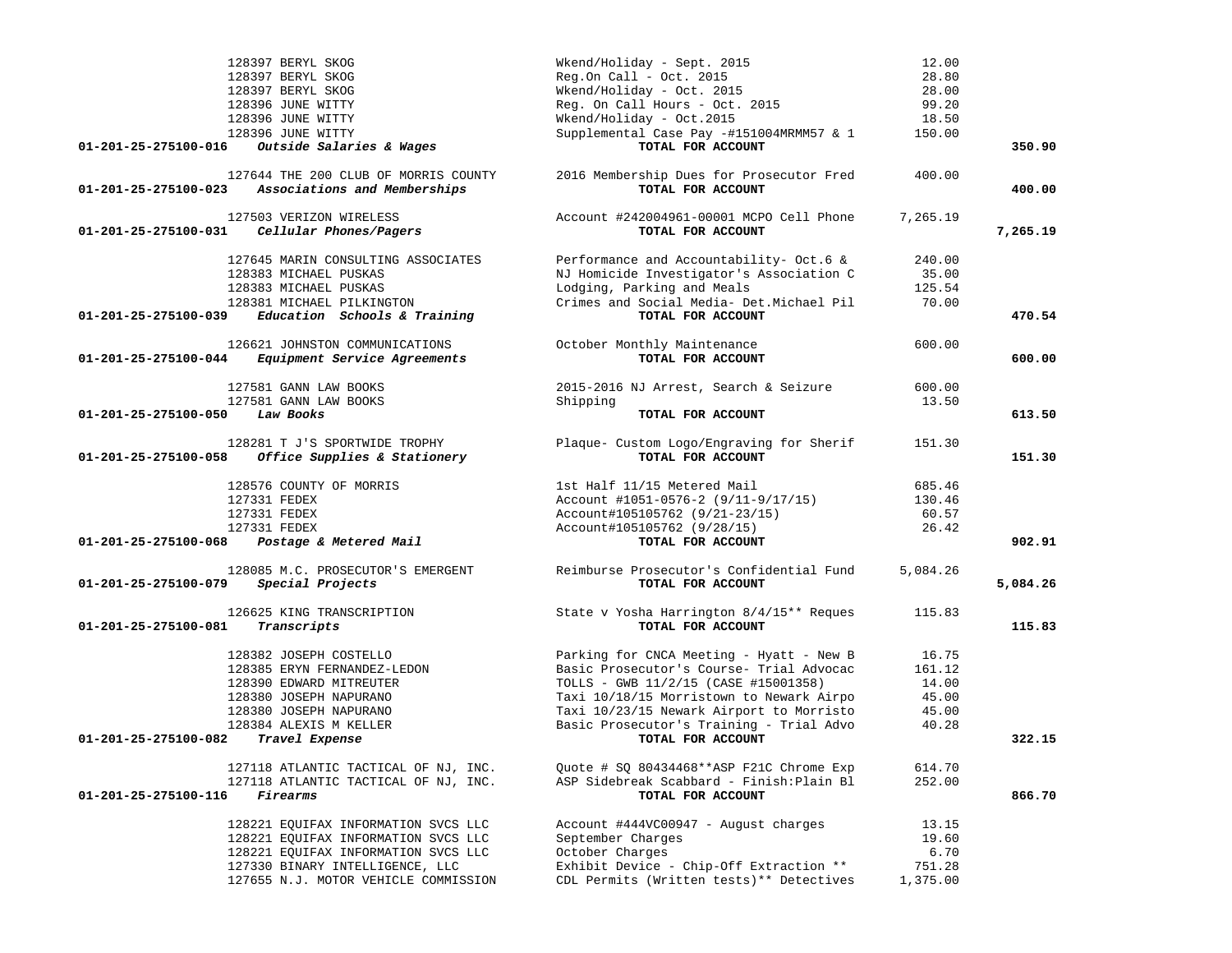| Account | Vendor | Description | Amount | Total |
|---|---|---|---|---|
| | 128397 BERYL SKOG | Wkend/Holiday - Sept. 2015 | 12.00 | |
| | 128397 BERYL SKOG | Reg.On Call - Oct. 2015 | 28.80 | |
| | 128397 BERYL SKOG | Wkend/Holiday - Oct. 2015 | 28.00 | |
| | 128396 JUNE WITTY | Reg. On Call Hours - Oct. 2015 | 99.20 | |
| | 128396 JUNE WITTY | Wkend/Holiday - Oct.2015 | 18.50 | |
| | 128396 JUNE WITTY | Supplemental Case Pay -#151004MRMM57 & 1 | 150.00 | |
| **01-201-25-275100-016** | ***Outside Salaries & Wages*** | TOTAL FOR ACCOUNT | | **350.90** |
| | 127644 THE 200 CLUB OF MORRIS COUNTY | 2016 Membership Dues for Prosecutor Fred | 400.00 | |
| **01-201-25-275100-023** | ***Associations and Memberships*** | TOTAL FOR ACCOUNT | | **400.00** |
| | 127503 VERIZON WIRELESS | Account #242004961-00001 MCPO Cell Phone | 7,265.19 | |
| **01-201-25-275100-031** | ***Cellular Phones/Pagers*** | TOTAL FOR ACCOUNT | | **7,265.19** |
| | 127645 MARIN CONSULTING ASSOCIATES | Performance and Accountability- Oct.6 & | 240.00 | |
| | 128383 MICHAEL PUSKAS | NJ Homicide Investigator's Association C | 35.00 | |
| | 128383 MICHAEL PUSKAS | Lodging, Parking and Meals | 125.54 | |
| | 128381 MICHAEL PILKINGTON | Crimes and Social Media- Det.Michael Pil | 70.00 | |
| **01-201-25-275100-039** | ***Education Schools & Training*** | TOTAL FOR ACCOUNT | | **470.54** |
| | 126621 JOHNSTON COMMUNICATIONS | October Monthly Maintenance | 600.00 | |
| **01-201-25-275100-044** | ***Equipment Service Agreements*** | TOTAL FOR ACCOUNT | | **600.00** |
| | 127581 GANN LAW BOOKS | 2015-2016 NJ Arrest, Search & Seizure | 600.00 | |
| | 127581 GANN LAW BOOKS | Shipping | 13.50 | |
| **01-201-25-275100-050** | ***Law Books*** | TOTAL FOR ACCOUNT | | **613.50** |
| | 128281 T J'S SPORTWIDE TROPHY | Plaque- Custom Logo/Engraving for Sherif | 151.30 | |
| **01-201-25-275100-058** | ***Office Supplies & Stationery*** | TOTAL FOR ACCOUNT | | **151.30** |
| | 128576 COUNTY OF MORRIS | 1st Half 11/15 Metered Mail | 685.46 | |
| | 127331 FEDEX | Account #1051-0576-2 (9/11-9/17/15) | 130.46 | |
| | 127331 FEDEX | Account#105105762 (9/21-23/15) | 60.57 | |
| | 127331 FEDEX | Account#105105762 (9/28/15) | 26.42 | |
| **01-201-25-275100-068** | ***Postage & Metered Mail*** | TOTAL FOR ACCOUNT | | **902.91** |
| | 128085 M.C. PROSECUTOR'S EMERGENT | Reimburse Prosecutor's Confidential Fund | 5,084.26 | |
| **01-201-25-275100-079** | ***Special Projects*** | TOTAL FOR ACCOUNT | | **5,084.26** |
| | 126625 KING TRANSCRIPTION | State v Yosha Harrington 8/4/15** Reques | 115.83 | |
| **01-201-25-275100-081** | ***Transcripts*** | TOTAL FOR ACCOUNT | | **115.83** |
| | 128382 JOSEPH COSTELLO | Parking for CNCA Meeting - Hyatt - New B | 16.75 | |
| | 128385 ERYN FERNANDEZ-LEDON | Basic Prosecutor's Course- Trial Advocac | 161.12 | |
| | 128390 EDWARD MITREUTER | TOLLS - GWB 11/2/15 (CASE #15001358) | 14.00 | |
| | 128380 JOSEPH NAPURANO | Taxi 10/18/15 Morristown to Newark Airpo | 45.00 | |
| | 128380 JOSEPH NAPURANO | Taxi 10/23/15 Newark Airport to Morristo | 45.00 | |
| | 128384 ALEXIS M KELLER | Basic Prosecutor's Training - Trial Advo | 40.28 | |
| **01-201-25-275100-082** | ***Travel Expense*** | TOTAL FOR ACCOUNT | | **322.15** |
| | 127118 ATLANTIC TACTICAL OF NJ, INC. | Quote # SQ 80434468**ASP F21C Chrome Exp | 614.70 | |
| | 127118 ATLANTIC TACTICAL OF NJ, INC. | ASP Sidebreak Scabbard - Finish:Plain Bl | 252.00 | |
| **01-201-25-275100-116** | ***Firearms*** | TOTAL FOR ACCOUNT | | **866.70** |
| | 128221 EQUIFAX INFORMATION SVCS LLC | Account #444VC00947 - August charges | 13.15 | |
| | 128221 EQUIFAX INFORMATION SVCS LLC | September Charges | 19.60 | |
| | 128221 EQUIFAX INFORMATION SVCS LLC | October Charges | 6.70 | |
| | 127330 BINARY INTELLIGENCE, LLC | Exhibit Device - Chip-Off Extraction ** | 751.28 | |
| | 127655 N.J. MOTOR VEHICLE COMMISSION | CDL Permits (Written tests)** Detectives | 1,375.00 | |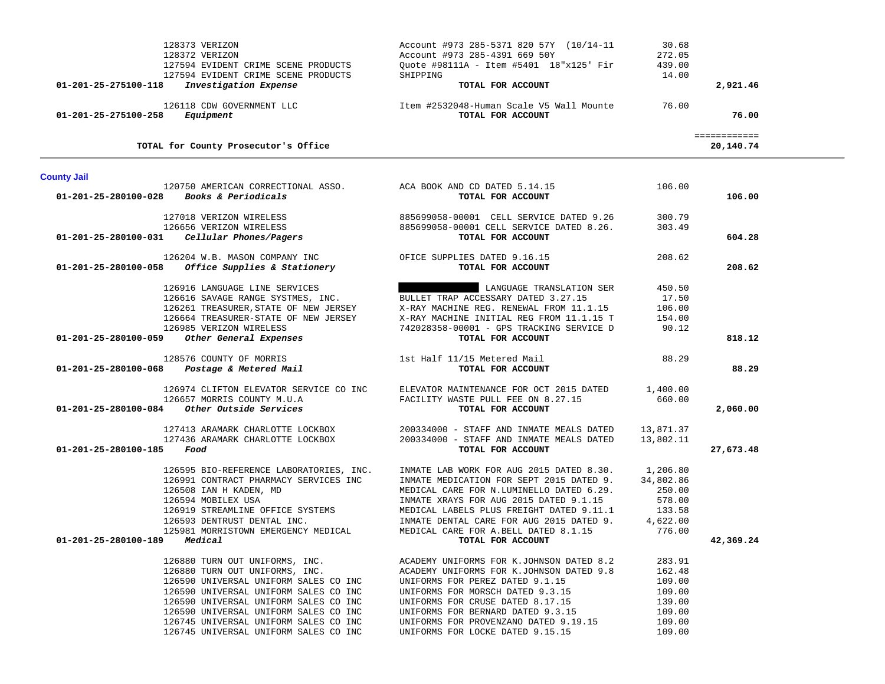| Account | Vendor | Description | Amount | Total |
|---|---|---|---|---|
| | 128373 VERIZON | Account #973 285-5371 820 57Y (10/14-11 | 30.68 | |
| | 128372 VERIZON | Account #973 285-4391 669 50Y | 272.05 | |
| | 127594 EVIDENT CRIME SCENE PRODUCTS | Quote #98111A - Item #5401 18"x125' Fir | 439.00 | |
| | 127594 EVIDENT CRIME SCENE PRODUCTS | SHIPPING | 14.00 | |
| **01-201-25-275100-118** | ***Investigation Expense*** | **TOTAL FOR ACCOUNT** | | **2,921.46** |
| | 126118 CDW GOVERNMENT LLC | Item #2532048-Human Scale V5 Wall Mounte | 76.00 | |
| **01-201-25-275100-258** | ***Equipment*** | **TOTAL FOR ACCOUNT** | | **76.00** |
| | **TOTAL for County Prosecutor's Office** | | | ============ **20,140.74** |

## County Jail

| Account | Vendor | Description | Amount | Total |
|---|---|---|---|---|
| | 120750 AMERICAN CORRECTIONAL ASSO. | ACA BOOK AND CD DATED 5.14.15 | 106.00 | |
| **01-201-25-280100-028** | ***Books & Periodicals*** | **TOTAL FOR ACCOUNT** | | **106.00** |
| | 127018 VERIZON WIRELESS | 885699058-00001 CELL SERVICE DATED 9.26 | 300.79 | |
| | 126656 VERIZON WIRELESS | 885699058-00001 CELL SERVICE DATED 8.26. | 303.49 | |
| **01-201-25-280100-031** | ***Cellular Phones/Pagers*** | **TOTAL FOR ACCOUNT** | | **604.28** |
| | 126204 W.B. MASON COMPANY INC | OFICE SUPPLIES DATED 9.16.15 | 208.62 | |
| **01-201-25-280100-058** | ***Office Supplies & Stationery*** | **TOTAL FOR ACCOUNT** | | **208.62** |
| | 126916 LANGUAGE LINE SERVICES | ████████ LANGUAGE TRANSLATION SER | 450.50 | |
| | 126616 SAVAGE RANGE SYSTMES, INC. | BULLET TRAP ACCESSARY DATED 3.27.15 | 17.50 | |
| | 126261 TREASURER,STATE OF NEW JERSEY | X-RAY MACHINE REG. RENEWAL FROM 11.1.15 | 106.00 | |
| | 126664 TREASURER-STATE OF NEW JERSEY | X-RAY MACHINE INITIAL REG FROM 11.1.15 T | 154.00 | |
| | 126985 VERIZON WIRELESS | 742028358-00001 - GPS TRACKING SERVICE D | 90.12 | |
| **01-201-25-280100-059** | ***Other General Expenses*** | **TOTAL FOR ACCOUNT** | | **818.12** |
| | 128576 COUNTY OF MORRIS | 1st Half 11/15 Metered Mail | 88.29 | |
| **01-201-25-280100-068** | ***Postage & Metered Mail*** | **TOTAL FOR ACCOUNT** | | **88.29** |
| | 126974 CLIFTON ELEVATOR SERVICE CO INC | ELEVATOR MAINTENANCE FOR OCT 2015 DATED | 1,400.00 | |
| | 126657 MORRIS COUNTY M.U.A | FACILITY WASTE PULL FEE ON 8.27.15 | 660.00 | |
| **01-201-25-280100-084** | ***Other Outside Services*** | **TOTAL FOR ACCOUNT** | | **2,060.00** |
| | 127413 ARAMARK CHARLOTTE LOCKBOX | 200334000 - STAFF AND INMATE MEALS DATED | 13,871.37 | |
| | 127436 ARAMARK CHARLOTTE LOCKBOX | 200334000 - STAFF AND INMATE MEALS DATED | 13,802.11 | |
| **01-201-25-280100-185** | ***Food*** | **TOTAL FOR ACCOUNT** | | **27,673.48** |
| | 126595 BIO-REFERENCE LABORATORIES, INC. | INMATE LAB WORK FOR AUG 2015 DATED 8.30. | 1,206.80 | |
| | 126991 CONTRACT PHARMACY SERVICES INC | INMATE MEDICATION FOR SEPT 2015 DATED 9. | 34,802.86 | |
| | 126508 IAN H KADEN, MD | MEDICAL CARE FOR N.LUMINELLO DATED 6.29. | 250.00 | |
| | 126594 MOBILEX USA | INMATE XRAYS FOR AUG 2015 DATED 9.1.15 | 578.00 | |
| | 126919 STREAMLINE OFFICE SYSTEMS | MEDICAL LABELS PLUS FREIGHT DATED 9.11.1 | 133.58 | |
| | 126593 DENTRUST DENTAL INC. | INMATE DENTAL CARE FOR AUG 2015 DATED 9. | 4,622.00 | |
| | 125981 MORRISTOWN EMERGENCY MEDICAL | MEDICAL CARE FOR A.BELL DATED 8.1.15 | 776.00 | |
| **01-201-25-280100-189** | ***Medical*** | **TOTAL FOR ACCOUNT** | | **42,369.24** |
| | 126880 TURN OUT UNIFORMS, INC. | ACADEMY UNIFORMS FOR K.JOHNSON DATED 8.2 | 283.91 | |
| | 126880 TURN OUT UNIFORMS, INC. | ACADEMY UNIFORMS FOR K.JOHNSON DATED 9.8 | 162.48 | |
| | 126590 UNIVERSAL UNIFORM SALES CO INC | UNIFORMS FOR PEREZ DATED 9.1.15 | 109.00 | |
| | 126590 UNIVERSAL UNIFORM SALES CO INC | UNIFORMS FOR MORSCH DATED 9.3.15 | 109.00 | |
| | 126590 UNIVERSAL UNIFORM SALES CO INC | UNIFORMS FOR CRUSE DATED 8.17.15 | 139.00 | |
| | 126590 UNIVERSAL UNIFORM SALES CO INC | UNIFORMS FOR BERNARD DATED 9.3.15 | 109.00 | |
| | 126745 UNIVERSAL UNIFORM SALES CO INC | UNIFORMS FOR PROVENZANO DATED 9.19.15 | 109.00 | |
| | 126745 UNIVERSAL UNIFORM SALES CO INC | UNIFORMS FOR LOCKE DATED 9.15.15 | 109.00 | |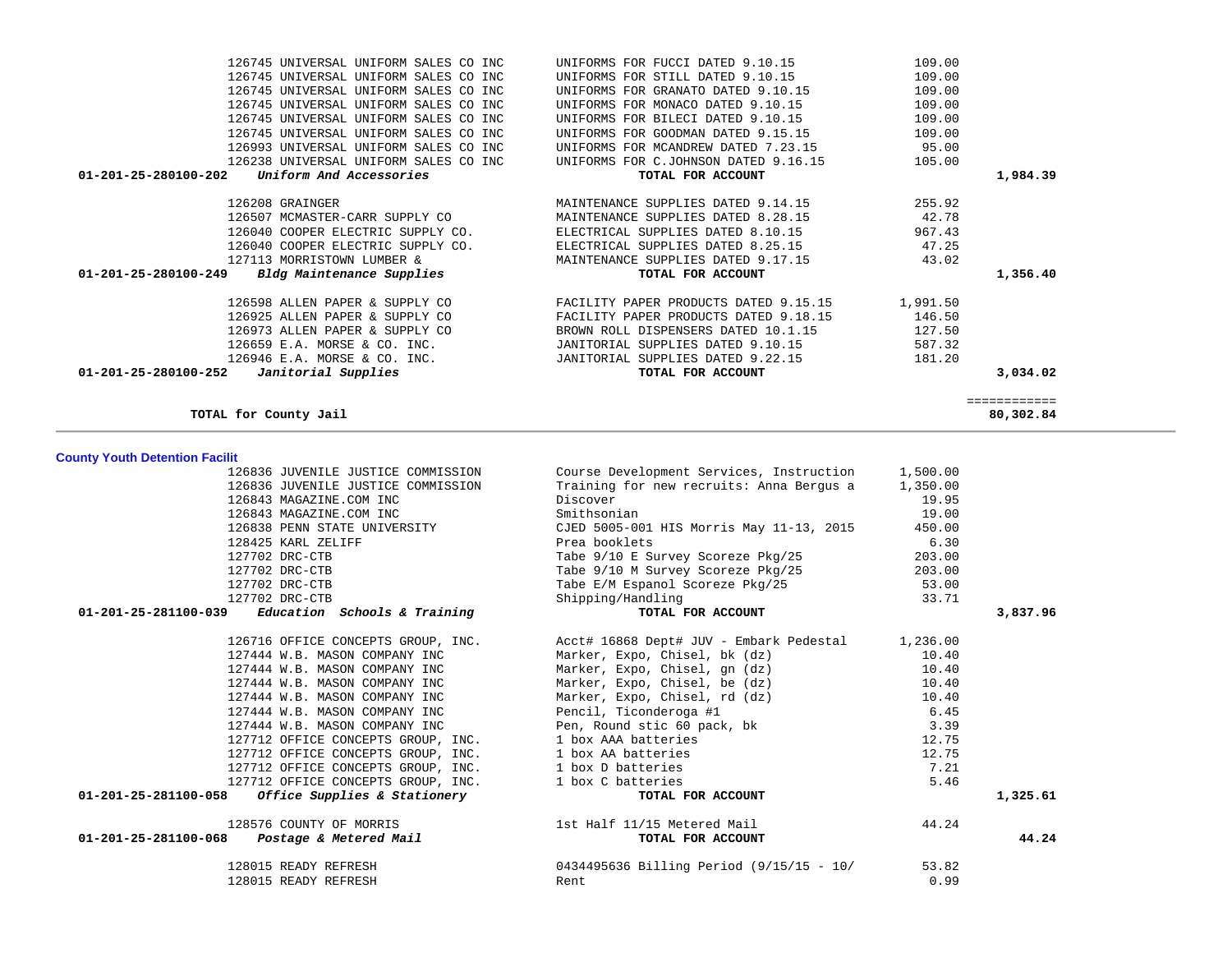| | | | |
|---|---|---|---|
| 126745 UNIVERSAL UNIFORM SALES CO INC | UNIFORMS FOR FUCCI DATED 9.10.15 | 109.00 | |
| 126745 UNIVERSAL UNIFORM SALES CO INC | UNIFORMS FOR STILL DATED 9.10.15 | 109.00 | |
| 126745 UNIVERSAL UNIFORM SALES CO INC | UNIFORMS FOR GRANATO DATED 9.10.15 | 109.00 | |
| 126745 UNIVERSAL UNIFORM SALES CO INC | UNIFORMS FOR MONACO DATED 9.10.15 | 109.00 | |
| 126745 UNIVERSAL UNIFORM SALES CO INC | UNIFORMS FOR BILECI DATED 9.10.15 | 109.00 | |
| 126745 UNIVERSAL UNIFORM SALES CO INC | UNIFORMS FOR GOODMAN DATED 9.15.15 | 109.00 | |
| 126993 UNIVERSAL UNIFORM SALES CO INC | UNIFORMS FOR MCANDREW DATED 7.23.15 | 95.00 | |
| 126238 UNIVERSAL UNIFORM SALES CO INC | UNIFORMS FOR C.JOHNSON DATED 9.16.15 | 105.00 | |
| **01-201-25-280100-202** ***Uniform And Accessories*** | **TOTAL FOR ACCOUNT** | | **1,984.39** |
| 126208 GRAINGER | MAINTENANCE SUPPLIES DATED 9.14.15 | 255.92 | |
| 126507 MCMASTER-CARR SUPPLY CO | MAINTENANCE SUPPLIES DATED 8.28.15 | 42.78 | |
| 126040 COOPER ELECTRIC SUPPLY CO. | ELECTRICAL SUPPLIES DATED 8.10.15 | 967.43 | |
| 126040 COOPER ELECTRIC SUPPLY CO. | ELECTRICAL SUPPLIES DATED 8.25.15 | 47.25 | |
| 127113 MORRISTOWN LUMBER & | MAINTENANCE SUPPLIES DATED 9.17.15 | 43.02 | |
| **01-201-25-280100-249** ***Bldg Maintenance Supplies*** | **TOTAL FOR ACCOUNT** | | **1,356.40** |
| 126598 ALLEN PAPER & SUPPLY CO | FACILITY PAPER PRODUCTS DATED 9.15.15 | 1,991.50 | |
| 126925 ALLEN PAPER & SUPPLY CO | FACILITY PAPER PRODUCTS DATED 9.18.15 | 146.50 | |
| 126973 ALLEN PAPER & SUPPLY CO | BROWN ROLL DISPENSERS DATED 10.1.15 | 127.50 | |
| 126659 E.A. MORSE & CO. INC. | JANITORIAL SUPPLIES DATED 9.10.15 | 587.32 | |
| 126946 E.A. MORSE & CO. INC. | JANITORIAL SUPPLIES DATED 9.22.15 | 181.20 | |
| **01-201-25-280100-252** ***Janitorial Supplies*** | **TOTAL FOR ACCOUNT** | | **3,034.02** |
| | | | ============ |
| **TOTAL for County Jail** | | | **80,302.84** |

**County Youth Detention Facilit**

| | | | |
|---|---|---|---|
| 126836 JUVENILE JUSTICE COMMISSION | Course Development Services, Instruction | 1,500.00 | |
| 126836 JUVENILE JUSTICE COMMISSION | Training for new recruits: Anna Bergus a | 1,350.00 | |
| 126843 MAGAZINE.COM INC | Discover | 19.95 | |
| 126843 MAGAZINE.COM INC | Smithsonian | 19.00 | |
| 126838 PENN STATE UNIVERSITY | CJED 5005-001 HIS Morris May 11-13, 2015 | 450.00 | |
| 128425 KARL ZELIFF | Prea booklets | 6.30 | |
| 127702 DRC-CTB | Tabe 9/10 E Survey Scoreze Pkg/25 | 203.00 | |
| 127702 DRC-CTB | Tabe 9/10 M Survey Scoreze Pkg/25 | 203.00 | |
| 127702 DRC-CTB | Tabe E/M Espanol Scoreze Pkg/25 | 53.00 | |
| 127702 DRC-CTB | Shipping/Handling | 33.71 | |
| **01-201-25-281100-039** ***Education Schools & Training*** | **TOTAL FOR ACCOUNT** | | **3,837.96** |
| 126716 OFFICE CONCEPTS GROUP, INC. | Acct# 16868 Dept# JUV - Embark Pedestal | 1,236.00 | |
| 127444 W.B. MASON COMPANY INC | Marker, Expo, Chisel, bk (dz) | 10.40 | |
| 127444 W.B. MASON COMPANY INC | Marker, Expo, Chisel, gn (dz) | 10.40 | |
| 127444 W.B. MASON COMPANY INC | Marker, Expo, Chisel, be (dz) | 10.40 | |
| 127444 W.B. MASON COMPANY INC | Marker, Expo, Chisel, rd (dz) | 10.40 | |
| 127444 W.B. MASON COMPANY INC | Pencil, Ticonderoga #1 | 6.45 | |
| 127444 W.B. MASON COMPANY INC | Pen, Round stic 60 pack, bk | 3.39 | |
| 127712 OFFICE CONCEPTS GROUP, INC. | 1 box AAA batteries | 12.75 | |
| 127712 OFFICE CONCEPTS GROUP, INC. | 1 box AA batteries | 12.75 | |
| 127712 OFFICE CONCEPTS GROUP, INC. | 1 box D batteries | 7.21 | |
| 127712 OFFICE CONCEPTS GROUP, INC. | 1 box C batteries | 5.46 | |
| **01-201-25-281100-058** ***Office Supplies & Stationery*** | **TOTAL FOR ACCOUNT** | | **1,325.61** |
| 128576 COUNTY OF MORRIS | 1st Half 11/15 Metered Mail | 44.24 | |
| **01-201-25-281100-068** ***Postage & Metered Mail*** | **TOTAL FOR ACCOUNT** | | **44.24** |
| 128015 READY REFRESH | 0434495636 Billing Period (9/15/15 - 10/ | 53.82 | |
| 128015 READY REFRESH | Rent | 0.99 | |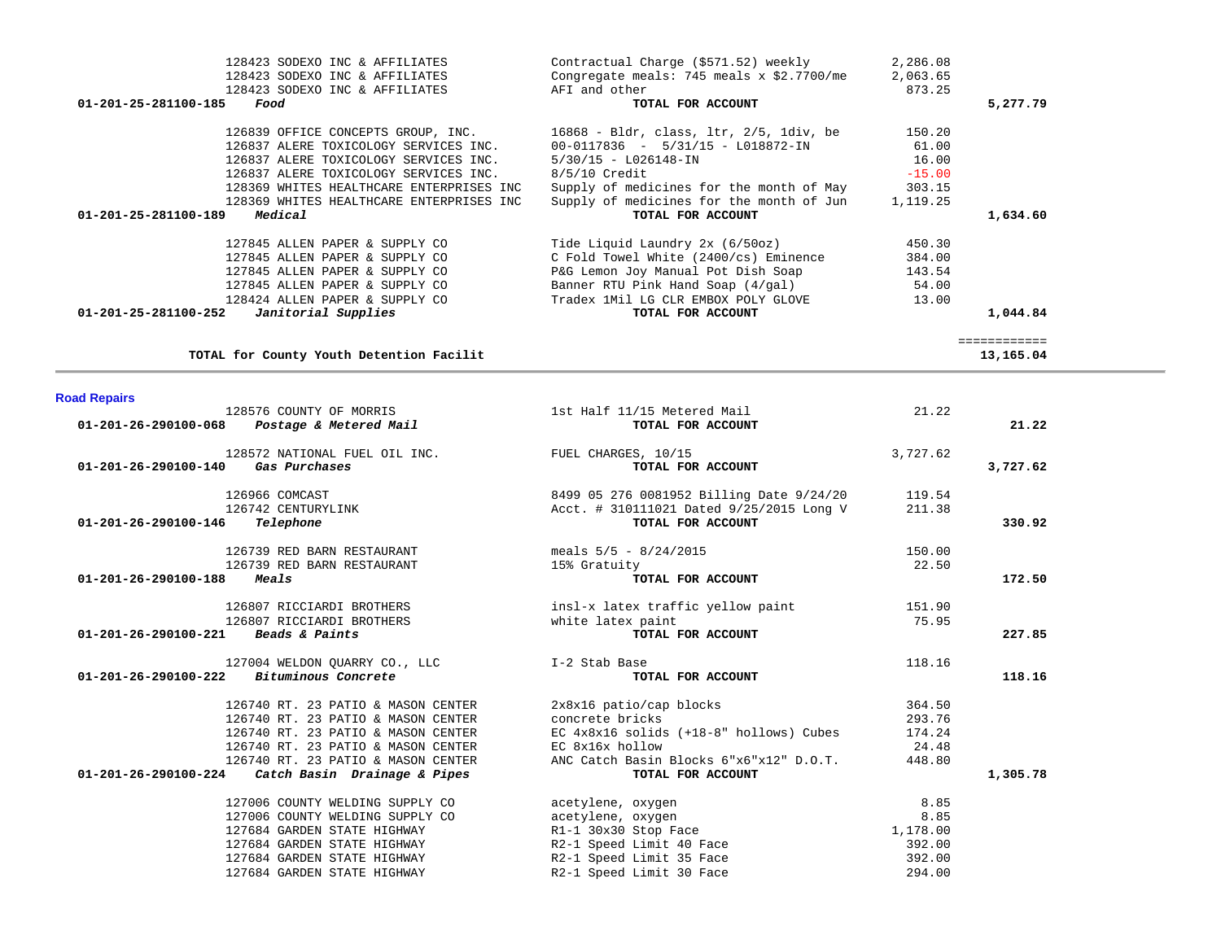| Account | Vendor | Description | Amount | Total |
|---|---|---|---|---|
| | 128423 SODEXO INC & AFFILIATES | Contractual Charge ($571.52) weekly | 2,286.08 | |
| | 128423 SODEXO INC & AFFILIATES | Congregate meals: 745 meals x $2.7700/me | 2,063.65 | |
| | 128423 SODEXO INC & AFFILIATES | AFI and other | 873.25 | |
| **01-201-25-281100-185** | ***Food*** | **TOTAL FOR ACCOUNT** | | **5,277.79** |
| | 126839 OFFICE CONCEPTS GROUP, INC. | 16868 - Bldr, class, ltr, 2/5, 1div, be | 150.20 | |
| | 126837 ALERE TOXICOLOGY SERVICES INC. | 00-0117836 - 5/31/15 - L018872-IN | 61.00 | |
| | 126837 ALERE TOXICOLOGY SERVICES INC. | 5/30/15 - L026148-IN | 16.00 | |
| | 126837 ALERE TOXICOLOGY SERVICES INC. | 8/5/10 Credit | -15.00 | |
| | 128369 WHITES HEALTHCARE ENTERPRISES INC | Supply of medicines for the month of May | 303.15 | |
| | 128369 WHITES HEALTHCARE ENTERPRISES INC | Supply of medicines for the month of Jun | 1,119.25 | |
| **01-201-25-281100-189** | ***Medical*** | **TOTAL FOR ACCOUNT** | | **1,634.60** |
| | 127845 ALLEN PAPER & SUPPLY CO | Tide Liquid Laundry 2x (6/50oz) | 450.30 | |
| | 127845 ALLEN PAPER & SUPPLY CO | C Fold Towel White (2400/cs) Eminence | 384.00 | |
| | 127845 ALLEN PAPER & SUPPLY CO | P&G Lemon Joy Manual Pot Dish Soap | 143.54 | |
| | 127845 ALLEN PAPER & SUPPLY CO | Banner RTU Pink Hand Soap (4/gal) | 54.00 | |
| | 128424 ALLEN PAPER & SUPPLY CO | Tradex 1Mil LG CLR EMBOX POLY GLOVE | 13.00 | |
| **01-201-25-281100-252** | ***Janitorial Supplies*** | **TOTAL FOR ACCOUNT** | | **1,044.84** |
| | | | | ============ |
| | **TOTAL for County Youth Detention Facilit** | | | **13,165.04** |

**Road Repairs**

| Account | Vendor | Description | Amount | Total |
|---|---|---|---|---|
| | 128576 COUNTY OF MORRIS | 1st Half 11/15 Metered Mail | 21.22 | |
| **01-201-26-290100-068** | ***Postage & Metered Mail*** | **TOTAL FOR ACCOUNT** | | **21.22** |
| | 128572 NATIONAL FUEL OIL INC. | FUEL CHARGES, 10/15 | 3,727.62 | |
| **01-201-26-290100-140** | ***Gas Purchases*** | **TOTAL FOR ACCOUNT** | | **3,727.62** |
| | 126966 COMCAST | 8499 05 276 0081952 Billing Date 9/24/20 | 119.54 | |
| | 126742 CENTURYLINK | Acct. # 310111021 Dated 9/25/2015 Long V | 211.38 | |
| **01-201-26-290100-146** | ***Telephone*** | **TOTAL FOR ACCOUNT** | | **330.92** |
| | 126739 RED BARN RESTAURANT | meals 5/5 - 8/24/2015 | 150.00 | |
| | 126739 RED BARN RESTAURANT | 15% Gratuity | 22.50 | |
| **01-201-26-290100-188** | ***Meals*** | **TOTAL FOR ACCOUNT** | | **172.50** |
| | 126807 RICCIARDI BROTHERS | insl-x latex traffic yellow paint | 151.90 | |
| | 126807 RICCIARDI BROTHERS | white latex paint | 75.95 | |
| **01-201-26-290100-221** | ***Beads & Paints*** | **TOTAL FOR ACCOUNT** | | **227.85** |
| | 127004 WELDON QUARRY CO., LLC | I-2 Stab Base | 118.16 | |
| **01-201-26-290100-222** | ***Bituminous Concrete*** | **TOTAL FOR ACCOUNT** | | **118.16** |
| | 126740 RT. 23 PATIO & MASON CENTER | 2x8x16 patio/cap blocks | 364.50 | |
| | 126740 RT. 23 PATIO & MASON CENTER | concrete bricks | 293.76 | |
| | 126740 RT. 23 PATIO & MASON CENTER | EC 4x8x16 solids (+18-8" hollows) Cubes | 174.24 | |
| | 126740 RT. 23 PATIO & MASON CENTER | EC 8x16x hollow | 24.48 | |
| | 126740 RT. 23 PATIO & MASON CENTER | ANC Catch Basin Blocks 6"x6"x12" D.O.T. | 448.80 | |
| **01-201-26-290100-224** | ***Catch Basin Drainage & Pipes*** | **TOTAL FOR ACCOUNT** | | **1,305.78** |
| | 127006 COUNTY WELDING SUPPLY CO | acetylene, oxygen | 8.85 | |
| | 127006 COUNTY WELDING SUPPLY CO | acetylene, oxygen | 8.85 | |
| | 127684 GARDEN STATE HIGHWAY | R1-1 30x30 Stop Face | 1,178.00 | |
| | 127684 GARDEN STATE HIGHWAY | R2-1 Speed Limit 40 Face | 392.00 | |
| | 127684 GARDEN STATE HIGHWAY | R2-1 Speed Limit 35 Face | 392.00 | |
| | 127684 GARDEN STATE HIGHWAY | R2-1 Speed Limit 30 Face | 294.00 | |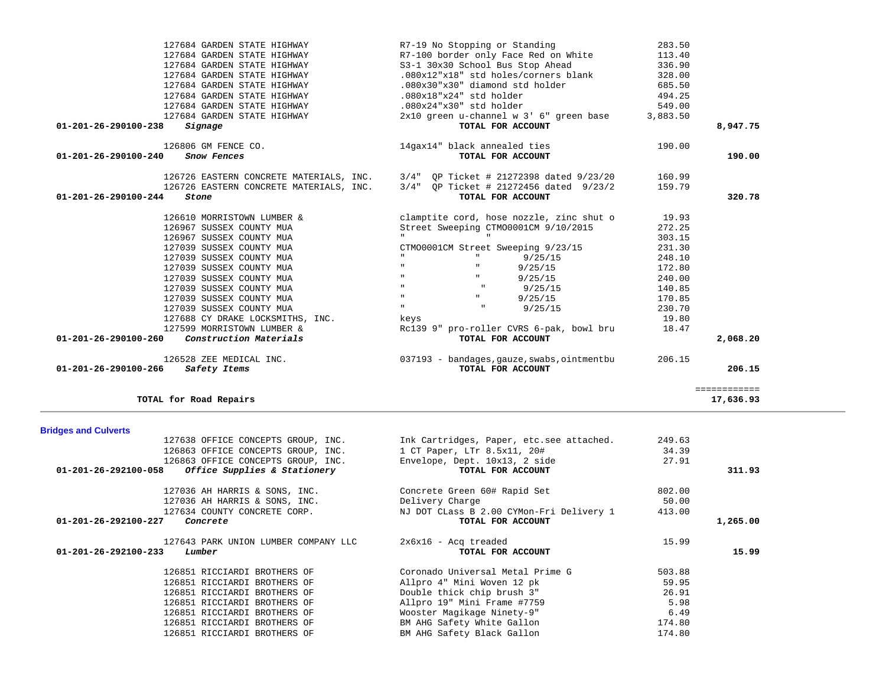| Account | Vendor | Description | Amount | Total |
|---|---|---|---|---|
| | 127684 GARDEN STATE HIGHWAY | R7-19 No Stopping or Standing | 283.50 | |
| | 127684 GARDEN STATE HIGHWAY | R7-100 border only Face Red on White | 113.40 | |
| | 127684 GARDEN STATE HIGHWAY | S3-1 30x30 School Bus Stop Ahead | 336.90 | |
| | 127684 GARDEN STATE HIGHWAY | .080x12"x18" std holes/corners blank | 328.00 | |
| | 127684 GARDEN STATE HIGHWAY | .080x30"x30" diamond std holder | 685.50 | |
| | 127684 GARDEN STATE HIGHWAY | .080x18"x24" std holder | 494.25 | |
| | 127684 GARDEN STATE HIGHWAY | .080x24"x30" std holder | 549.00 | |
| | 127684 GARDEN STATE HIGHWAY | 2x10 green u-channel w 3' 6" green base | 3,883.50 | |
| **01-201-26-290100-238** | ***Signage*** | **TOTAL FOR ACCOUNT** | | **8,947.75** |
| | 126806 GM FENCE CO. | 14gax14" black annealed ties | 190.00 | |
| **01-201-26-290100-240** | ***Snow Fences*** | **TOTAL FOR ACCOUNT** | | **190.00** |
| | 126726 EASTERN CONCRETE MATERIALS, INC. | 3/4" QP Ticket # 21272398 dated 9/23/20 | 160.99 | |
| | 126726 EASTERN CONCRETE MATERIALS, INC. | 3/4" QP Ticket # 21272456 dated 9/23/2 | 159.79 | |
| **01-201-26-290100-244** | ***Stone*** | **TOTAL FOR ACCOUNT** | | **320.78** |
| | 126610 MORRISTOWN LUMBER & | clamptite cord, hose nozzle, zinc shut o | 19.93 | |
| | 126967 SUSSEX COUNTY MUA | Street Sweeping CTM00001CM 9/10/2015 | 272.25 | |
| | 126967 SUSSEX COUNTY MUA | " " | 303.15 | |
| | 127039 SUSSEX COUNTY MUA | CTMO0001CM Street Sweeping 9/23/15 | 231.30 | |
| | 127039 SUSSEX COUNTY MUA | " " 9/25/15 | 248.10 | |
| | 127039 SUSSEX COUNTY MUA | " " 9/25/15 | 172.80 | |
| | 127039 SUSSEX COUNTY MUA | " " 9/25/15 | 240.00 | |
| | 127039 SUSSEX COUNTY MUA | " " 9/25/15 | 140.85 | |
| | 127039 SUSSEX COUNTY MUA | " " 9/25/15 | 170.85 | |
| | 127039 SUSSEX COUNTY MUA | " " 9/25/15 | 230.70 | |
| | 127688 CY DRAKE LOCKSMITHS, INC. | keys | 19.80 | |
| | 127599 MORRISTOWN LUMBER & | Rc139 9" pro-roller CVRS 6-pak, bowl bru | 18.47 | |
| **01-201-26-290100-260** | ***Construction Materials*** | **TOTAL FOR ACCOUNT** | | **2,068.20** |
| | 126528 ZEE MEDICAL INC. | 037193 - bandages,gauze,swabs,ointmentbu | 206.15 | |
| **01-201-26-290100-266** | ***Safety Items*** | **TOTAL FOR ACCOUNT** | | **206.15** |
| | | | | ============ |
| | **TOTAL for Road Repairs** | | | **17,636.93** |

**Bridges and Culverts**

| Account | Vendor | Description | Amount | Total |
|---|---|---|---|---|
| | 127638 OFFICE CONCEPTS GROUP, INC. | Ink Cartridges, Paper, etc.see attached. | 249.63 | |
| | 126863 OFFICE CONCEPTS GROUP, INC. | 1 CT Paper, LTr 8.5x11, 20# | 34.39 | |
| | 126863 OFFICE CONCEPTS GROUP, INC. | Envelope, Dept. 10x13, 2 side | 27.91 | |
| **01-201-26-292100-058** | ***Office Supplies & Stationery*** | **TOTAL FOR ACCOUNT** | | **311.93** |
| | 127036 AH HARRIS & SONS, INC. | Concrete Green 60# Rapid Set | 802.00 | |
| | 127036 AH HARRIS & SONS, INC. | Delivery Charge | 50.00 | |
| | 127634 COUNTY CONCRETE CORP. | NJ DOT CLass B 2.00 CYMon-Fri Delivery 1 | 413.00 | |
| **01-201-26-292100-227** | ***Concrete*** | **TOTAL FOR ACCOUNT** | | **1,265.00** |
| | 127643 PARK UNION LUMBER COMPANY LLC | 2x6x16 - Acq treaded | 15.99 | |
| **01-201-26-292100-233** | ***Lumber*** | **TOTAL FOR ACCOUNT** | | **15.99** |
| | 126851 RICCIARDI BROTHERS OF | Coronado Universal Metal Prime G | 503.88 | |
| | 126851 RICCIARDI BROTHERS OF | Allpro 4" Mini Woven 12 pk | 59.95 | |
| | 126851 RICCIARDI BROTHERS OF | Double thick chip brush 3" | 26.91 | |
| | 126851 RICCIARDI BROTHERS OF | Allpro 19" Mini Frame #7759 | 5.98 | |
| | 126851 RICCIARDI BROTHERS OF | Wooster Magikage Ninety-9" | 6.49 | |
| | 126851 RICCIARDI BROTHERS OF | BM AHG Safety White Gallon | 174.80 | |
| | 126851 RICCIARDI BROTHERS OF | BM AHG Safety Black Gallon | 174.80 | |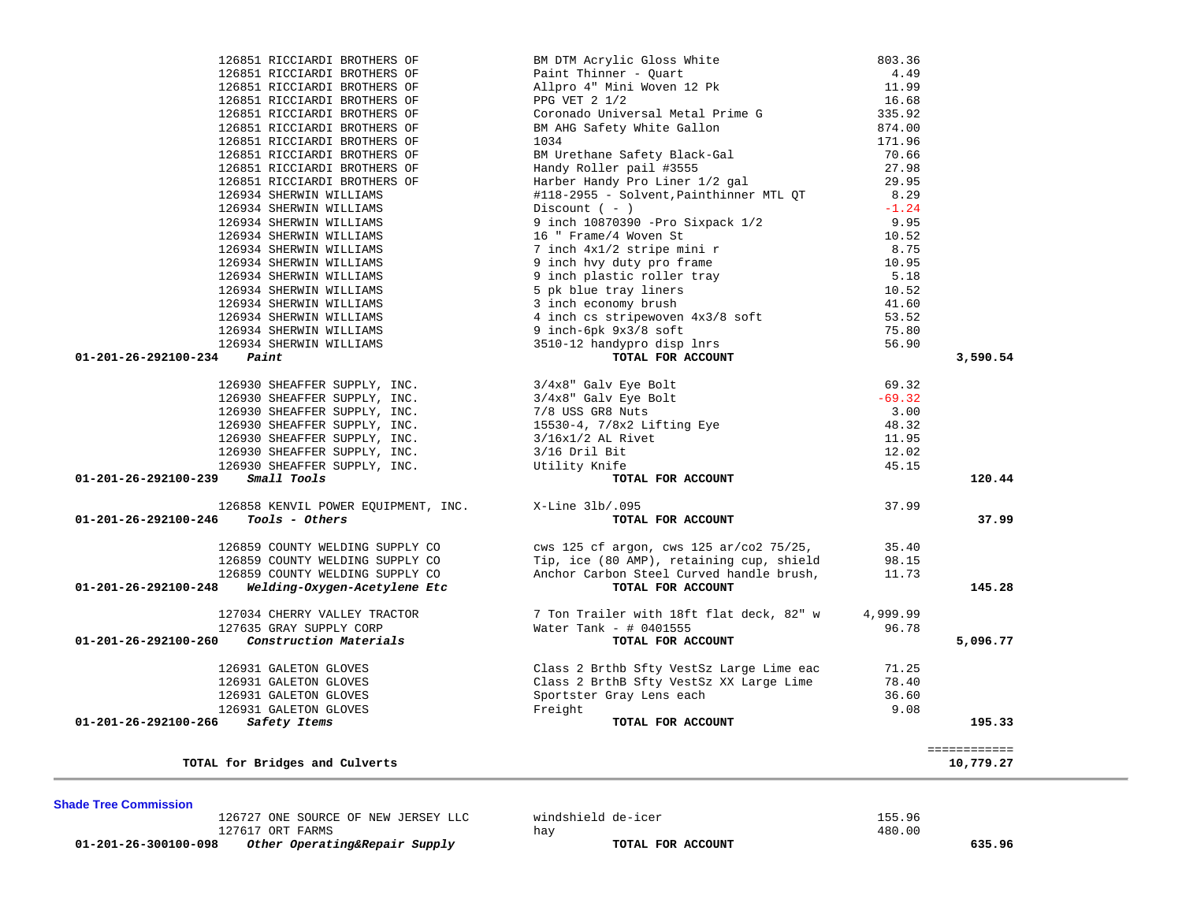| Account / Vendor | Description | Amount | Total |
|---|---|---|---|
| 126851 RICCIARDI BROTHERS OF | BM DTM Acrylic Gloss White | 803.36 | |
| 126851 RICCIARDI BROTHERS OF | Paint Thinner - Quart | 4.49 | |
| 126851 RICCIARDI BROTHERS OF | Allpro 4" Mini Woven 12 Pk | 11.99 | |
| 126851 RICCIARDI BROTHERS OF | PPG VET 2 1/2 | 16.68 | |
| 126851 RICCIARDI BROTHERS OF | Coronado Universal Metal Prime G | 335.92 | |
| 126851 RICCIARDI BROTHERS OF | BM AHG Safety White Gallon | 874.00 | |
| 126851 RICCIARDI BROTHERS OF | 1034 | 171.96 | |
| 126851 RICCIARDI BROTHERS OF | BM Urethane Safety Black-Gal | 70.66 | |
| 126851 RICCIARDI BROTHERS OF | Handy Roller pail #3555 | 27.98 | |
| 126851 RICCIARDI BROTHERS OF | Harber Handy Pro Liner 1/2 gal | 29.95 | |
| 126934 SHERWIN WILLIAMS | #118-2955 - Solvent,Painthinner MTL QT | 8.29 | |
| 126934 SHERWIN WILLIAMS | Discount ( - ) | -1.24 | |
| 126934 SHERWIN WILLIAMS | 9 inch 10870390 -Pro Sixpack 1/2 | 9.95 | |
| 126934 SHERWIN WILLIAMS | 16 " Frame/4 Woven St | 10.52 | |
| 126934 SHERWIN WILLIAMS | 7 inch 4x1/2 stripe mini r | 8.75 | |
| 126934 SHERWIN WILLIAMS | 9 inch hvy duty pro frame | 10.95 | |
| 126934 SHERWIN WILLIAMS | 9 inch plastic roller tray | 5.18 | |
| 126934 SHERWIN WILLIAMS | 5 pk blue tray liners | 10.52 | |
| 126934 SHERWIN WILLIAMS | 3 inch economy brush | 41.60 | |
| 126934 SHERWIN WILLIAMS | 4 inch cs stripewoven 4x3/8 soft | 53.52 | |
| 126934 SHERWIN WILLIAMS | 9 inch-6pk 9x3/8 soft | 75.80 | |
| 126934 SHERWIN WILLIAMS | 3510-12 handypro disp lnrs | 56.90 | |
| **01-201-26-292100-234** ***Paint*** | **TOTAL FOR ACCOUNT** | | **3,590.54** |
| 126930 SHEAFFER SUPPLY, INC. | 3/4x8" Galv Eye Bolt | 69.32 | |
| 126930 SHEAFFER SUPPLY, INC. | 3/4x8" Galv Eye Bolt | -69.32 | |
| 126930 SHEAFFER SUPPLY, INC. | 7/8 USS GR8 Nuts | 3.00 | |
| 126930 SHEAFFER SUPPLY, INC. | 15530-4, 7/8x2 Lifting Eye | 48.32 | |
| 126930 SHEAFFER SUPPLY, INC. | 3/16x1/2 AL Rivet | 11.95 | |
| 126930 SHEAFFER SUPPLY, INC. | 3/16 Dril Bit | 12.02 | |
| 126930 SHEAFFER SUPPLY, INC. | Utility Knife | 45.15 | |
| **01-201-26-292100-239** ***Small Tools*** | **TOTAL FOR ACCOUNT** | | **120.44** |
| 126858 KENVIL POWER EQUIPMENT, INC. | X-Line 3lb/.095 | 37.99 | |
| **01-201-26-292100-246** ***Tools - Others*** | **TOTAL FOR ACCOUNT** | | **37.99** |
| 126859 COUNTY WELDING SUPPLY CO | cws 125 cf argon, cws 125 ar/co2 75/25, | 35.40 | |
| 126859 COUNTY WELDING SUPPLY CO | Tip, ice (80 AMP), retaining cup, shield | 98.15 | |
| 126859 COUNTY WELDING SUPPLY CO | Anchor Carbon Steel Curved handle brush, | 11.73 | |
| **01-201-26-292100-248** ***Welding-Oxygen-Acetylene Etc*** | **TOTAL FOR ACCOUNT** | | **145.28** |
| 127034 CHERRY VALLEY TRACTOR | 7 Ton Trailer with 18ft flat deck, 82" w | 4,999.99 | |
| 127635 GRAY SUPPLY CORP | Water Tank - # 0401555 | 96.78 | |
| **01-201-26-292100-260** ***Construction Materials*** | **TOTAL FOR ACCOUNT** | | **5,096.77** |
| 126931 GALETON GLOVES | Class 2 Brthb Sfty VestSz Large Lime eac | 71.25 | |
| 126931 GALETON GLOVES | Class 2 BrthB Sfty VestSz XX Large Lime | 78.40 | |
| 126931 GALETON GLOVES | Sportster Gray Lens each | 36.60 | |
| 126931 GALETON GLOVES | Freight | 9.08 | |
| **01-201-26-292100-266** ***Safety Items*** | **TOTAL FOR ACCOUNT** | | **195.33** |
| | | | ============ |
| **TOTAL for Bridges and Culverts** | | | **10,779.27** |

**Shade Tree Commission**

| Account / Vendor | Description | Amount | Total |
|---|---|---|---|
| 126727 ONE SOURCE OF NEW JERSEY LLC | windshield de-icer | 155.96 | |
| 127617 ORT FARMS | hay | 480.00 | |
| **01-201-26-300100-098** ***Other Operating&Repair Supply*** | **TOTAL FOR ACCOUNT** | | **635.96** |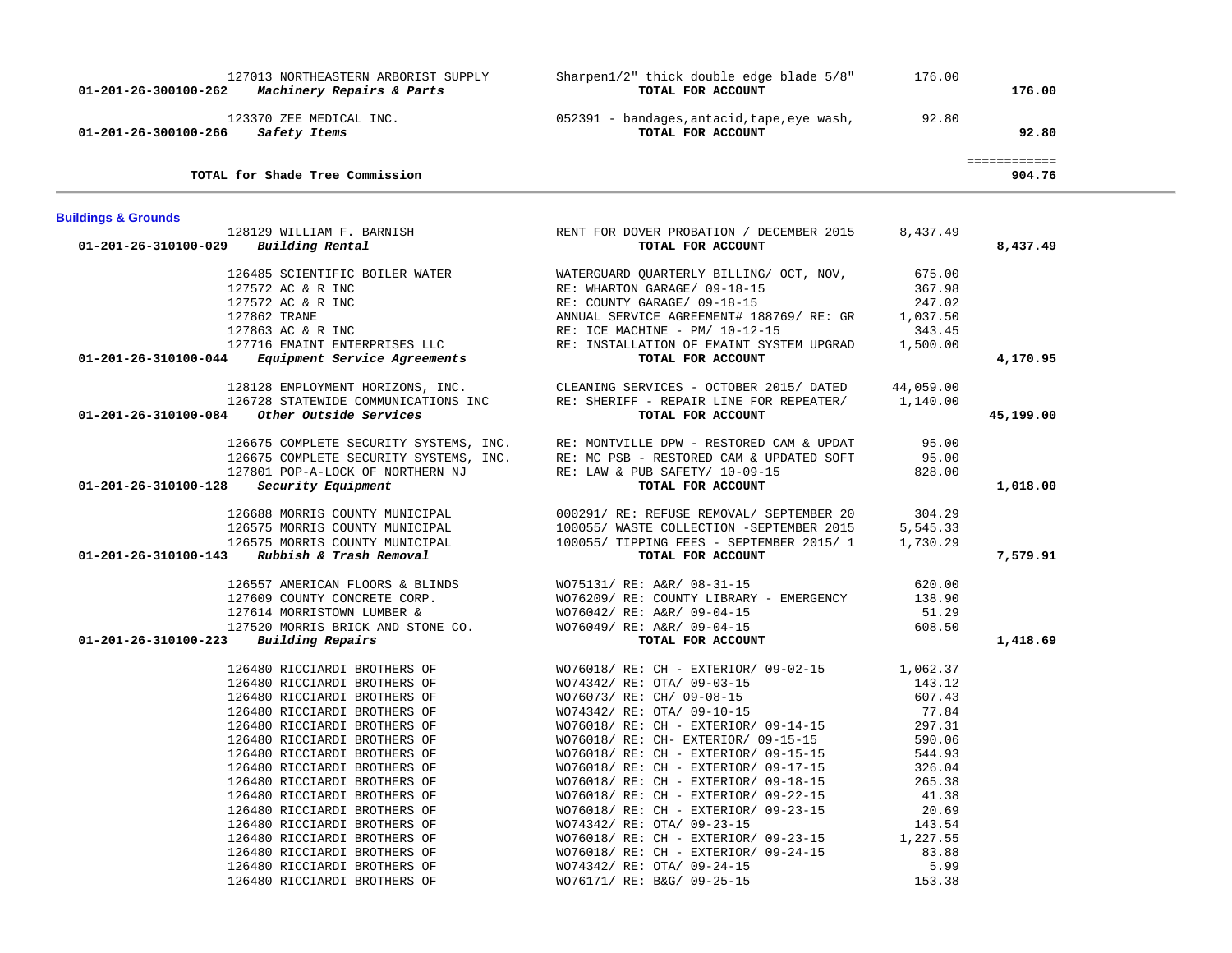| Account | Vendor | Description | Amount | Total |
|---|---|---|---|---|
| | 127013 NORTHEASTERN ARBORIST SUPPLY | Sharpen1/2" thick double edge blade 5/8" | 176.00 | |
| 01-201-26-300100-262 *Machinery Repairs & Parts* | | TOTAL FOR ACCOUNT | | 176.00 |
| | 123370 ZEE MEDICAL INC. | 052391 - bandages,antacid,tape,eye wash, | 92.80 | |
| 01-201-26-300100-266 *Safety Items* | | TOTAL FOR ACCOUNT | | 92.80 |
| | | | | ============ |
| **TOTAL for Shade Tree Commission** | | | | 904.76 |

## Buildings & Grounds

| Account | Vendor | Description | Amount | Total |
|---|---|---|---|---|
| | 128129 WILLIAM F. BARNISH | RENT FOR DOVER PROBATION / DECEMBER 2015 | 8,437.49 | |
| 01-201-26-310100-029 *Building Rental* | | TOTAL FOR ACCOUNT | | 8,437.49 |
| | 126485 SCIENTIFIC BOILER WATER | WATERGUARD QUARTERLY BILLING/ OCT, NOV, | 675.00 | |
| | 127572 AC & R INC | RE: WHARTON GARAGE/ 09-18-15 | 367.98 | |
| | 127572 AC & R INC | RE: COUNTY GARAGE/ 09-18-15 | 247.02 | |
| | 127862 TRANE | ANNUAL SERVICE AGREEMENT# 188769/ RE: GR | 1,037.50 | |
| | 127863 AC & R INC | RE: ICE MACHINE - PM/ 10-12-15 | 343.45 | |
| | 127716 EMAINT ENTERPRISES LLC | RE: INSTALLATION OF EMAINT SYSTEM UPGRAD | 1,500.00 | |
| 01-201-26-310100-044 *Equipment Service Agreements* | | TOTAL FOR ACCOUNT | | 4,170.95 |
| | 128128 EMPLOYMENT HORIZONS, INC. | CLEANING SERVICES - OCTOBER 2015/ DATED | 44,059.00 | |
| | 126728 STATEWIDE COMMUNICATIONS INC | RE: SHERIFF - REPAIR LINE FOR REPEATER/ | 1,140.00 | |
| 01-201-26-310100-084 *Other Outside Services* | | TOTAL FOR ACCOUNT | | 45,199.00 |
| | 126675 COMPLETE SECURITY SYSTEMS, INC. | RE: MONTVILLE DPW - RESTORED CAM & UPDAT | 95.00 | |
| | 126675 COMPLETE SECURITY SYSTEMS, INC. | RE: MC PSB - RESTORED CAM & UPDATED SOFT | 95.00 | |
| | 127801 POP-A-LOCK OF NORTHERN NJ | RE: LAW & PUB SAFETY/ 10-09-15 | 828.00 | |
| 01-201-26-310100-128 *Security Equipment* | | TOTAL FOR ACCOUNT | | 1,018.00 |
| | 126688 MORRIS COUNTY MUNICIPAL | 000291/ RE: REFUSE REMOVAL/ SEPTEMBER 20 | 304.29 | |
| | 126575 MORRIS COUNTY MUNICIPAL | 100055/ WASTE COLLECTION -SEPTEMBER 2015 | 5,545.33 | |
| | 126575 MORRIS COUNTY MUNICIPAL | 100055/ TIPPING FEES - SEPTEMBER 2015/ 1 | 1,730.29 | |
| 01-201-26-310100-143 *Rubbish & Trash Removal* | | TOTAL FOR ACCOUNT | | 7,579.91 |
| | 126557 AMERICAN FLOORS & BLINDS | WO75131/ RE: A&R/ 08-31-15 | 620.00 | |
| | 127609 COUNTY CONCRETE CORP. | WO76209/ RE: COUNTY LIBRARY - EMERGENCY | 138.90 | |
| | 127614 MORRISTOWN LUMBER & | WO76042/ RE: A&R/ 09-04-15 | 51.29 | |
| | 127520 MORRIS BRICK AND STONE CO. | WO76049/ RE: A&R/ 09-04-15 | 608.50 | |
| 01-201-26-310100-223 *Building Repairs* | | TOTAL FOR ACCOUNT | | 1,418.69 |
| | 126480 RICCIARDI BROTHERS OF | WO76018/ RE: CH - EXTERIOR/ 09-02-15 | 1,062.37 | |
| | 126480 RICCIARDI BROTHERS OF | WO74342/ RE: OTA/ 09-03-15 | 143.12 | |
| | 126480 RICCIARDI BROTHERS OF | WO76073/ RE: CH/ 09-08-15 | 607.43 | |
| | 126480 RICCIARDI BROTHERS OF | WO74342/ RE: OTA/ 09-10-15 | 77.84 | |
| | 126480 RICCIARDI BROTHERS OF | WO76018/ RE: CH - EXTERIOR/ 09-14-15 | 297.31 | |
| | 126480 RICCIARDI BROTHERS OF | WO76018/ RE: CH- EXTERIOR/ 09-15-15 | 590.06 | |
| | 126480 RICCIARDI BROTHERS OF | WO76018/ RE: CH - EXTERIOR/ 09-15-15 | 544.93 | |
| | 126480 RICCIARDI BROTHERS OF | WO76018/ RE: CH - EXTERIOR/ 09-17-15 | 326.04 | |
| | 126480 RICCIARDI BROTHERS OF | WO76018/ RE: CH - EXTERIOR/ 09-18-15 | 265.38 | |
| | 126480 RICCIARDI BROTHERS OF | WO76018/ RE: CH - EXTERIOR/ 09-22-15 | 41.38 | |
| | 126480 RICCIARDI BROTHERS OF | WO76018/ RE: CH - EXTERIOR/ 09-23-15 | 20.69 | |
| | 126480 RICCIARDI BROTHERS OF | WO74342/ RE: OTA/ 09-23-15 | 143.54 | |
| | 126480 RICCIARDI BROTHERS OF | WO76018/ RE: CH - EXTERIOR/ 09-23-15 | 1,227.55 | |
| | 126480 RICCIARDI BROTHERS OF | WO76018/ RE: CH - EXTERIOR/ 09-24-15 | 83.88 | |
| | 126480 RICCIARDI BROTHERS OF | WO74342/ RE: OTA/ 09-24-15 | 5.99 | |
| | 126480 RICCIARDI BROTHERS OF | WO76171/ RE: B&G/ 09-25-15 | 153.38 | |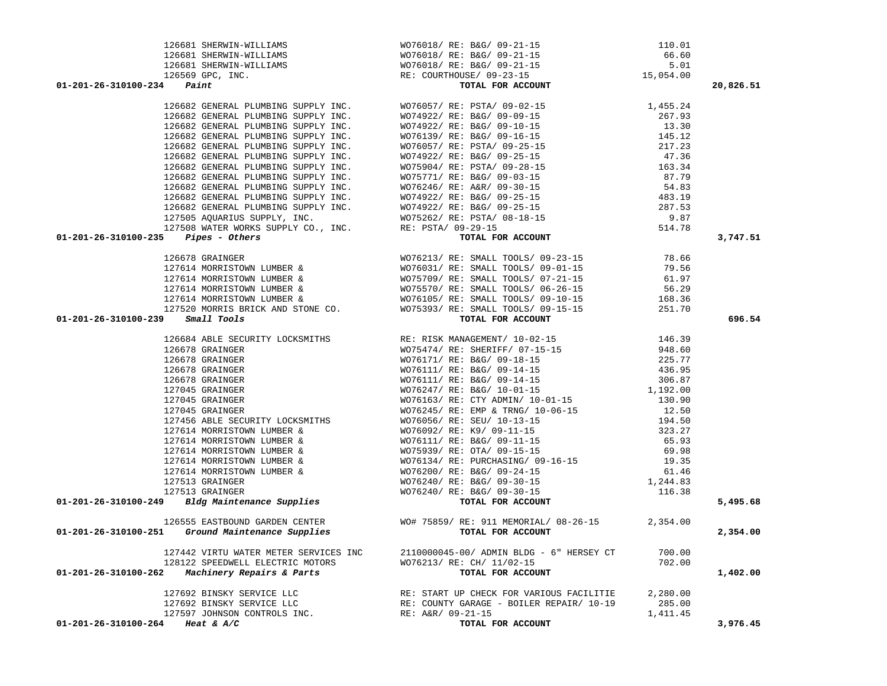| Account | Vendor | Description | Amount | Total |
|---|---|---|---|---|
| | 126681 SHERWIN-WILLIAMS | WO76018/ RE: B&G/ 09-21-15 | 110.01 | |
| | 126681 SHERWIN-WILLIAMS | WO76018/ RE: B&G/ 09-21-15 | 66.60 | |
| | 126681 SHERWIN-WILLIAMS | WO76018/ RE: B&G/ 09-21-15 | 5.01 | |
| | 126569 GPC, INC. | RE: COURTHOUSE/ 09-23-15 | 15,054.00 | |
| **01-201-26-310100-234** ***Paint*** | | **TOTAL FOR ACCOUNT** | | **20,826.51** |
| | 126682 GENERAL PLUMBING SUPPLY INC. | WO76057/ RE: PSTA/ 09-02-15 | 1,455.24 | |
| | 126682 GENERAL PLUMBING SUPPLY INC. | WO74922/ RE: B&G/ 09-09-15 | 267.93 | |
| | 126682 GENERAL PLUMBING SUPPLY INC. | WO74922/ RE: B&G/ 09-10-15 | 13.30 | |
| | 126682 GENERAL PLUMBING SUPPLY INC. | WO76139/ RE: B&G/ 09-16-15 | 145.12 | |
| | 126682 GENERAL PLUMBING SUPPLY INC. | WO76057/ RE: PSTA/ 09-25-15 | 217.23 | |
| | 126682 GENERAL PLUMBING SUPPLY INC. | WO74922/ RE: B&G/ 09-25-15 | 47.36 | |
| | 126682 GENERAL PLUMBING SUPPLY INC. | WO75904/ RE: PSTA/ 09-28-15 | 163.34 | |
| | 126682 GENERAL PLUMBING SUPPLY INC. | WO75771/ RE: B&G/ 09-03-15 | 87.79 | |
| | 126682 GENERAL PLUMBING SUPPLY INC. | WO76246/ RE: A&R/ 09-30-15 | 54.83 | |
| | 126682 GENERAL PLUMBING SUPPLY INC. | WO74922/ RE: B&G/ 09-25-15 | 483.19 | |
| | 126682 GENERAL PLUMBING SUPPLY INC. | WO74922/ RE: B&G/ 09-25-15 | 287.53 | |
| | 127505 AQUARIUS SUPPLY, INC. | WO75262/ RE: PSTA/ 08-18-15 | 9.87 | |
| | 127508 WATER WORKS SUPPLY CO., INC. | RE: PSTA/ 09-29-15 | 514.78 | |
| **01-201-26-310100-235** ***Pipes - Others*** | | **TOTAL FOR ACCOUNT** | | **3,747.51** |
| | 126678 GRAINGER | WO76213/ RE: SMALL TOOLS/ 09-23-15 | 78.66 | |
| | 127614 MORRISTOWN LUMBER & | WO76031/ RE: SMALL TOOLS/ 09-01-15 | 79.56 | |
| | 127614 MORRISTOWN LUMBER & | WO75709/ RE: SMALL TOOLS/ 07-21-15 | 61.97 | |
| | 127614 MORRISTOWN LUMBER & | WO75570/ RE: SMALL TOOLS/ 06-26-15 | 56.29 | |
| | 127614 MORRISTOWN LUMBER & | WO76105/ RE: SMALL TOOLS/ 09-10-15 | 168.36 | |
| | 127520 MORRIS BRICK AND STONE CO. | WO75393/ RE: SMALL TOOLS/ 09-15-15 | 251.70 | |
| **01-201-26-310100-239** ***Small Tools*** | | **TOTAL FOR ACCOUNT** | | **696.54** |
| | 126684 ABLE SECURITY LOCKSMITHS | RE: RISK MANAGEMENT/ 10-02-15 | 146.39 | |
| | 126678 GRAINGER | WO75474/ RE: SHERIFF/ 07-15-15 | 948.60 | |
| | 126678 GRAINGER | WO76171/ RE: B&G/ 09-18-15 | 225.77 | |
| | 126678 GRAINGER | WO76111/ RE: B&G/ 09-14-15 | 436.95 | |
| | 126678 GRAINGER | WO76111/ RE: B&G/ 09-14-15 | 306.87 | |
| | 127045 GRAINGER | WO76247/ RE: B&G/ 10-01-15 | 1,192.00 | |
| | 127045 GRAINGER | WO76163/ RE: CTY ADMIN/ 10-01-15 | 130.90 | |
| | 127045 GRAINGER | WO76245/ RE: EMP & TRNG/ 10-06-15 | 12.50 | |
| | 127456 ABLE SECURITY LOCKSMITHS | WO76056/ RE: SEU/ 10-13-15 | 194.50 | |
| | 127614 MORRISTOWN LUMBER & | WO76092/ RE: K9/ 09-11-15 | 323.27 | |
| | 127614 MORRISTOWN LUMBER & | WO76111/ RE: B&G/ 09-11-15 | 65.93 | |
| | 127614 MORRISTOWN LUMBER & | WO75939/ RE: OTA/ 09-15-15 | 69.98 | |
| | 127614 MORRISTOWN LUMBER & | WO76134/ RE: PURCHASING/ 09-16-15 | 19.35 | |
| | 127614 MORRISTOWN LUMBER & | WO76200/ RE: B&G/ 09-24-15 | 61.46 | |
| | 127513 GRAINGER | WO76240/ RE: B&G/ 09-30-15 | 1,244.83 | |
| | 127513 GRAINGER | WO76240/ RE: B&G/ 09-30-15 | 116.38 | |
| **01-201-26-310100-249** ***Bldg Maintenance Supplies*** | | **TOTAL FOR ACCOUNT** | | **5,495.68** |
| | 126555 EASTBOUND GARDEN CENTER | WO# 75859/ RE: 911 MEMORIAL/ 08-26-15 | 2,354.00 | |
| **01-201-26-310100-251** ***Ground Maintenance Supplies*** | | **TOTAL FOR ACCOUNT** | | **2,354.00** |
| | 127442 VIRTU WATER METER SERVICES INC | 2110000045-00/ ADMIN BLDG - 6" HERSEY CT | 700.00 | |
| | 128122 SPEEDWELL ELECTRIC MOTORS | WO76213/ RE: CH/ 11/02-15 | 702.00 | |
| **01-201-26-310100-262** ***Machinery Repairs & Parts*** | | **TOTAL FOR ACCOUNT** | | **1,402.00** |
| | 127692 BINSKY SERVICE LLC | RE: START UP CHECK FOR VARIOUS FACILITIE | 2,280.00 | |
| | 127692 BINSKY SERVICE LLC | RE: COUNTY GARAGE - BOILER REPAIR/ 10-19 | 285.00 | |
| | 127597 JOHNSON CONTROLS INC. | RE: A&R/ 09-21-15 | 1,411.45 | |
| **01-201-26-310100-264** ***Heat & A/C*** | | **TOTAL FOR ACCOUNT** | | **3,976.45** |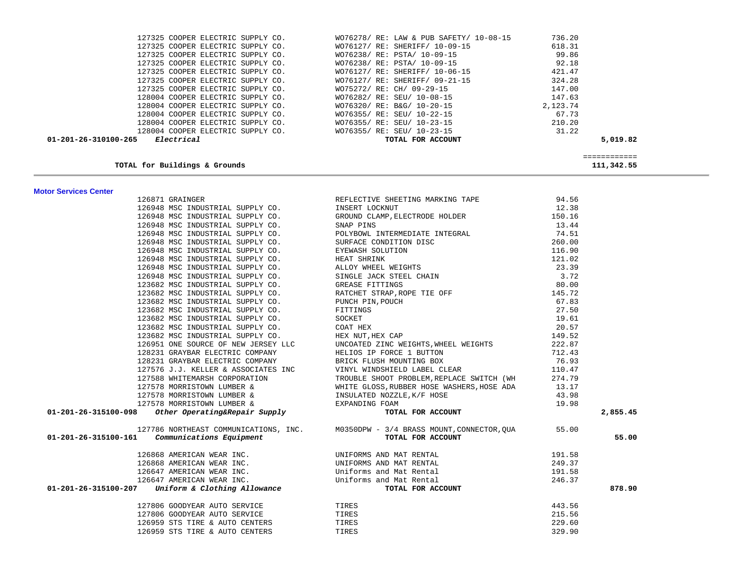| | | | | |
|---|---|---|---|---|
| | 127325 COOPER ELECTRIC SUPPLY CO. | WO76278/ RE: LAW & PUB SAFETY/ 10-08-15 | 736.20 | |
| | 127325 COOPER ELECTRIC SUPPLY CO. | WO76127/ RE: SHERIFF/ 10-09-15 | 618.31 | |
| | 127325 COOPER ELECTRIC SUPPLY CO. | WO76238/ RE: PSTA/ 10-09-15 | 99.86 | |
| | 127325 COOPER ELECTRIC SUPPLY CO. | WO76238/ RE: PSTA/ 10-09-15 | 92.18 | |
| | 127325 COOPER ELECTRIC SUPPLY CO. | WO76127/ RE: SHERIFF/ 10-06-15 | 421.47 | |
| | 127325 COOPER ELECTRIC SUPPLY CO. | WO76127/ RE: SHERIFF/ 09-21-15 | 324.28 | |
| | 127325 COOPER ELECTRIC SUPPLY CO. | WO75272/ RE: CH/ 09-29-15 | 147.00 | |
| | 128004 COOPER ELECTRIC SUPPLY CO. | WO76282/ RE: SEU/ 10-08-15 | 147.63 | |
| | 128004 COOPER ELECTRIC SUPPLY CO. | WO76320/ RE: B&G/ 10-20-15 | 2,123.74 | |
| | 128004 COOPER ELECTRIC SUPPLY CO. | WO76355/ RE: SEU/ 10-22-15 | 67.73 | |
| | 128004 COOPER ELECTRIC SUPPLY CO. | WO76355/ RE: SEU/ 10-23-15 | 210.20 | |
| | 128004 COOPER ELECTRIC SUPPLY CO. | WO76355/ RE: SEU/ 10-23-15 | 31.22 | |
| **01-201-26-310100-265** | ***Electrical*** | **TOTAL FOR ACCOUNT** | | **5,019.82** |

**TOTAL for Buildings & Grounds** ============ **111,342.55**

**Motor Services Center**

| | | | | |
|---|---|---|---|---|
| | 126871 GRAINGER | REFLECTIVE SHEETING MARKING TAPE | 94.56 | |
| | 126948 MSC INDUSTRIAL SUPPLY CO. | INSERT LOCKNUT | 12.38 | |
| | 126948 MSC INDUSTRIAL SUPPLY CO. | GROUND CLAMP,ELECTRODE HOLDER | 150.16 | |
| | 126948 MSC INDUSTRIAL SUPPLY CO. | SNAP PINS | 13.44 | |
| | 126948 MSC INDUSTRIAL SUPPLY CO. | POLYBOWL INTERMEDIATE INTEGRAL | 74.51 | |
| | 126948 MSC INDUSTRIAL SUPPLY CO. | SURFACE CONDITION DISC | 260.00 | |
| | 126948 MSC INDUSTRIAL SUPPLY CO. | EYEWASH SOLUTION | 116.90 | |
| | 126948 MSC INDUSTRIAL SUPPLY CO. | HEAT SHRINK | 121.02 | |
| | 126948 MSC INDUSTRIAL SUPPLY CO. | ALLOY WHEEL WEIGHTS | 23.39 | |
| | 126948 MSC INDUSTRIAL SUPPLY CO. | SINGLE JACK STEEL CHAIN | 3.72 | |
| | 123682 MSC INDUSTRIAL SUPPLY CO. | GREASE FITTINGS | 80.00 | |
| | 123682 MSC INDUSTRIAL SUPPLY CO. | RATCHET STRAP,ROPE TIE OFF | 145.72 | |
| | 123682 MSC INDUSTRIAL SUPPLY CO. | PUNCH PIN,POUCH | 67.83 | |
| | 123682 MSC INDUSTRIAL SUPPLY CO. | FITTINGS | 27.50 | |
| | 123682 MSC INDUSTRIAL SUPPLY CO. | SOCKET | 19.61 | |
| | 123682 MSC INDUSTRIAL SUPPLY CO. | COAT HEX | 20.57 | |
| | 123682 MSC INDUSTRIAL SUPPLY CO. | HEX NUT,HEX CAP | 149.52 | |
| | 126951 ONE SOURCE OF NEW JERSEY LLC | UNCOATED ZINC WEIGHTS,WHEEL WEIGHTS | 222.87 | |
| | 128231 GRAYBAR ELECTRIC COMPANY | HELIOS IP FORCE 1 BUTTON | 712.43 | |
| | 128231 GRAYBAR ELECTRIC COMPANY | BRICK FLUSH MOUNTING BOX | 76.93 | |
| | 127576 J.J. KELLER & ASSOCIATES INC | VINYL WINDSHIELD LABEL CLEAR | 110.47 | |
| | 127588 WHITEMARSH CORPORATION | TROUBLE SHOOT PROBLEM,REPLACE SWITCH (WH | 274.79 | |
| | 127578 MORRISTOWN LUMBER & | WHITE GLOSS,RUBBER HOSE WASHERS,HOSE ADA | 13.17 | |
| | 127578 MORRISTOWN LUMBER & | INSULATED NOZZLE,K/F HOSE | 43.98 | |
| | 127578 MORRISTOWN LUMBER & | EXPANDING FOAM | 19.98 | |
| **01-201-26-315100-098** | ***Other Operating&Repair Supply*** | **TOTAL FOR ACCOUNT** | | **2,855.45** |
| | 127786 NORTHEAST COMMUNICATIONS, INC. | M0350DPW - 3/4 BRASS MOUNT,CONNECTOR,QUA | 55.00 | |
| **01-201-26-315100-161** | ***Communications Equipment*** | **TOTAL FOR ACCOUNT** | | **55.00** |
| | 126868 AMERICAN WEAR INC. | UNIFORMS AND MAT RENTAL | 191.58 | |
| | 126868 AMERICAN WEAR INC. | UNIFORMS AND MAT RENTAL | 249.37 | |
| | 126647 AMERICAN WEAR INC. | Uniforms and Mat Rental | 191.58 | |
| | 126647 AMERICAN WEAR INC. | Uniforms and Mat Rental | 246.37 | |
| **01-201-26-315100-207** | ***Uniform & Clothing Allowance*** | **TOTAL FOR ACCOUNT** | | **878.90** |
| | 127806 GOODYEAR AUTO SERVICE | TIRES | 443.56 | |
| | 127806 GOODYEAR AUTO SERVICE | TIRES | 215.56 | |
| | 126959 STS TIRE & AUTO CENTERS | TIRES | 229.60 | |
| | 126959 STS TIRE & AUTO CENTERS | TIRES | 329.90 | |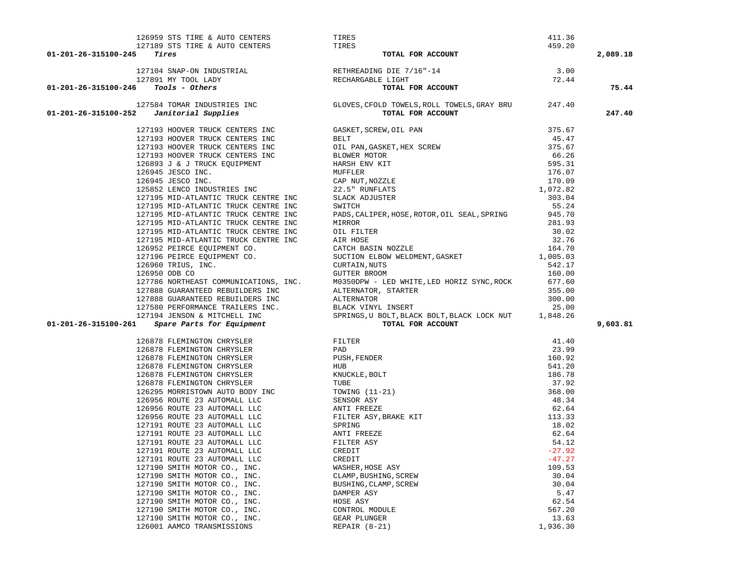| Account | Vendor | Description | Amount | Total |
|---|---|---|---|---|
| | 126959 STS TIRE & AUTO CENTERS | TIRES | 411.36 | |
| | 127189 STS TIRE & AUTO CENTERS | TIRES | 459.20 | |
| **01-201-26-315100-245** | ***Tires*** | **TOTAL FOR ACCOUNT** | | **2,089.18** |
| | 127104 SNAP-ON INDUSTRIAL | RETHREADING DIE 7/16"-14 | 3.00 | |
| | 127891 MY TOOL LADY | RECHARGABLE LIGHT | 72.44 | |
| **01-201-26-315100-246** | ***Tools - Others*** | **TOTAL FOR ACCOUNT** | | **75.44** |
| | 127584 TOMAR INDUSTRIES INC | GLOVES,CFOLD TOWELS,ROLL TOWELS,GRAY BRU | 247.40 | |
| **01-201-26-315100-252** | ***Janitorial Supplies*** | **TOTAL FOR ACCOUNT** | | **247.40** |
| | 127193 HOOVER TRUCK CENTERS INC | GASKET,SCREW,OIL PAN | 375.67 | |
| | 127193 HOOVER TRUCK CENTERS INC | BELT | 45.47 | |
| | 127193 HOOVER TRUCK CENTERS INC | OIL PAN,GASKET,HEX SCREW | 375.67 | |
| | 127193 HOOVER TRUCK CENTERS INC | BLOWER MOTOR | 66.26 | |
| | 126893 J & J TRUCK EQUIPMENT | HARSH ENV KIT | 595.31 | |
| | 126945 JESCO INC. | MUFFLER | 176.07 | |
| | 126945 JESCO INC. | CAP NUT,NOZZLE | 170.09 | |
| | 125852 LENCO INDUSTRIES INC | 22.5" RUNFLATS | 1,072.82 | |
| | 127195 MID-ATLANTIC TRUCK CENTRE INC | SLACK ADJUSTER | 303.04 | |
| | 127195 MID-ATLANTIC TRUCK CENTRE INC | SWITCH | 55.24 | |
| | 127195 MID-ATLANTIC TRUCK CENTRE INC | PADS,CALIPER,HOSE,ROTOR,OIL SEAL,SPRING | 945.70 | |
| | 127195 MID-ATLANTIC TRUCK CENTRE INC | MIRROR | 281.93 | |
| | 127195 MID-ATLANTIC TRUCK CENTRE INC | OIL FILTER | 30.02 | |
| | 127195 MID-ATLANTIC TRUCK CENTRE INC | AIR HOSE | 32.76 | |
| | 126952 PEIRCE EQUIPMENT CO. | CATCH BASIN NOZZLE | 164.70 | |
| | 127196 PEIRCE EQUIPMENT CO. | SUCTION ELBOW WELDMENT,GASKET | 1,005.03 | |
| | 126960 TRIUS, INC. | CURTAIN,NUTS | 542.17 | |
| | 126950 ODB CO | GUTTER BROOM | 160.00 | |
| | 127786 NORTHEAST COMMUNICATIONS, INC. | M0350DPW - LED WHITE,LED HORIZ SYNC,ROCK | 677.60 | |
| | 127888 GUARANTEED REBUILDERS INC | ALTERNATOR, STARTER | 355.00 | |
| | 127888 GUARANTEED REBUILDERS INC | ALTERNATOR | 300.00 | |
| | 127580 PERFORMANCE TRAILERS INC. | BLACK VINYL INSERT | 25.00 | |
| | 127194 JENSON & MITCHELL INC | SPRINGS,U BOLT,BLACK BOLT,BLACK LOCK NUT | 1,848.26 | |
| **01-201-26-315100-261** | ***Spare Parts for Equipment*** | **TOTAL FOR ACCOUNT** | | **9,603.81** |
| | 126878 FLEMINGTON CHRYSLER | FILTER | 41.40 | |
| | 126878 FLEMINGTON CHRYSLER | PAD | 23.99 | |
| | 126878 FLEMINGTON CHRYSLER | PUSH,FENDER | 160.92 | |
| | 126878 FLEMINGTON CHRYSLER | HUB | 541.20 | |
| | 126878 FLEMINGTON CHRYSLER | KNUCKLE,BOLT | 186.78 | |
| | 126878 FLEMINGTON CHRYSLER | TUBE | 37.92 | |
| | 126295 MORRISTOWN AUTO BODY INC | TOWING (11-21) | 368.00 | |
| | 126956 ROUTE 23 AUTOMALL LLC | SENSOR ASY | 48.34 | |
| | 126956 ROUTE 23 AUTOMALL LLC | ANTI FREEZE | 62.64 | |
| | 126956 ROUTE 23 AUTOMALL LLC | FILTER ASY,BRAKE KIT | 113.33 | |
| | 127191 ROUTE 23 AUTOMALL LLC | SPRING | 18.02 | |
| | 127191 ROUTE 23 AUTOMALL LLC | ANTI FREEZE | 62.64 | |
| | 127191 ROUTE 23 AUTOMALL LLC | FILTER ASY | 54.12 | |
| | 127191 ROUTE 23 AUTOMALL LLC | CREDIT | -27.92 | |
| | 127191 ROUTE 23 AUTOMALL LLC | CREDIT | -47.27 | |
| | 127190 SMITH MOTOR CO., INC. | WASHER,HOSE ASY | 109.53 | |
| | 127190 SMITH MOTOR CO., INC. | CLAMP,BUSHING,SCREW | 30.04 | |
| | 127190 SMITH MOTOR CO., INC. | BUSHING,CLAMP,SCREW | 30.04 | |
| | 127190 SMITH MOTOR CO., INC. | DAMPER ASY | 5.47 | |
| | 127190 SMITH MOTOR CO., INC. | HOSE ASY | 62.54 | |
| | 127190 SMITH MOTOR CO., INC. | CONTROL MODULE | 567.20 | |
| | 127190 SMITH MOTOR CO., INC. | GEAR PLUNGER | 13.63 | |
| | 126001 AAMCO TRANSMISSIONS | REPAIR (8-21) | 1,936.30 | |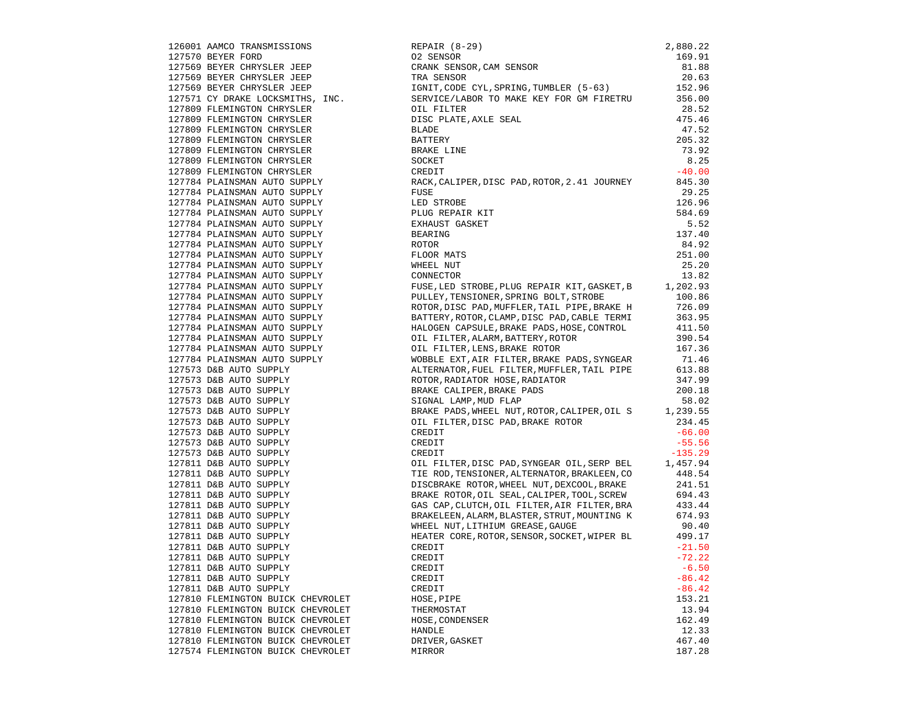| | | | |
|---|---|---|---|
| 126001 | AAMCO TRANSMISSIONS | REPAIR (8-29) | 2,880.22 |
| 127570 | BEYER FORD | O2 SENSOR | 169.91 |
| 127569 | BEYER CHRYSLER JEEP | CRANK SENSOR,CAM SENSOR | 81.88 |
| 127569 | BEYER CHRYSLER JEEP | TRA SENSOR | 20.63 |
| 127569 | BEYER CHRYSLER JEEP | IGNIT,CODE CYL,SPRING,TUMBLER (5-63) | 152.96 |
| 127571 | CY DRAKE LOCKSMITHS, INC. | SERVICE/LABOR TO MAKE KEY FOR GM FIRETRU | 356.00 |
| 127809 | FLEMINGTON CHRYSLER | OIL FILTER | 28.52 |
| 127809 | FLEMINGTON CHRYSLER | DISC PLATE,AXLE SEAL | 475.46 |
| 127809 | FLEMINGTON CHRYSLER | BLADE | 47.52 |
| 127809 | FLEMINGTON CHRYSLER | BATTERY | 205.32 |
| 127809 | FLEMINGTON CHRYSLER | BRAKE LINE | 73.92 |
| 127809 | FLEMINGTON CHRYSLER | SOCKET | 8.25 |
| 127809 | FLEMINGTON CHRYSLER | CREDIT | -40.00 |
| 127784 | PLAINSMAN AUTO SUPPLY | RACK,CALIPER,DISC PAD,ROTOR,2.41 JOURNEY | 845.30 |
| 127784 | PLAINSMAN AUTO SUPPLY | FUSE | 29.25 |
| 127784 | PLAINSMAN AUTO SUPPLY | LED STROBE | 126.96 |
| 127784 | PLAINSMAN AUTO SUPPLY | PLUG REPAIR KIT | 584.69 |
| 127784 | PLAINSMAN AUTO SUPPLY | EXHAUST GASKET | 5.52 |
| 127784 | PLAINSMAN AUTO SUPPLY | BEARING | 137.40 |
| 127784 | PLAINSMAN AUTO SUPPLY | ROTOR | 84.92 |
| 127784 | PLAINSMAN AUTO SUPPLY | FLOOR MATS | 251.00 |
| 127784 | PLAINSMAN AUTO SUPPLY | WHEEL NUT | 25.20 |
| 127784 | PLAINSMAN AUTO SUPPLY | CONNECTOR | 13.82 |
| 127784 | PLAINSMAN AUTO SUPPLY | FUSE,LED STROBE,PLUG REPAIR KIT,GASKET,B | 1,202.93 |
| 127784 | PLAINSMAN AUTO SUPPLY | PULLEY,TENSIONER,SPRING BOLT,STROBE | 100.86 |
| 127784 | PLAINSMAN AUTO SUPPLY | ROTOR,DISC PAD,MUFFLER,TAIL PIPE,BRAKE H | 726.09 |
| 127784 | PLAINSMAN AUTO SUPPLY | BATTERY,ROTOR,CLAMP,DISC PAD,CABLE TERMI | 363.95 |
| 127784 | PLAINSMAN AUTO SUPPLY | HALOGEN CAPSULE,BRAKE PADS,HOSE,CONTROL | 411.50 |
| 127784 | PLAINSMAN AUTO SUPPLY | OIL FILTER,ALARM,BATTERY,ROTOR | 390.54 |
| 127784 | PLAINSMAN AUTO SUPPLY | OIL FILTER,LENS,BRAKE ROTOR | 167.36 |
| 127784 | PLAINSMAN AUTO SUPPLY | WOBBLE EXT,AIR FILTER,BRAKE PADS,SYNGEAR | 71.46 |
| 127573 | D&B AUTO SUPPLY | ALTERNATOR,FUEL FILTER,MUFFLER,TAIL PIPE | 613.88 |
| 127573 | D&B AUTO SUPPLY | ROTOR,RADIATOR HOSE,RADIATOR | 347.99 |
| 127573 | D&B AUTO SUPPLY | BRAKE CALIPER,BRAKE PADS | 200.18 |
| 127573 | D&B AUTO SUPPLY | SIGNAL LAMP,MUD FLAP | 58.02 |
| 127573 | D&B AUTO SUPPLY | BRAKE PADS,WHEEL NUT,ROTOR,CALIPER,OIL S | 1,239.55 |
| 127573 | D&B AUTO SUPPLY | OIL FILTER,DISC PAD,BRAKE ROTOR | 234.45 |
| 127573 | D&B AUTO SUPPLY | CREDIT | -66.00 |
| 127573 | D&B AUTO SUPPLY | CREDIT | -55.56 |
| 127573 | D&B AUTO SUPPLY | CREDIT | -135.29 |
| 127811 | D&B AUTO SUPPLY | OIL FILTER,DISC PAD,SYNGEAR OIL,SERP BEL | 1,457.94 |
| 127811 | D&B AUTO SUPPLY | TIE ROD,TENSIONER,ALTERNATOR,BRAKLEEN,CO | 448.54 |
| 127811 | D&B AUTO SUPPLY | DISCBRAKE ROTOR,WHEEL NUT,DEXCOOL,BRAKE | 241.51 |
| 127811 | D&B AUTO SUPPLY | BRAKE ROTOR,OIL SEAL,CALIPER,TOOL,SCREW | 694.43 |
| 127811 | D&B AUTO SUPPLY | GAS CAP,CLUTCH,OIL FILTER,AIR FILTER,BRA | 433.44 |
| 127811 | D&B AUTO SUPPLY | BRAKELEEN,ALARM,BLASTER,STRUT,MOUNTING K | 674.93 |
| 127811 | D&B AUTO SUPPLY | WHEEL NUT,LITHIUM GREASE,GAUGE | 90.40 |
| 127811 | D&B AUTO SUPPLY | HEATER CORE,ROTOR,SENSOR,SOCKET,WIPER BL | 499.17 |
| 127811 | D&B AUTO SUPPLY | CREDIT | -21.50 |
| 127811 | D&B AUTO SUPPLY | CREDIT | -72.22 |
| 127811 | D&B AUTO SUPPLY | CREDIT | -6.50 |
| 127811 | D&B AUTO SUPPLY | CREDIT | -86.42 |
| 127811 | D&B AUTO SUPPLY | CREDIT | -86.42 |
| 127810 | FLEMINGTON BUICK CHEVROLET | HOSE,PIPE | 153.21 |
| 127810 | FLEMINGTON BUICK CHEVROLET | THERMOSTAT | 13.94 |
| 127810 | FLEMINGTON BUICK CHEVROLET | HOSE,CONDENSER | 162.49 |
| 127810 | FLEMINGTON BUICK CHEVROLET | HANDLE | 12.33 |
| 127810 | FLEMINGTON BUICK CHEVROLET | DRIVER,GASKET | 467.40 |
| 127574 | FLEMINGTON BUICK CHEVROLET | MIRROR | 187.28 |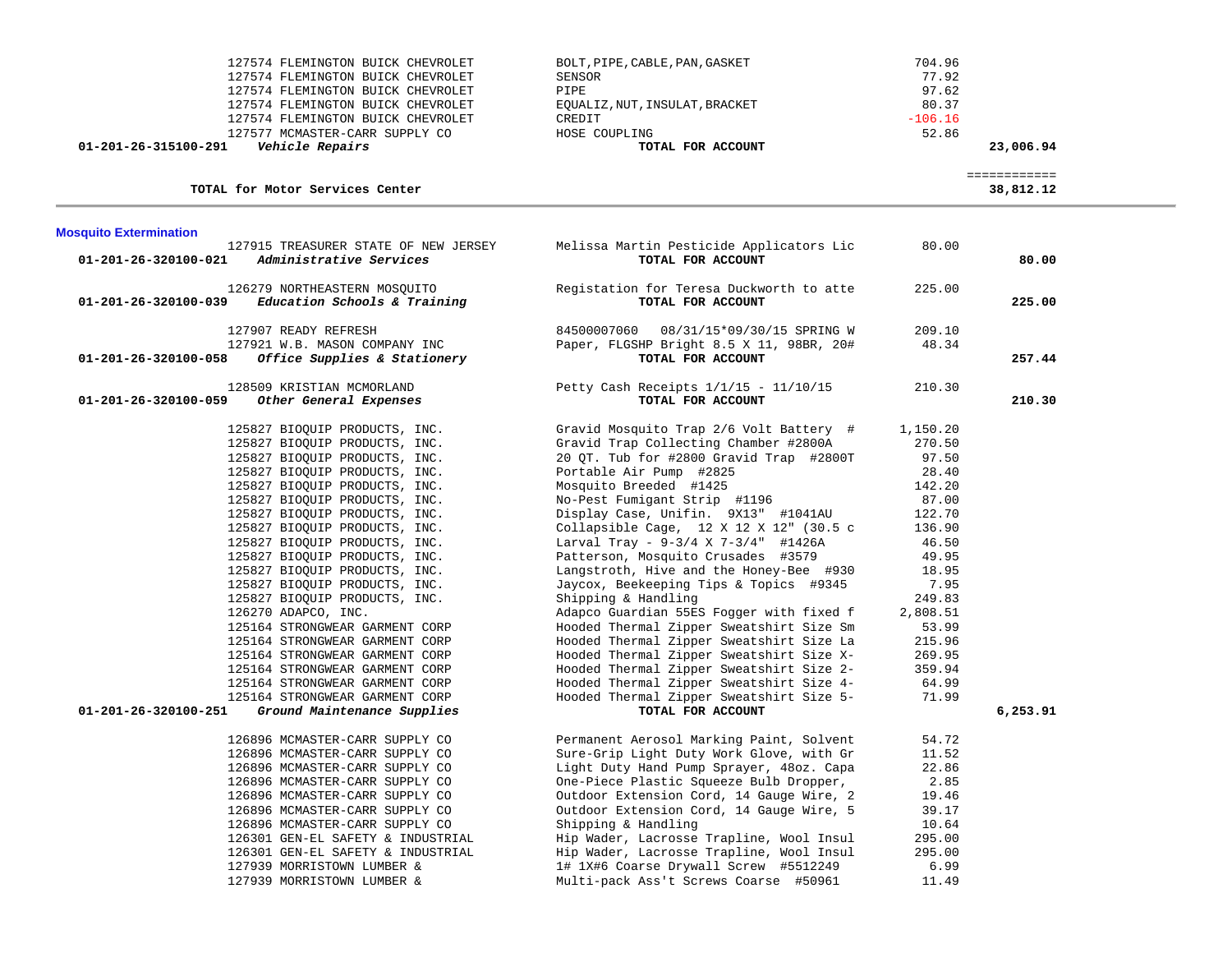| Account | Vendor | Description | Amount | Total |
|---|---|---|---|---|
| | 127574 FLEMINGTON BUICK CHEVROLET | BOLT,PIPE,CABLE,PAN,GASKET | 704.96 | |
| | 127574 FLEMINGTON BUICK CHEVROLET | SENSOR | 77.92 | |
| | 127574 FLEMINGTON BUICK CHEVROLET | PIPE | 97.62 | |
| | 127574 FLEMINGTON BUICK CHEVROLET | EQUALIZ,NUT,INSULAT,BRACKET | 80.37 | |
| | 127574 FLEMINGTON BUICK CHEVROLET | CREDIT | -106.16 | |
| | 127577 MCMASTER-CARR SUPPLY CO | HOSE COUPLING | 52.86 | |
| **01-201-26-315100-291** | ***Vehicle Repairs*** | **TOTAL FOR ACCOUNT** | | **23,006.94** |
| | **TOTAL for Motor Services Center** | | | **38,812.12** |

## Mosquito Extermination

| Account | Vendor | Description | Amount | Total |
|---|---|---|---|---|
| | 127915 TREASURER STATE OF NEW JERSEY | Melissa Martin Pesticide Applicators Lic | 80.00 | |
| **01-201-26-320100-021** | ***Administrative Services*** | **TOTAL FOR ACCOUNT** | | **80.00** |
| | 126279 NORTHEASTERN MOSQUITO | Registation for Teresa Duckworth to atte | 225.00 | |
| **01-201-26-320100-039** | ***Education Schools & Training*** | **TOTAL FOR ACCOUNT** | | **225.00** |
| | 127907 READY REFRESH | 84500007060 08/31/15*09/30/15 SPRING W | 209.10 | |
| | 127921 W.B. MASON COMPANY INC | Paper, FLGSHP Bright 8.5 X 11, 98BR, 20# | 48.34 | |
| **01-201-26-320100-058** | ***Office Supplies & Stationery*** | **TOTAL FOR ACCOUNT** | | **257.44** |
| | 128509 KRISTIAN MCMORLAND | Petty Cash Receipts 1/1/15 - 11/10/15 | 210.30 | |
| **01-201-26-320100-059** | ***Other General Expenses*** | **TOTAL FOR ACCOUNT** | | **210.30** |
| | 125827 BIOQUIP PRODUCTS, INC. | Gravid Mosquito Trap 2/6 Volt Battery # | 1,150.20 | |
| | 125827 BIOQUIP PRODUCTS, INC. | Gravid Trap Collecting Chamber #2800A | 270.50 | |
| | 125827 BIOQUIP PRODUCTS, INC. | 20 QT. Tub for #2800 Gravid Trap #2800T | 97.50 | |
| | 125827 BIOQUIP PRODUCTS, INC. | Portable Air Pump #2825 | 28.40 | |
| | 125827 BIOQUIP PRODUCTS, INC. | Mosquito Breeded #1425 | 142.20 | |
| | 125827 BIOQUIP PRODUCTS, INC. | No-Pest Fumigant Strip #1196 | 87.00 | |
| | 125827 BIOQUIP PRODUCTS, INC. | Display Case, Unifin. 9X13" #1041AU | 122.70 | |
| | 125827 BIOQUIP PRODUCTS, INC. | Collapsible Cage, 12 X 12 X 12" (30.5 c | 136.90 | |
| | 125827 BIOQUIP PRODUCTS, INC. | Larval Tray - 9-3/4 X 7-3/4" #1426A | 46.50 | |
| | 125827 BIOQUIP PRODUCTS, INC. | Patterson, Mosquito Crusades #3579 | 49.95 | |
| | 125827 BIOQUIP PRODUCTS, INC. | Langstroth, Hive and the Honey-Bee #930 | 18.95 | |
| | 125827 BIOQUIP PRODUCTS, INC. | Jaycox, Beekeeping Tips & Topics #9345 | 7.95 | |
| | 125827 BIOQUIP PRODUCTS, INC. | Shipping & Handling | 249.83 | |
| | 126270 ADAPCO, INC. | Adapco Guardian 55ES Fogger with fixed f | 2,808.51 | |
| | 125164 STRONGWEAR GARMENT CORP | Hooded Thermal Zipper Sweatshirt Size Sm | 53.99 | |
| | 125164 STRONGWEAR GARMENT CORP | Hooded Thermal Zipper Sweatshirt Size La | 215.96 | |
| | 125164 STRONGWEAR GARMENT CORP | Hooded Thermal Zipper Sweatshirt Size X- | 269.95 | |
| | 125164 STRONGWEAR GARMENT CORP | Hooded Thermal Zipper Sweatshirt Size 2- | 359.94 | |
| | 125164 STRONGWEAR GARMENT CORP | Hooded Thermal Zipper Sweatshirt Size 4- | 64.99 | |
| | 125164 STRONGWEAR GARMENT CORP | Hooded Thermal Zipper Sweatshirt Size 5- | 71.99 | |
| **01-201-26-320100-251** | ***Ground Maintenance Supplies*** | **TOTAL FOR ACCOUNT** | | **6,253.91** |
| | 126896 MCMASTER-CARR SUPPLY CO | Permanent Aerosol Marking Paint, Solvent | 54.72 | |
| | 126896 MCMASTER-CARR SUPPLY CO | Sure-Grip Light Duty Work Glove, with Gr | 11.52 | |
| | 126896 MCMASTER-CARR SUPPLY CO | Light Duty Hand Pump Sprayer, 48oz. Capa | 22.86 | |
| | 126896 MCMASTER-CARR SUPPLY CO | One-Piece Plastic Squeeze Bulb Dropper, | 2.85 | |
| | 126896 MCMASTER-CARR SUPPLY CO | Outdoor Extension Cord, 14 Gauge Wire, 2 | 19.46 | |
| | 126896 MCMASTER-CARR SUPPLY CO | Outdoor Extension Cord, 14 Gauge Wire, 5 | 39.17 | |
| | 126896 MCMASTER-CARR SUPPLY CO | Shipping & Handling | 10.64 | |
| | 126301 GEN-EL SAFETY & INDUSTRIAL | Hip Wader, Lacrosse Trapline, Wool Insul | 295.00 | |
| | 126301 GEN-EL SAFETY & INDUSTRIAL | Hip Wader, Lacrosse Trapline, Wool Insul | 295.00 | |
| | 127939 MORRISTOWN LUMBER & | 1# 1X#6 Coarse Drywall Screw #5512249 | 6.99 | |
| | 127939 MORRISTOWN LUMBER & | Multi-pack Ass't Screws Coarse #50961 | 11.49 | |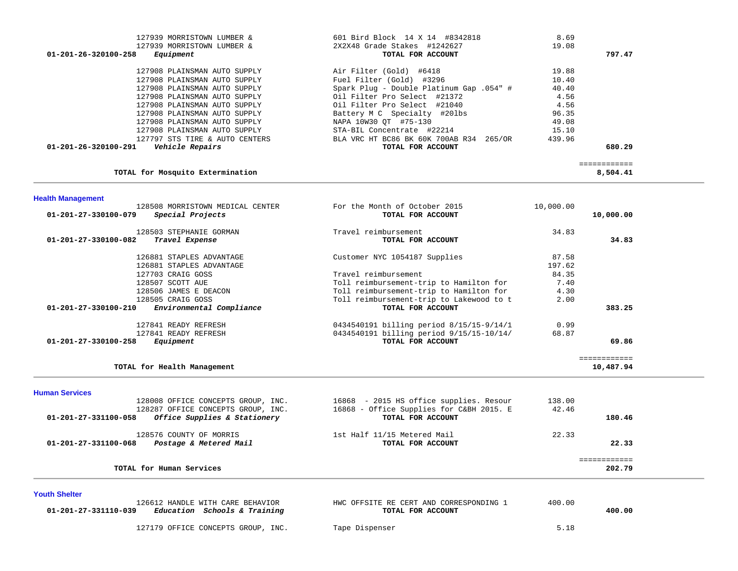| | | | |
|---|---|---|---|
| 127939 MORRISTOWN LUMBER & | 601 Bird Block 14 X 14 #8342818 | 8.69 | |
| 127939 MORRISTOWN LUMBER & | 2X2X48 Grade Stakes #1242627 | 19.08 | |
| **01-201-26-320100-258** ***Equipment*** | **TOTAL FOR ACCOUNT** | | **797.47** |
| 127908 PLAINSMAN AUTO SUPPLY | Air Filter (Gold) #6418 | 19.88 | |
| 127908 PLAINSMAN AUTO SUPPLY | Fuel Filter (Gold) #3296 | 10.40 | |
| 127908 PLAINSMAN AUTO SUPPLY | Spark Plug - Double Platinum Gap .054" # | 40.40 | |
| 127908 PLAINSMAN AUTO SUPPLY | Oil Filter Pro Select #21372 | 4.56 | |
| 127908 PLAINSMAN AUTO SUPPLY | Oil Filter Pro Select #21040 | 4.56 | |
| 127908 PLAINSMAN AUTO SUPPLY | Battery M C Specialty #20lbs | 96.35 | |
| 127908 PLAINSMAN AUTO SUPPLY | NAPA 10W30 QT #75-130 | 49.08 | |
| 127908 PLAINSMAN AUTO SUPPLY | STA-BIL Concentrate #22214 | 15.10 | |
| 127797 STS TIRE & AUTO CENTERS | BLA VRC HT BC86 BK 60K 700AB R34 265/OR | 439.96 | |
| **01-201-26-320100-291** ***Vehicle Repairs*** | **TOTAL FOR ACCOUNT** | | **680.29** |
| | | | ============ |
| **TOTAL for Mosquito Extermination** | | | **8,504.41** |

## Health Management

| | | | |
|---|---|---|---|
| 128508 MORRISTOWN MEDICAL CENTER | For the Month of October 2015 | 10,000.00 | |
| **01-201-27-330100-079** ***Special Projects*** | **TOTAL FOR ACCOUNT** | | **10,000.00** |
| 128503 STEPHANIE GORMAN | Travel reimbursement | 34.83 | |
| **01-201-27-330100-082** ***Travel Expense*** | **TOTAL FOR ACCOUNT** | | **34.83** |
| 126881 STAPLES ADVANTAGE | Customer NYC 1054187 Supplies | 87.58 | |
| 126881 STAPLES ADVANTAGE | | 197.62 | |
| 127703 CRAIG GOSS | Travel reimbursement | 84.35 | |
| 128507 SCOTT AUE | Toll reimbursement-trip to Hamilton for | 7.40 | |
| 128506 JAMES E DEACON | Toll reimbursement-trip to Hamilton for | 4.30 | |
| 128505 CRAIG GOSS | Toll reimbursement-trip to Lakewood to t | 2.00 | |
| **01-201-27-330100-210** ***Environmental Compliance*** | **TOTAL FOR ACCOUNT** | | **383.25** |
| 127841 READY REFRESH | 0434540191 billing period 8/15/15-9/14/1 | 0.99 | |
| 127841 READY REFRESH | 0434540191 billing period 9/15/15-10/14/ | 68.87 | |
| **01-201-27-330100-258** ***Equipment*** | **TOTAL FOR ACCOUNT** | | **69.86** |
| | | | ============ |
| **TOTAL for Health Management** | | | **10,487.94** |

## Human Services

| | | | |
|---|---|---|---|
| 128008 OFFICE CONCEPTS GROUP, INC. | 16868 - 2015 HS office supplies. Resour | 138.00 | |
| 128287 OFFICE CONCEPTS GROUP, INC. | 16868 - Office Supplies for C&BH 2015. E | 42.46 | |
| **01-201-27-331100-058** ***Office Supplies & Stationery*** | **TOTAL FOR ACCOUNT** | | **180.46** |
| 128576 COUNTY OF MORRIS | 1st Half 11/15 Metered Mail | 22.33 | |
| **01-201-27-331100-068** ***Postage & Metered Mail*** | **TOTAL FOR ACCOUNT** | | **22.33** |
| | | | ============ |
| **TOTAL for Human Services** | | | **202.79** |

## Youth Shelter

| | | | |
|---|---|---|---|
| 126612 HANDLE WITH CARE BEHAVIOR | HWC OFFSITE RE CERT AND CORRESPONDING 1 | 400.00 | |
| **01-201-27-331110-039** ***Education Schools & Training*** | **TOTAL FOR ACCOUNT** | | **400.00** |
| 127179 OFFICE CONCEPTS GROUP, INC. | Tape Dispenser | 5.18 | |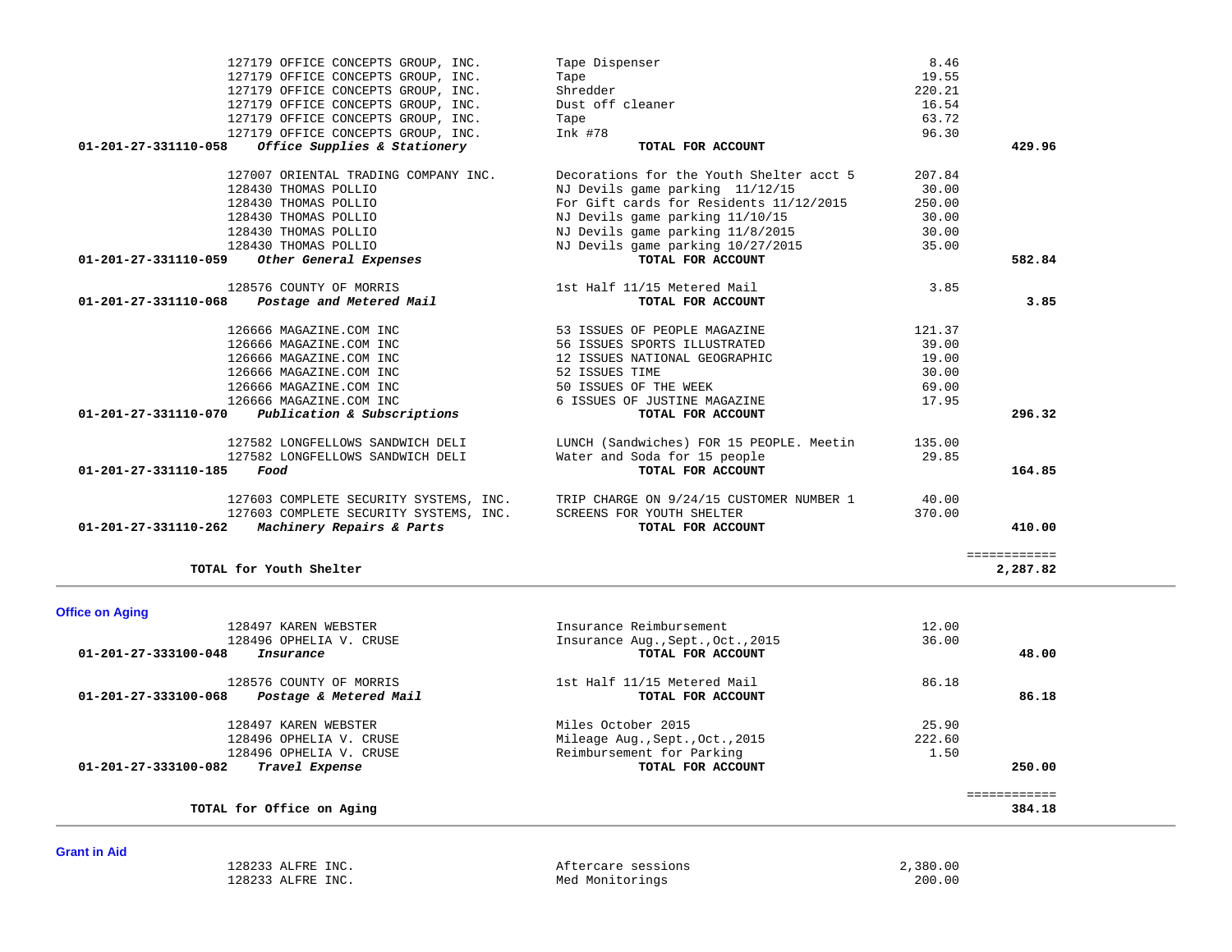| Vendor | Description | Amount | Total |
|---|---|---|---|
| 127179 OFFICE CONCEPTS GROUP, INC. | Tape Dispenser | 8.46 | |
| 127179 OFFICE CONCEPTS GROUP, INC. | Tape | 19.55 | |
| 127179 OFFICE CONCEPTS GROUP, INC. | Shredder | 220.21 | |
| 127179 OFFICE CONCEPTS GROUP, INC. | Dust off cleaner | 16.54 | |
| 127179 OFFICE CONCEPTS GROUP, INC. | Tape | 63.72 | |
| 127179 OFFICE CONCEPTS GROUP, INC. | Ink #78 | 96.30 | |
| **01-201-27-331110-058** ***Office Supplies & Stationery*** | **TOTAL FOR ACCOUNT** | | **429.96** |
| 127007 ORIENTAL TRADING COMPANY INC. | Decorations for the Youth Shelter acct 5 | 207.84 | |
| 128430 THOMAS POLLIO | NJ Devils game parking 11/12/15 | 30.00 | |
| 128430 THOMAS POLLIO | For Gift cards for Residents 11/12/2015 | 250.00 | |
| 128430 THOMAS POLLIO | NJ Devils game parking 11/10/15 | 30.00 | |
| 128430 THOMAS POLLIO | NJ Devils game parking 11/8/2015 | 30.00 | |
| 128430 THOMAS POLLIO | NJ Devils game parking 10/27/2015 | 35.00 | |
| **01-201-27-331110-059** ***Other General Expenses*** | **TOTAL FOR ACCOUNT** | | **582.84** |
| 128576 COUNTY OF MORRIS | 1st Half 11/15 Metered Mail | 3.85 | |
| **01-201-27-331110-068** ***Postage and Metered Mail*** | **TOTAL FOR ACCOUNT** | | **3.85** |
| 126666 MAGAZINE.COM INC | 53 ISSUES OF PEOPLE MAGAZINE | 121.37 | |
| 126666 MAGAZINE.COM INC | 56 ISSUES SPORTS ILLUSTRATED | 39.00 | |
| 126666 MAGAZINE.COM INC | 12 ISSUES NATIONAL GEOGRAPHIC | 19.00 | |
| 126666 MAGAZINE.COM INC | 52 ISSUES TIME | 30.00 | |
| 126666 MAGAZINE.COM INC | 50 ISSUES OF THE WEEK | 69.00 | |
| 126666 MAGAZINE.COM INC | 6 ISSUES OF JUSTINE MAGAZINE | 17.95 | |
| **01-201-27-331110-070** ***Publication & Subscriptions*** | **TOTAL FOR ACCOUNT** | | **296.32** |
| 127582 LONGFELLOWS SANDWICH DELI | LUNCH (Sandwiches) FOR 15 PEOPLE. Meetin | 135.00 | |
| 127582 LONGFELLOWS SANDWICH DELI | Water and Soda for 15 people | 29.85 | |
| **01-201-27-331110-185** ***Food*** | **TOTAL FOR ACCOUNT** | | **164.85** |
| 127603 COMPLETE SECURITY SYSTEMS, INC. | TRIP CHARGE ON 9/24/15 CUSTOMER NUMBER 1 | 40.00 | |
| 127603 COMPLETE SECURITY SYSTEMS, INC. | SCREENS FOR YOUTH SHELTER | 370.00 | |
| **01-201-27-331110-262** ***Machinery Repairs & Parts*** | **TOTAL FOR ACCOUNT** | | **410.00** |
| **TOTAL for Youth Shelter** | | | **2,287.82** |

## Office on Aging

| Vendor | Description | Amount | Total |
|---|---|---|---|
| 128497 KAREN WEBSTER | Insurance Reimbursement | 12.00 | |
| 128496 OPHELIA V. CRUSE | Insurance Aug.,Sept.,Oct.,2015 | 36.00 | |
| **01-201-27-333100-048** ***Insurance*** | **TOTAL FOR ACCOUNT** | | **48.00** |
| 128576 COUNTY OF MORRIS | 1st Half 11/15 Metered Mail | 86.18 | |
| **01-201-27-333100-068** ***Postage & Metered Mail*** | **TOTAL FOR ACCOUNT** | | **86.18** |
| 128497 KAREN WEBSTER | Miles October 2015 | 25.90 | |
| 128496 OPHELIA V. CRUSE | Mileage Aug.,Sept.,Oct.,2015 | 222.60 | |
| 128496 OPHELIA V. CRUSE | Reimbursement for Parking | 1.50 | |
| **01-201-27-333100-082** ***Travel Expense*** | **TOTAL FOR ACCOUNT** | | **250.00** |
| **TOTAL for Office on Aging** | | | **384.18** |

## Grant in Aid

| Vendor | Description | Amount | Total |
|---|---|---|---|
| 128233 ALFRE INC. | Aftercare sessions | 2,380.00 | |
| 128233 ALFRE INC. | Med Monitorings | 200.00 | |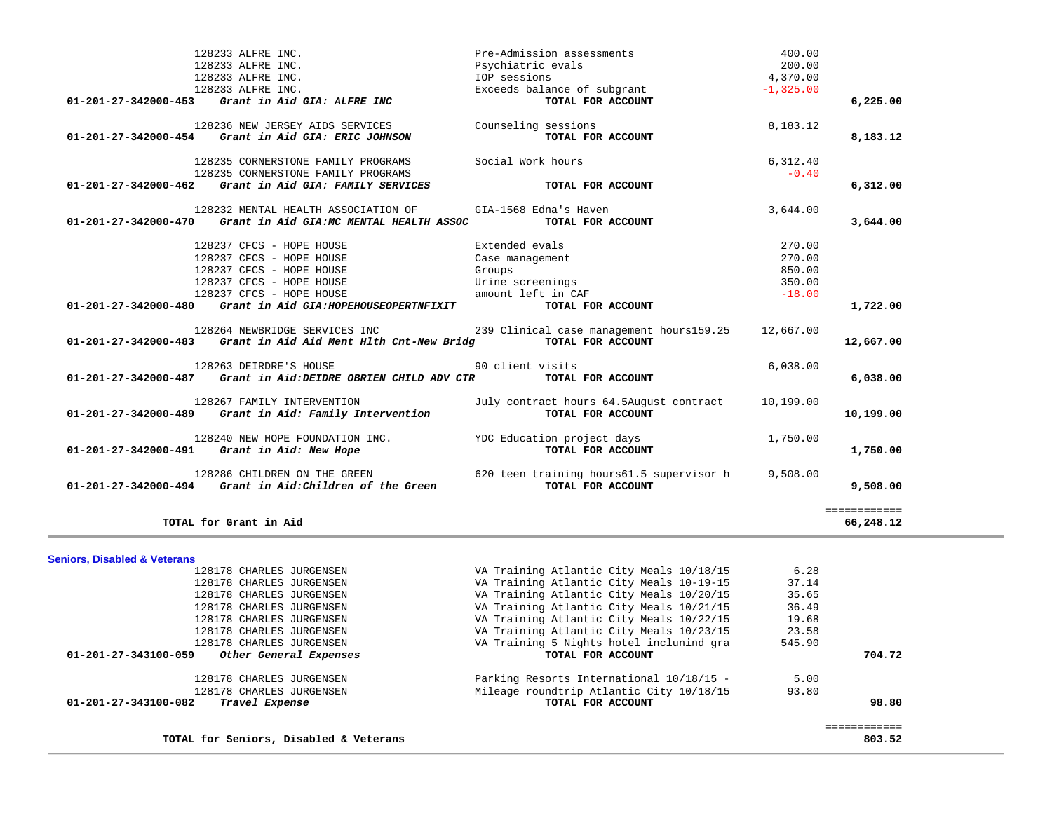| Account | Vendor / Account Name | Description | Amount | Total |
|---|---|---|---|---|
| | 128233 ALFRE INC. | Pre-Admission assessments | 400.00 | |
| | 128233 ALFRE INC. | Psychiatric evals | 200.00 | |
| | 128233 ALFRE INC. | IOP sessions | 4,370.00 | |
| | 128233 ALFRE INC. | Exceeds balance of subgrant | -1,325.00 | |
| **01-201-27-342000-453** | ***Grant in Aid GIA: ALFRE INC*** | **TOTAL FOR ACCOUNT** | | **6,225.00** |
| | 128236 NEW JERSEY AIDS SERVICES | Counseling sessions | 8,183.12 | |
| **01-201-27-342000-454** | ***Grant in Aid GIA: ERIC JOHNSON*** | **TOTAL FOR ACCOUNT** | | **8,183.12** |
| | 128235 CORNERSTONE FAMILY PROGRAMS | Social Work hours | 6,312.40 | |
| | 128235 CORNERSTONE FAMILY PROGRAMS | | -0.40 | |
| **01-201-27-342000-462** | ***Grant in Aid GIA: FAMILY SERVICES*** | **TOTAL FOR ACCOUNT** | | **6,312.00** |
| | 128232 MENTAL HEALTH ASSOCIATION OF | GIA-1568 Edna's Haven | 3,644.00 | |
| **01-201-27-342000-470** | ***Grant in Aid GIA:MC MENTAL HEALTH ASSOC*** | **TOTAL FOR ACCOUNT** | | **3,644.00** |
| | 128237 CFCS - HOPE HOUSE | Extended evals | 270.00 | |
| | 128237 CFCS - HOPE HOUSE | Case management | 270.00 | |
| | 128237 CFCS - HOPE HOUSE | Groups | 850.00 | |
| | 128237 CFCS - HOPE HOUSE | Urine screenings | 350.00 | |
| | 128237 CFCS - HOPE HOUSE | amount left in CAF | -18.00 | |
| **01-201-27-342000-480** | ***Grant in Aid GIA:HOPEHOUSEOPERTNFIXIT*** | **TOTAL FOR ACCOUNT** | | **1,722.00** |
| | 128264 NEWBRIDGE SERVICES INC | 239 Clinical case management hours159.25 | 12,667.00 | |
| **01-201-27-342000-483** | ***Grant in Aid Aid Ment Hlth Cnt-New Bridg*** | **TOTAL FOR ACCOUNT** | | **12,667.00** |
| | 128263 DEIRDRE'S HOUSE | 90 client visits | 6,038.00 | |
| **01-201-27-342000-487** | ***Grant in Aid:DEIDRE OBRIEN CHILD ADV CTR*** | **TOTAL FOR ACCOUNT** | | **6,038.00** |
| | 128267 FAMILY INTERVENTION | July contract hours 64.5August contract | 10,199.00 | |
| **01-201-27-342000-489** | ***Grant in Aid: Family Intervention*** | **TOTAL FOR ACCOUNT** | | **10,199.00** |
| | 128240 NEW HOPE FOUNDATION INC. | YDC Education project days | 1,750.00 | |
| **01-201-27-342000-491** | ***Grant in Aid: New Hope*** | **TOTAL FOR ACCOUNT** | | **1,750.00** |
| | 128286 CHILDREN ON THE GREEN | 620 teen training hours61.5 supervisor h | 9,508.00 | |
| **01-201-27-342000-494** | ***Grant in Aid:Children of the Green*** | **TOTAL FOR ACCOUNT** | | **9,508.00** |
| | | | | ============ |
| | **TOTAL for Grant in Aid** | | | **66,248.12** |

**Seniors, Disabled & Veterans**

| Account | Vendor / Account Name | Description | Amount | Total |
|---|---|---|---|---|
| | 128178 CHARLES JURGENSEN | VA Training Atlantic City Meals 10/18/15 | 6.28 | |
| | 128178 CHARLES JURGENSEN | VA Training Atlantic City Meals 10-19-15 | 37.14 | |
| | 128178 CHARLES JURGENSEN | VA Training Atlantic City Meals 10/20/15 | 35.65 | |
| | 128178 CHARLES JURGENSEN | VA Training Atlantic City Meals 10/21/15 | 36.49 | |
| | 128178 CHARLES JURGENSEN | VA Training Atlantic City Meals 10/22/15 | 19.68 | |
| | 128178 CHARLES JURGENSEN | VA Training Atlantic City Meals 10/23/15 | 23.58 | |
| | 128178 CHARLES JURGENSEN | VA Training 5 Nights hotel inclunind gra | 545.90 | |
| **01-201-27-343100-059** | ***Other General Expenses*** | **TOTAL FOR ACCOUNT** | | **704.72** |
| | 128178 CHARLES JURGENSEN | Parking Resorts International 10/18/15 - | 5.00 | |
| | 128178 CHARLES JURGENSEN | Mileage roundtrip Atlantic City 10/18/15 | 93.80 | |
| **01-201-27-343100-082** | ***Travel Expense*** | **TOTAL FOR ACCOUNT** | | **98.80** |
| | | | | ============ |
| | **TOTAL for Seniors, Disabled & Veterans** | | | **803.52** |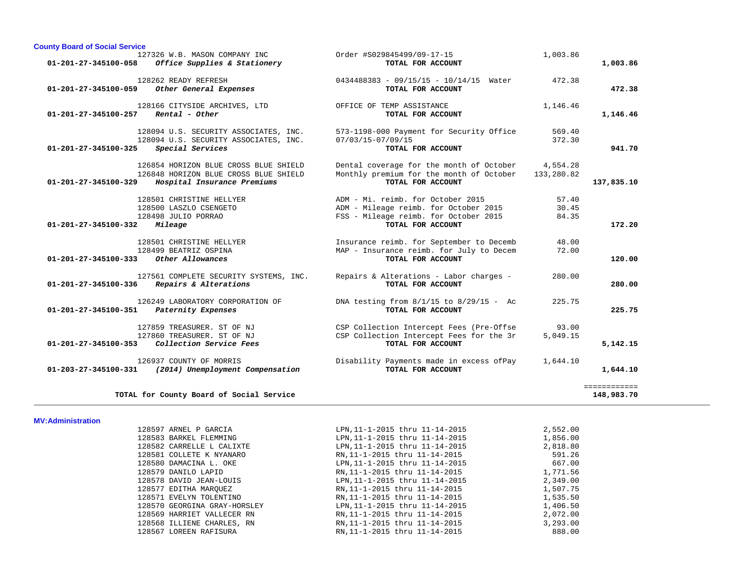### County Board of Social Service

| Account | Vendor | Description | Amount | Total |
|---|---|---|---|---|
| | 127326 W.B. MASON COMPANY INC | Order #S029845499/09-17-15 | 1,003.86 | |
| **01-201-27-345100-058** | ***Office Supplies & Stationery*** | **TOTAL FOR ACCOUNT** | | **1,003.86** |
| | 128262 READY REFRESH | 0434488383 - 09/15/15 - 10/14/15 Water | 472.38 | |
| **01-201-27-345100-059** | ***Other General Expenses*** | **TOTAL FOR ACCOUNT** | | **472.38** |
| | 128166 CITYSIDE ARCHIVES, LTD | OFFICE OF TEMP ASSISTANCE | 1,146.46 | |
| **01-201-27-345100-257** | ***Rental - Other*** | **TOTAL FOR ACCOUNT** | | **1,146.46** |
| | 128094 U.S. SECURITY ASSOCIATES, INC. | 573-1198-000 Payment for Security Office | 569.40 | |
| | 128094 U.S. SECURITY ASSOCIATES, INC. | 07/03/15-07/09/15 | 372.30 | |
| **01-201-27-345100-325** | ***Special Services*** | **TOTAL FOR ACCOUNT** | | **941.70** |
| | 126854 HORIZON BLUE CROSS BLUE SHIELD | Dental coverage for the month of October | 4,554.28 | |
| | 126848 HORIZON BLUE CROSS BLUE SHIELD | Monthly premium for the month of October | 133,280.82 | |
| **01-201-27-345100-329** | ***Hospital Insurance Premiums*** | **TOTAL FOR ACCOUNT** | | **137,835.10** |
| | 128501 CHRISTINE HELLYER | ADM - Mi. reimb. for October 2015 | 57.40 | |
| | 128500 LASZLO CSENGETO | ADM - Mileage reimb. for October 2015 | 30.45 | |
| | 128498 JULIO PORRAO | FSS - Mileage reimb. for October 2015 | 84.35 | |
| **01-201-27-345100-332** | ***Mileage*** | **TOTAL FOR ACCOUNT** | | **172.20** |
| | 128501 CHRISTINE HELLYER | Insurance reimb. for September to Decemb | 48.00 | |
| | 128499 BEATRIZ OSPINA | MAP - Insurance reimb. for July to Decem | 72.00 | |
| **01-201-27-345100-333** | ***Other Allowances*** | **TOTAL FOR ACCOUNT** | | **120.00** |
| | 127561 COMPLETE SECURITY SYSTEMS, INC. | Repairs & Alterations - Labor charges - | 280.00 | |
| **01-201-27-345100-336** | ***Repairs & Alterations*** | **TOTAL FOR ACCOUNT** | | **280.00** |
| | 126249 LABORATORY CORPORATION OF | DNA testing from 8/1/15 to 8/29/15 - Ac | 225.75 | |
| **01-201-27-345100-351** | ***Paternity Expenses*** | **TOTAL FOR ACCOUNT** | | **225.75** |
| | 127859 TREASURER. ST OF NJ | CSP Collection Intercept Fees (Pre-Offse | 93.00 | |
| | 127860 TREASURER. ST OF NJ | CSP Collection Intercept Fees for the 3r | 5,049.15 | |
| **01-201-27-345100-353** | ***Collection Service Fees*** | **TOTAL FOR ACCOUNT** | | **5,142.15** |
| | 126937 COUNTY OF MORRIS | Disability Payments made in excess ofPay | 1,644.10 | |
| **01-203-27-345100-331** | ***(2014) Unemployment Compensation*** | **TOTAL FOR ACCOUNT** | | **1,644.10** |
| | **TOTAL for County Board of Social Service** | | | **148,983.70** |

### MV:Administration

| Vendor | Description | Amount |
|---|---|---|
| 128597 ARNEL P GARCIA | LPN,11-1-2015 thru 11-14-2015 | 2,552.00 |
| 128583 BARKEL FLEMMING | LPN,11-1-2015 thru 11-14-2015 | 1,856.00 |
| 128582 CARRELLE L CALIXTE | LPN,11-1-2015 thru 11-14-2015 | 2,818.80 |
| 128581 COLLETE K NYANARO | RN,11-1-2015 thru 11-14-2015 | 591.26 |
| 128580 DAMACINA L. OKE | LPN,11-1-2015 thru 11-14-2015 | 667.00 |
| 128579 DANILO LAPID | RN,11-1-2015 thru 11-14-2015 | 1,771.56 |
| 128578 DAVID JEAN-LOUIS | LPN,11-1-2015 thru 11-14-2015 | 2,349.00 |
| 128577 EDITHA MARQUEZ | RN,11-1-2015 thru 11-14-2015 | 1,507.75 |
| 128571 EVELYN TOLENTINO | RN,11-1-2015 thru 11-14-2015 | 1,535.50 |
| 128570 GEORGINA GRAY-HORSLEY | LPN,11-1-2015 thru 11-14-2015 | 1,406.50 |
| 128569 HARRIET VALLECER RN | RN,11-1-2015 thru 11-14-2015 | 2,072.00 |
| 128568 ILLIENE CHARLES, RN | RN,11-1-2015 thru 11-14-2015 | 3,293.00 |
| 128567 LOREEN RAFISURA | RN,11-1-2015 thru 11-14-2015 | 888.00 |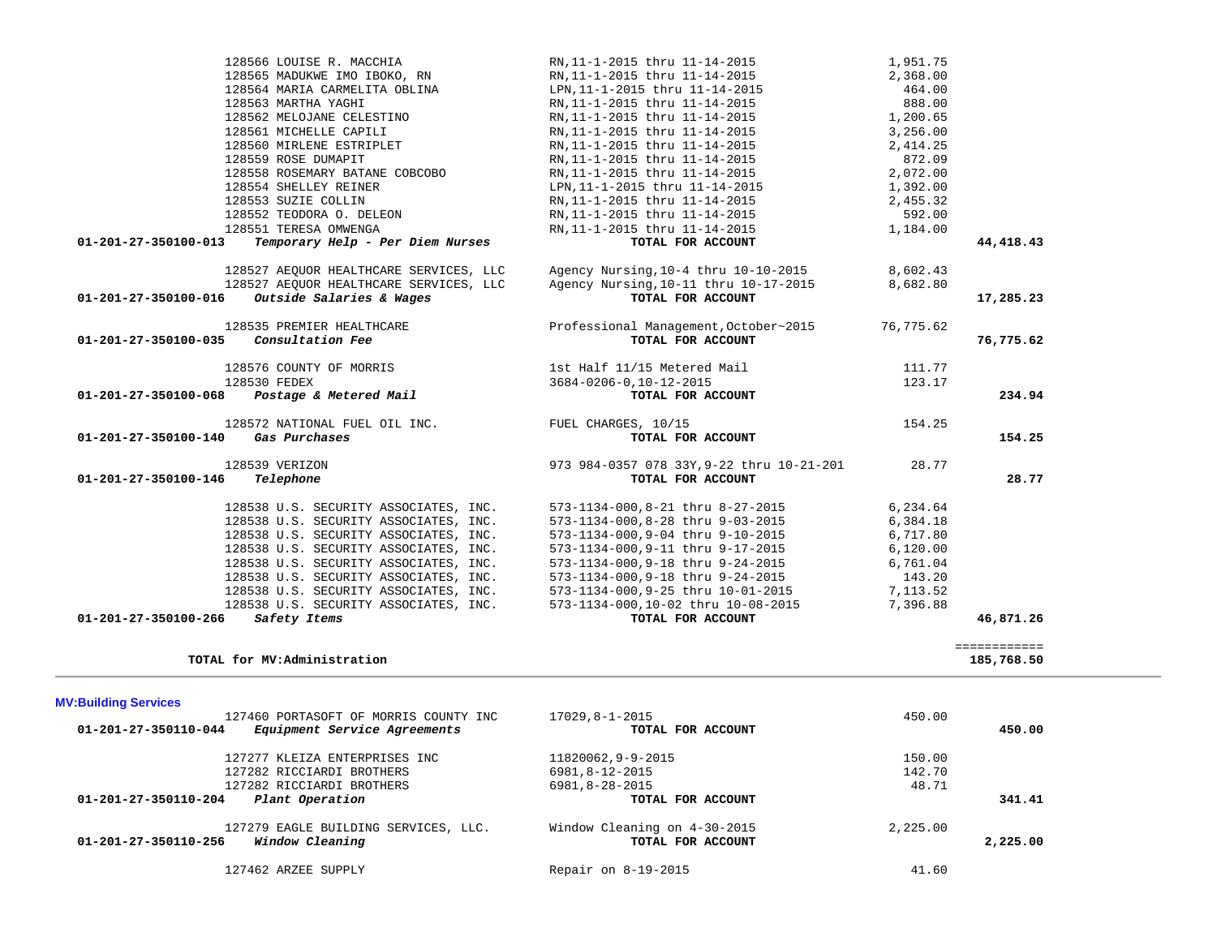| Account | Vendor / Description | Details | Amount | Total |
|---|---|---|---|---|
| | 128566 LOUISE R. MACCHIA | RN,11-1-2015 thru 11-14-2015 | 1,951.75 | |
| | 128565 MADUKWE IMO IBOKO, RN | RN,11-1-2015 thru 11-14-2015 | 2,368.00 | |
| | 128564 MARIA CARMELITA OBLINA | LPN,11-1-2015 thru 11-14-2015 | 464.00 | |
| | 128563 MARTHA YAGHI | RN,11-1-2015 thru 11-14-2015 | 888.00 | |
| | 128562 MELOJANE CELESTINO | RN,11-1-2015 thru 11-14-2015 | 1,200.65 | |
| | 128561 MICHELLE CAPILI | RN,11-1-2015 thru 11-14-2015 | 3,256.00 | |
| | 128560 MIRLENE ESTRIPLET | RN,11-1-2015 thru 11-14-2015 | 2,414.25 | |
| | 128559 ROSE DUMAPIT | RN,11-1-2015 thru 11-14-2015 | 872.09 | |
| | 128558 ROSEMARY BATANE COBCOBO | RN,11-1-2015 thru 11-14-2015 | 2,072.00 | |
| | 128554 SHELLEY REINER | LPN,11-1-2015 thru 11-14-2015 | 1,392.00 | |
| | 128553 SUZIE COLLIN | RN,11-1-2015 thru 11-14-2015 | 2,455.32 | |
| | 128552 TEODORA O. DELEON | RN,11-1-2015 thru 11-14-2015 | 592.00 | |
| | 128551 TERESA OMWENGA | RN,11-1-2015 thru 11-14-2015 | 1,184.00 | |
| **01-201-27-350100-013** | ***Temporary Help - Per Diem Nurses*** | **TOTAL FOR ACCOUNT** | | **44,418.43** |
| | 128527 AEQUOR HEALTHCARE SERVICES, LLC | Agency Nursing,10-4 thru 10-10-2015 | 8,602.43 | |
| | 128527 AEQUOR HEALTHCARE SERVICES, LLC | Agency Nursing,10-11 thru 10-17-2015 | 8,682.80 | |
| **01-201-27-350100-016** | ***Outside Salaries & Wages*** | **TOTAL FOR ACCOUNT** | | **17,285.23** |
| | 128535 PREMIER HEALTHCARE | Professional Management,October~2015 | 76,775.62 | |
| **01-201-27-350100-035** | ***Consultation Fee*** | **TOTAL FOR ACCOUNT** | | **76,775.62** |
| | 128576 COUNTY OF MORRIS | 1st Half 11/15 Metered Mail | 111.77 | |
| | 128530 FEDEX | 3684-0206-0,10-12-2015 | 123.17 | |
| **01-201-27-350100-068** | ***Postage & Metered Mail*** | **TOTAL FOR ACCOUNT** | | **234.94** |
| | 128572 NATIONAL FUEL OIL INC. | FUEL CHARGES, 10/15 | 154.25 | |
| **01-201-27-350100-140** | ***Gas Purchases*** | **TOTAL FOR ACCOUNT** | | **154.25** |
| | 128539 VERIZON | 973 984-0357 078 33Y,9-22 thru 10-21-201 | 28.77 | |
| **01-201-27-350100-146** | ***Telephone*** | **TOTAL FOR ACCOUNT** | | **28.77** |
| | 128538 U.S. SECURITY ASSOCIATES, INC. | 573-1134-000,8-21 thru 8-27-2015 | 6,234.64 | |
| | 128538 U.S. SECURITY ASSOCIATES, INC. | 573-1134-000,8-28 thru 9-03-2015 | 6,384.18 | |
| | 128538 U.S. SECURITY ASSOCIATES, INC. | 573-1134-000,9-04 thru 9-10-2015 | 6,717.80 | |
| | 128538 U.S. SECURITY ASSOCIATES, INC. | 573-1134-000,9-11 thru 9-17-2015 | 6,120.00 | |
| | 128538 U.S. SECURITY ASSOCIATES, INC. | 573-1134-000,9-18 thru 9-24-2015 | 6,761.04 | |
| | 128538 U.S. SECURITY ASSOCIATES, INC. | 573-1134-000,9-18 thru 9-24-2015 | 143.20 | |
| | 128538 U.S. SECURITY ASSOCIATES, INC. | 573-1134-000,9-25 thru 10-01-2015 | 7,113.52 | |
| | 128538 U.S. SECURITY ASSOCIATES, INC. | 573-1134-000,10-02 thru 10-08-2015 | 7,396.88 | |
| **01-201-27-350100-266** | ***Safety Items*** | **TOTAL FOR ACCOUNT** | | **46,871.26** |
| | | | | ============ |
| | **TOTAL for MV:Administration** | | | **185,768.50** |

**MV:Building Services**

| Account | Vendor / Description | Details | Amount | Total |
|---|---|---|---|---|
| | 127460 PORTASOFT OF MORRIS COUNTY INC | 17029,8-1-2015 | 450.00 | |
| **01-201-27-350110-044** | ***Equipment Service Agreements*** | **TOTAL FOR ACCOUNT** | | **450.00** |
| | 127277 KLEIZA ENTERPRISES INC | 11820062,9-9-2015 | 150.00 | |
| | 127282 RICCIARDI BROTHERS | 6981,8-12-2015 | 142.70 | |
| | 127282 RICCIARDI BROTHERS | 6981,8-28-2015 | 48.71 | |
| **01-201-27-350110-204** | ***Plant Operation*** | **TOTAL FOR ACCOUNT** | | **341.41** |
| | 127279 EAGLE BUILDING SERVICES, LLC. | Window Cleaning on 4-30-2015 | 2,225.00 | |
| **01-201-27-350110-256** | ***Window Cleaning*** | **TOTAL FOR ACCOUNT** | | **2,225.00** |
| | 127462 ARZEE SUPPLY | Repair on 8-19-2015 | 41.60 | |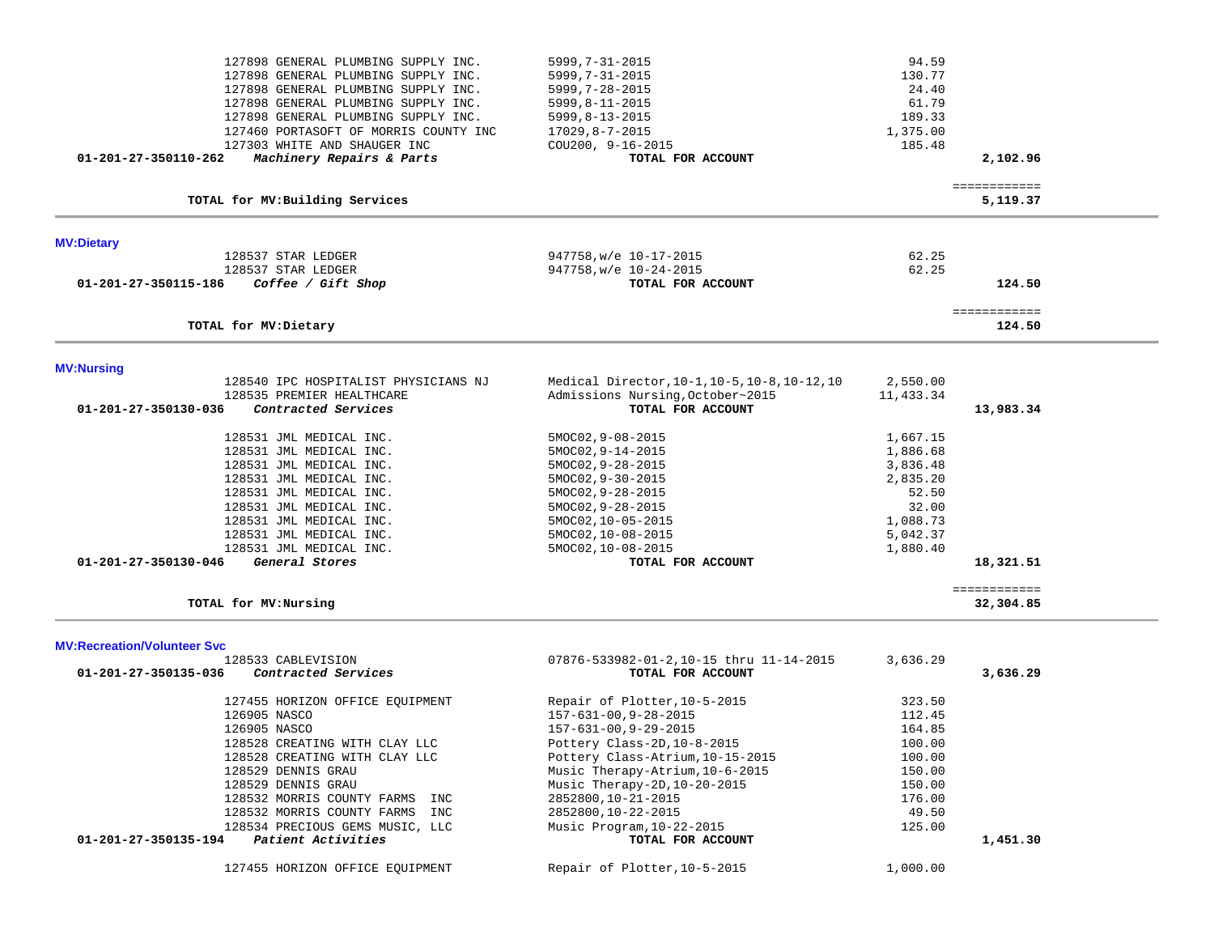| Vendor | Description | Amount | Total |
|---|---|---|---|
| 127898 GENERAL PLUMBING SUPPLY INC. | 5999,7-31-2015 | 94.59 | |
| 127898 GENERAL PLUMBING SUPPLY INC. | 5999,7-31-2015 | 130.77 | |
| 127898 GENERAL PLUMBING SUPPLY INC. | 5999,7-28-2015 | 24.40 | |
| 127898 GENERAL PLUMBING SUPPLY INC. | 5999,8-11-2015 | 61.79 | |
| 127898 GENERAL PLUMBING SUPPLY INC. | 5999,8-13-2015 | 189.33 | |
| 127460 PORTASOFT OF MORRIS COUNTY INC | 17029,8-7-2015 | 1,375.00 | |
| 127303 WHITE AND SHAUGER INC | COU200, 9-16-2015 | 185.48 | |
| **01-201-27-350110-262** ***Machinery Repairs & Parts*** | **TOTAL FOR ACCOUNT** | | **2,102.96** |

**TOTAL for MV:Building Services** ============ **5,119.37**

**MV:Dietary**

| Vendor | Description | Amount | Total |
|---|---|---|---|
| 128537 STAR LEDGER | 947758,w/e 10-17-2015 | 62.25 | |
| 128537 STAR LEDGER | 947758,w/e 10-24-2015 | 62.25 | |
| **01-201-27-350115-186** ***Coffee / Gift Shop*** | **TOTAL FOR ACCOUNT** | | **124.50** |

**TOTAL for MV:Dietary** ============ **124.50**

**MV:Nursing**

| Vendor | Description | Amount | Total |
|---|---|---|---|
| 128540 IPC HOSPITALIST PHYSICIANS NJ | Medical Director,10-1,10-5,10-8,10-12,10 | 2,550.00 | |
| 128535 PREMIER HEALTHCARE | Admissions Nursing,October~2015 | 11,433.34 | |
| **01-201-27-350130-036** ***Contracted Services*** | **TOTAL FOR ACCOUNT** | | **13,983.34** |
| 128531 JML MEDICAL INC. | 5MOC02,9-08-2015 | 1,667.15 | |
| 128531 JML MEDICAL INC. | 5MOC02,9-14-2015 | 1,886.68 | |
| 128531 JML MEDICAL INC. | 5MOC02,9-28-2015 | 3,836.48 | |
| 128531 JML MEDICAL INC. | 5MOC02,9-30-2015 | 2,835.20 | |
| 128531 JML MEDICAL INC. | 5MOC02,9-28-2015 | 52.50 | |
| 128531 JML MEDICAL INC. | 5MOC02,9-28-2015 | 32.00 | |
| 128531 JML MEDICAL INC. | 5MOC02,10-05-2015 | 1,088.73 | |
| 128531 JML MEDICAL INC. | 5MOC02,10-08-2015 | 5,042.37 | |
| 128531 JML MEDICAL INC. | 5MOC02,10-08-2015 | 1,880.40 | |
| **01-201-27-350130-046** ***General Stores*** | **TOTAL FOR ACCOUNT** | | **18,321.51** |

**TOTAL for MV:Nursing** ============ **32,304.85**

**MV:Recreation/Volunteer Svc**

| Vendor | Description | Amount | Total |
|---|---|---|---|
| 128533 CABLEVISION | 07876-533982-01-2,10-15 thru 11-14-2015 | 3,636.29 | |
| **01-201-27-350135-036** ***Contracted Services*** | **TOTAL FOR ACCOUNT** | | **3,636.29** |
| 127455 HORIZON OFFICE EQUIPMENT | Repair of Plotter,10-5-2015 | 323.50 | |
| 126905 NASCO | 157-631-00,9-28-2015 | 112.45 | |
| 126905 NASCO | 157-631-00,9-29-2015 | 164.85 | |
| 128528 CREATING WITH CLAY LLC | Pottery Class-2D,10-8-2015 | 100.00 | |
| 128528 CREATING WITH CLAY LLC | Pottery Class-Atrium,10-15-2015 | 100.00 | |
| 128529 DENNIS GRAU | Music Therapy-Atrium,10-6-2015 | 150.00 | |
| 128529 DENNIS GRAU | Music Therapy-2D,10-20-2015 | 150.00 | |
| 128532 MORRIS COUNTY FARMS INC | 2852800,10-21-2015 | 176.00 | |
| 128532 MORRIS COUNTY FARMS INC | 2852800,10-22-2015 | 49.50 | |
| 128534 PRECIOUS GEMS MUSIC, LLC | Music Program,10-22-2015 | 125.00 | |
| **01-201-27-350135-194** ***Patient Activities*** | **TOTAL FOR ACCOUNT** | | **1,451.30** |
| 127455 HORIZON OFFICE EQUIPMENT | Repair of Plotter,10-5-2015 | 1,000.00 | |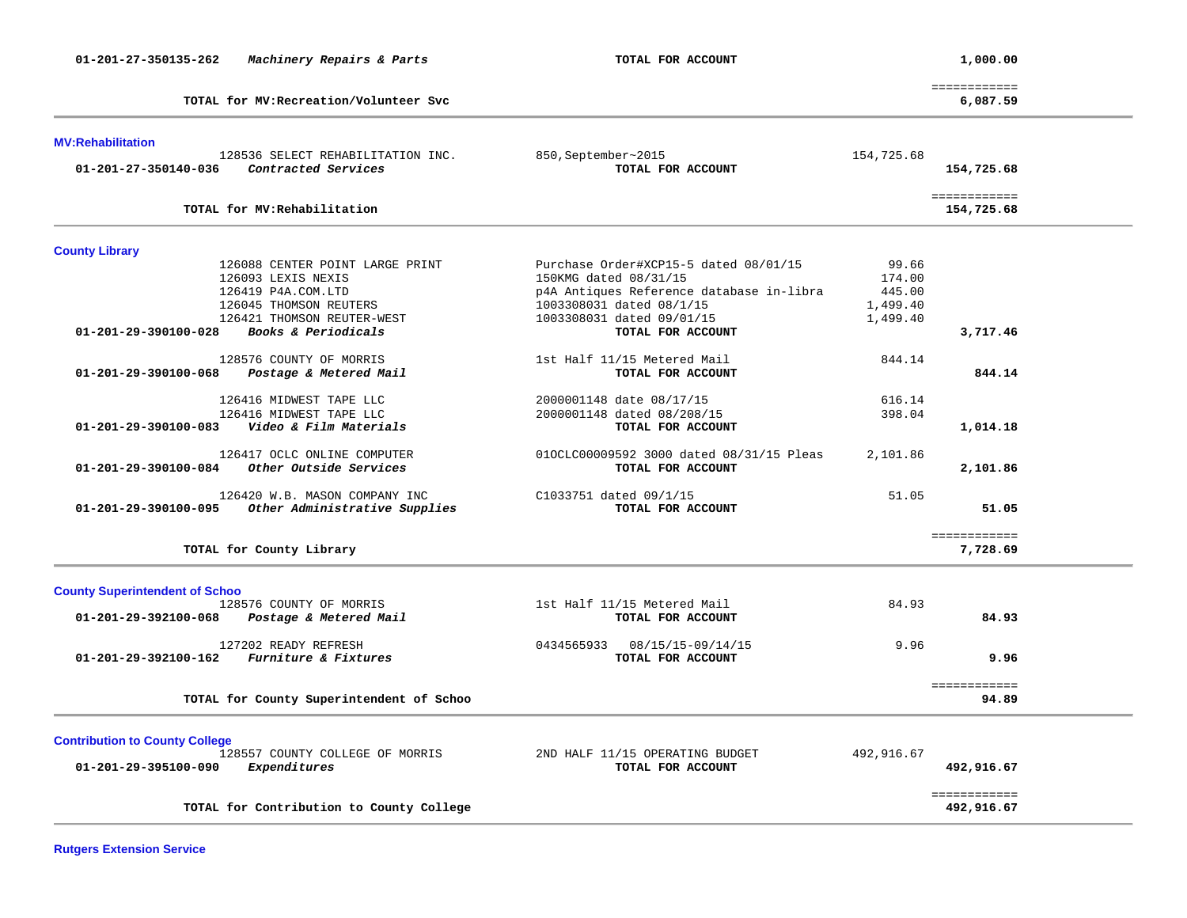| Account | Vendor / Description | Reference | Amount | Total |
|---|---|---|---|---|
| 01-201-27-350135-262 | *Machinery Repairs & Parts* | **TOTAL FOR ACCOUNT** | | **1,000.00** |
| | **TOTAL for MV:Recreation/Volunteer Svc** | | | ============ **6,087.59** |

## MV:Rehabilitation

| Account | Vendor / Description | Reference | Amount | Total |
|---|---|---|---|---|
| | 128536 SELECT REHABILITATION INC. | 850,September~2015 | 154,725.68 | |
| 01-201-27-350140-036 | *Contracted Services* | **TOTAL FOR ACCOUNT** | | **154,725.68** |
| | **TOTAL for MV:Rehabilitation** | | | ============ **154,725.68** |

## County Library

| Account | Vendor / Description | Reference | Amount | Total |
|---|---|---|---|---|
| | 126088 CENTER POINT LARGE PRINT | Purchase Order#XCP15-5 dated 08/01/15 | 99.66 | |
| | 126093 LEXIS NEXIS | 150KMG dated 08/31/15 | 174.00 | |
| | 126419 P4A.COM.LTD | p4A Antiques Reference database in-libra | 445.00 | |
| | 126045 THOMSON REUTERS | 1003308031 dated 08/1/15 | 1,499.40 | |
| | 126421 THOMSON REUTER-WEST | 1003308031 dated 09/01/15 | 1,499.40 | |
| 01-201-29-390100-028 | *Books & Periodicals* | **TOTAL FOR ACCOUNT** | | **3,717.46** |
| | 128576 COUNTY OF MORRIS | 1st Half 11/15 Metered Mail | 844.14 | |
| 01-201-29-390100-068 | *Postage & Metered Mail* | **TOTAL FOR ACCOUNT** | | **844.14** |
| | 126416 MIDWEST TAPE LLC | 2000001148 date 08/17/15 | 616.14 | |
| | 126416 MIDWEST TAPE LLC | 2000001148 dated 08/208/15 | 398.04 | |
| 01-201-29-390100-083 | *Video & Film Materials* | **TOTAL FOR ACCOUNT** | | **1,014.18** |
| | 126417 OCLC ONLINE COMPUTER | 01OCLC00009592 3000 dated 08/31/15 Pleas | 2,101.86 | |
| 01-201-29-390100-084 | *Other Outside Services* | **TOTAL FOR ACCOUNT** | | **2,101.86** |
| | 126420 W.B. MASON COMPANY INC | C1033751 dated 09/1/15 | 51.05 | |
| 01-201-29-390100-095 | *Other Administrative Supplies* | **TOTAL FOR ACCOUNT** | | **51.05** |
| | **TOTAL for County Library** | | | ============ **7,728.69** |

## County Superintendent of Schoo

| Account | Vendor / Description | Reference | Amount | Total |
|---|---|---|---|---|
| | 128576 COUNTY OF MORRIS | 1st Half 11/15 Metered Mail | 84.93 | |
| 01-201-29-392100-068 | *Postage & Metered Mail* | **TOTAL FOR ACCOUNT** | | **84.93** |
| | 127202 READY REFRESH | 0434565933 08/15/15-09/14/15 | 9.96 | |
| 01-201-29-392100-162 | *Furniture & Fixtures* | **TOTAL FOR ACCOUNT** | | **9.96** |
| | **TOTAL for County Superintendent of Schoo** | | | ============ **94.89** |

## Contribution to County College

| Account | Vendor / Description | Reference | Amount | Total |
|---|---|---|---|---|
| | 128557 COUNTY COLLEGE OF MORRIS | 2ND HALF 11/15 OPERATING BUDGET | 492,916.67 | |
| 01-201-29-395100-090 | *Expenditures* | **TOTAL FOR ACCOUNT** | | **492,916.67** |
| | **TOTAL for Contribution to County College** | | | ============ **492,916.67** |

## Rutgers Extension Service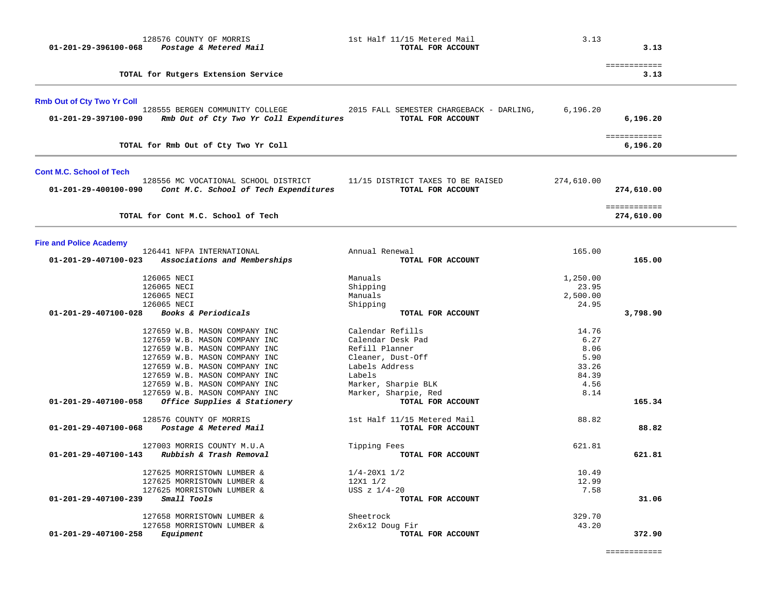| Account | Vendor / Account Description | Description | Amount | Total |
|---|---|---|---|---|
| | 128576 COUNTY OF MORRIS | 1st Half 11/15 Metered Mail | 3.13 | |
| **01-201-29-396100-068** | ***Postage & Metered Mail*** | **TOTAL FOR ACCOUNT** | | **3.13** |
| | | | | ============ |
| | **TOTAL for Rutgers Extension Service** | | | **3.13** |

## Rmb Out of Cty Two Yr Coll

| Account | Vendor / Account Description | Description | Amount | Total |
|---|---|---|---|---|
| | 128555 BERGEN COMMUNITY COLLEGE | 2015 FALL SEMESTER CHARGEBACK - DARLING, | 6,196.20 | |
| **01-201-29-397100-090** | ***Rmb Out of Cty Two Yr Coll Expenditures*** | **TOTAL FOR ACCOUNT** | | **6,196.20** |
| | | | | ============ |
| | **TOTAL for Rmb Out of Cty Two Yr Coll** | | | **6,196.20** |

## Cont M.C. School of Tech

| Account | Vendor / Account Description | Description | Amount | Total |
|---|---|---|---|---|
| | 128556 MC VOCATIONAL SCHOOL DISTRICT | 11/15 DISTRICT TAXES TO BE RAISED | 274,610.00 | |
| **01-201-29-400100-090** | ***Cont M.C. School of Tech Expenditures*** | **TOTAL FOR ACCOUNT** | | **274,610.00** |
| | | | | ============ |
| | **TOTAL for Cont M.C. School of Tech** | | | **274,610.00** |

## Fire and Police Academy

| Account | Vendor / Account Description | Description | Amount | Total |
|---|---|---|---|---|
| | 126441 NFPA INTERNATIONAL | Annual Renewal | 165.00 | |
| **01-201-29-407100-023** | ***Associations and Memberships*** | **TOTAL FOR ACCOUNT** | | **165.00** |
| | 126065 NECI | Manuals | 1,250.00 | |
| | 126065 NECI | Shipping | 23.95 | |
| | 126065 NECI | Manuals | 2,500.00 | |
| | 126065 NECI | Shipping | 24.95 | |
| **01-201-29-407100-028** | ***Books & Periodicals*** | **TOTAL FOR ACCOUNT** | | **3,798.90** |
| | 127659 W.B. MASON COMPANY INC | Calendar Refills | 14.76 | |
| | 127659 W.B. MASON COMPANY INC | Calendar Desk Pad | 6.27 | |
| | 127659 W.B. MASON COMPANY INC | Refill Planner | 8.06 | |
| | 127659 W.B. MASON COMPANY INC | Cleaner, Dust-Off | 5.90 | |
| | 127659 W.B. MASON COMPANY INC | Labels Address | 33.26 | |
| | 127659 W.B. MASON COMPANY INC | Labels | 84.39 | |
| | 127659 W.B. MASON COMPANY INC | Marker, Sharpie BLK | 4.56 | |
| | 127659 W.B. MASON COMPANY INC | Marker, Sharpie, Red | 8.14 | |
| **01-201-29-407100-058** | ***Office Supplies & Stationery*** | **TOTAL FOR ACCOUNT** | | **165.34** |
| | 128576 COUNTY OF MORRIS | 1st Half 11/15 Metered Mail | 88.82 | |
| **01-201-29-407100-068** | ***Postage & Metered Mail*** | **TOTAL FOR ACCOUNT** | | **88.82** |
| | 127003 MORRIS COUNTY M.U.A | Tipping Fees | 621.81 | |
| **01-201-29-407100-143** | ***Rubbish & Trash Removal*** | **TOTAL FOR ACCOUNT** | | **621.81** |
| | 127625 MORRISTOWN LUMBER & | 1/4-20X1 1/2 | 10.49 | |
| | 127625 MORRISTOWN LUMBER & | 12X1 1/2 | 12.99 | |
| | 127625 MORRISTOWN LUMBER & | USS z 1/4-20 | 7.58 | |
| **01-201-29-407100-239** | ***Small Tools*** | **TOTAL FOR ACCOUNT** | | **31.06** |
| | 127658 MORRISTOWN LUMBER & | Sheetrock | 329.70 | |
| | 127658 MORRISTOWN LUMBER & | 2x6x12 Doug Fir | 43.20 | |
| **01-201-29-407100-258** | ***Equipment*** | **TOTAL FOR ACCOUNT** | | **372.90** |
| | | | | ============ |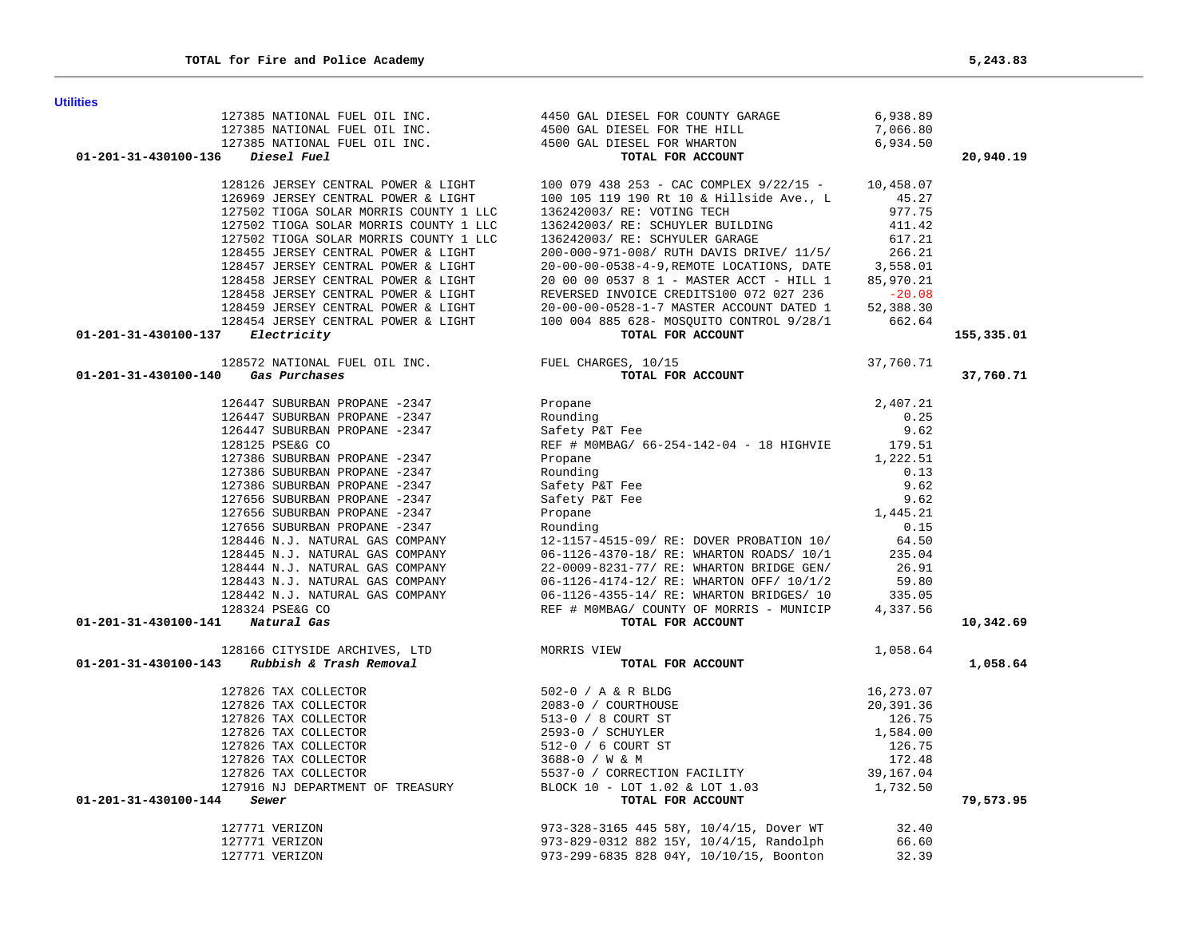**TOTAL for Fire and Police Academy** **5,243.83**

## Utilities

| Account | Vendor | Description | Amount | Total |
|---|---|---|---|---|
| | 127385 NATIONAL FUEL OIL INC. | 4450 GAL DIESEL FOR COUNTY GARAGE | 6,938.89 | |
| | 127385 NATIONAL FUEL OIL INC. | 4500 GAL DIESEL FOR THE HILL | 7,066.80 | |
| | 127385 NATIONAL FUEL OIL INC. | 4500 GAL DIESEL FOR WHARTON | 6,934.50 | |
| **01-201-31-430100-136** ***Diesel Fuel*** | | **TOTAL FOR ACCOUNT** | | **20,940.19** |
| | 128126 JERSEY CENTRAL POWER & LIGHT | 100 079 438 253 - CAC COMPLEX 9/22/15 - | 10,458.07 | |
| | 126969 JERSEY CENTRAL POWER & LIGHT | 100 105 119 190 Rt 10 & Hillside Ave., L | 45.27 | |
| | 127502 TIOGA SOLAR MORRIS COUNTY 1 LLC | 136242003/ RE: VOTING TECH | 977.75 | |
| | 127502 TIOGA SOLAR MORRIS COUNTY 1 LLC | 136242003/ RE: SCHUYLER BUILDING | 411.42 | |
| | 127502 TIOGA SOLAR MORRIS COUNTY 1 LLC | 136242003/ RE: SCHYULER GARAGE | 617.21 | |
| | 128455 JERSEY CENTRAL POWER & LIGHT | 200-000-971-008/ RUTH DAVIS DRIVE/ 11/5/ | 266.21 | |
| | 128457 JERSEY CENTRAL POWER & LIGHT | 20-00-00-0538-4-9,REMOTE LOCATIONS, DATE | 3,558.01 | |
| | 128458 JERSEY CENTRAL POWER & LIGHT | 20 00 00 0537 8 1 - MASTER ACCT - HILL 1 | 85,970.21 | |
| | 128458 JERSEY CENTRAL POWER & LIGHT | REVERSED INVOICE CREDITS100 072 027 236 | -20.08 | |
| | 128459 JERSEY CENTRAL POWER & LIGHT | 20-00-00-0528-1-7 MASTER ACCOUNT DATED 1 | 52,388.30 | |
| | 128454 JERSEY CENTRAL POWER & LIGHT | 100 004 885 628- MOSQUITO CONTROL 9/28/1 | 662.64 | |
| **01-201-31-430100-137** ***Electricity*** | | **TOTAL FOR ACCOUNT** | | **155,335.01** |
| | 128572 NATIONAL FUEL OIL INC. | FUEL CHARGES, 10/15 | 37,760.71 | |
| **01-201-31-430100-140** ***Gas Purchases*** | | **TOTAL FOR ACCOUNT** | | **37,760.71** |
| | 126447 SUBURBAN PROPANE -2347 | Propane | 2,407.21 | |
| | 126447 SUBURBAN PROPANE -2347 | Rounding | 0.25 | |
| | 126447 SUBURBAN PROPANE -2347 | Safety P&T Fee | 9.62 | |
| | 128125 PSE&G CO | REF # M0MBAG/ 66-254-142-04 - 18 HIGHVIE | 179.51 | |
| | 127386 SUBURBAN PROPANE -2347 | Propane | 1,222.51 | |
| | 127386 SUBURBAN PROPANE -2347 | Rounding | 0.13 | |
| | 127386 SUBURBAN PROPANE -2347 | Safety P&T Fee | 9.62 | |
| | 127656 SUBURBAN PROPANE -2347 | Safety P&T Fee | 9.62 | |
| | 127656 SUBURBAN PROPANE -2347 | Propane | 1,445.21 | |
| | 127656 SUBURBAN PROPANE -2347 | Rounding | 0.15 | |
| | 128446 N.J. NATURAL GAS COMPANY | 12-1157-4515-09/ RE: DOVER PROBATION 10/ | 64.50 | |
| | 128445 N.J. NATURAL GAS COMPANY | 06-1126-4370-18/ RE: WHARTON ROADS/ 10/1 | 235.04 | |
| | 128444 N.J. NATURAL GAS COMPANY | 22-0009-8231-77/ RE: WHARTON BRIDGE GEN/ | 26.91 | |
| | 128443 N.J. NATURAL GAS COMPANY | 06-1126-4174-12/ RE: WHARTON OFF/ 10/1/2 | 59.80 | |
| | 128442 N.J. NATURAL GAS COMPANY | 06-1126-4355-14/ RE: WHARTON BRIDGES/ 10 | 335.05 | |
| | 128324 PSE&G CO | REF # M0MBAG/ COUNTY OF MORRIS - MUNICIP | 4,337.56 | |
| **01-201-31-430100-141** ***Natural Gas*** | | **TOTAL FOR ACCOUNT** | | **10,342.69** |
| | 128166 CITYSIDE ARCHIVES, LTD | MORRIS VIEW | 1,058.64 | |
| **01-201-31-430100-143** ***Rubbish & Trash Removal*** | | **TOTAL FOR ACCOUNT** | | **1,058.64** |
| | 127826 TAX COLLECTOR | 502-0 / A & R BLDG | 16,273.07 | |
| | 127826 TAX COLLECTOR | 2083-0 / COURTHOUSE | 20,391.36 | |
| | 127826 TAX COLLECTOR | 513-0 / 8 COURT ST | 126.75 | |
| | 127826 TAX COLLECTOR | 2593-0 / SCHUYLER | 1,584.00 | |
| | 127826 TAX COLLECTOR | 512-0 / 6 COURT ST | 126.75 | |
| | 127826 TAX COLLECTOR | 3688-0 / W & M | 172.48 | |
| | 127826 TAX COLLECTOR | 5537-0 / CORRECTION FACILITY | 39,167.04 | |
| | 127916 NJ DEPARTMENT OF TREASURY | BLOCK 10 - LOT 1.02 & LOT 1.03 | 1,732.50 | |
| **01-201-31-430100-144** ***Sewer*** | | **TOTAL FOR ACCOUNT** | | **79,573.95** |
| | 127771 VERIZON | 973-328-3165 445 58Y, 10/4/15, Dover WT | 32.40 | |
| | 127771 VERIZON | 973-829-0312 882 15Y, 10/4/15, Randolph | 66.60 | |
| | 127771 VERIZON | 973-299-6835 828 04Y, 10/10/15, Boonton | 32.39 | |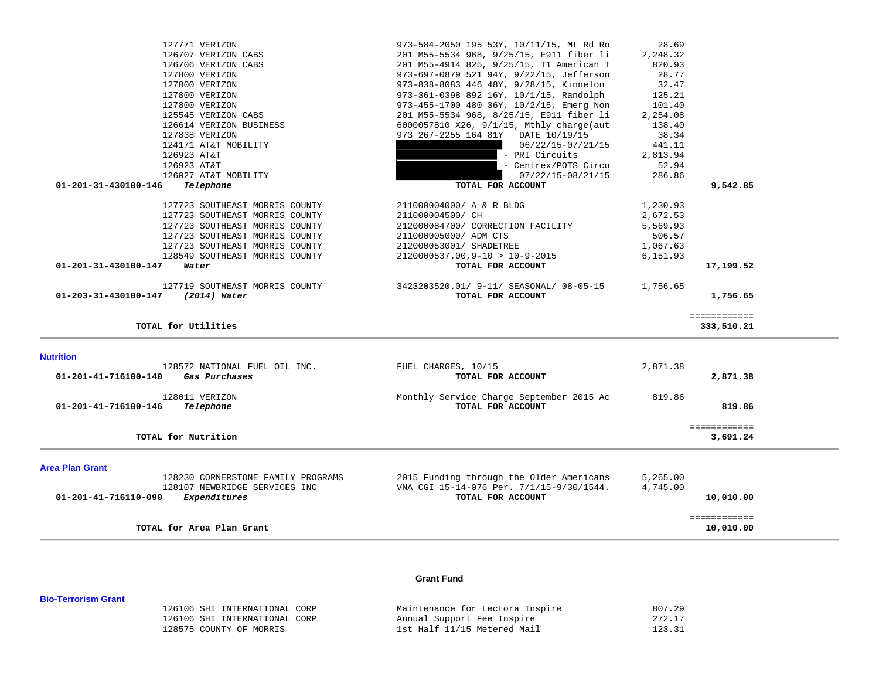| Account | Vendor / Description | Detail | Amount | Total |
|---|---|---|---|---|
| | 127771 VERIZON | 973-584-2050 195 53Y, 10/11/15, Mt Rd Ro | 28.69 | |
| | 126707 VERIZON CABS | 201 M55-5534 968, 9/25/15, E911 fiber li | 2,248.32 | |
| | 126706 VERIZON CABS | 201 M55-4914 825, 9/25/15, T1 American T | 820.93 | |
| | 127800 VERIZON | 973-697-0879 521 94Y, 9/22/15, Jefferson | 28.77 | |
| | 127800 VERIZON | 973-838-8083 446 48Y, 9/28/15, Kinnelon | 32.47 | |
| | 127800 VERIZON | 973-361-0398 892 16Y, 10/1/15, Randolph | 125.21 | |
| | 127800 VERIZON | 973-455-1700 480 36Y, 10/2/15, Emerg Non | 101.40 | |
| | 125545 VERIZON CABS | 201 M55-5534 968, 8/25/15, E911 fiber li | 2,254.08 | |
| | 126614 VERIZON BUSINESS | 6000057810 X26, 9/1/15, Mthly charge(aut | 138.40 | |
| | 127838 VERIZON | 973 267-2255 164 81Y DATE 10/19/15 | 38.34 | |
| | 124171 AT&T MOBILITY | 06/22/15-07/21/15 | 441.11 | |
| | 126923 AT&T | - PRI Circuits | 2,813.94 | |
| | 126923 AT&T | - Centrex/POTS Circu | 52.94 | |
| | 126027 AT&T MOBILITY | 07/22/15-08/21/15 | 286.86 | |
| **01-201-31-430100-146** | ***Telephone*** | **TOTAL FOR ACCOUNT** | | **9,542.85** |
| | 127723 SOUTHEAST MORRIS COUNTY | 211000004000/ A & R BLDG | 1,230.93 | |
| | 127723 SOUTHEAST MORRIS COUNTY | 211000004500/ CH | 2,672.53 | |
| | 127723 SOUTHEAST MORRIS COUNTY | 212000084700/ CORRECTION FACILITY | 5,569.93 | |
| | 127723 SOUTHEAST MORRIS COUNTY | 211000005000/ ADM CTS | 506.57 | |
| | 127723 SOUTHEAST MORRIS COUNTY | 212000053001/ SHADETREE | 1,067.63 | |
| | 128549 SOUTHEAST MORRIS COUNTY | 2120000537.00,9-10 > 10-9-2015 | 6,151.93 | |
| **01-201-31-430100-147** | ***Water*** | **TOTAL FOR ACCOUNT** | | **17,199.52** |
| | 127719 SOUTHEAST MORRIS COUNTY | 3423203520.01/ 9-11/ SEASONAL/ 08-05-15 | 1,756.65 | |
| **01-203-31-430100-147** | ***(2014) Water*** | **TOTAL FOR ACCOUNT** | | **1,756.65** |
| | **TOTAL for Utilities** | | | ============ **333,510.21** |

## Nutrition

| Account | Vendor / Description | Detail | Amount | Total |
|---|---|---|---|---|
| | 128572 NATIONAL FUEL OIL INC. | FUEL CHARGES, 10/15 | 2,871.38 | |
| **01-201-41-716100-140** | ***Gas Purchases*** | **TOTAL FOR ACCOUNT** | | **2,871.38** |
| | 128011 VERIZON | Monthly Service Charge September 2015 Ac | 819.86 | |
| **01-201-41-716100-146** | ***Telephone*** | **TOTAL FOR ACCOUNT** | | **819.86** |
| | **TOTAL for Nutrition** | | | ============ **3,691.24** |

## Area Plan Grant

| Account | Vendor / Description | Detail | Amount | Total |
|---|---|---|---|---|
| | 128230 CORNERSTONE FAMILY PROGRAMS | 2015 Funding through the Older Americans | 5,265.00 | |
| | 128107 NEWBRIDGE SERVICES INC | VNA CGI 15-14-076 Per. 7/1/15-9/30/1544. | 4,745.00 | |
| **01-201-41-716110-090** | ***Expenditures*** | **TOTAL FOR ACCOUNT** | | **10,010.00** |
| | **TOTAL for Area Plan Grant** | | | ============ **10,010.00** |

# Grant Fund

## Bio-Terrorism Grant

| Account | Vendor / Description | Detail | Amount | Total |
|---|---|---|---|---|
| | 126106 SHI INTERNATIONAL CORP | Maintenance for Lectora Inspire | 807.29 | |
| | 126106 SHI INTERNATIONAL CORP | Annual Support Fee Inspire | 272.17 | |
| | 128575 COUNTY OF MORRIS | 1st Half 11/15 Metered Mail | 123.31 | |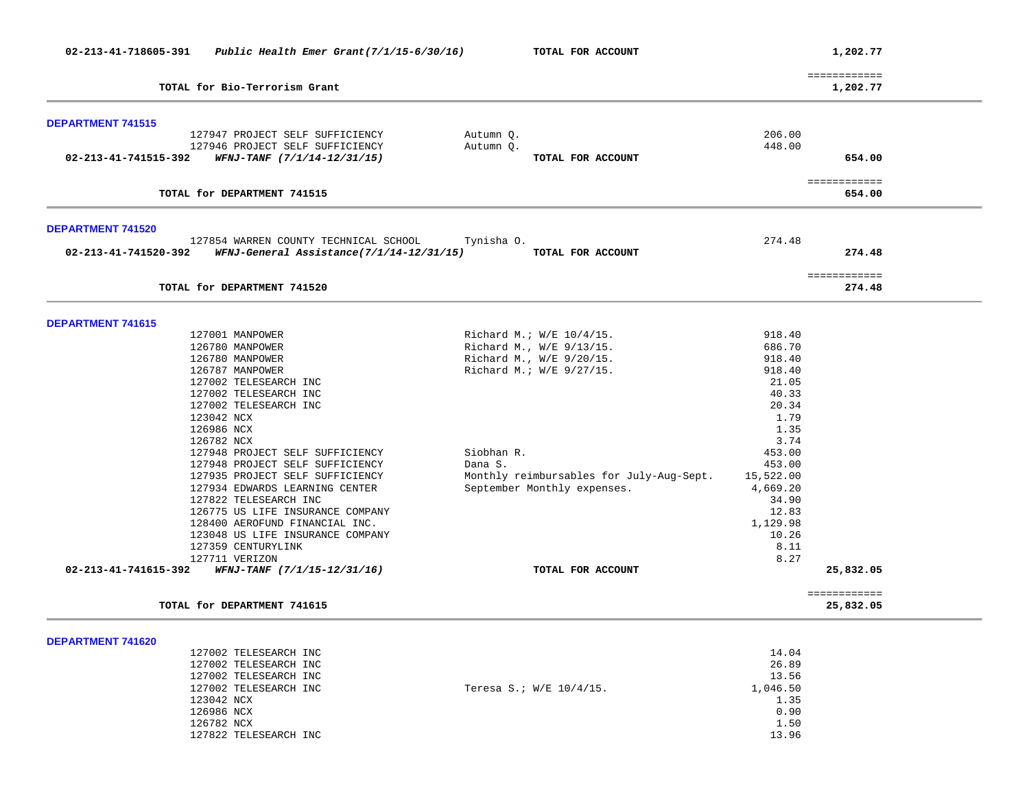**02-213-41-718605-391** *Public Health Emer Grant(7/1/15-6/30/16)* **TOTAL FOR ACCOUNT** **1,202.77**

============

**TOTAL for Bio-Terrorism Grant** **1,202.77**

---

## DEPARTMENT 741515

| Vendor | Description | Amount | Total |
|---|---|---|---|
| 127947 PROJECT SELF SUFFICIENCY | Autumn Q. | 206.00 | |
| 127946 PROJECT SELF SUFFICIENCY | Autumn Q. | 448.00 | |
| **02-213-41-741515-392** *WFNJ-TANF (7/1/14-12/31/15)* | **TOTAL FOR ACCOUNT** | | **654.00** |

============

**TOTAL for DEPARTMENT 741515** **654.00**

---

## DEPARTMENT 741520

| Vendor | Description | Amount | Total |
|---|---|---|---|
| 127854 WARREN COUNTY TECHNICAL SCHOOL | Tynisha O. | 274.48 | |
| **02-213-41-741520-392** *WFNJ-General Assistance(7/1/14-12/31/15)* | **TOTAL FOR ACCOUNT** | | **274.48** |

============

**TOTAL for DEPARTMENT 741520** **274.48**

---

## DEPARTMENT 741615

| Vendor | Description | Amount | Total |
|---|---|---|---|
| 127001 MANPOWER | Richard M.; W/E 10/4/15. | 918.40 | |
| 126780 MANPOWER | Richard M., W/E 9/13/15. | 686.70 | |
| 126780 MANPOWER | Richard M., W/E 9/20/15. | 918.40 | |
| 126787 MANPOWER | Richard M.; W/E 9/27/15. | 918.40 | |
| 127002 TELESEARCH INC | | 21.05 | |
| 127002 TELESEARCH INC | | 40.33 | |
| 127002 TELESEARCH INC | | 20.34 | |
| 123042 NCX | | 1.79 | |
| 126986 NCX | | 1.35 | |
| 126782 NCX | | 3.74 | |
| 127948 PROJECT SELF SUFFICIENCY | Siobhan R. | 453.00 | |
| 127948 PROJECT SELF SUFFICIENCY | Dana S. | 453.00 | |
| 127935 PROJECT SELF SUFFICIENCY | Monthly reimbursables for July-Aug-Sept. | 15,522.00 | |
| 127934 EDWARDS LEARNING CENTER | September Monthly expenses. | 4,669.20 | |
| 127822 TELESEARCH INC | | 34.90 | |
| 126775 US LIFE INSURANCE COMPANY | | 12.83 | |
| 128400 AEROFUND FINANCIAL INC. | | 1,129.98 | |
| 123048 US LIFE INSURANCE COMPANY | | 10.26 | |
| 127359 CENTURYLINK | | 8.11 | |
| 127711 VERIZON | | 8.27 | |
| **02-213-41-741615-392** *WFNJ-TANF (7/1/15-12/31/16)* | **TOTAL FOR ACCOUNT** | | **25,832.05** |

============

**TOTAL for DEPARTMENT 741615** **25,832.05**

---

## DEPARTMENT 741620

| Vendor | Description | Amount | Total |
|---|---|---|---|
| 127002 TELESEARCH INC | | 14.04 | |
| 127002 TELESEARCH INC | | 26.89 | |
| 127002 TELESEARCH INC | | 13.56 | |
| 127002 TELESEARCH INC | Teresa S.; W/E 10/4/15. | 1,046.50 | |
| 123042 NCX | | 1.35 | |
| 126986 NCX | | 0.90 | |
| 126782 NCX | | 1.50 | |
| 127822 TELESEARCH INC | | 13.96 | |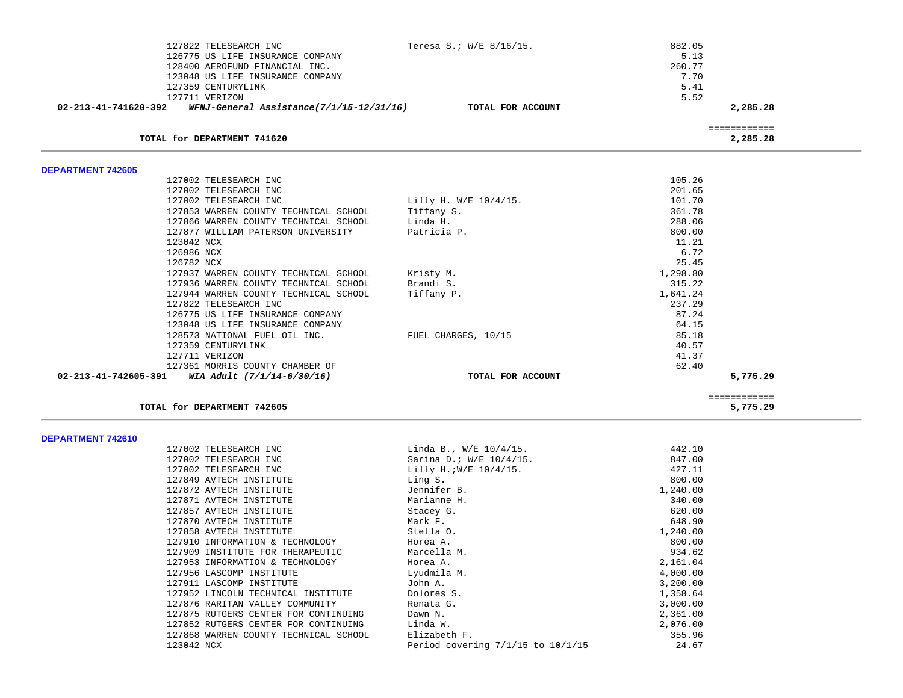| | | | |
|---|---|---|---|
| 127822 TELESEARCH INC | Teresa S.; W/E 8/16/15. | 882.05 | |
| 126775 US LIFE INSURANCE COMPANY | | 5.13 | |
| 128400 AEROFUND FINANCIAL INC. | | 260.77 | |
| 123048 US LIFE INSURANCE COMPANY | | 7.70 | |
| 127359 CENTURYLINK | | 5.41 | |
| 127711 VERIZON | | 5.52 | |
| **02-213-41-741620-392** ***WFNJ-General Assistance(7/1/15-12/31/16)*** | **TOTAL FOR ACCOUNT** | | **2,285.28** |
| | | | ============ |
| **TOTAL for DEPARTMENT 741620** | | | **2,285.28** |

**DEPARTMENT 742605**

| | | | |
|---|---|---|---|
| 127002 TELESEARCH INC | | 105.26 | |
| 127002 TELESEARCH INC | | 201.65 | |
| 127002 TELESEARCH INC | Lilly H. W/E 10/4/15. | 101.70 | |
| 127853 WARREN COUNTY TECHNICAL SCHOOL | Tiffany S. | 361.78 | |
| 127866 WARREN COUNTY TECHNICAL SCHOOL | Linda H. | 288.06 | |
| 127877 WILLIAM PATERSON UNIVERSITY | Patricia P. | 800.00 | |
| 123042 NCX | | 11.21 | |
| 126986 NCX | | 6.72 | |
| 126782 NCX | | 25.45 | |
| 127937 WARREN COUNTY TECHNICAL SCHOOL | Kristy M. | 1,298.80 | |
| 127936 WARREN COUNTY TECHNICAL SCHOOL | Brandi S. | 315.22 | |
| 127944 WARREN COUNTY TECHNICAL SCHOOL | Tiffany P. | 1,641.24 | |
| 127822 TELESEARCH INC | | 237.29 | |
| 126775 US LIFE INSURANCE COMPANY | | 87.24 | |
| 123048 US LIFE INSURANCE COMPANY | | 64.15 | |
| 128573 NATIONAL FUEL OIL INC. | FUEL CHARGES, 10/15 | 85.18 | |
| 127359 CENTURYLINK | | 40.57 | |
| 127711 VERIZON | | 41.37 | |
| 127361 MORRIS COUNTY CHAMBER OF | | 62.40 | |
| **02-213-41-742605-391** ***WIA Adult (7/1/14-6/30/16)*** | **TOTAL FOR ACCOUNT** | | **5,775.29** |
| | | | ============ |
| **TOTAL for DEPARTMENT 742605** | | | **5,775.29** |

**DEPARTMENT 742610**

| | | | |
|---|---|---|---|
| 127002 TELESEARCH INC | Linda B., W/E 10/4/15. | 442.10 | |
| 127002 TELESEARCH INC | Sarina D.; W/E 10/4/15. | 847.00 | |
| 127002 TELESEARCH INC | Lilly H.;W/E 10/4/15. | 427.11 | |
| 127849 AVTECH INSTITUTE | Ling S. | 800.00 | |
| 127872 AVTECH INSTITUTE | Jennifer B. | 1,240.00 | |
| 127871 AVTECH INSTITUTE | Marianne H. | 340.00 | |
| 127857 AVTECH INSTITUTE | Stacey G. | 620.00 | |
| 127870 AVTECH INSTITUTE | Mark F. | 648.90 | |
| 127858 AVTECH INSTITUTE | Stella O. | 1,240.00 | |
| 127910 INFORMATION & TECHNOLOGY | Horea A. | 800.00 | |
| 127909 INSTITUTE FOR THERAPEUTIC | Marcella M. | 934.62 | |
| 127953 INFORMATION & TECHNOLOGY | Horea A. | 2,161.04 | |
| 127956 LASCOMP INSTITUTE | Lyudmila M. | 4,000.00 | |
| 127911 LASCOMP INSTITUTE | John A. | 3,200.00 | |
| 127952 LINCOLN TECHNICAL INSTITUTE | Dolores S. | 1,358.64 | |
| 127876 RARITAN VALLEY COMMUNITY | Renata G. | 3,000.00 | |
| 127875 RUTGERS CENTER FOR CONTINUING | Dawn N. | 2,361.00 | |
| 127852 RUTGERS CENTER FOR CONTINUING | Linda W. | 2,076.00 | |
| 127868 WARREN COUNTY TECHNICAL SCHOOL | Elizabeth F. | 355.96 | |
| 123042 NCX | Period covering 7/1/15 to 10/1/15 | 24.67 | |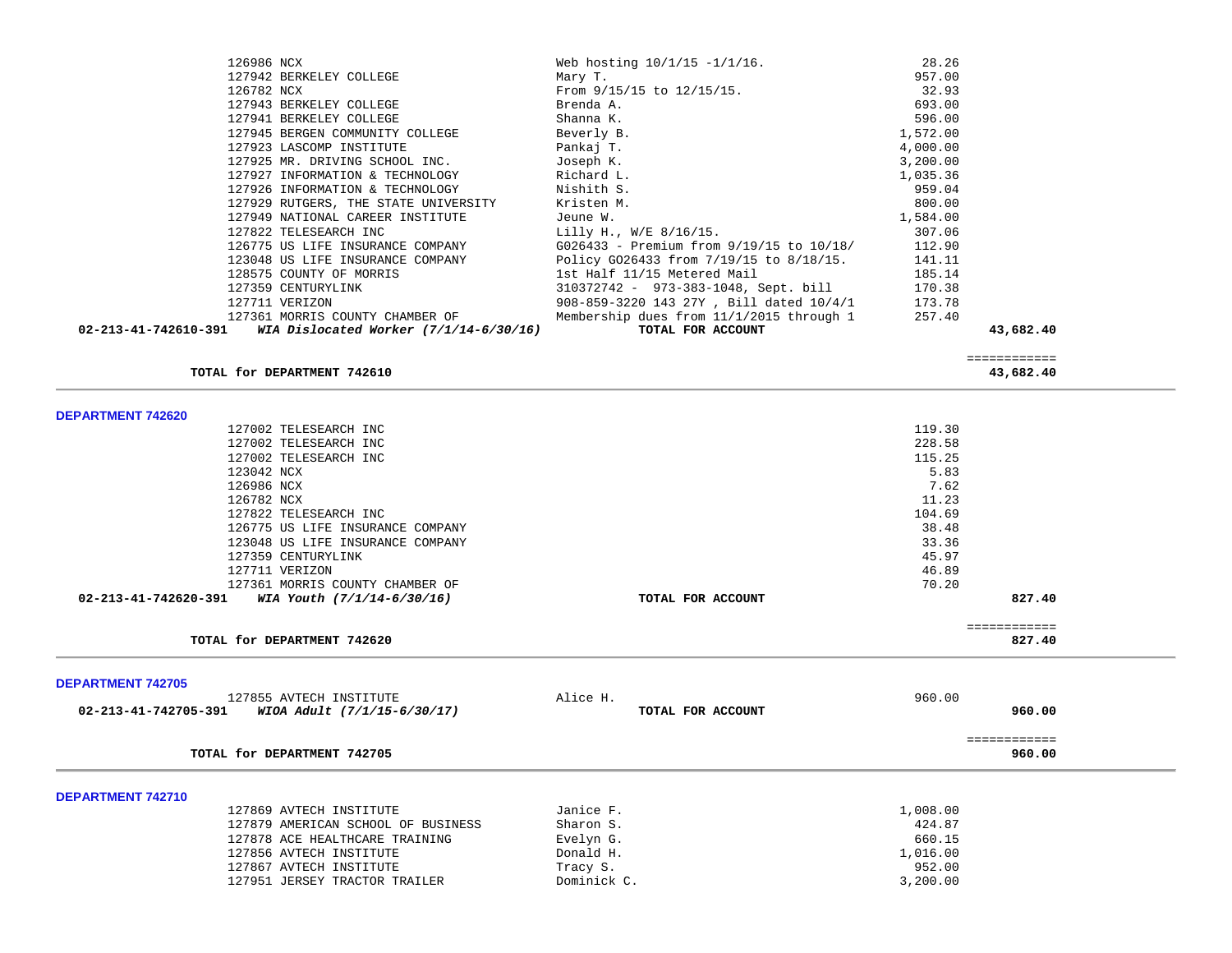| Vendor | Description | Amount | Total |
|---|---|---|---|
| 126986 NCX | Web hosting 10/1/15 -1/1/16. | 28.26 | |
| 127942 BERKELEY COLLEGE | Mary T. | 957.00 | |
| 126782 NCX | From 9/15/15 to 12/15/15. | 32.93 | |
| 127943 BERKELEY COLLEGE | Brenda A. | 693.00 | |
| 127941 BERKELEY COLLEGE | Shanna K. | 596.00 | |
| 127945 BERGEN COMMUNITY COLLEGE | Beverly B. | 1,572.00 | |
| 127923 LASCOMP INSTITUTE | Pankaj T. | 4,000.00 | |
| 127925 MR. DRIVING SCHOOL INC. | Joseph K. | 3,200.00 | |
| 127927 INFORMATION & TECHNOLOGY | Richard L. | 1,035.36 | |
| 127926 INFORMATION & TECHNOLOGY | Nishith S. | 959.04 | |
| 127929 RUTGERS, THE STATE UNIVERSITY | Kristen M. | 800.00 | |
| 127949 NATIONAL CAREER INSTITUTE | Jeune W. | 1,584.00 | |
| 127822 TELESEARCH INC | Lilly H., W/E 8/16/15. | 307.06 | |
| 126775 US LIFE INSURANCE COMPANY | G026433 - Premium from 9/19/15 to 10/18/ | 112.90 | |
| 123048 US LIFE INSURANCE COMPANY | Policy G026433 from 7/19/15 to 8/18/15. | 141.11 | |
| 128575 COUNTY OF MORRIS | 1st Half 11/15 Metered Mail | 185.14 | |
| 127359 CENTURYLINK | 310372742 - 973-383-1048, Sept. bill | 170.38 | |
| 127711 VERIZON | 908-859-3220 143 27Y , Bill dated 10/4/1 | 173.78 | |
| 127361 MORRIS COUNTY CHAMBER OF | Membership dues from 11/1/2015 through 1 | 257.40 | |
| **02-213-41-742610-391** ***WIA Dislocated Worker (7/1/14-6/30/16)*** | **TOTAL FOR ACCOUNT** | | **43,682.40** |
| | | | ============ |
| **TOTAL for DEPARTMENT 742610** | | | **43,682.40** |

## DEPARTMENT 742620

| Vendor | Description | Amount | Total |
|---|---|---|---|
| 127002 TELESEARCH INC | | 119.30 | |
| 127002 TELESEARCH INC | | 228.58 | |
| 127002 TELESEARCH INC | | 115.25 | |
| 123042 NCX | | 5.83 | |
| 126986 NCX | | 7.62 | |
| 126782 NCX | | 11.23 | |
| 127822 TELESEARCH INC | | 104.69 | |
| 126775 US LIFE INSURANCE COMPANY | | 38.48 | |
| 123048 US LIFE INSURANCE COMPANY | | 33.36 | |
| 127359 CENTURYLINK | | 45.97 | |
| 127711 VERIZON | | 46.89 | |
| 127361 MORRIS COUNTY CHAMBER OF | | 70.20 | |
| **02-213-41-742620-391** ***WIA Youth (7/1/14-6/30/16)*** | **TOTAL FOR ACCOUNT** | | **827.40** |
| | | | ============ |
| **TOTAL for DEPARTMENT 742620** | | | **827.40** |

## DEPARTMENT 742705

| Vendor | Description | Amount | Total |
|---|---|---|---|
| 127855 AVTECH INSTITUTE | Alice H. | 960.00 | |
| **02-213-41-742705-391** ***WIOA Adult (7/1/15-6/30/17)*** | **TOTAL FOR ACCOUNT** | | **960.00** |
| | | | ============ |
| **TOTAL for DEPARTMENT 742705** | | | **960.00** |

## DEPARTMENT 742710

| Vendor | Description | Amount | Total |
|---|---|---|---|
| 127869 AVTECH INSTITUTE | Janice F. | 1,008.00 | |
| 127879 AMERICAN SCHOOL OF BUSINESS | Sharon S. | 424.87 | |
| 127878 ACE HEALTHCARE TRAINING | Evelyn G. | 660.15 | |
| 127856 AVTECH INSTITUTE | Donald H. | 1,016.00 | |
| 127867 AVTECH INSTITUTE | Tracy S. | 952.00 | |
| 127951 JERSEY TRACTOR TRAILER | Dominick C. | 3,200.00 | |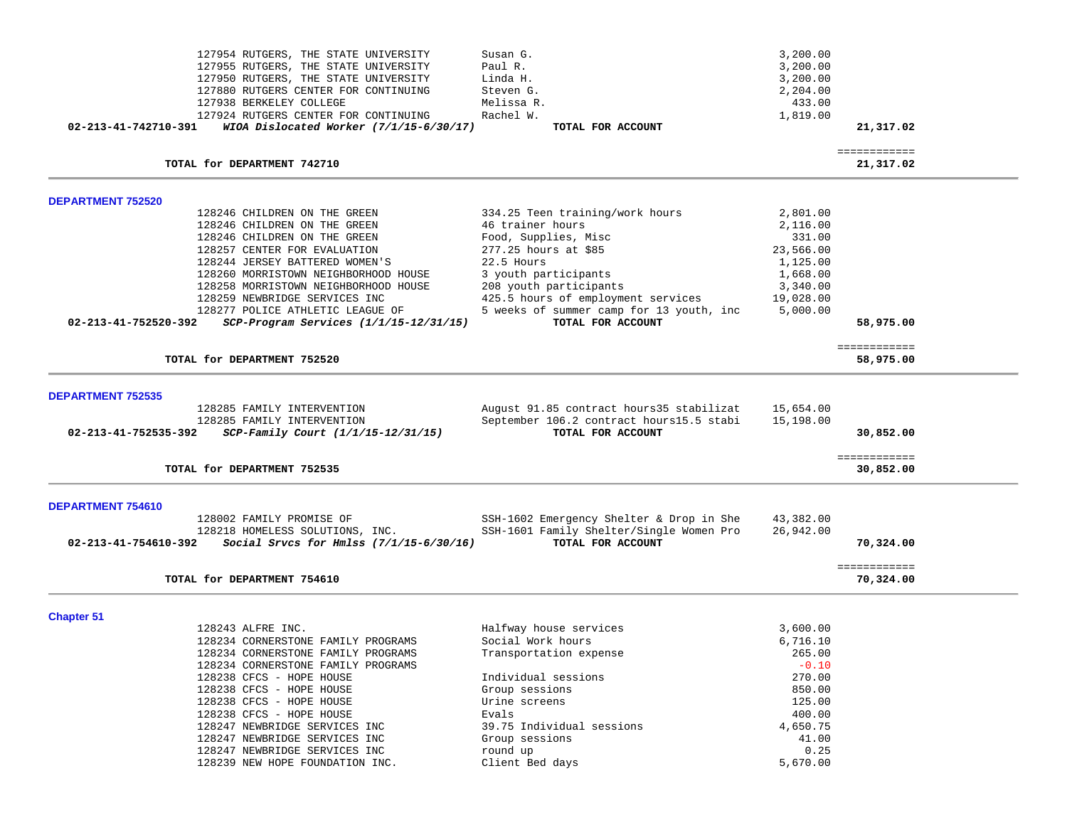| | | | | |
|---|---|---|---|---|
| | 127954 RUTGERS, THE STATE UNIVERSITY | Susan G. | 3,200.00 | |
| | 127955 RUTGERS, THE STATE UNIVERSITY | Paul R. | 3,200.00 | |
| | 127950 RUTGERS, THE STATE UNIVERSITY | Linda H. | 3,200.00 | |
| | 127880 RUTGERS CENTER FOR CONTINUING | Steven G. | 2,204.00 | |
| | 127938 BERKELEY COLLEGE | Melissa R. | 433.00 | |
| | 127924 RUTGERS CENTER FOR CONTINUING | Rachel W. | 1,819.00 | |
| **02-213-41-742710-391** | ***WIOA Dislocated Worker (7/1/15-6/30/17)*** | **TOTAL FOR ACCOUNT** | | **21,317.02** |

| | |
|---|---|
| **TOTAL for DEPARTMENT 742710** | **21,317.02** |

## DEPARTMENT 752520

| | | | | |
|---|---|---|---|---|
| | 128246 CHILDREN ON THE GREEN | 334.25 Teen training/work hours | 2,801.00 | |
| | 128246 CHILDREN ON THE GREEN | 46 trainer hours | 2,116.00 | |
| | 128246 CHILDREN ON THE GREEN | Food, Supplies, Misc | 331.00 | |
| | 128257 CENTER FOR EVALUATION | 277.25 hours at $85 | 23,566.00 | |
| | 128244 JERSEY BATTERED WOMEN'S | 22.5 Hours | 1,125.00 | |
| | 128260 MORRISTOWN NEIGHBORHOOD HOUSE | 3 youth participants | 1,668.00 | |
| | 128258 MORRISTOWN NEIGHBORHOOD HOUSE | 208 youth participants | 3,340.00 | |
| | 128259 NEWBRIDGE SERVICES INC | 425.5 hours of employment services | 19,028.00 | |
| | 128277 POLICE ATHLETIC LEAGUE OF | 5 weeks of summer camp for 13 youth, inc | 5,000.00 | |
| **02-213-41-752520-392** | ***SCP-Program Services (1/1/15-12/31/15)*** | **TOTAL FOR ACCOUNT** | | **58,975.00** |

| | |
|---|---|
| **TOTAL for DEPARTMENT 752520** | **58,975.00** |

## DEPARTMENT 752535

| | | | | |
|---|---|---|---|---|
| | 128285 FAMILY INTERVENTION | August 91.85 contract hours35 stabilizat | 15,654.00 | |
| | 128285 FAMILY INTERVENTION | September 106.2 contract hours15.5 stabi | 15,198.00 | |
| **02-213-41-752535-392** | ***SCP-Family Court (1/1/15-12/31/15)*** | **TOTAL FOR ACCOUNT** | | **30,852.00** |

| | |
|---|---|
| **TOTAL for DEPARTMENT 752535** | **30,852.00** |

## DEPARTMENT 754610

| | | | | |
|---|---|---|---|---|
| | 128002 FAMILY PROMISE OF | SSH-1602 Emergency Shelter & Drop in She | 43,382.00 | |
| | 128218 HOMELESS SOLUTIONS, INC. | SSH-1601 Family Shelter/Single Women Pro | 26,942.00 | |
| **02-213-41-754610-392** | ***Social Srvcs for Hmlss (7/1/15-6/30/16)*** | **TOTAL FOR ACCOUNT** | | **70,324.00** |

| | |
|---|---|
| **TOTAL for DEPARTMENT 754610** | **70,324.00** |

## Chapter 51

| | | |
|---|---|---|
| 128243 ALFRE INC. | Halfway house services | 3,600.00 |
| 128234 CORNERSTONE FAMILY PROGRAMS | Social Work hours | 6,716.10 |
| 128234 CORNERSTONE FAMILY PROGRAMS | Transportation expense | 265.00 |
| 128234 CORNERSTONE FAMILY PROGRAMS | | -0.10 |
| 128238 CFCS - HOPE HOUSE | Individual sessions | 270.00 |
| 128238 CFCS - HOPE HOUSE | Group sessions | 850.00 |
| 128238 CFCS - HOPE HOUSE | Urine screens | 125.00 |
| 128238 CFCS - HOPE HOUSE | Evals | 400.00 |
| 128247 NEWBRIDGE SERVICES INC | 39.75 Individual sessions | 4,650.75 |
| 128247 NEWBRIDGE SERVICES INC | Group sessions | 41.00 |
| 128247 NEWBRIDGE SERVICES INC | round up | 0.25 |
| 128239 NEW HOPE FOUNDATION INC. | Client Bed days | 5,670.00 |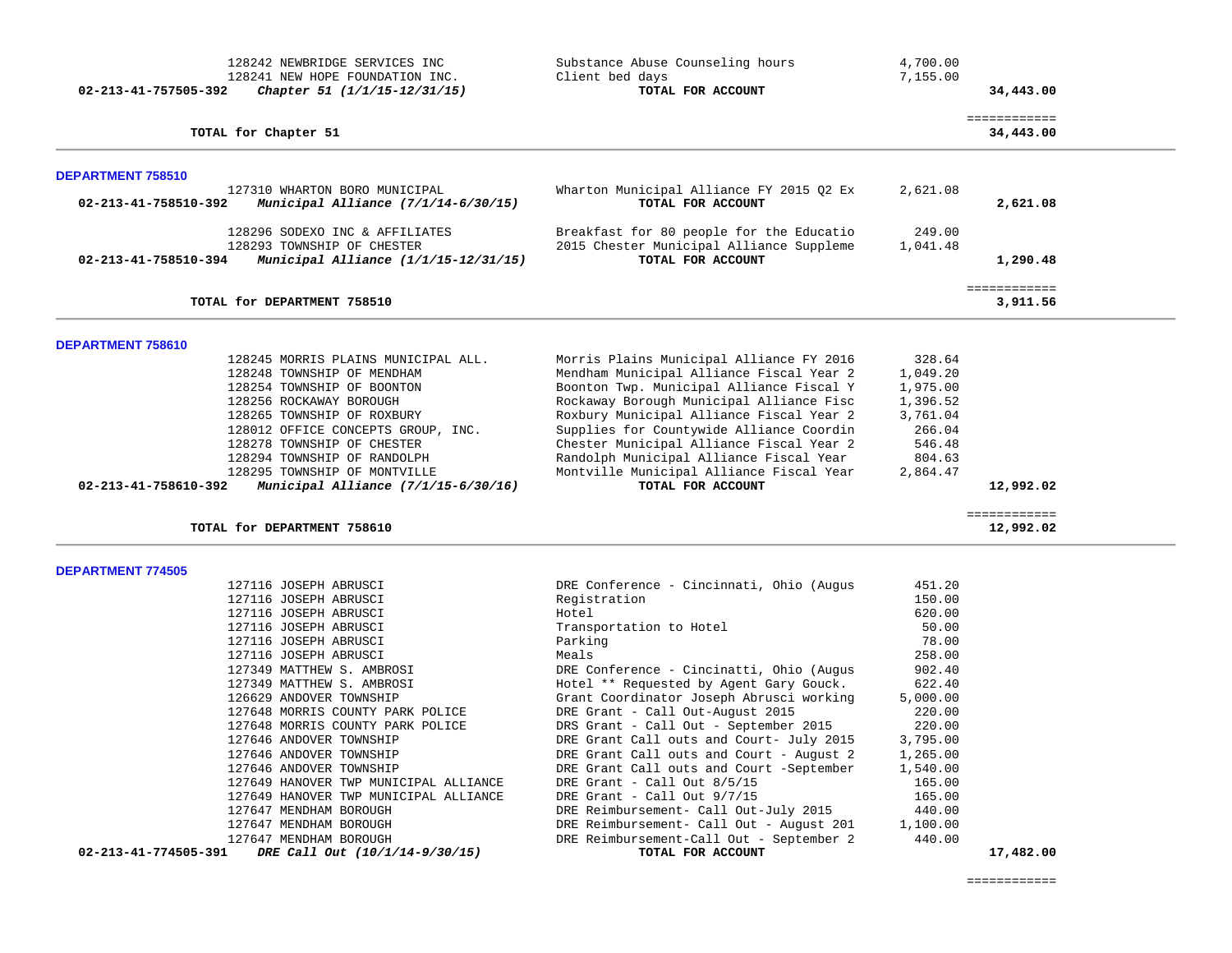| Account | Vendor / Description | Item Description | Amount | Total |
|---|---|---|---|---|
| | 128242 NEWBRIDGE SERVICES INC | Substance Abuse Counseling hours | 4,700.00 | |
| | 128241 NEW HOPE FOUNDATION INC. | Client bed days | 7,155.00 | |
| **02-213-41-757505-392** | ***Chapter 51 (1/1/15-12/31/15)*** | **TOTAL FOR ACCOUNT** | | **34,443.00** |
| | **TOTAL for Chapter 51** | | | **34,443.00** |

**DEPARTMENT 758510**

| Account | Vendor / Description | Item Description | Amount | Total |
|---|---|---|---|---|
| | 127310 WHARTON BORO MUNICIPAL | Wharton Municipal Alliance FY 2015 Q2 Ex | 2,621.08 | |
| **02-213-41-758510-392** | ***Municipal Alliance (7/1/14-6/30/15)*** | **TOTAL FOR ACCOUNT** | | **2,621.08** |
| | 128296 SODEXO INC & AFFILIATES | Breakfast for 80 people for the Educatio | 249.00 | |
| | 128293 TOWNSHIP OF CHESTER | 2015 Chester Municipal Alliance Suppleme | 1,041.48 | |
| **02-213-41-758510-394** | ***Municipal Alliance (1/1/15-12/31/15)*** | **TOTAL FOR ACCOUNT** | | **1,290.48** |
| | **TOTAL for DEPARTMENT 758510** | | | **3,911.56** |

**DEPARTMENT 758610**

| Account | Vendor / Description | Item Description | Amount | Total |
|---|---|---|---|---|
| | 128245 MORRIS PLAINS MUNICIPAL ALL. | Morris Plains Municipal Alliance FY 2016 | 328.64 | |
| | 128248 TOWNSHIP OF MENDHAM | Mendham Municipal Alliance Fiscal Year 2 | 1,049.20 | |
| | 128254 TOWNSHIP OF BOONTON | Boonton Twp. Municipal Alliance Fiscal Y | 1,975.00 | |
| | 128256 ROCKAWAY BOROUGH | Rockaway Borough Municipal Alliance Fisc | 1,396.52 | |
| | 128265 TOWNSHIP OF ROXBURY | Roxbury Municipal Alliance Fiscal Year 2 | 3,761.04 | |
| | 128012 OFFICE CONCEPTS GROUP, INC. | Supplies for Countywide Alliance Coordin | 266.04 | |
| | 128278 TOWNSHIP OF CHESTER | Chester Municipal Alliance Fiscal Year 2 | 546.48 | |
| | 128294 TOWNSHIP OF RANDOLPH | Randolph Municipal Alliance Fiscal Year | 804.63 | |
| | 128295 TOWNSHIP OF MONTVILLE | Montville Municipal Alliance Fiscal Year | 2,864.47 | |
| **02-213-41-758610-392** | ***Municipal Alliance (7/1/15-6/30/16)*** | **TOTAL FOR ACCOUNT** | | **12,992.02** |
| | **TOTAL for DEPARTMENT 758610** | | | **12,992.02** |

**DEPARTMENT 774505**

| Account | Vendor / Description | Item Description | Amount | Total |
|---|---|---|---|---|
| | 127116 JOSEPH ABRUSCI | DRE Conference - Cincinnati, Ohio (Augus | 451.20 | |
| | 127116 JOSEPH ABRUSCI | Registration | 150.00 | |
| | 127116 JOSEPH ABRUSCI | Hotel | 620.00 | |
| | 127116 JOSEPH ABRUSCI | Transportation to Hotel | 50.00 | |
| | 127116 JOSEPH ABRUSCI | Parking | 78.00 | |
| | 127116 JOSEPH ABRUSCI | Meals | 258.00 | |
| | 127349 MATTHEW S. AMBROSI | DRE Conference - Cincinatti, Ohio (Augus | 902.40 | |
| | 127349 MATTHEW S. AMBROSI | Hotel ** Requested by Agent Gary Gouck. | 622.40 | |
| | 126629 ANDOVER TOWNSHIP | Grant Coordinator Joseph Abrusci working | 5,000.00 | |
| | 127648 MORRIS COUNTY PARK POLICE | DRE Grant - Call Out-August 2015 | 220.00 | |
| | 127648 MORRIS COUNTY PARK POLICE | DRS Grant - Call Out - September 2015 | 220.00 | |
| | 127646 ANDOVER TOWNSHIP | DRE Grant Call outs and Court- July 2015 | 3,795.00 | |
| | 127646 ANDOVER TOWNSHIP | DRE Grant Call outs and Court - August 2 | 1,265.00 | |
| | 127646 ANDOVER TOWNSHIP | DRE Grant Call outs and Court -September | 1,540.00 | |
| | 127649 HANOVER TWP MUNICIPAL ALLIANCE | DRE Grant - Call Out 8/5/15 | 165.00 | |
| | 127649 HANOVER TWP MUNICIPAL ALLIANCE | DRE Grant - Call Out 9/7/15 | 165.00 | |
| | 127647 MENDHAM BOROUGH | DRE Reimbursement- Call Out-July 2015 | 440.00 | |
| | 127647 MENDHAM BOROUGH | DRE Reimbursement- Call Out - August 201 | 1,100.00 | |
| | 127647 MENDHAM BOROUGH | DRE Reimbursement-Call Out - September 2 | 440.00 | |
| **02-213-41-774505-391** | ***DRE Call Out (10/1/14-9/30/15)*** | **TOTAL FOR ACCOUNT** | | **17,482.00** |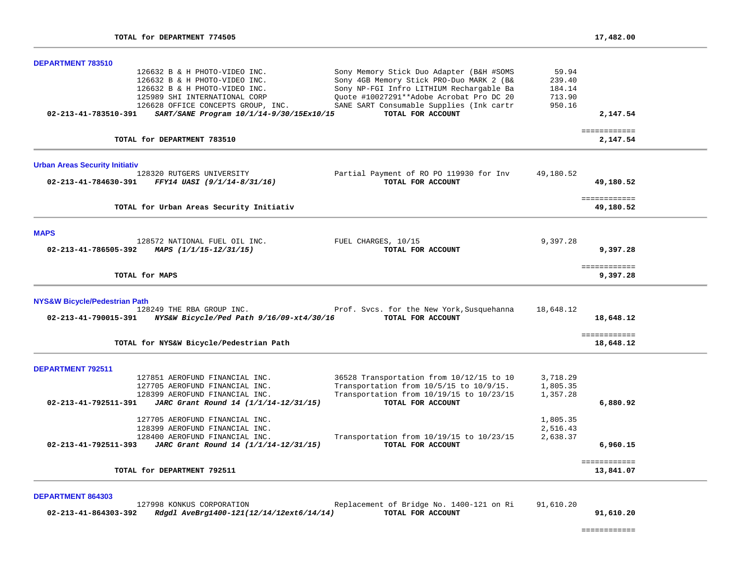**TOTAL for DEPARTMENT 774505** **17,482.00**

---

## DEPARTMENT 783510

| | Vendor | Description | Amount | Total |
|---|---|---|---|---|
| | 126632 B & H PHOTO-VIDEO INC. | Sony Memory Stick Duo Adapter (B&H #SOMS | 59.94 | |
| | 126632 B & H PHOTO-VIDEO INC. | Sony 4GB Memory Stick PRO-Duo MARK 2 (B& | 239.40 | |
| | 126632 B & H PHOTO-VIDEO INC. | Sony NP-FGI Infro LITHIUM Rechargable Ba | 184.14 | |
| | 125989 SHI INTERNATIONAL CORP | Quote #10027291**Adobe Acrobat Pro DC 20 | 713.90 | |
| | 126628 OFFICE CONCEPTS GROUP, INC. | SANE SART Consumable Supplies (Ink cartr | 950.16 | |
| **02-213-41-783510-391** | ***SART/SANE Program 10/1/14-9/30/15Ex10/15*** | **TOTAL FOR ACCOUNT** | | **2,147.54** |

============

**TOTAL for DEPARTMENT 783510** **2,147.54**

---

## Urban Areas Security Initiativ

| | Vendor | Description | Amount | Total |
|---|---|---|---|---|
| | 128320 RUTGERS UNIVERSITY | Partial Payment of RO PO 119930 for Inv | 49,180.52 | |
| **02-213-41-784630-391** | ***FFY14 UASI (9/1/14-8/31/16)*** | **TOTAL FOR ACCOUNT** | | **49,180.52** |

============

**TOTAL for Urban Areas Security Initiativ** **49,180.52**

---

## MAPS

| | Vendor | Description | Amount | Total |
|---|---|---|---|---|
| | 128572 NATIONAL FUEL OIL INC. | FUEL CHARGES, 10/15 | 9,397.28 | |
| **02-213-41-786505-392** | ***MAPS (1/1/15-12/31/15)*** | **TOTAL FOR ACCOUNT** | | **9,397.28** |

============

**TOTAL for MAPS** **9,397.28**

---

## NYS&W Bicycle/Pedestrian Path

| | Vendor | Description | Amount | Total |
|---|---|---|---|---|
| | 128249 THE RBA GROUP INC. | Prof. Svcs. for the New York,Susquehanna | 18,648.12 | |
| **02-213-41-790015-391** | ***NYS&W Bicycle/Ped Path 9/16/09-xt4/30/16*** | **TOTAL FOR ACCOUNT** | | **18,648.12** |

============

**TOTAL for NYS&W Bicycle/Pedestrian Path** **18,648.12**

---

## DEPARTMENT 792511

| | Vendor | Description | Amount | Total |
|---|---|---|---|---|
| | 127851 AEROFUND FINANCIAL INC. | 36528 Transportation from 10/12/15 to 10 | 3,718.29 | |
| | 127705 AEROFUND FINANCIAL INC. | Transportation from 10/5/15 to 10/9/15. | 1,805.35 | |
| | 128399 AEROFUND FINANCIAL INC. | Transportation from 10/19/15 to 10/23/15 | 1,357.28 | |
| **02-213-41-792511-391** | ***JARC Grant Round 14 (1/1/14-12/31/15)*** | **TOTAL FOR ACCOUNT** | | **6,880.92** |
| | 127705 AEROFUND FINANCIAL INC. | | 1,805.35 | |
| | 128399 AEROFUND FINANCIAL INC. | | 2,516.43 | |
| | 128400 AEROFUND FINANCIAL INC. | Transportation from 10/19/15 to 10/23/15 | 2,638.37 | |
| **02-213-41-792511-393** | ***JARC Grant Round 14 (1/1/14-12/31/15)*** | **TOTAL FOR ACCOUNT** | | **6,960.15** |

============

**TOTAL for DEPARTMENT 792511** **13,841.07**

---

## DEPARTMENT 864303

| | Vendor | Description | Amount | Total |
|---|---|---|---|---|
| | 127998 KONKUS CORPORATION | Replacement of Bridge No. 1400-121 on Ri | 91,610.20 | |
| **02-213-41-864303-392** | ***Rdgdl AveBrg1400-121(12/14/12ext6/14/14)*** | **TOTAL FOR ACCOUNT** | | **91,610.20** |

============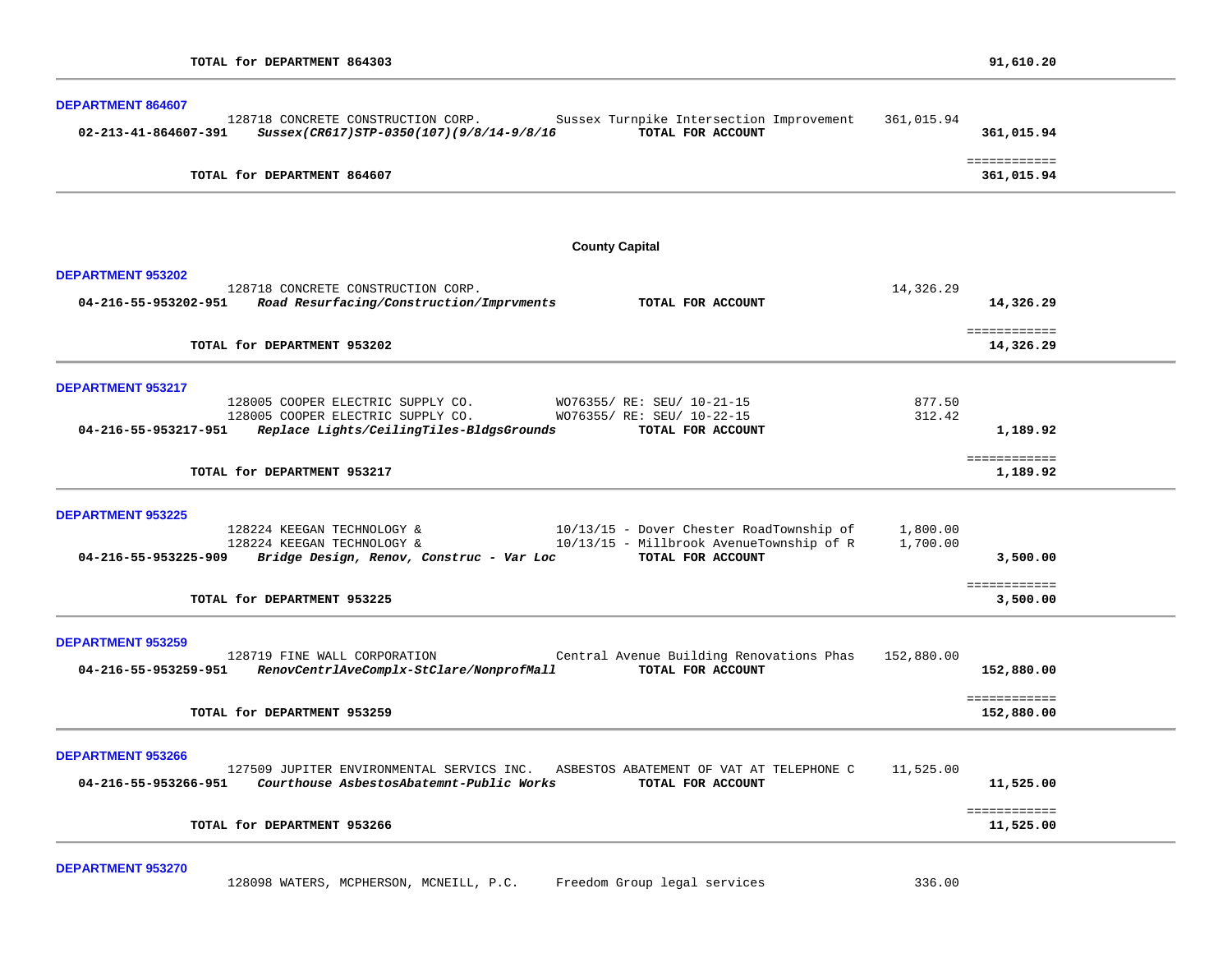**TOTAL for DEPARTMENT 864303** **91,610.20**

### DEPARTMENT 864607

| Account | Vendor | Description | Amount | Total |
|---|---|---|---|---|
| | 128718 CONCRETE CONSTRUCTION CORP. | Sussex Turnpike Intersection Improvement | 361,015.94 | |
| **02-213-41-864607-391** | ***Sussex(CR617)STP-0350(107)(9/8/14-9/8/16*** | **TOTAL FOR ACCOUNT** | | **361,015.94** |

**TOTAL for DEPARTMENT 864607** **361,015.94**

## County Capital

### DEPARTMENT 953202

| Account | Vendor | Description | Amount | Total |
|---|---|---|---|---|
| | 128718 CONCRETE CONSTRUCTION CORP. | | 14,326.29 | |
| **04-216-55-953202-951** | ***Road Resurfacing/Construction/Imprvments*** | **TOTAL FOR ACCOUNT** | | **14,326.29** |

**TOTAL for DEPARTMENT 953202** **14,326.29**

### DEPARTMENT 953217

| Account | Vendor | Description | Amount | Total |
|---|---|---|---|---|
| | 128005 COOPER ELECTRIC SUPPLY CO. | WO76355/ RE: SEU/ 10-21-15 | 877.50 | |
| | 128005 COOPER ELECTRIC SUPPLY CO. | WO76355/ RE: SEU/ 10-22-15 | 312.42 | |
| **04-216-55-953217-951** | ***Replace Lights/CeilingTiles-BldgsGrounds*** | **TOTAL FOR ACCOUNT** | | **1,189.92** |

**TOTAL for DEPARTMENT 953217** **1,189.92**

### DEPARTMENT 953225

| Account | Vendor | Description | Amount | Total |
|---|---|---|---|---|
| | 128224 KEEGAN TECHNOLOGY & | 10/13/15 - Dover Chester RoadTownship of | 1,800.00 | |
| | 128224 KEEGAN TECHNOLOGY & | 10/13/15 - Millbrook AvenueTownship of R | 1,700.00 | |
| **04-216-55-953225-909** | ***Bridge Design, Renov, Construc - Var Loc*** | **TOTAL FOR ACCOUNT** | | **3,500.00** |

**TOTAL for DEPARTMENT 953225** **3,500.00**

### DEPARTMENT 953259

| Account | Vendor | Description | Amount | Total |
|---|---|---|---|---|
| | 128719 FINE WALL CORPORATION | Central Avenue Building Renovations Phas | 152,880.00 | |
| **04-216-55-953259-951** | ***RenovCentrlAveComplx-StClare/NonprofMall*** | **TOTAL FOR ACCOUNT** | | **152,880.00** |

**TOTAL for DEPARTMENT 953259** **152,880.00**

### DEPARTMENT 953266

| Account | Vendor | Description | Amount | Total |
|---|---|---|---|---|
| | 127509 JUPITER ENVIRONMENTAL SERVICS INC. | ASBESTOS ABATEMENT OF VAT AT TELEPHONE C | 11,525.00 | |
| **04-216-55-953266-951** | ***Courthouse AsbestosAbatemnt-Public Works*** | **TOTAL FOR ACCOUNT** | | **11,525.00** |

**TOTAL for DEPARTMENT 953266** **11,525.00**

### DEPARTMENT 953270

| Account | Vendor | Description | Amount | Total |
|---|---|---|---|---|
| | 128098 WATERS, MCPHERSON, MCNEILL, P.C. | Freedom Group legal services | 336.00 | |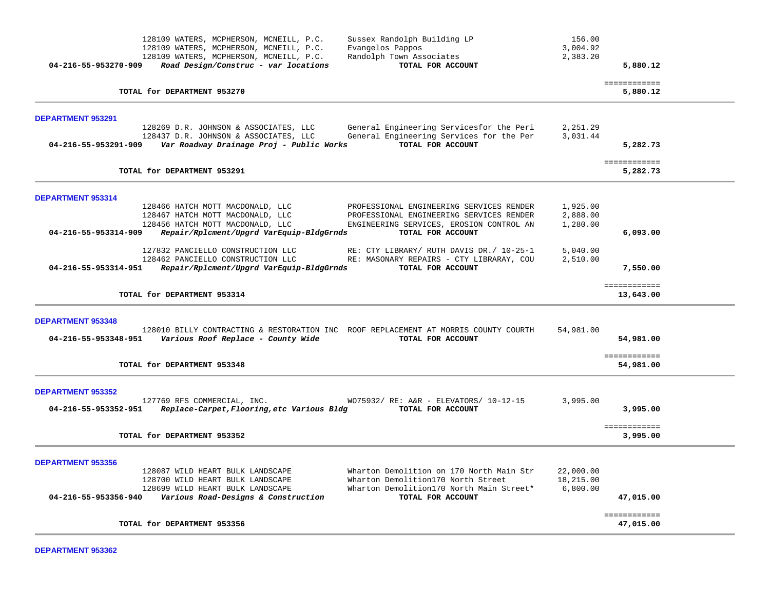| | | | |
|---|---|---|---|
| 128109 WATERS, MCPHERSON, MCNEILL, P.C. | Sussex Randolph Building LP | 156.00 | |
| 128109 WATERS, MCPHERSON, MCNEILL, P.C. | Evangelos Pappos | 3,004.92 | |
| 128109 WATERS, MCPHERSON, MCNEILL, P.C. | Randolph Town Associates | 2,383.20 | |
| **04-216-55-953270-909** ***Road Design/Construc - var locations*** | **TOTAL FOR ACCOUNT** | | **5,880.12** |

**TOTAL for DEPARTMENT 953270** ============ **5,880.12**

**DEPARTMENT 953291**

| | | | |
|---|---|---|---|
| 128269 D.R. JOHNSON & ASSOCIATES, LLC | General Engineering Servicesfor the Peri | 2,251.29 | |
| 128437 D.R. JOHNSON & ASSOCIATES, LLC | General Engineering Services for the Per | 3,031.44 | |
| **04-216-55-953291-909** ***Var Roadway Drainage Proj - Public Works*** | **TOTAL FOR ACCOUNT** | | **5,282.73** |

**TOTAL for DEPARTMENT 953291** ============ **5,282.73**

**DEPARTMENT 953314**

| | | | |
|---|---|---|---|
| 128466 HATCH MOTT MACDONALD, LLC | PROFESSIONAL ENGINEERING SERVICES RENDER | 1,925.00 | |
| 128467 HATCH MOTT MACDONALD, LLC | PROFESSIONAL ENGINEERING SERVICES RENDER | 2,888.00 | |
| 128456 HATCH MOTT MACDONALD, LLC | ENGINEERING SERVICES, EROSION CONTROL AN | 1,280.00 | |
| **04-216-55-953314-909** ***Repair/Rplcment/Upgrd VarEquip-BldgGrnds*** | **TOTAL FOR ACCOUNT** | | **6,093.00** |
| 127832 PANCIELLO CONSTRUCTION LLC | RE: CTY LIBRARY/ RUTH DAVIS DR./ 10-25-1 | 5,040.00 | |
| 128462 PANCIELLO CONSTRUCTION LLC | RE: MASONARY REPAIRS - CTY LIBRARAY, COU | 2,510.00 | |
| **04-216-55-953314-951** ***Repair/Rplcment/Upgrd VarEquip-BldgGrnds*** | **TOTAL FOR ACCOUNT** | | **7,550.00** |

**TOTAL for DEPARTMENT 953314** ============ **13,643.00**

**DEPARTMENT 953348**

| | | | |
|---|---|---|---|
| 128010 BILLY CONTRACTING & RESTORATION INC | ROOF REPLACEMENT AT MORRIS COUNTY COURTH | 54,981.00 | |
| **04-216-55-953348-951** ***Various Roof Replace - County Wide*** | **TOTAL FOR ACCOUNT** | | **54,981.00** |

**TOTAL for DEPARTMENT 953348** ============ **54,981.00**

**DEPARTMENT 953352**

| | | | |
|---|---|---|---|
| 127769 RFS COMMERCIAL, INC. | WO75932/ RE: A&R - ELEVATORS/ 10-12-15 | 3,995.00 | |
| **04-216-55-953352-951** ***Replace-Carpet,Flooring,etc Various Bldg*** | **TOTAL FOR ACCOUNT** | | **3,995.00** |

**TOTAL for DEPARTMENT 953352** ============ **3,995.00**

**DEPARTMENT 953356**

| | | | |
|---|---|---|---|
| 128087 WILD HEART BULK LANDSCAPE | Wharton Demolition on 170 North Main Str | 22,000.00 | |
| 128700 WILD HEART BULK LANDSCAPE | Wharton Demolition170 North Street | 18,215.00 | |
| 128699 WILD HEART BULK LANDSCAPE | Wharton Demolition170 North Main Street* | 6,800.00 | |
| **04-216-55-953356-940** ***Various Road-Designs & Construction*** | **TOTAL FOR ACCOUNT** | | **47,015.00** |

**TOTAL for DEPARTMENT 953356** ============ **47,015.00**

**DEPARTMENT 953362**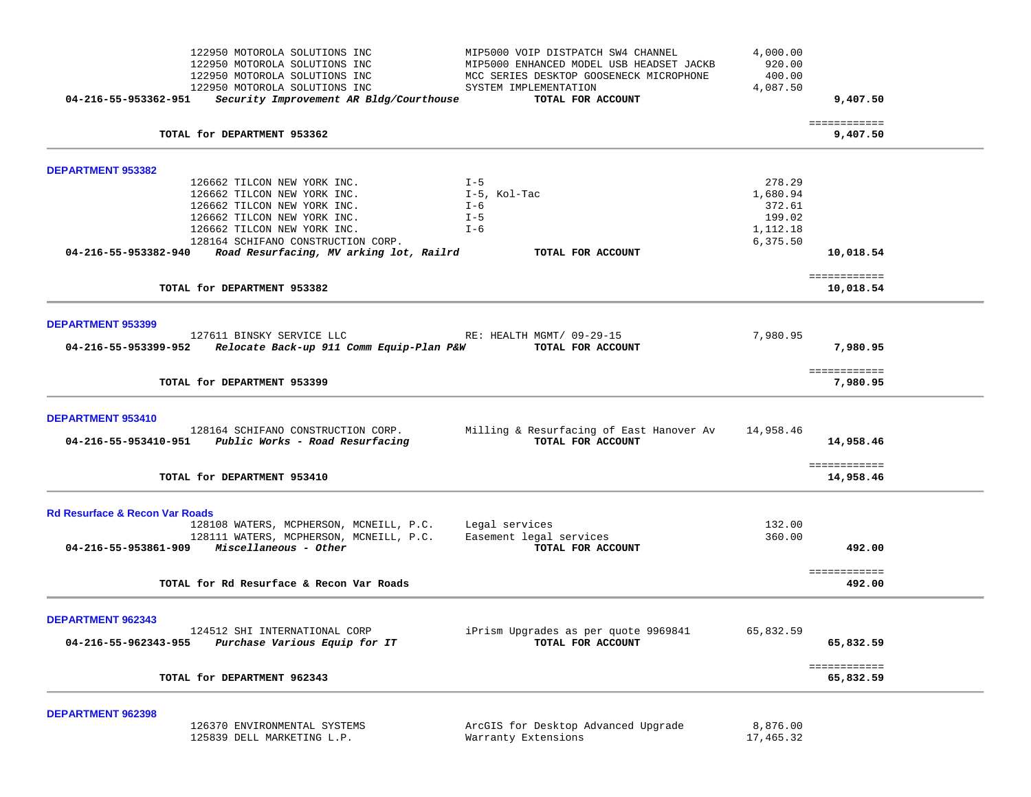| | | | |
|---|---|---|---|
| 122950 MOTOROLA SOLUTIONS INC | MIP5000 VOIP DISTPATCH SW4 CHANNEL | 4,000.00 | |
| 122950 MOTOROLA SOLUTIONS INC | MIP5000 ENHANCED MODEL USB HEADSET JACKB | 920.00 | |
| 122950 MOTOROLA SOLUTIONS INC | MCC SERIES DESKTOP GOOSENECK MICROPHONE | 400.00 | |
| 122950 MOTOROLA SOLUTIONS INC | SYSTEM IMPLEMENTATION | 4,087.50 | |
| **04-216-55-953362-951** *Security Improvement AR Bldg/Courthouse* | **TOTAL FOR ACCOUNT** | | **9,407.50** |
| | | | ============ |
| **TOTAL for DEPARTMENT 953362** | | | **9,407.50** |

**DEPARTMENT 953382**

| | | | |
|---|---|---|---|
| 126662 TILCON NEW YORK INC. | I-5 | 278.29 | |
| 126662 TILCON NEW YORK INC. | I-5, Kol-Tac | 1,680.94 | |
| 126662 TILCON NEW YORK INC. | I-6 | 372.61 | |
| 126662 TILCON NEW YORK INC. | I-5 | 199.02 | |
| 126662 TILCON NEW YORK INC. | I-6 | 1,112.18 | |
| 128164 SCHIFANO CONSTRUCTION CORP. | | 6,375.50 | |
| **04-216-55-953382-940** *Road Resurfacing, MV arking lot, Railrd* | **TOTAL FOR ACCOUNT** | | **10,018.54** |
| | | | ============ |
| **TOTAL for DEPARTMENT 953382** | | | **10,018.54** |

**DEPARTMENT 953399**

| | | | |
|---|---|---|---|
| 127611 BINSKY SERVICE LLC | RE: HEALTH MGMT/ 09-29-15 | 7,980.95 | |
| **04-216-55-953399-952** *Relocate Back-up 911 Comm Equip-Plan P&W* | **TOTAL FOR ACCOUNT** | | **7,980.95** |
| | | | ============ |
| **TOTAL for DEPARTMENT 953399** | | | **7,980.95** |

**DEPARTMENT 953410**

| | | | |
|---|---|---|---|
| 128164 SCHIFANO CONSTRUCTION CORP. | Milling & Resurfacing of East Hanover Av | 14,958.46 | |
| **04-216-55-953410-951** *Public Works - Road Resurfacing* | **TOTAL FOR ACCOUNT** | | **14,958.46** |
| | | | ============ |
| **TOTAL for DEPARTMENT 953410** | | | **14,958.46** |

**Rd Resurface & Recon Var Roads**

| | | | |
|---|---|---|---|
| 128108 WATERS, MCPHERSON, MCNEILL, P.C. | Legal services | 132.00 | |
| 128111 WATERS, MCPHERSON, MCNEILL, P.C. | Easement legal services | 360.00 | |
| **04-216-55-953861-909** *Miscellaneous - Other* | **TOTAL FOR ACCOUNT** | | **492.00** |
| | | | ============ |
| **TOTAL for Rd Resurface & Recon Var Roads** | | | **492.00** |

**DEPARTMENT 962343**

| | | | |
|---|---|---|---|
| 124512 SHI INTERNATIONAL CORP | iPrism Upgrades as per quote 9969841 | 65,832.59 | |
| **04-216-55-962343-955** *Purchase Various Equip for IT* | **TOTAL FOR ACCOUNT** | | **65,832.59** |
| | | | ============ |
| **TOTAL for DEPARTMENT 962343** | | | **65,832.59** |

**DEPARTMENT 962398**

| | | | |
|---|---|---|---|
| 126370 ENVIRONMENTAL SYSTEMS | ArcGIS for Desktop Advanced Upgrade | 8,876.00 | |
| 125839 DELL MARKETING L.P. | Warranty Extensions | 17,465.32 | |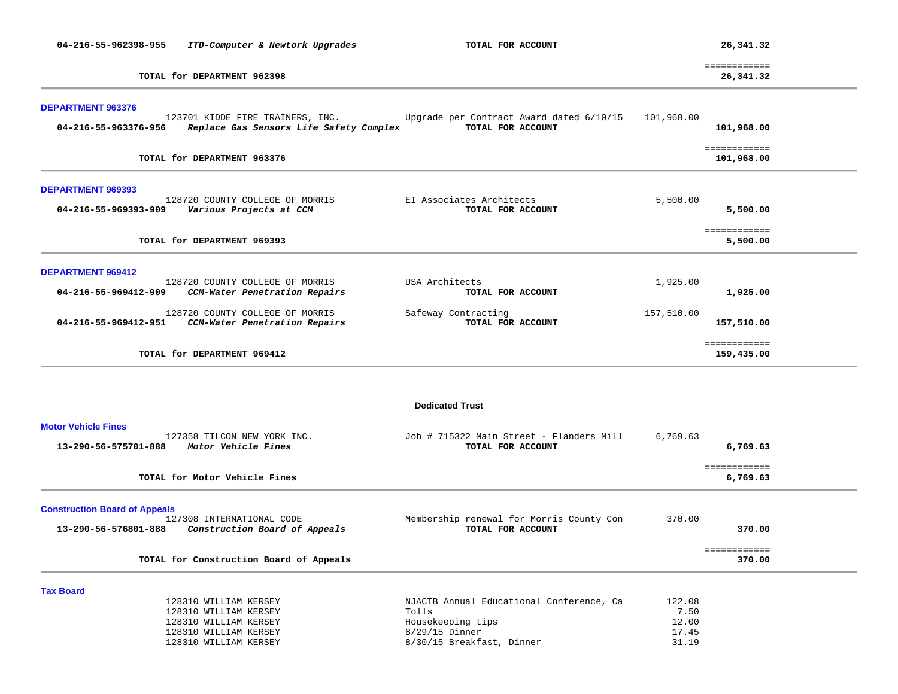**04-216-55-962398-955** *ITD-Computer & Newtork Upgrades* **TOTAL FOR ACCOUNT** **26,341.32**

============

**TOTAL for DEPARTMENT 962398** **26,341.32**

---

### DEPARTMENT 963376

| Account | Vendor / Description | Item | Amount | Total |
|---|---|---|---|---|
| | 123701 KIDDE FIRE TRAINERS, INC. | Upgrade per Contract Award dated 6/10/15 | 101,968.00 | |
| **04-216-55-963376-956** | *Replace Gas Sensors Life Safety Complex* | **TOTAL FOR ACCOUNT** | | **101,968.00** |
| | **TOTAL for DEPARTMENT 963376** | | | **101,968.00** |

---

### DEPARTMENT 969393

| Account | Vendor / Description | Item | Amount | Total |
|---|---|---|---|---|
| | 128720 COUNTY COLLEGE OF MORRIS | EI Associates Architects | 5,500.00 | |
| **04-216-55-969393-909** | *Various Projects at CCM* | **TOTAL FOR ACCOUNT** | | **5,500.00** |
| | **TOTAL for DEPARTMENT 969393** | | | **5,500.00** |

---

### DEPARTMENT 969412

| Account | Vendor / Description | Item | Amount | Total |
|---|---|---|---|---|
| | 128720 COUNTY COLLEGE OF MORRIS | USA Architects | 1,925.00 | |
| **04-216-55-969412-909** | *CCM-Water Penetration Repairs* | **TOTAL FOR ACCOUNT** | | **1,925.00** |
| | 128720 COUNTY COLLEGE OF MORRIS | Safeway Contracting | 157,510.00 | |
| **04-216-55-969412-951** | *CCM-Water Penetration Repairs* | **TOTAL FOR ACCOUNT** | | **157,510.00** |
| | **TOTAL for DEPARTMENT 969412** | | | **159,435.00** |

---

## Dedicated Trust

### Motor Vehicle Fines

| Account | Vendor / Description | Item | Amount | Total |
|---|---|---|---|---|
| | 127358 TILCON NEW YORK INC. | Job # 715322 Main Street - Flanders Mill | 6,769.63 | |
| **13-290-56-575701-888** | *Motor Vehicle Fines* | **TOTAL FOR ACCOUNT** | | **6,769.63** |
| | **TOTAL for Motor Vehicle Fines** | | | **6,769.63** |

---

### Construction Board of Appeals

| Account | Vendor / Description | Item | Amount | Total |
|---|---|---|---|---|
| | 127308 INTERNATIONAL CODE | Membership renewal for Morris County Con | 370.00 | |
| **13-290-56-576801-888** | *Construction Board of Appeals* | **TOTAL FOR ACCOUNT** | | **370.00** |
| | **TOTAL for Construction Board of Appeals** | | | **370.00** |

---

### Tax Board

| Account | Vendor / Description | Item | Amount | Total |
|---|---|---|---|---|
| | 128310 WILLIAM KERSEY | NJACTB Annual Educational Conference, Ca | 122.08 | |
| | 128310 WILLIAM KERSEY | Tolls | 7.50 | |
| | 128310 WILLIAM KERSEY | Housekeeping tips | 12.00 | |
| | 128310 WILLIAM KERSEY | 8/29/15 Dinner | 17.45 | |
| | 128310 WILLIAM KERSEY | 8/30/15 Breakfast, Dinner | 31.19 | |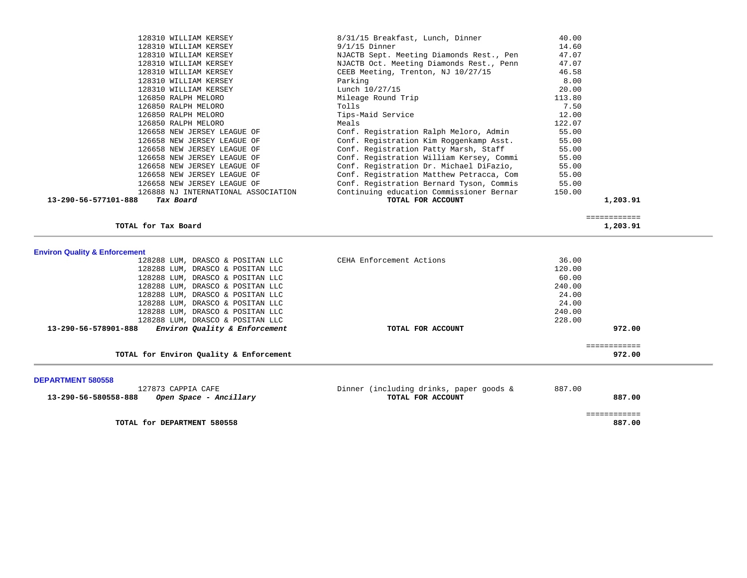| | | | | |
|---|---|---|---|---|
| | 128310 WILLIAM KERSEY | 8/31/15 Breakfast, Lunch, Dinner | 40.00 | |
| | 128310 WILLIAM KERSEY | 9/1/15 Dinner | 14.60 | |
| | 128310 WILLIAM KERSEY | NJACTB Sept. Meeting Diamonds Rest., Pen | 47.07 | |
| | 128310 WILLIAM KERSEY | NJACTB Oct. Meeting Diamonds Rest., Penn | 47.07 | |
| | 128310 WILLIAM KERSEY | CEEB Meeting, Trenton, NJ 10/27/15 | 46.58 | |
| | 128310 WILLIAM KERSEY | Parking | 8.00 | |
| | 128310 WILLIAM KERSEY | Lunch 10/27/15 | 20.00 | |
| | 126850 RALPH MELORO | Mileage Round Trip | 113.80 | |
| | 126850 RALPH MELORO | Tolls | 7.50 | |
| | 126850 RALPH MELORO | Tips-Maid Service | 12.00 | |
| | 126850 RALPH MELORO | Meals | 122.07 | |
| | 126658 NEW JERSEY LEAGUE OF | Conf. Registration Ralph Meloro, Admin | 55.00 | |
| | 126658 NEW JERSEY LEAGUE OF | Conf. Registration Kim Roggenkamp Asst. | 55.00 | |
| | 126658 NEW JERSEY LEAGUE OF | Conf. Registration Patty Marsh, Staff | 55.00 | |
| | 126658 NEW JERSEY LEAGUE OF | Conf. Registration William Kersey, Commi | 55.00 | |
| | 126658 NEW JERSEY LEAGUE OF | Conf. Registration Dr. Michael DiFazio, | 55.00 | |
| | 126658 NEW JERSEY LEAGUE OF | Conf. Registration Matthew Petracca, Com | 55.00 | |
| | 126658 NEW JERSEY LEAGUE OF | Conf. Registration Bernard Tyson, Commis | 55.00 | |
| | 126888 NJ INTERNATIONAL ASSOCIATION | Continuing education Commissioner Bernar | 150.00 | |
| **13-290-56-577101-888** | ***Tax Board*** | **TOTAL FOR ACCOUNT** | | **1,203.91** |

| | |
|---|---|
| | ============ |
| **TOTAL for Tax Board** | **1,203.91** |

## Environ Quality & Enforcement

| | | | | |
|---|---|---|---|---|
| | 128288 LUM, DRASCO & POSITAN LLC | CEHA Enforcement Actions | 36.00 | |
| | 128288 LUM, DRASCO & POSITAN LLC | | 120.00 | |
| | 128288 LUM, DRASCO & POSITAN LLC | | 60.00 | |
| | 128288 LUM, DRASCO & POSITAN LLC | | 240.00 | |
| | 128288 LUM, DRASCO & POSITAN LLC | | 24.00 | |
| | 128288 LUM, DRASCO & POSITAN LLC | | 24.00 | |
| | 128288 LUM, DRASCO & POSITAN LLC | | 240.00 | |
| | 128288 LUM, DRASCO & POSITAN LLC | | 228.00 | |
| **13-290-56-578901-888** | ***Environ Quality & Enforcement*** | **TOTAL FOR ACCOUNT** | | **972.00** |

| | |
|---|---|
| | ============ |
| **TOTAL for Environ Quality & Enforcement** | **972.00** |

## DEPARTMENT 580558

| | | | | |
|---|---|---|---|---|
| | 127873 CAPPIA CAFE | Dinner (including drinks, paper goods & | 887.00 | |
| **13-290-56-580558-888** | ***Open Space - Ancillary*** | **TOTAL FOR ACCOUNT** | | **887.00** |

| | |
|---|---|
| | ============ |
| **TOTAL for DEPARTMENT 580558** | **887.00** |